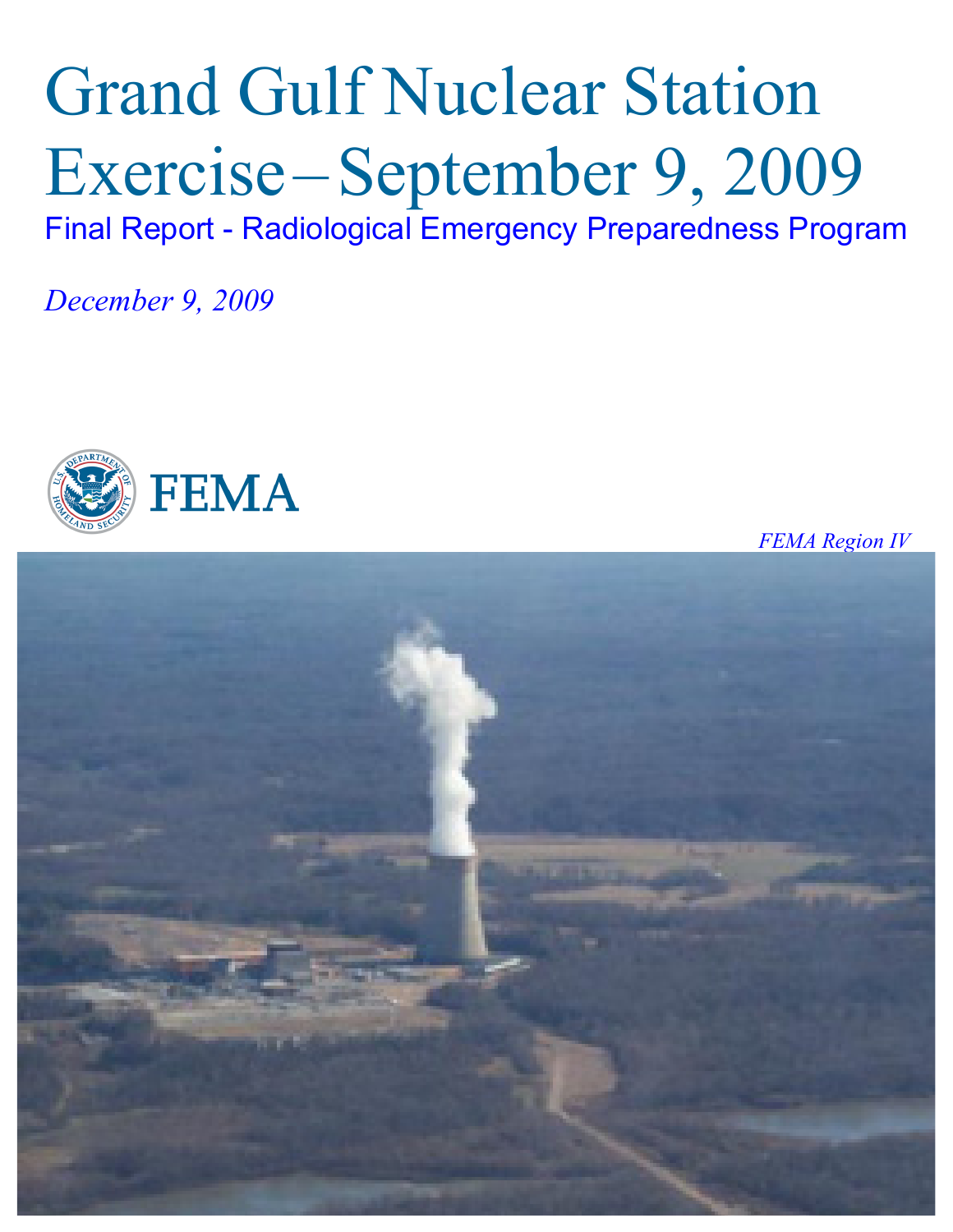# Grand Gulf Nuclear Station Exercise – September 9, 2009

Final Report - Radiological Emergency Preparedness Program

*December 9, 2009*

FEMA

*FEMA Region IV*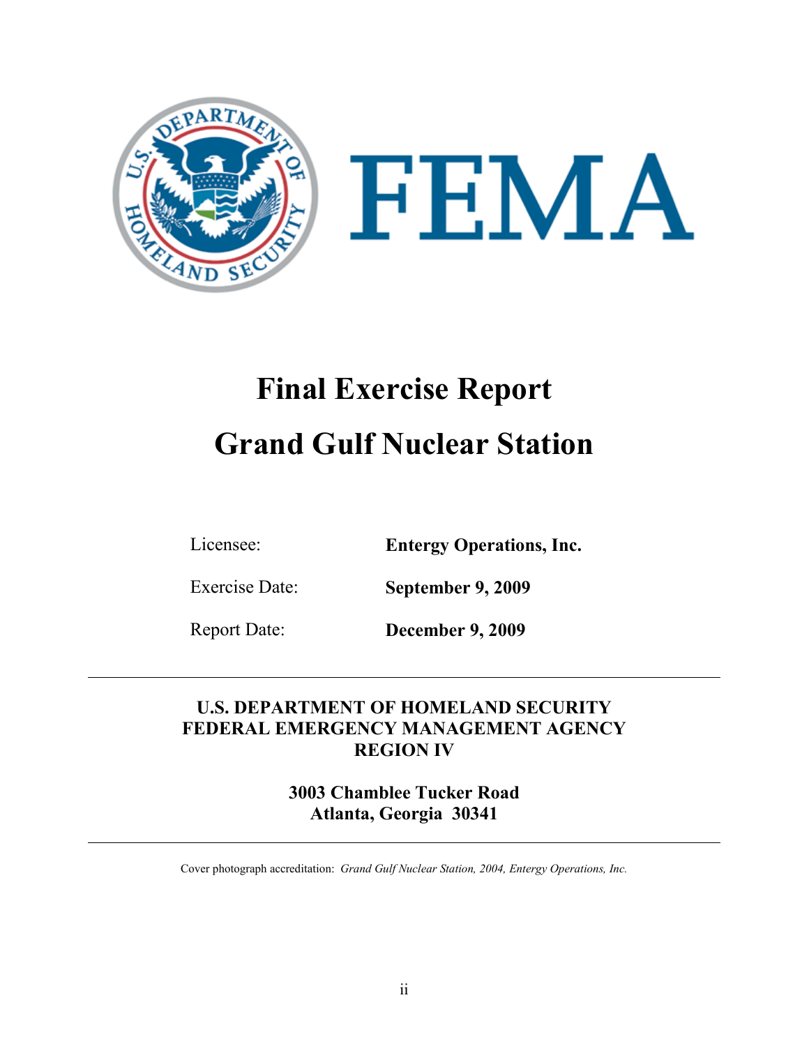# Final Exercise Report

# Grand Gulf Nuclear Station

Licensee: **Entergy Operations, Inc.**

Exercise Date: **September 9, 2009**

Report Date: **December 9, 2009**

---

**U.S. DEPARTMENT OF HOMELAND SECURITY**
**FEDERAL EMERGENCY MANAGEMENT AGENCY**
**REGION IV**

**3003 Chamblee Tucker Road**
**Atlanta, Georgia 30341**

---

Cover photograph accreditation: *Grand Gulf Nuclear Station, 2004, Entergy Operations, Inc.*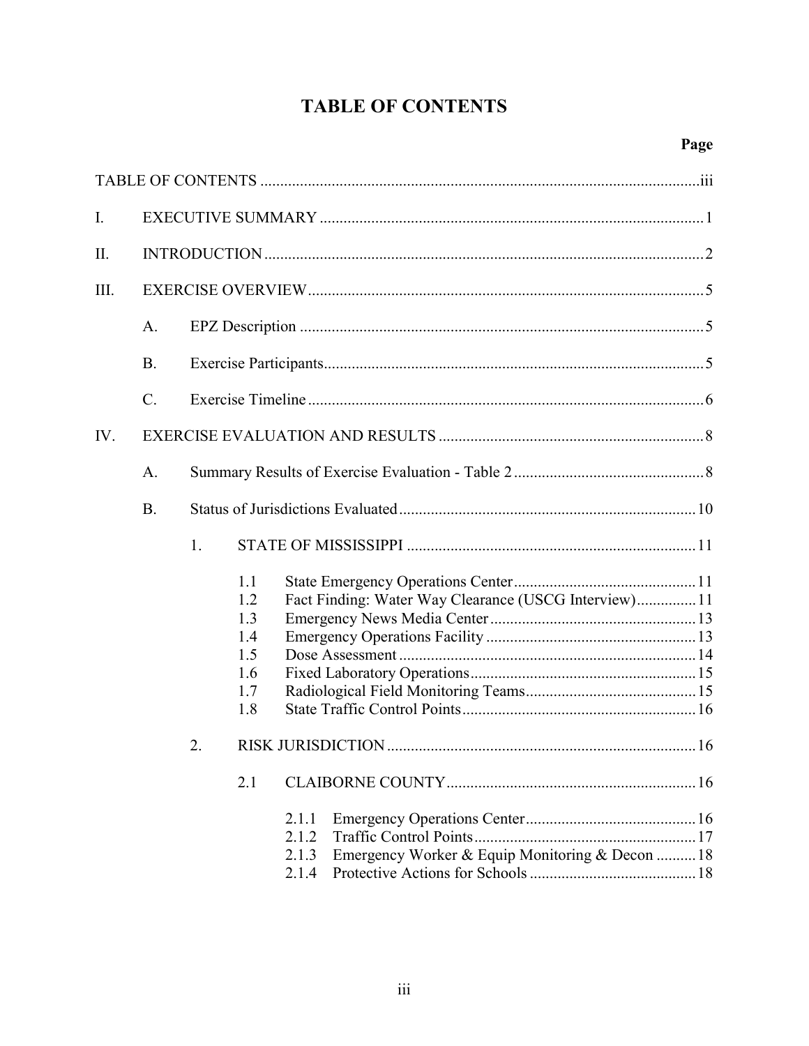# TABLE OF CONTENTS

Page

TABLE OF CONTENTS ..... iii

I. EXECUTIVE SUMMARY ..... 1

II. INTRODUCTION ..... 2

III. EXERCISE OVERVIEW ..... 5

- A. EPZ Description ..... 5
- B. Exercise Participants ..... 5
- C. Exercise Timeline ..... 6

IV. EXERCISE EVALUATION AND RESULTS ..... 8

- A. Summary Results of Exercise Evaluation - Table 2 ..... 8
- B. Status of Jurisdictions Evaluated ..... 10
  - 1. STATE OF MISSISSIPPI ..... 11
    - 1.1 State Emergency Operations Center ..... 11
    - 1.2 Fact Finding: Water Way Clearance (USCG Interview) ..... 11
    - 1.3 Emergency News Media Center ..... 13
    - 1.4 Emergency Operations Facility ..... 13
    - 1.5 Dose Assessment ..... 14
    - 1.6 Fixed Laboratory Operations ..... 15
    - 1.7 Radiological Field Monitoring Teams ..... 15
    - 1.8 State Traffic Control Points ..... 16
  - 2. RISK JURISDICTION ..... 16
    - 2.1 CLAIBORNE COUNTY ..... 16
      - 2.1.1 Emergency Operations Center ..... 16
      - 2.1.2 Traffic Control Points ..... 17
      - 2.1.3 Emergency Worker & Equip Monitoring & Decon ..... 18
      - 2.1.4 Protective Actions for Schools ..... 18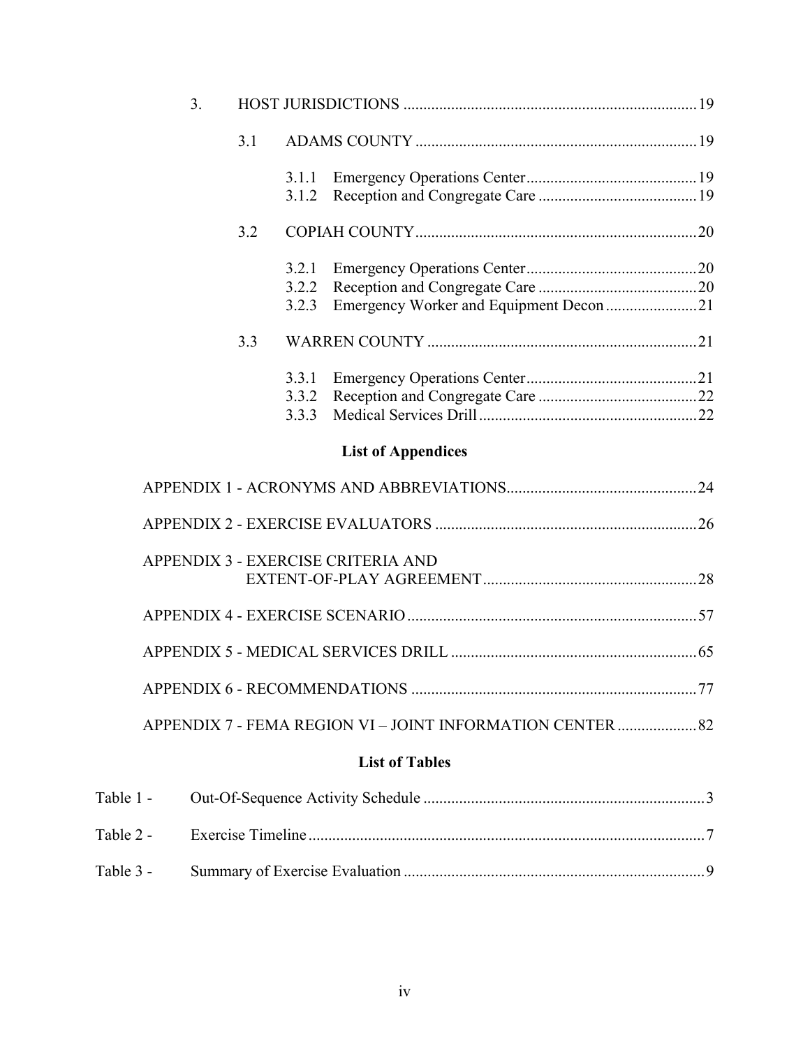3. HOST JURISDICTIONS ..... 19

3.1 ADAMS COUNTY ..... 19

3.1.1 Emergency Operations Center ..... 19
3.1.2 Reception and Congregate Care ..... 19

3.2 COPIAH COUNTY ..... 20

3.2.1 Emergency Operations Center ..... 20
3.2.2 Reception and Congregate Care ..... 20
3.2.3 Emergency Worker and Equipment Decon ..... 21

3.3 WARREN COUNTY ..... 21

3.3.1 Emergency Operations Center ..... 21
3.3.2 Reception and Congregate Care ..... 22
3.3.3 Medical Services Drill ..... 22

## List of Appendices

APPENDIX 1 - ACRONYMS AND ABBREVIATIONS ..... 24

APPENDIX 2 - EXERCISE EVALUATORS ..... 26

APPENDIX 3 - EXERCISE CRITERIA AND EXTENT-OF-PLAY AGREEMENT ..... 28

APPENDIX 4 - EXERCISE SCENARIO ..... 57

APPENDIX 5 - MEDICAL SERVICES DRILL ..... 65

APPENDIX 6 - RECOMMENDATIONS ..... 77

APPENDIX 7 - FEMA REGION VI – JOINT INFORMATION CENTER ..... 82

## List of Tables

Table 1 - Out-Of-Sequence Activity Schedule ..... 3

Table 2 - Exercise Timeline ..... 7

Table 3 - Summary of Exercise Evaluation ..... 9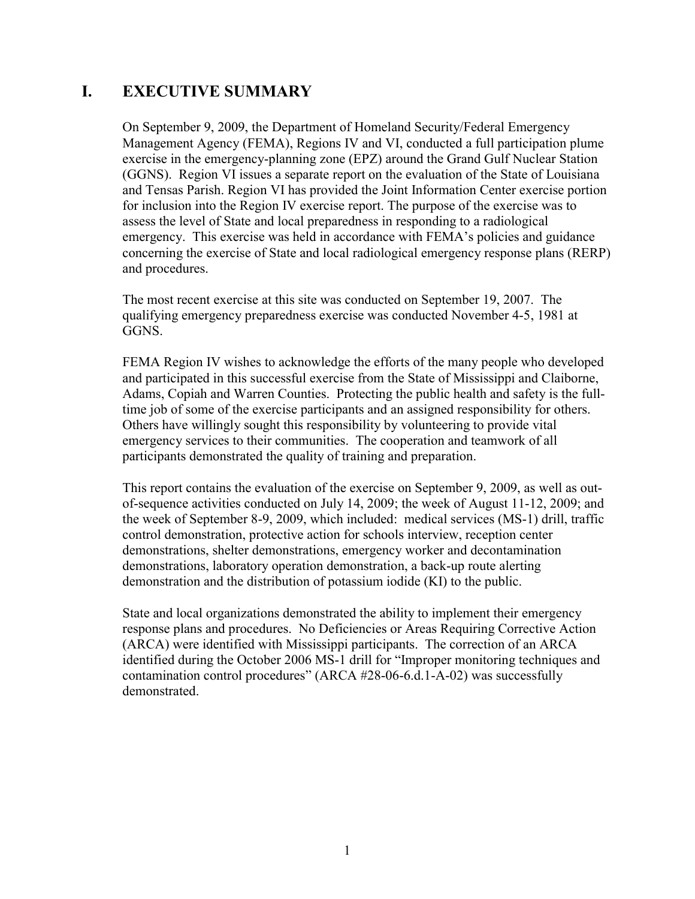# I. EXECUTIVE SUMMARY

On September 9, 2009, the Department of Homeland Security/Federal Emergency Management Agency (FEMA), Regions IV and VI, conducted a full participation plume exercise in the emergency-planning zone (EPZ) around the Grand Gulf Nuclear Station (GGNS). Region VI issues a separate report on the evaluation of the State of Louisiana and Tensas Parish. Region VI has provided the Joint Information Center exercise portion for inclusion into the Region IV exercise report. The purpose of the exercise was to assess the level of State and local preparedness in responding to a radiological emergency. This exercise was held in accordance with FEMA's policies and guidance concerning the exercise of State and local radiological emergency response plans (RERP) and procedures.

The most recent exercise at this site was conducted on September 19, 2007. The qualifying emergency preparedness exercise was conducted November 4-5, 1981 at GGNS.

FEMA Region IV wishes to acknowledge the efforts of the many people who developed and participated in this successful exercise from the State of Mississippi and Claiborne, Adams, Copiah and Warren Counties. Protecting the public health and safety is the full-time job of some of the exercise participants and an assigned responsibility for others. Others have willingly sought this responsibility by volunteering to provide vital emergency services to their communities. The cooperation and teamwork of all participants demonstrated the quality of training and preparation.

This report contains the evaluation of the exercise on September 9, 2009, as well as out-of-sequence activities conducted on July 14, 2009; the week of August 11-12, 2009; and the week of September 8-9, 2009, which included: medical services (MS-1) drill, traffic control demonstration, protective action for schools interview, reception center demonstrations, shelter demonstrations, emergency worker and decontamination demonstrations, laboratory operation demonstration, a back-up route alerting demonstration and the distribution of potassium iodide (KI) to the public.

State and local organizations demonstrated the ability to implement their emergency response plans and procedures. No Deficiencies or Areas Requiring Corrective Action (ARCA) were identified with Mississippi participants. The correction of an ARCA identified during the October 2006 MS-1 drill for "Improper monitoring techniques and contamination control procedures" (ARCA #28-06-6.d.1-A-02) was successfully demonstrated.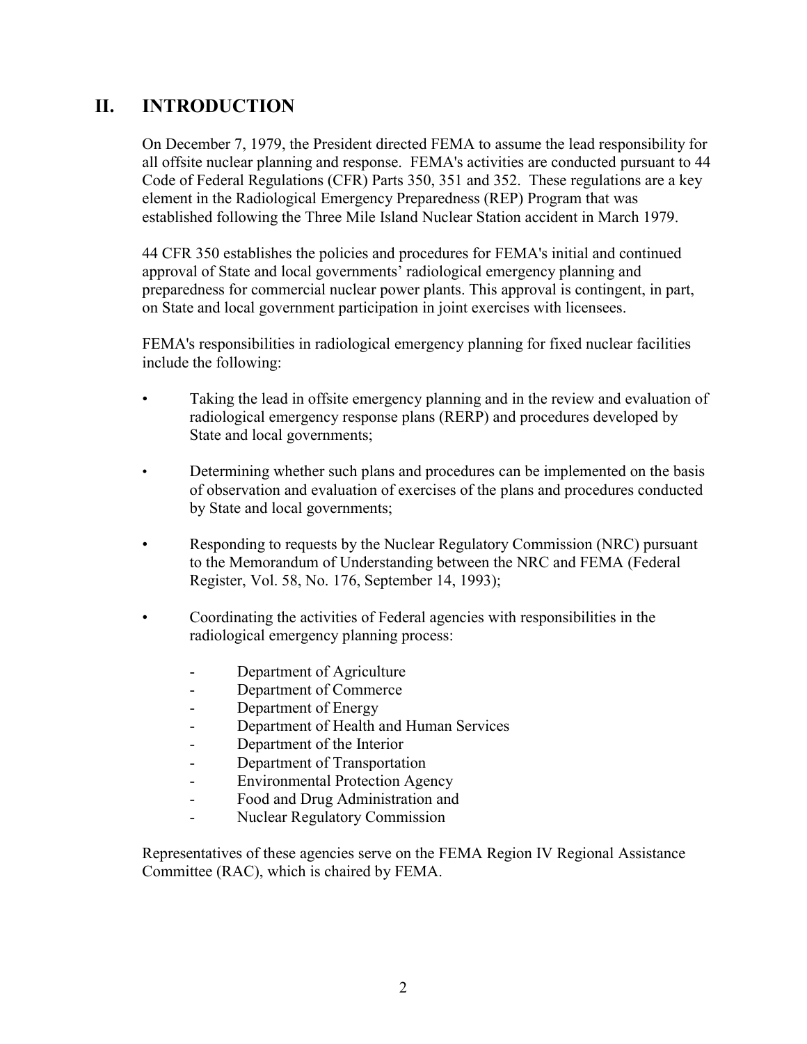# II. INTRODUCTION

On December 7, 1979, the President directed FEMA to assume the lead responsibility for all offsite nuclear planning and response. FEMA's activities are conducted pursuant to 44 Code of Federal Regulations (CFR) Parts 350, 351 and 352. These regulations are a key element in the Radiological Emergency Preparedness (REP) Program that was established following the Three Mile Island Nuclear Station accident in March 1979.

44 CFR 350 establishes the policies and procedures for FEMA's initial and continued approval of State and local governments' radiological emergency planning and preparedness for commercial nuclear power plants. This approval is contingent, in part, on State and local government participation in joint exercises with licensees.

FEMA's responsibilities in radiological emergency planning for fixed nuclear facilities include the following:

- Taking the lead in offsite emergency planning and in the review and evaluation of radiological emergency response plans (RERP) and procedures developed by State and local governments;
- Determining whether such plans and procedures can be implemented on the basis of observation and evaluation of exercises of the plans and procedures conducted by State and local governments;
- Responding to requests by the Nuclear Regulatory Commission (NRC) pursuant to the Memorandum of Understanding between the NRC and FEMA (Federal Register, Vol. 58, No. 176, September 14, 1993);
- Coordinating the activities of Federal agencies with responsibilities in the radiological emergency planning process:
  - Department of Agriculture
  - Department of Commerce
  - Department of Energy
  - Department of Health and Human Services
  - Department of the Interior
  - Department of Transportation
  - Environmental Protection Agency
  - Food and Drug Administration and
  - Nuclear Regulatory Commission

Representatives of these agencies serve on the FEMA Region IV Regional Assistance Committee (RAC), which is chaired by FEMA.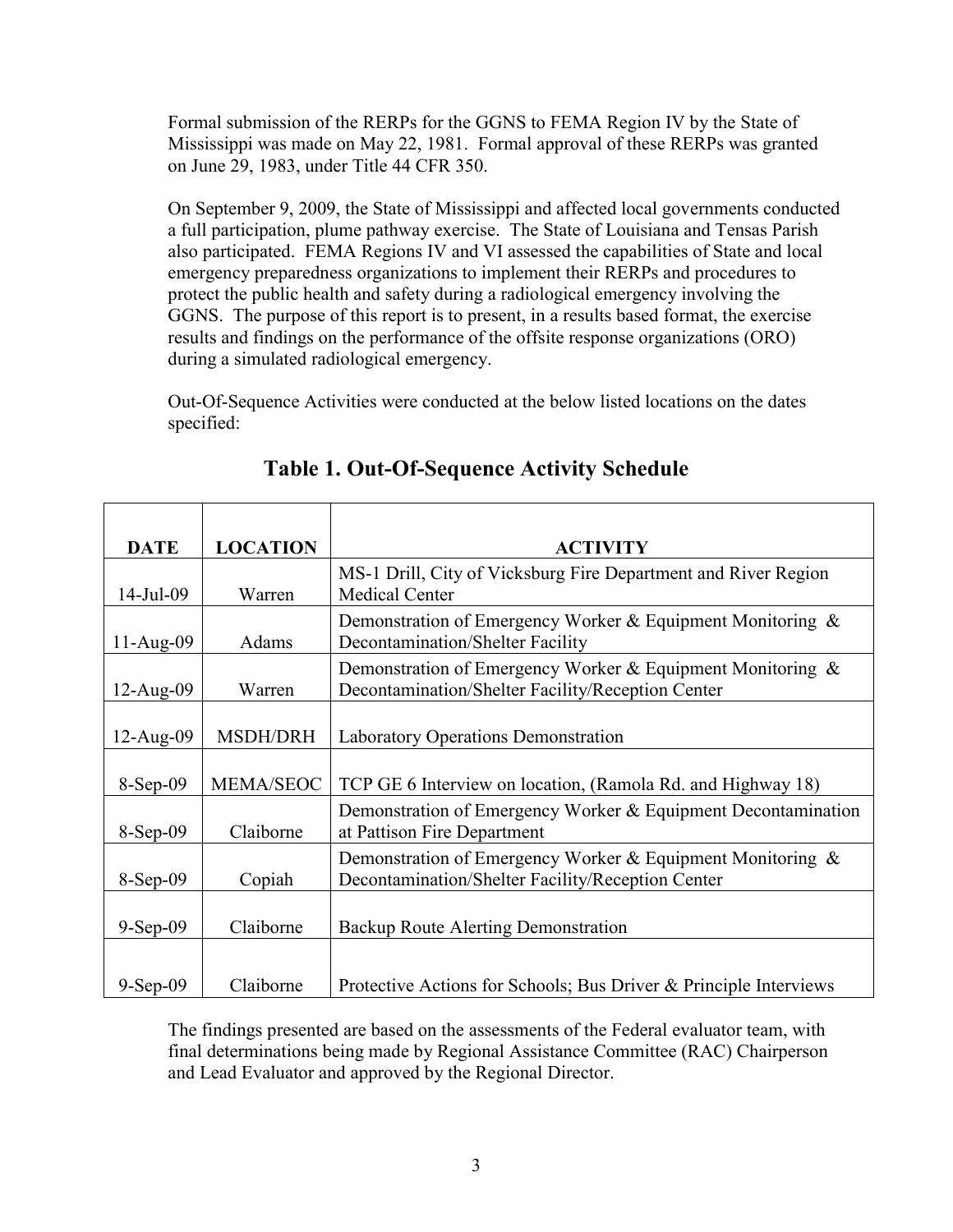Formal submission of the RERPs for the GGNS to FEMA Region IV by the State of Mississippi was made on May 22, 1981. Formal approval of these RERPs was granted on June 29, 1983, under Title 44 CFR 350.

On September 9, 2009, the State of Mississippi and affected local governments conducted a full participation, plume pathway exercise. The State of Louisiana and Tensas Parish also participated. FEMA Regions IV and VI assessed the capabilities of State and local emergency preparedness organizations to implement their RERPs and procedures to protect the public health and safety during a radiological emergency involving the GGNS. The purpose of this report is to present, in a results based format, the exercise results and findings on the performance of the offsite response organizations (ORO) during a simulated radiological emergency.

Out-Of-Sequence Activities were conducted at the below listed locations on the dates specified:

## Table 1. Out-Of-Sequence Activity Schedule

| DATE | LOCATION | ACTIVITY |
|---|---|---|
| 14-Jul-09 | Warren | MS-1 Drill, City of Vicksburg Fire Department and River Region Medical Center |
| 11-Aug-09 | Adams | Demonstration of Emergency Worker & Equipment Monitoring & Decontamination/Shelter Facility |
| 12-Aug-09 | Warren | Demonstration of Emergency Worker & Equipment Monitoring & Decontamination/Shelter Facility/Reception Center |
| 12-Aug-09 | MSDH/DRH | Laboratory Operations Demonstration |
| 8-Sep-09 | MEMA/SEOC | TCP GE 6 Interview on location, (Ramola Rd. and Highway 18) |
| 8-Sep-09 | Claiborne | Demonstration of Emergency Worker & Equipment Decontamination at Pattison Fire Department |
| 8-Sep-09 | Copiah | Demonstration of Emergency Worker & Equipment Monitoring & Decontamination/Shelter Facility/Reception Center |
| 9-Sep-09 | Claiborne | Backup Route Alerting Demonstration |
| 9-Sep-09 | Claiborne | Protective Actions for Schools; Bus Driver & Principle Interviews |

The findings presented are based on the assessments of the Federal evaluator team, with final determinations being made by Regional Assistance Committee (RAC) Chairperson and Lead Evaluator and approved by the Regional Director.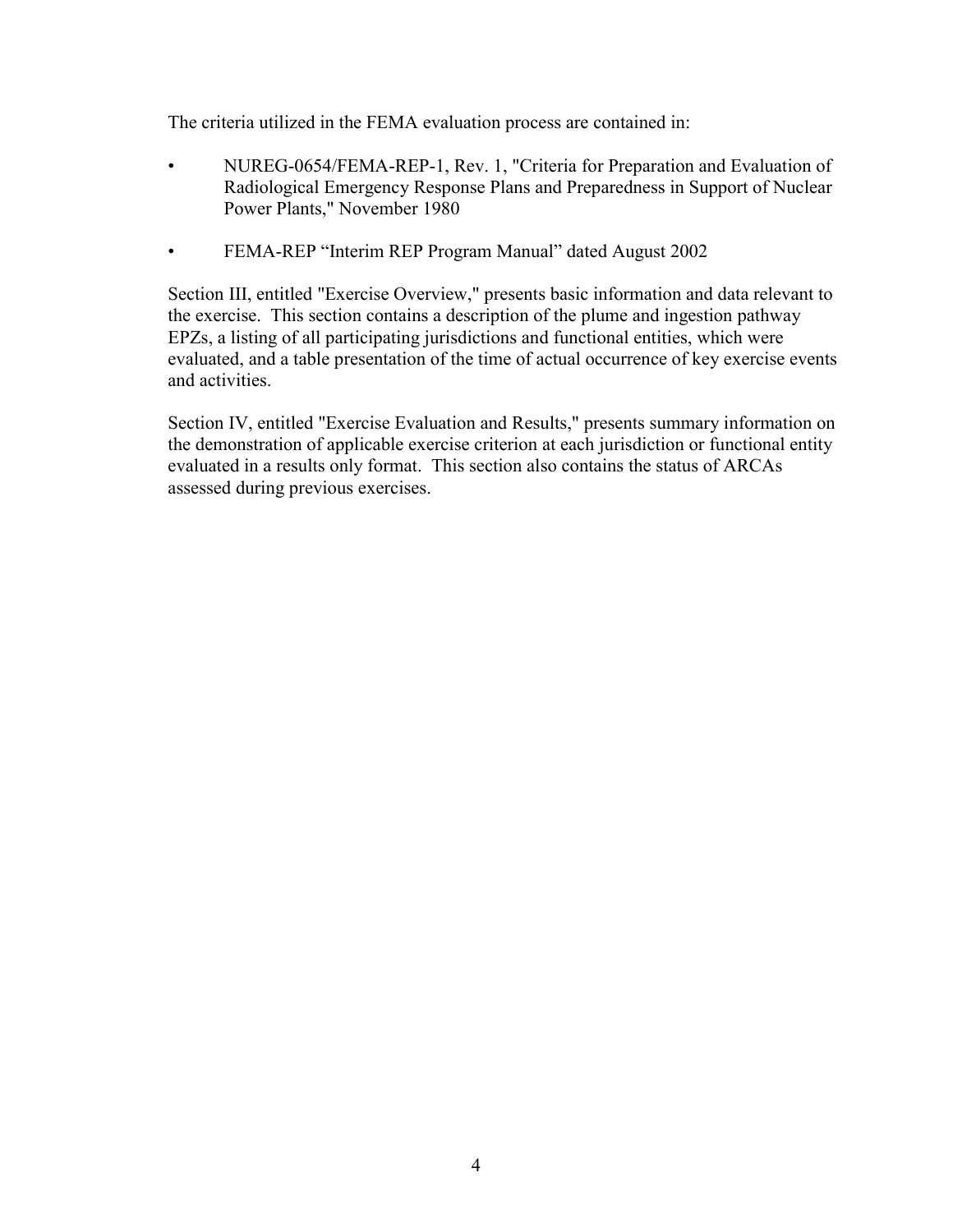The criteria utilized in the FEMA evaluation process are contained in:

- NUREG-0654/FEMA-REP-1, Rev. 1, "Criteria for Preparation and Evaluation of Radiological Emergency Response Plans and Preparedness in Support of Nuclear Power Plants," November 1980
- FEMA-REP "Interim REP Program Manual" dated August 2002

Section III, entitled "Exercise Overview," presents basic information and data relevant to the exercise. This section contains a description of the plume and ingestion pathway EPZs, a listing of all participating jurisdictions and functional entities, which were evaluated, and a table presentation of the time of actual occurrence of key exercise events and activities.

Section IV, entitled "Exercise Evaluation and Results," presents summary information on the demonstration of applicable exercise criterion at each jurisdiction or functional entity evaluated in a results only format. This section also contains the status of ARCAs assessed during previous exercises.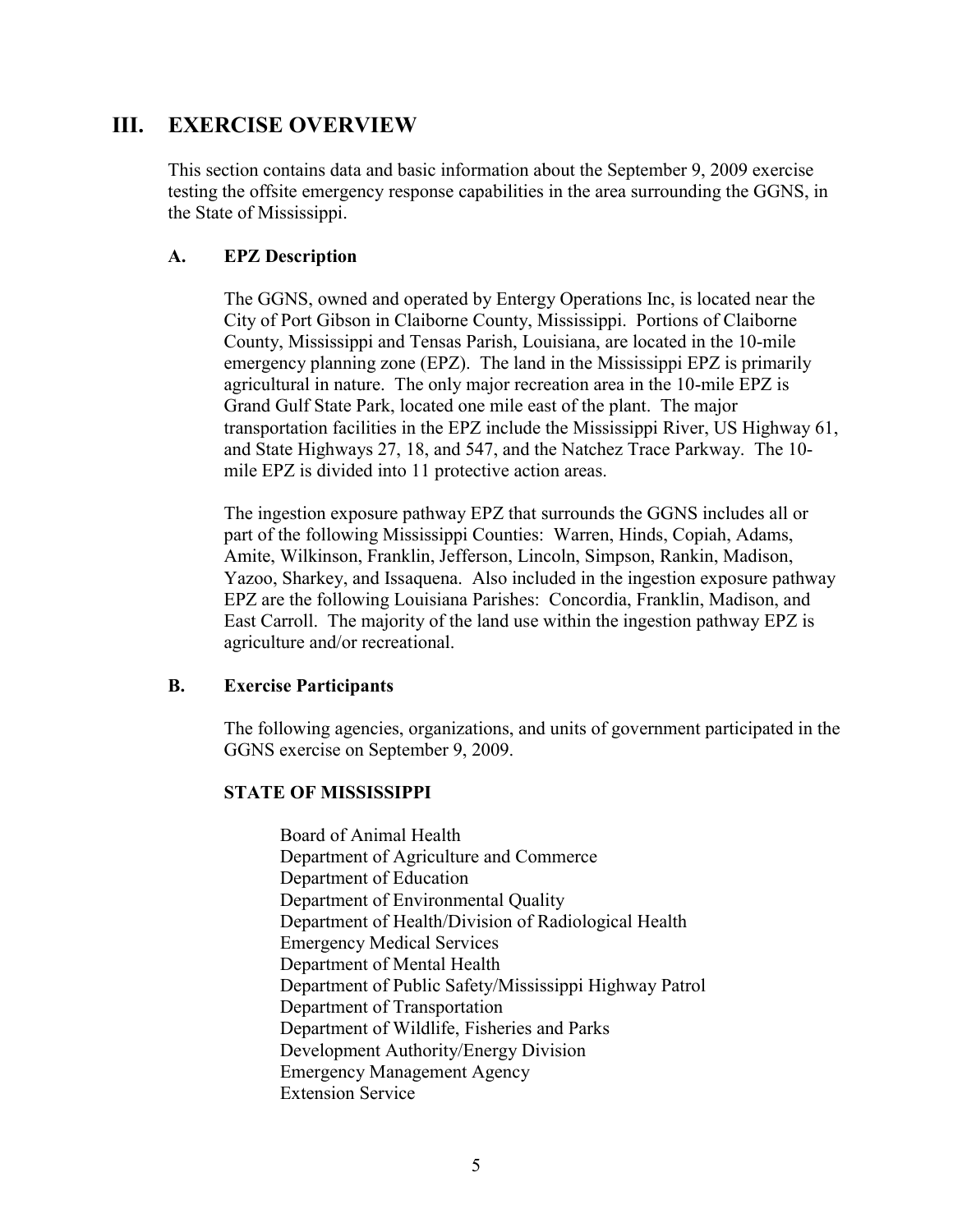# III. EXERCISE OVERVIEW

This section contains data and basic information about the September 9, 2009 exercise testing the offsite emergency response capabilities in the area surrounding the GGNS, in the State of Mississippi.

## A. EPZ Description

The GGNS, owned and operated by Entergy Operations Inc, is located near the City of Port Gibson in Claiborne County, Mississippi. Portions of Claiborne County, Mississippi and Tensas Parish, Louisiana, are located in the 10-mile emergency planning zone (EPZ). The land in the Mississippi EPZ is primarily agricultural in nature. The only major recreation area in the 10-mile EPZ is Grand Gulf State Park, located one mile east of the plant. The major transportation facilities in the EPZ include the Mississippi River, US Highway 61, and State Highways 27, 18, and 547, and the Natchez Trace Parkway. The 10-mile EPZ is divided into 11 protective action areas.

The ingestion exposure pathway EPZ that surrounds the GGNS includes all or part of the following Mississippi Counties: Warren, Hinds, Copiah, Adams, Amite, Wilkinson, Franklin, Jefferson, Lincoln, Simpson, Rankin, Madison, Yazoo, Sharkey, and Issaquena. Also included in the ingestion exposure pathway EPZ are the following Louisiana Parishes: Concordia, Franklin, Madison, and East Carroll. The majority of the land use within the ingestion pathway EPZ is agriculture and/or recreational.

## B. Exercise Participants

The following agencies, organizations, and units of government participated in the GGNS exercise on September 9, 2009.

**STATE OF MISSISSIPPI**

Board of Animal Health  
Department of Agriculture and Commerce  
Department of Education  
Department of Environmental Quality  
Department of Health/Division of Radiological Health  
Emergency Medical Services  
Department of Mental Health  
Department of Public Safety/Mississippi Highway Patrol  
Department of Transportation  
Department of Wildlife, Fisheries and Parks  
Development Authority/Energy Division  
Emergency Management Agency  
Extension Service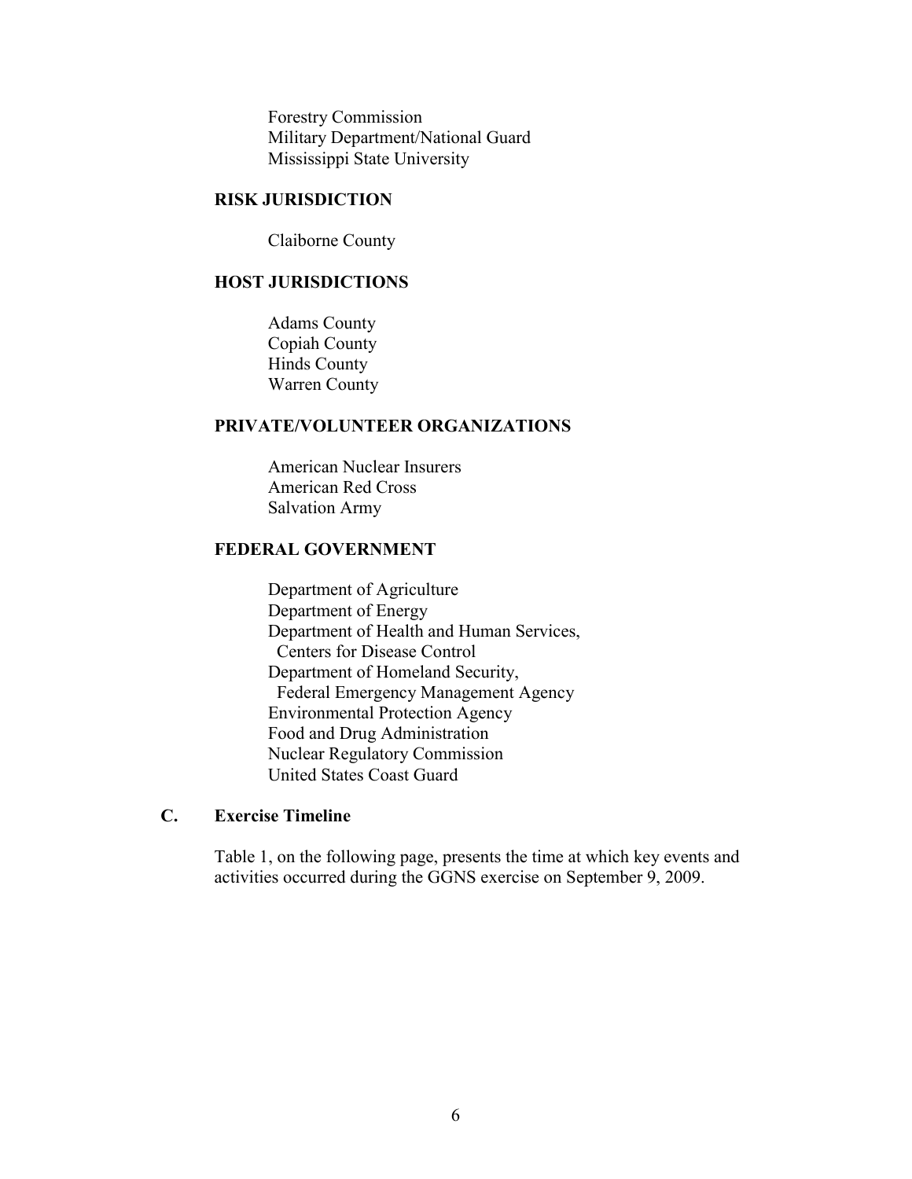Forestry Commission
Military Department/National Guard
Mississippi State University

**RISK JURISDICTION**

Claiborne County

**HOST JURISDICTIONS**

Adams County
Copiah County
Hinds County
Warren County

**PRIVATE/VOLUNTEER ORGANIZATIONS**

American Nuclear Insurers
American Red Cross
Salvation Army

**FEDERAL GOVERNMENT**

Department of Agriculture
Department of Energy
Department of Health and Human Services,
  Centers for Disease Control
Department of Homeland Security,
  Federal Emergency Management Agency
Environmental Protection Agency
Food and Drug Administration
Nuclear Regulatory Commission
United States Coast Guard

### C. Exercise Timeline

Table 1, on the following page, presents the time at which key events and activities occurred during the GGNS exercise on September 9, 2009.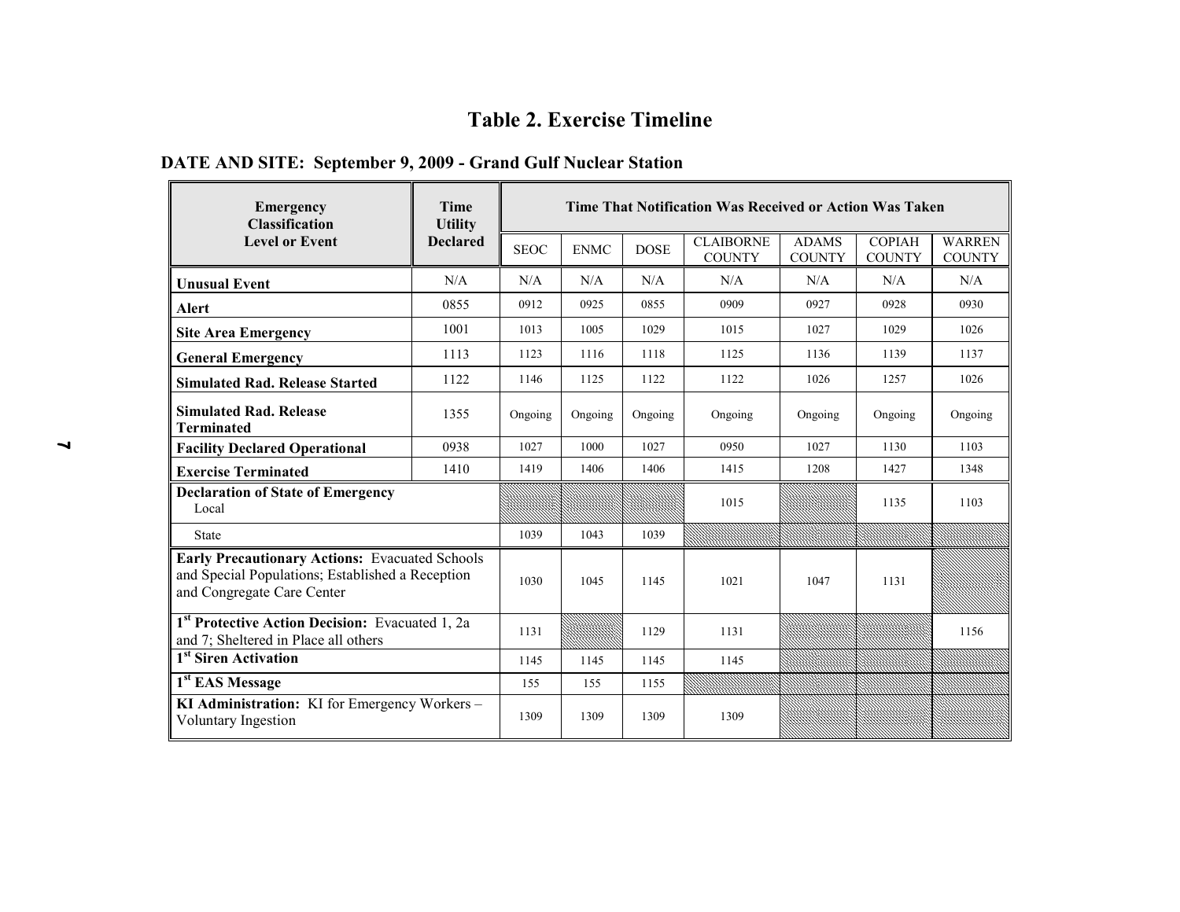# Table 2. Exercise Timeline

**DATE AND SITE: September 9, 2009 - Grand Gulf Nuclear Station**

| Emergency Classification Level or Event | Time Utility Declared | Time That Notification Was Received or Action Was Taken | | | | | | |
|---|---|---|---|---|---|---|---|---|
| | | SEOC | ENMC | DOSE | CLAIBORNE COUNTY | ADAMS COUNTY | COPIAH COUNTY | WARREN COUNTY |
| **Unusual Event** | N/A | N/A | N/A | N/A | N/A | N/A | N/A | N/A |
| **Alert** | 0855 | 0912 | 0925 | 0855 | 0909 | 0927 | 0928 | 0930 |
| **Site Area Emergency** | 1001 | 1013 | 1005 | 1029 | 1015 | 1027 | 1029 | 1026 |
| **General Emergency** | 1113 | 1123 | 1116 | 1118 | 1125 | 1136 | 1139 | 1137 |
| **Simulated Rad. Release Started** | 1122 | 1146 | 1125 | 1122 | 1122 | 1026 | 1257 | 1026 |
| **Simulated Rad. Release Terminated** | 1355 | Ongoing | Ongoing | Ongoing | Ongoing | Ongoing | Ongoing | Ongoing |
| **Facility Declared Operational** | 0938 | 1027 | 1000 | 1027 | 0950 | 1027 | 1130 | 1103 |
| **Exercise Terminated** | 1410 | 1419 | 1406 | 1406 | 1415 | 1208 | 1427 | 1348 |
| **Declaration of State of Emergency** Local | | | | | 1015 | | 1135 | 1103 |
| State | | 1039 | 1043 | 1039 | | | | |
| **Early Precautionary Actions:** Evacuated Schools and Special Populations; Established a Reception and Congregate Care Center | | 1030 | 1045 | 1145 | 1021 | 1047 | 1131 | |
| **1st Protective Action Decision:** Evacuated 1, 2a and 7; Sheltered in Place all others | | 1131 | | 1129 | 1131 | | | 1156 |
| **1st Siren Activation** | | 1145 | 1145 | 1145 | 1145 | | | |
| **1st EAS Message** | | 155 | 155 | 1155 | | | | |
| **KI Administration:** KI for Emergency Workers – Voluntary Ingestion | | 1309 | 1309 | 1309 | 1309 | | | |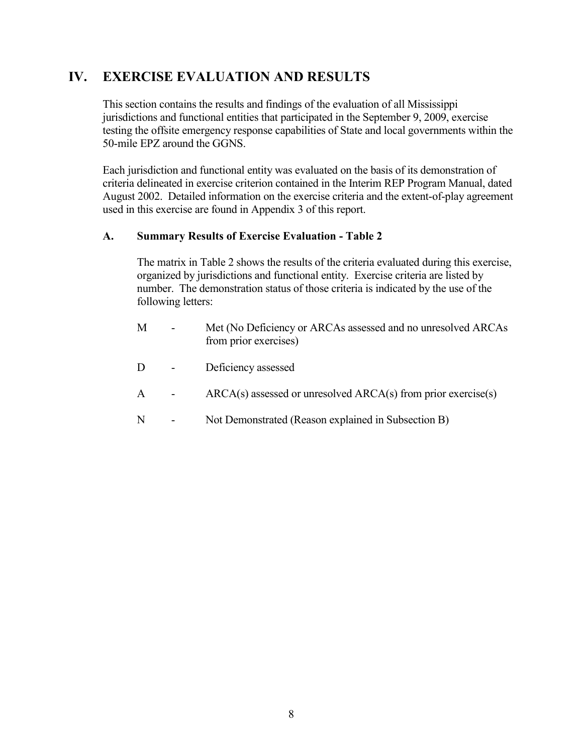# IV. EXERCISE EVALUATION AND RESULTS

This section contains the results and findings of the evaluation of all Mississippi jurisdictions and functional entities that participated in the September 9, 2009, exercise testing the offsite emergency response capabilities of State and local governments within the 50-mile EPZ around the GGNS.

Each jurisdiction and functional entity was evaluated on the basis of its demonstration of criteria delineated in exercise criterion contained in the Interim REP Program Manual, dated August 2002. Detailed information on the exercise criteria and the extent-of-play agreement used in this exercise are found in Appendix 3 of this report.

## A. Summary Results of Exercise Evaluation - Table 2

The matrix in Table 2 shows the results of the criteria evaluated during this exercise, organized by jurisdictions and functional entity. Exercise criteria are listed by number. The demonstration status of those criteria is indicated by the use of the following letters:

- M - Met (No Deficiency or ARCAs assessed and no unresolved ARCAs from prior exercises)
- D - Deficiency assessed
- A - ARCA(s) assessed or unresolved ARCA(s) from prior exercise(s)
- N - Not Demonstrated (Reason explained in Subsection B)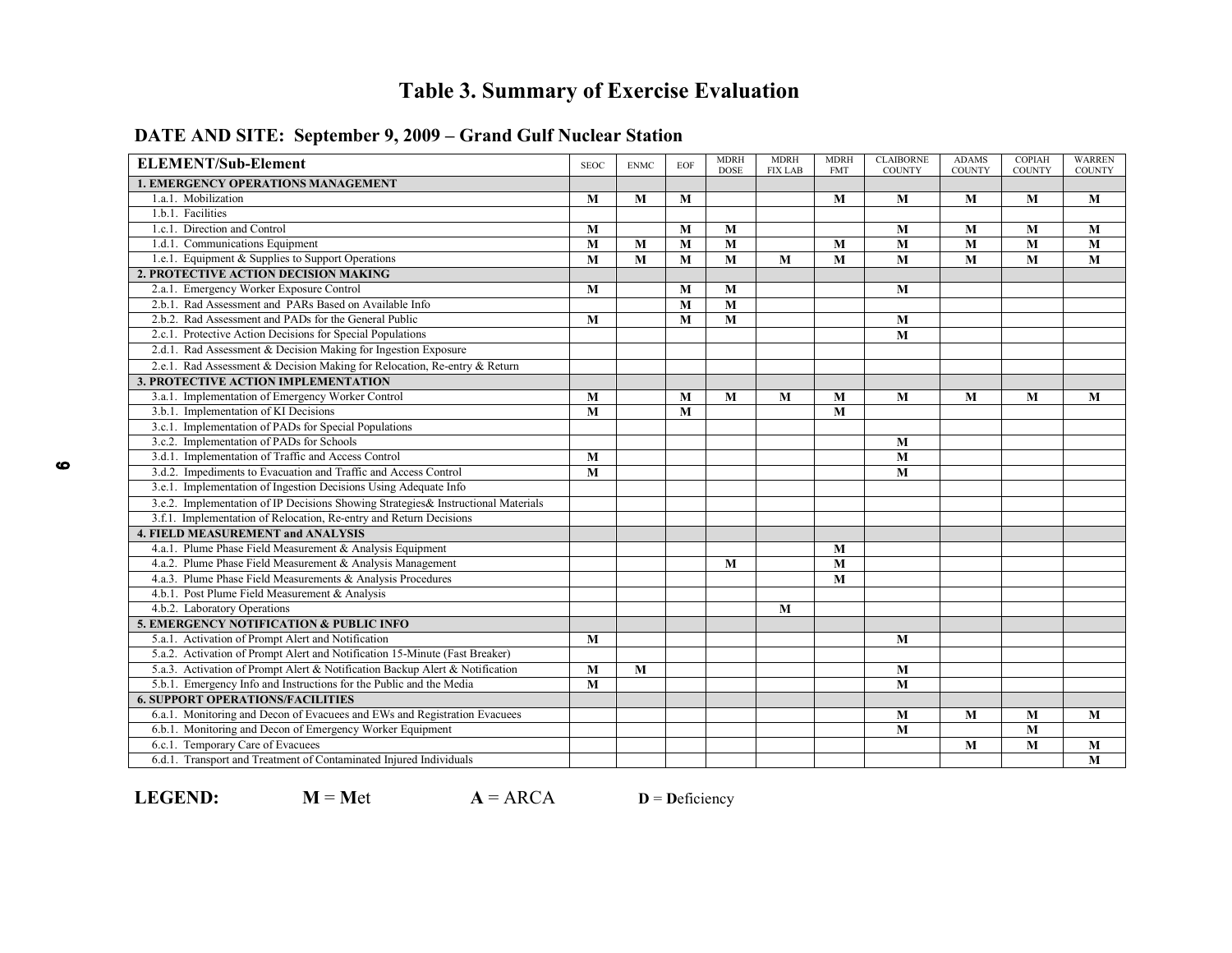# Table 3. Summary of Exercise Evaluation

## DATE AND SITE: September 9, 2009 – Grand Gulf Nuclear Station

| ELEMENT/Sub-Element | SEOC | ENMC | EOF | MDRH DOSE | MDRH FIX LAB | MDRH FMT | CLAIBORNE COUNTY | ADAMS COUNTY | COPIAH COUNTY | WARREN COUNTY |
|---|---|---|---|---|---|---|---|---|---|---|
| **1. EMERGENCY OPERATIONS MANAGEMENT** | | | | | | | | | | |
| 1.a.1. Mobilization | M | M | M | | | M | M | M | M | M |
| 1.b.1. Facilities | | | | | | | | | | |
| 1.c.1. Direction and Control | M | | M | M | | | M | M | M | M |
| 1.d.1. Communications Equipment | M | M | M | M | | M | M | M | M | M |
| 1.e.1. Equipment & Supplies to Support Operations | M | M | M | M | M | M | M | M | M | M |
| **2. PROTECTIVE ACTION DECISION MAKING** | | | | | | | | | | |
| 2.a.1. Emergency Worker Exposure Control | M | | M | M | | | M | | | |
| 2.b.1. Rad Assessment and PARs Based on Available Info | | | M | M | | | | | | |
| 2.b.2. Rad Assessment and PADs for the General Public | M | | M | M | | | M | | | |
| 2.c.1. Protective Action Decisions for Special Populations | | | | | | | M | | | |
| 2.d.1. Rad Assessment & Decision Making for Ingestion Exposure | | | | | | | | | | |
| 2.e.1. Rad Assessment & Decision Making for Relocation, Re-entry & Return | | | | | | | | | | |
| **3. PROTECTIVE ACTION IMPLEMENTATION** | | | | | | | | | | |
| 3.a.1. Implementation of Emergency Worker Control | M | | M | M | M | M | M | M | M | M |
| 3.b.1. Implementation of KI Decisions | M | | M | | | M | | | | |
| 3.c.1. Implementation of PADs for Special Populations | | | | | | | | | | |
| 3.c.2. Implementation of PADs for Schools | | | | | | | M | | | |
| 3.d.1. Implementation of Traffic and Access Control | M | | | | | | M | | | |
| 3.d.2. Impediments to Evacuation and Traffic and Access Control | M | | | | | | M | | | |
| 3.e.1. Implementation of Ingestion Decisions Using Adequate Info | | | | | | | | | | |
| 3.e.2. Implementation of IP Decisions Showing Strategies& Instructional Materials | | | | | | | | | | |
| 3.f.1. Implementation of Relocation, Re-entry and Return Decisions | | | | | | | | | | |
| **4. FIELD MEASUREMENT and ANALYSIS** | | | | | | | | | | |
| 4.a.1. Plume Phase Field Measurement & Analysis Equipment | | | | | | M | | | | |
| 4.a.2. Plume Phase Field Measurement & Analysis Management | | | | M | | M | | | | |
| 4.a.3. Plume Phase Field Measurements & Analysis Procedures | | | | | | M | | | | |
| 4.b.1. Post Plume Field Measurement & Analysis | | | | | | | | | | |
| 4.b.2. Laboratory Operations | | | | | M | | | | | |
| **5. EMERGENCY NOTIFICATION & PUBLIC INFO** | | | | | | | | | | |
| 5.a.1. Activation of Prompt Alert and Notification | M | | | | | | M | | | |
| 5.a.2. Activation of Prompt Alert and Notification 15-Minute (Fast Breaker) | | | | | | | | | | |
| 5.a.3. Activation of Prompt Alert & Notification Backup Alert & Notification | M | M | | | | | M | | | |
| 5.b.1. Emergency Info and Instructions for the Public and the Media | M | | | | | | M | | | |
| **6. SUPPORT OPERATIONS/FACILITIES** | | | | | | | | | | |
| 6.a.1. Monitoring and Decon of Evacuees and EWs and Registration Evacuees | | | | | | | M | M | M | M |
| 6.b.1. Monitoring and Decon of Emergency Worker Equipment | | | | | | | M | | M | |
| 6.c.1. Temporary Care of Evacuees | | | | | | | | M | M | M |
| 6.d.1. Transport and Treatment of Contaminated Injured Individuals | | | | | | | | | | M |

**LEGEND:** **M** = **M**et **A** = ARCA **D** = **D**eficiency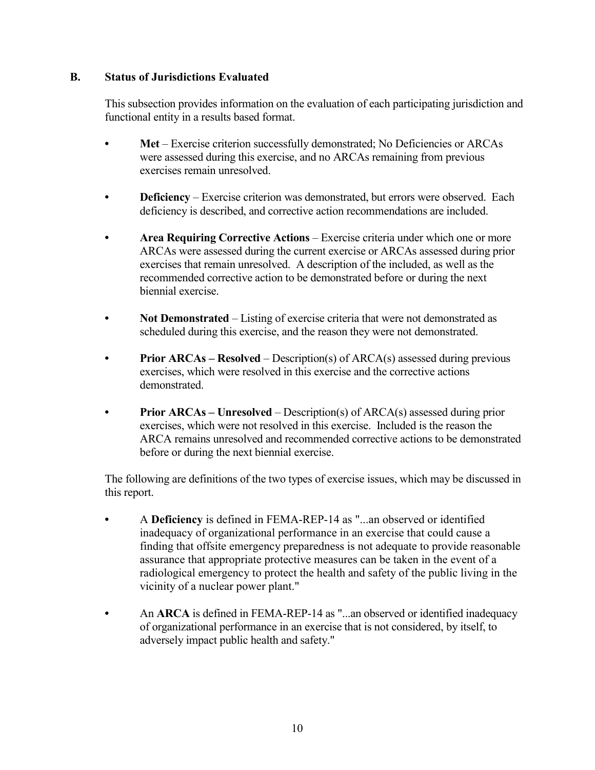## B. Status of Jurisdictions Evaluated

This subsection provides information on the evaluation of each participating jurisdiction and functional entity in a results based format.

- **Met** – Exercise criterion successfully demonstrated; No Deficiencies or ARCAs were assessed during this exercise, and no ARCAs remaining from previous exercises remain unresolved.
- **Deficiency** – Exercise criterion was demonstrated, but errors were observed. Each deficiency is described, and corrective action recommendations are included.
- **Area Requiring Corrective Actions** – Exercise criteria under which one or more ARCAs were assessed during the current exercise or ARCAs assessed during prior exercises that remain unresolved. A description of the included, as well as the recommended corrective action to be demonstrated before or during the next biennial exercise.
- **Not Demonstrated** – Listing of exercise criteria that were not demonstrated as scheduled during this exercise, and the reason they were not demonstrated.
- **Prior ARCAs – Resolved** – Description(s) of ARCA(s) assessed during previous exercises, which were resolved in this exercise and the corrective actions demonstrated.
- **Prior ARCAs – Unresolved** – Description(s) of ARCA(s) assessed during prior exercises, which were not resolved in this exercise. Included is the reason the ARCA remains unresolved and recommended corrective actions to be demonstrated before or during the next biennial exercise.

The following are definitions of the two types of exercise issues, which may be discussed in this report.

- A **Deficiency** is defined in FEMA-REP-14 as "...an observed or identified inadequacy of organizational performance in an exercise that could cause a finding that offsite emergency preparedness is not adequate to provide reasonable assurance that appropriate protective measures can be taken in the event of a radiological emergency to protect the health and safety of the public living in the vicinity of a nuclear power plant."
- An **ARCA** is defined in FEMA-REP-14 as "...an observed or identified inadequacy of organizational performance in an exercise that is not considered, by itself, to adversely impact public health and safety."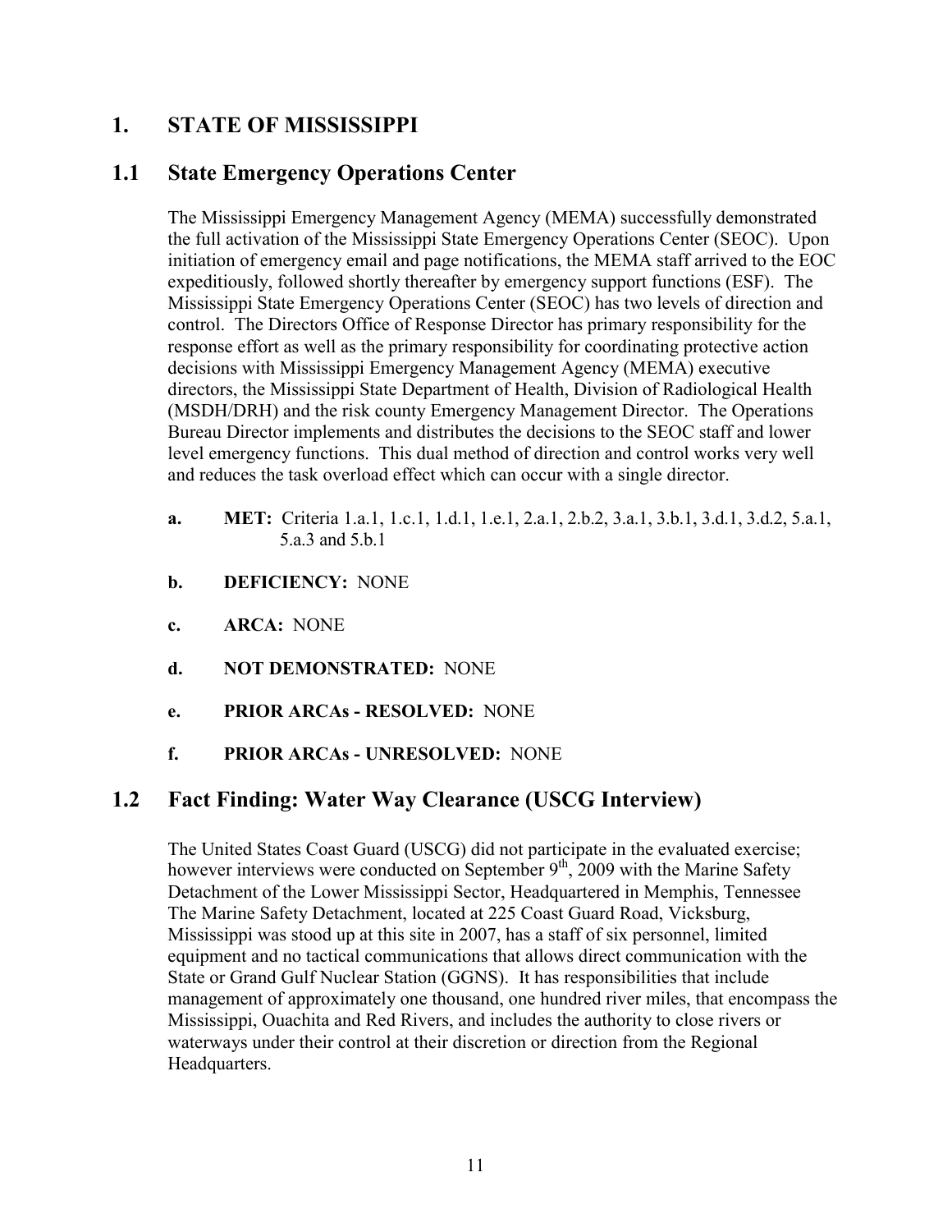# 1. STATE OF MISSISSIPPI

## 1.1 State Emergency Operations Center

The Mississippi Emergency Management Agency (MEMA) successfully demonstrated the full activation of the Mississippi State Emergency Operations Center (SEOC). Upon initiation of emergency email and page notifications, the MEMA staff arrived to the EOC expeditiously, followed shortly thereafter by emergency support functions (ESF). The Mississippi State Emergency Operations Center (SEOC) has two levels of direction and control. The Directors Office of Response Director has primary responsibility for the response effort as well as the primary responsibility for coordinating protective action decisions with Mississippi Emergency Management Agency (MEMA) executive directors, the Mississippi State Department of Health, Division of Radiological Health (MSDH/DRH) and the risk county Emergency Management Director. The Operations Bureau Director implements and distributes the decisions to the SEOC staff and lower level emergency functions. This dual method of direction and control works very well and reduces the task overload effect which can occur with a single director.

**a. MET:** Criteria 1.a.1, 1.c.1, 1.d.1, 1.e.1, 2.a.1, 2.b.2, 3.a.1, 3.b.1, 3.d.1, 3.d.2, 5.a.1, 5.a.3 and 5.b.1

**b. DEFICIENCY:** NONE

**c. ARCA:** NONE

**d. NOT DEMONSTRATED:** NONE

**e. PRIOR ARCAs - RESOLVED:** NONE

**f. PRIOR ARCAs - UNRESOLVED:** NONE

## 1.2 Fact Finding: Water Way Clearance (USCG Interview)

The United States Coast Guard (USCG) did not participate in the evaluated exercise; however interviews were conducted on September 9th, 2009 with the Marine Safety Detachment of the Lower Mississippi Sector, Headquartered in Memphis, Tennessee The Marine Safety Detachment, located at 225 Coast Guard Road, Vicksburg, Mississippi was stood up at this site in 2007, has a staff of six personnel, limited equipment and no tactical communications that allows direct communication with the State or Grand Gulf Nuclear Station (GGNS). It has responsibilities that include management of approximately one thousand, one hundred river miles, that encompass the Mississippi, Ouachita and Red Rivers, and includes the authority to close rivers or waterways under their control at their discretion or direction from the Regional Headquarters.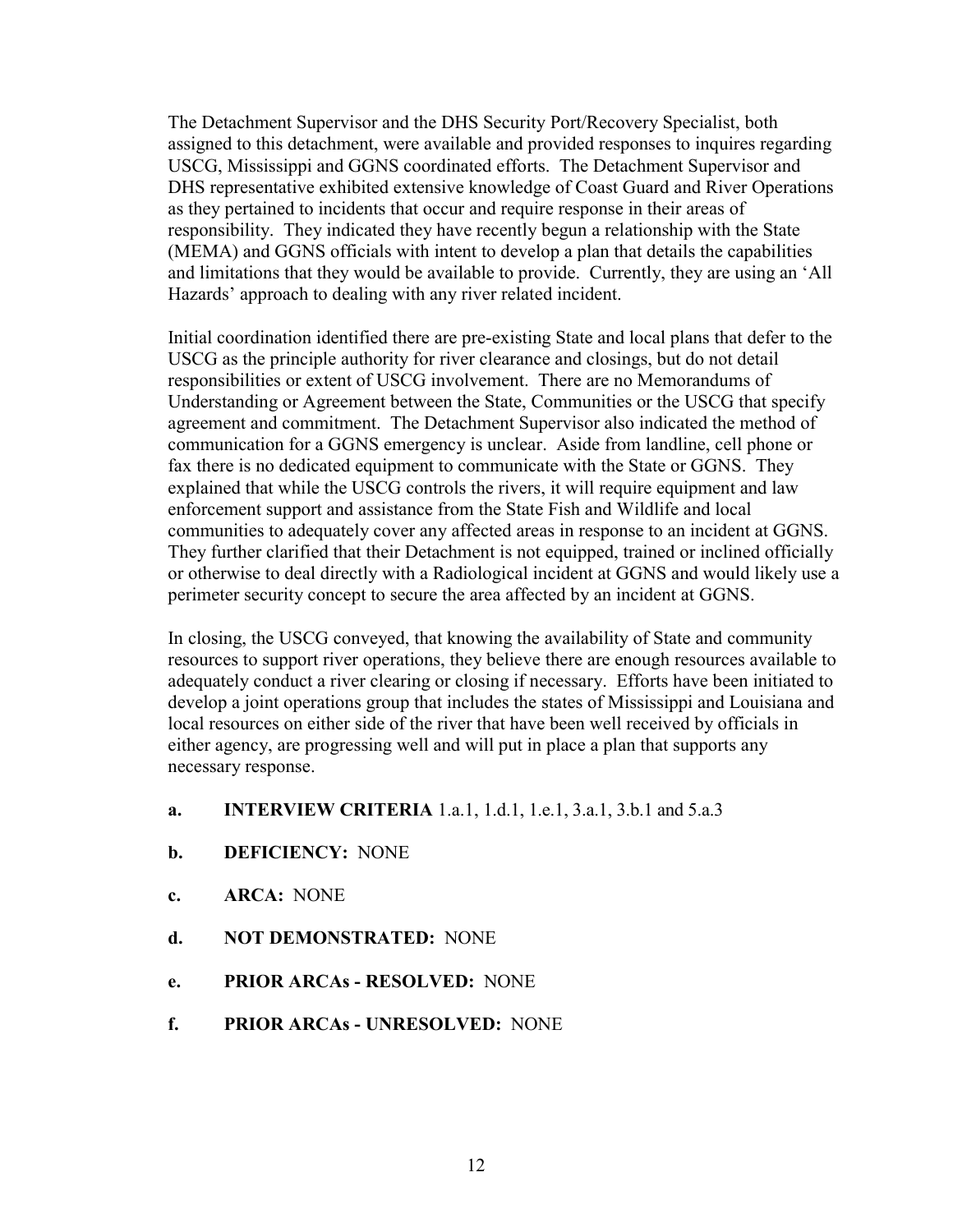The Detachment Supervisor and the DHS Security Port/Recovery Specialist, both assigned to this detachment, were available and provided responses to inquires regarding USCG, Mississippi and GGNS coordinated efforts. The Detachment Supervisor and DHS representative exhibited extensive knowledge of Coast Guard and River Operations as they pertained to incidents that occur and require response in their areas of responsibility. They indicated they have recently begun a relationship with the State (MEMA) and GGNS officials with intent to develop a plan that details the capabilities and limitations that they would be available to provide. Currently, they are using an 'All Hazards' approach to dealing with any river related incident.

Initial coordination identified there are pre-existing State and local plans that defer to the USCG as the principle authority for river clearance and closings, but do not detail responsibilities or extent of USCG involvement. There are no Memorandums of Understanding or Agreement between the State, Communities or the USCG that specify agreement and commitment. The Detachment Supervisor also indicated the method of communication for a GGNS emergency is unclear. Aside from landline, cell phone or fax there is no dedicated equipment to communicate with the State or GGNS. They explained that while the USCG controls the rivers, it will require equipment and law enforcement support and assistance from the State Fish and Wildlife and local communities to adequately cover any affected areas in response to an incident at GGNS. They further clarified that their Detachment is not equipped, trained or inclined officially or otherwise to deal directly with a Radiological incident at GGNS and would likely use a perimeter security concept to secure the area affected by an incident at GGNS.

In closing, the USCG conveyed, that knowing the availability of State and community resources to support river operations, they believe there are enough resources available to adequately conduct a river clearing or closing if necessary. Efforts have been initiated to develop a joint operations group that includes the states of Mississippi and Louisiana and local resources on either side of the river that have been well received by officials in either agency, are progressing well and will put in place a plan that supports any necessary response.

**a. INTERVIEW CRITERIA** 1.a.1, 1.d.1, 1.e.1, 3.a.1, 3.b.1 and 5.a.3

**b. DEFICIENCY:** NONE

**c. ARCA:** NONE

**d. NOT DEMONSTRATED:** NONE

**e. PRIOR ARCAs - RESOLVED:** NONE

**f. PRIOR ARCAs - UNRESOLVED:** NONE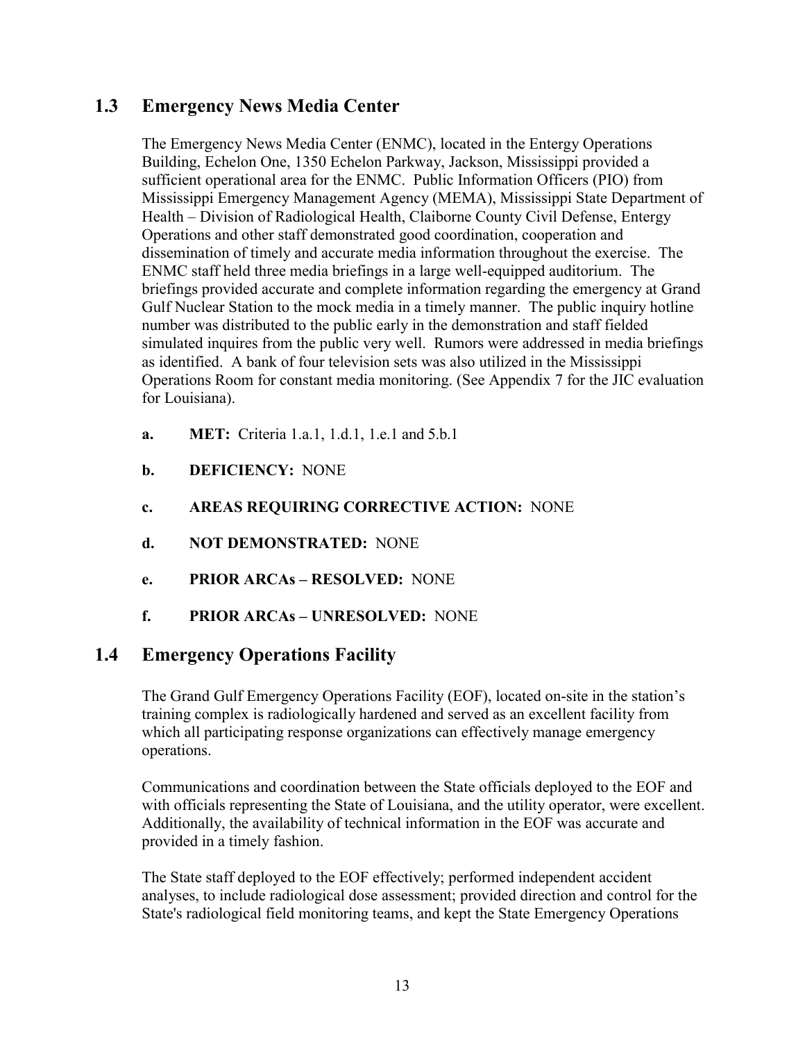## 1.3 Emergency News Media Center

The Emergency News Media Center (ENMC), located in the Entergy Operations Building, Echelon One, 1350 Echelon Parkway, Jackson, Mississippi provided a sufficient operational area for the ENMC. Public Information Officers (PIO) from Mississippi Emergency Management Agency (MEMA), Mississippi State Department of Health – Division of Radiological Health, Claiborne County Civil Defense, Entergy Operations and other staff demonstrated good coordination, cooperation and dissemination of timely and accurate media information throughout the exercise. The ENMC staff held three media briefings in a large well-equipped auditorium. The briefings provided accurate and complete information regarding the emergency at Grand Gulf Nuclear Station to the mock media in a timely manner. The public inquiry hotline number was distributed to the public early in the demonstration and staff fielded simulated inquires from the public very well. Rumors were addressed in media briefings as identified. A bank of four television sets was also utilized in the Mississippi Operations Room for constant media monitoring. (See Appendix 7 for the JIC evaluation for Louisiana).

**a. MET:** Criteria 1.a.1, 1.d.1, 1.e.1 and 5.b.1

**b. DEFICIENCY:** NONE

**c. AREAS REQUIRING CORRECTIVE ACTION:** NONE

**d. NOT DEMONSTRATED:** NONE

**e. PRIOR ARCAs – RESOLVED:** NONE

**f. PRIOR ARCAs – UNRESOLVED:** NONE

## 1.4 Emergency Operations Facility

The Grand Gulf Emergency Operations Facility (EOF), located on-site in the station's training complex is radiologically hardened and served as an excellent facility from which all participating response organizations can effectively manage emergency operations.

Communications and coordination between the State officials deployed to the EOF and with officials representing the State of Louisiana, and the utility operator, were excellent. Additionally, the availability of technical information in the EOF was accurate and provided in a timely fashion.

The State staff deployed to the EOF effectively; performed independent accident analyses, to include radiological dose assessment; provided direction and control for the State's radiological field monitoring teams, and kept the State Emergency Operations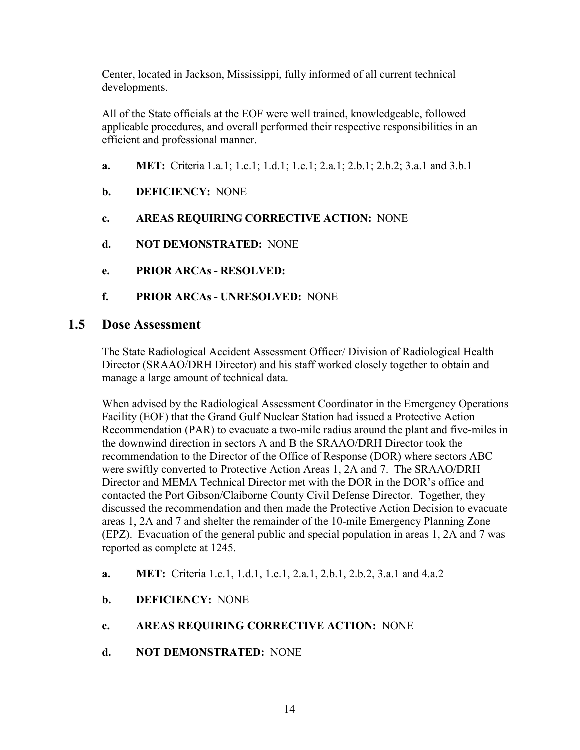Center, located in Jackson, Mississippi, fully informed of all current technical developments.

All of the State officials at the EOF were well trained, knowledgeable, followed applicable procedures, and overall performed their respective responsibilities in an efficient and professional manner.

**a. MET:** Criteria 1.a.1; 1.c.1; 1.d.1; 1.e.1; 2.a.1; 2.b.1; 2.b.2; 3.a.1 and 3.b.1

**b. DEFICIENCY:** NONE

**c. AREAS REQUIRING CORRECTIVE ACTION:** NONE

**d. NOT DEMONSTRATED:** NONE

**e. PRIOR ARCAs - RESOLVED:**

**f. PRIOR ARCAs - UNRESOLVED:** NONE

## 1.5 Dose Assessment

The State Radiological Accident Assessment Officer/ Division of Radiological Health Director (SRAAO/DRH Director) and his staff worked closely together to obtain and manage a large amount of technical data.

When advised by the Radiological Assessment Coordinator in the Emergency Operations Facility (EOF) that the Grand Gulf Nuclear Station had issued a Protective Action Recommendation (PAR) to evacuate a two-mile radius around the plant and five-miles in the downwind direction in sectors A and B the SRAAO/DRH Director took the recommendation to the Director of the Office of Response (DOR) where sectors ABC were swiftly converted to Protective Action Areas 1, 2A and 7. The SRAAO/DRH Director and MEMA Technical Director met with the DOR in the DOR's office and contacted the Port Gibson/Claiborne County Civil Defense Director. Together, they discussed the recommendation and then made the Protective Action Decision to evacuate areas 1, 2A and 7 and shelter the remainder of the 10-mile Emergency Planning Zone (EPZ). Evacuation of the general public and special population in areas 1, 2A and 7 was reported as complete at 1245.

**a. MET:** Criteria 1.c.1, 1.d.1, 1.e.1, 2.a.1, 2.b.1, 2.b.2, 3.a.1 and 4.a.2

**b. DEFICIENCY:** NONE

**c. AREAS REQUIRING CORRECTIVE ACTION:** NONE

**d. NOT DEMONSTRATED:** NONE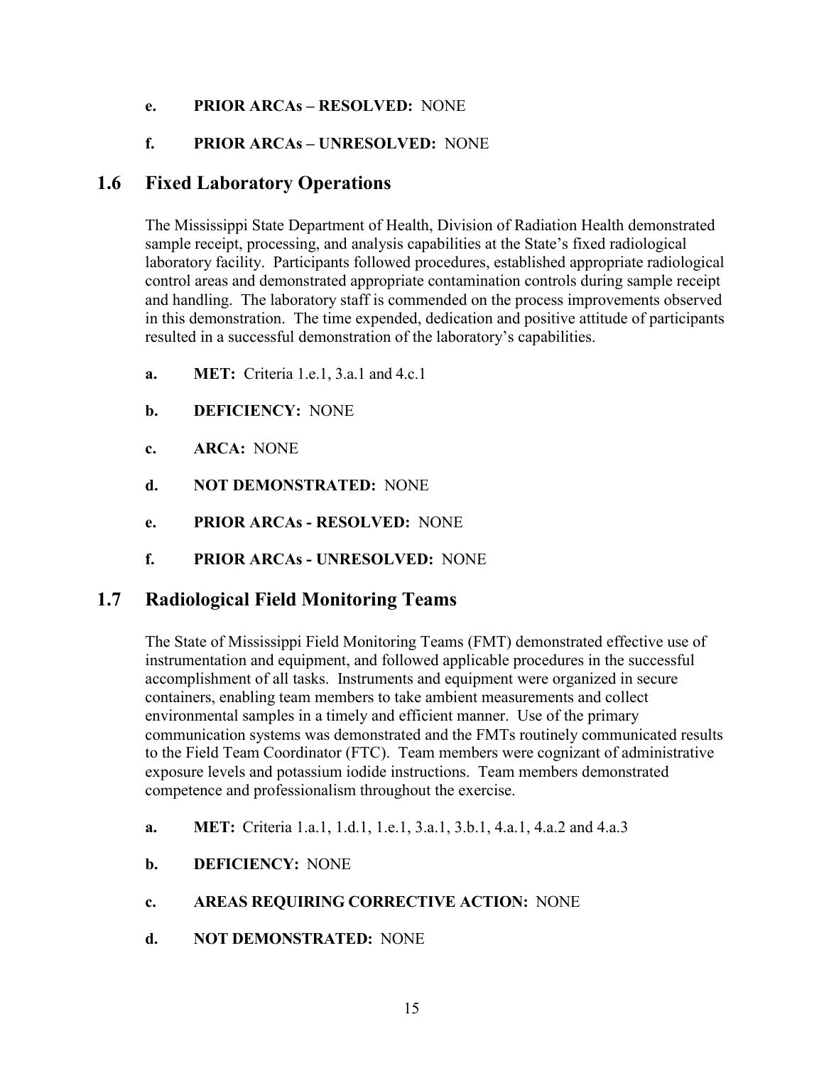**e. PRIOR ARCAs – RESOLVED:** NONE

**f. PRIOR ARCAs – UNRESOLVED:** NONE

## 1.6 Fixed Laboratory Operations

The Mississippi State Department of Health, Division of Radiation Health demonstrated sample receipt, processing, and analysis capabilities at the State's fixed radiological laboratory facility. Participants followed procedures, established appropriate radiological control areas and demonstrated appropriate contamination controls during sample receipt and handling. The laboratory staff is commended on the process improvements observed in this demonstration. The time expended, dedication and positive attitude of participants resulted in a successful demonstration of the laboratory's capabilities.

**a. MET:** Criteria 1.e.1, 3.a.1 and 4.c.1

**b. DEFICIENCY:** NONE

**c. ARCA:** NONE

**d. NOT DEMONSTRATED:** NONE

**e. PRIOR ARCAs - RESOLVED:** NONE

**f. PRIOR ARCAs - UNRESOLVED:** NONE

## 1.7 Radiological Field Monitoring Teams

The State of Mississippi Field Monitoring Teams (FMT) demonstrated effective use of instrumentation and equipment, and followed applicable procedures in the successful accomplishment of all tasks. Instruments and equipment were organized in secure containers, enabling team members to take ambient measurements and collect environmental samples in a timely and efficient manner. Use of the primary communication systems was demonstrated and the FMTs routinely communicated results to the Field Team Coordinator (FTC). Team members were cognizant of administrative exposure levels and potassium iodide instructions. Team members demonstrated competence and professionalism throughout the exercise.

**a. MET:** Criteria 1.a.1, 1.d.1, 1.e.1, 3.a.1, 3.b.1, 4.a.1, 4.a.2 and 4.a.3

**b. DEFICIENCY:** NONE

**c. AREAS REQUIRING CORRECTIVE ACTION:** NONE

**d. NOT DEMONSTRATED:** NONE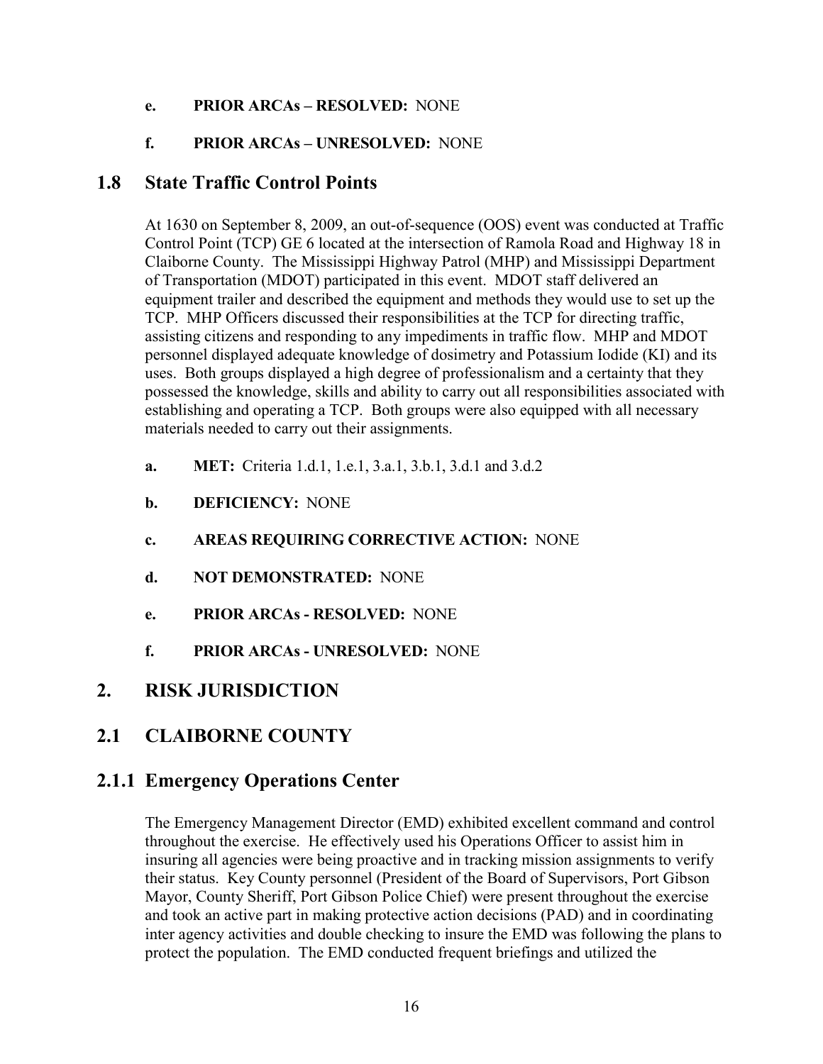- **e. PRIOR ARCAs – RESOLVED:** NONE
- **f. PRIOR ARCAs – UNRESOLVED:** NONE

## 1.8 State Traffic Control Points

At 1630 on September 8, 2009, an out-of-sequence (OOS) event was conducted at Traffic Control Point (TCP) GE 6 located at the intersection of Ramola Road and Highway 18 in Claiborne County. The Mississippi Highway Patrol (MHP) and Mississippi Department of Transportation (MDOT) participated in this event. MDOT staff delivered an equipment trailer and described the equipment and methods they would use to set up the TCP. MHP Officers discussed their responsibilities at the TCP for directing traffic, assisting citizens and responding to any impediments in traffic flow. MHP and MDOT personnel displayed adequate knowledge of dosimetry and Potassium Iodide (KI) and its uses. Both groups displayed a high degree of professionalism and a certainty that they possessed the knowledge, skills and ability to carry out all responsibilities associated with establishing and operating a TCP. Both groups were also equipped with all necessary materials needed to carry out their assignments.

- **a. MET:** Criteria 1.d.1, 1.e.1, 3.a.1, 3.b.1, 3.d.1 and 3.d.2
- **b. DEFICIENCY:** NONE
- **c. AREAS REQUIRING CORRECTIVE ACTION:** NONE
- **d. NOT DEMONSTRATED:** NONE
- **e. PRIOR ARCAs - RESOLVED:** NONE
- **f. PRIOR ARCAs - UNRESOLVED:** NONE

# 2. RISK JURISDICTION

## 2.1 CLAIBORNE COUNTY

### 2.1.1 Emergency Operations Center

The Emergency Management Director (EMD) exhibited excellent command and control throughout the exercise. He effectively used his Operations Officer to assist him in insuring all agencies were being proactive and in tracking mission assignments to verify their status. Key County personnel (President of the Board of Supervisors, Port Gibson Mayor, County Sheriff, Port Gibson Police Chief) were present throughout the exercise and took an active part in making protective action decisions (PAD) and in coordinating inter agency activities and double checking to insure the EMD was following the plans to protect the population. The EMD conducted frequent briefings and utilized the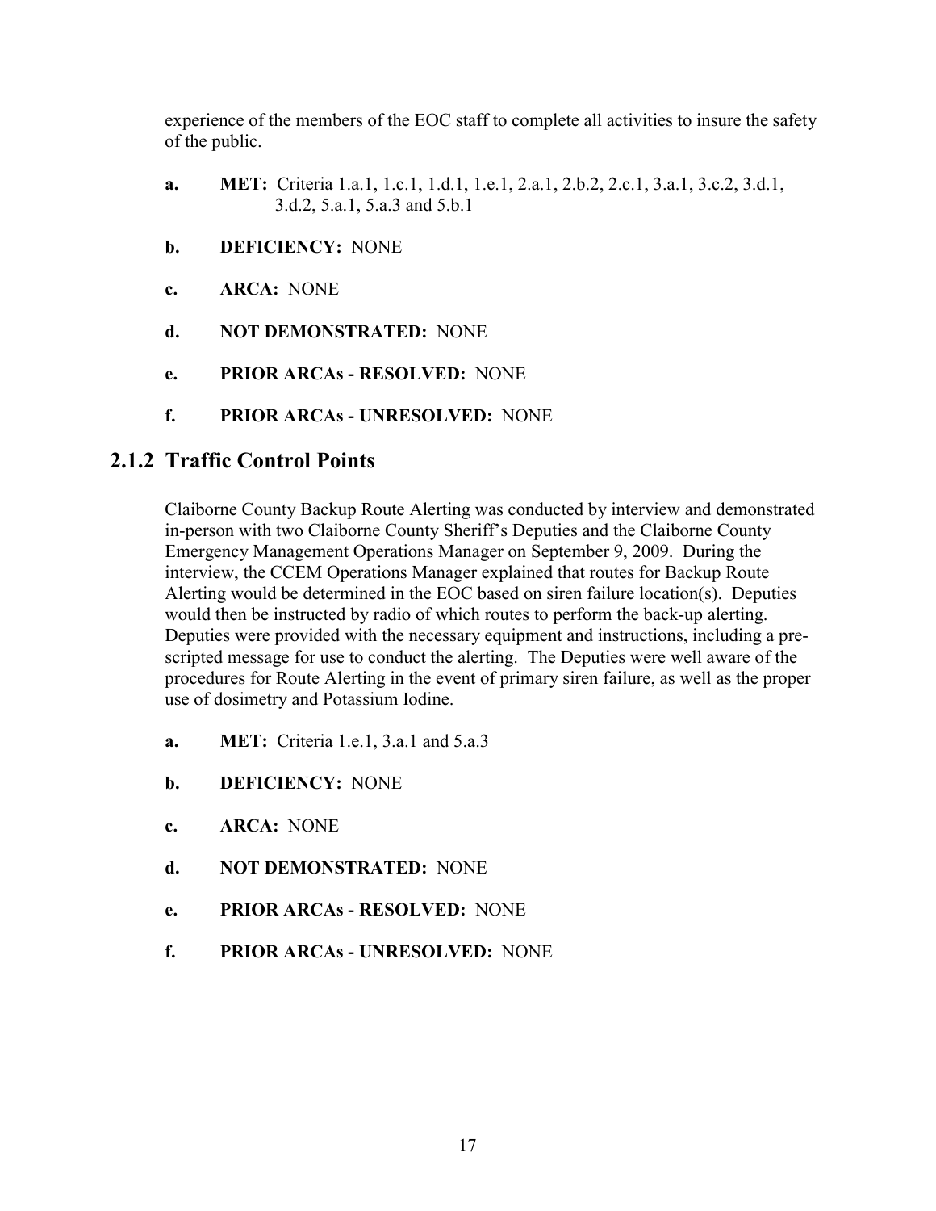experience of the members of the EOC staff to complete all activities to insure the safety of the public.

a. **MET:** Criteria 1.a.1, 1.c.1, 1.d.1, 1.e.1, 2.a.1, 2.b.2, 2.c.1, 3.a.1, 3.c.2, 3.d.1, 3.d.2, 5.a.1, 5.a.3 and 5.b.1

b. **DEFICIENCY:** NONE

c. **ARCA:** NONE

d. **NOT DEMONSTRATED:** NONE

e. **PRIOR ARCAs - RESOLVED:** NONE

f. **PRIOR ARCAs - UNRESOLVED:** NONE

### 2.1.2 Traffic Control Points

Claiborne County Backup Route Alerting was conducted by interview and demonstrated in-person with two Claiborne County Sheriff's Deputies and the Claiborne County Emergency Management Operations Manager on September 9, 2009. During the interview, the CCEM Operations Manager explained that routes for Backup Route Alerting would be determined in the EOC based on siren failure location(s). Deputies would then be instructed by radio of which routes to perform the back-up alerting. Deputies were provided with the necessary equipment and instructions, including a pre-scripted message for use to conduct the alerting. The Deputies were well aware of the procedures for Route Alerting in the event of primary siren failure, as well as the proper use of dosimetry and Potassium Iodine.

a. **MET:** Criteria 1.e.1, 3.a.1 and 5.a.3

b. **DEFICIENCY:** NONE

c. **ARCA:** NONE

d. **NOT DEMONSTRATED:** NONE

e. **PRIOR ARCAs - RESOLVED:** NONE

f. **PRIOR ARCAs - UNRESOLVED:** NONE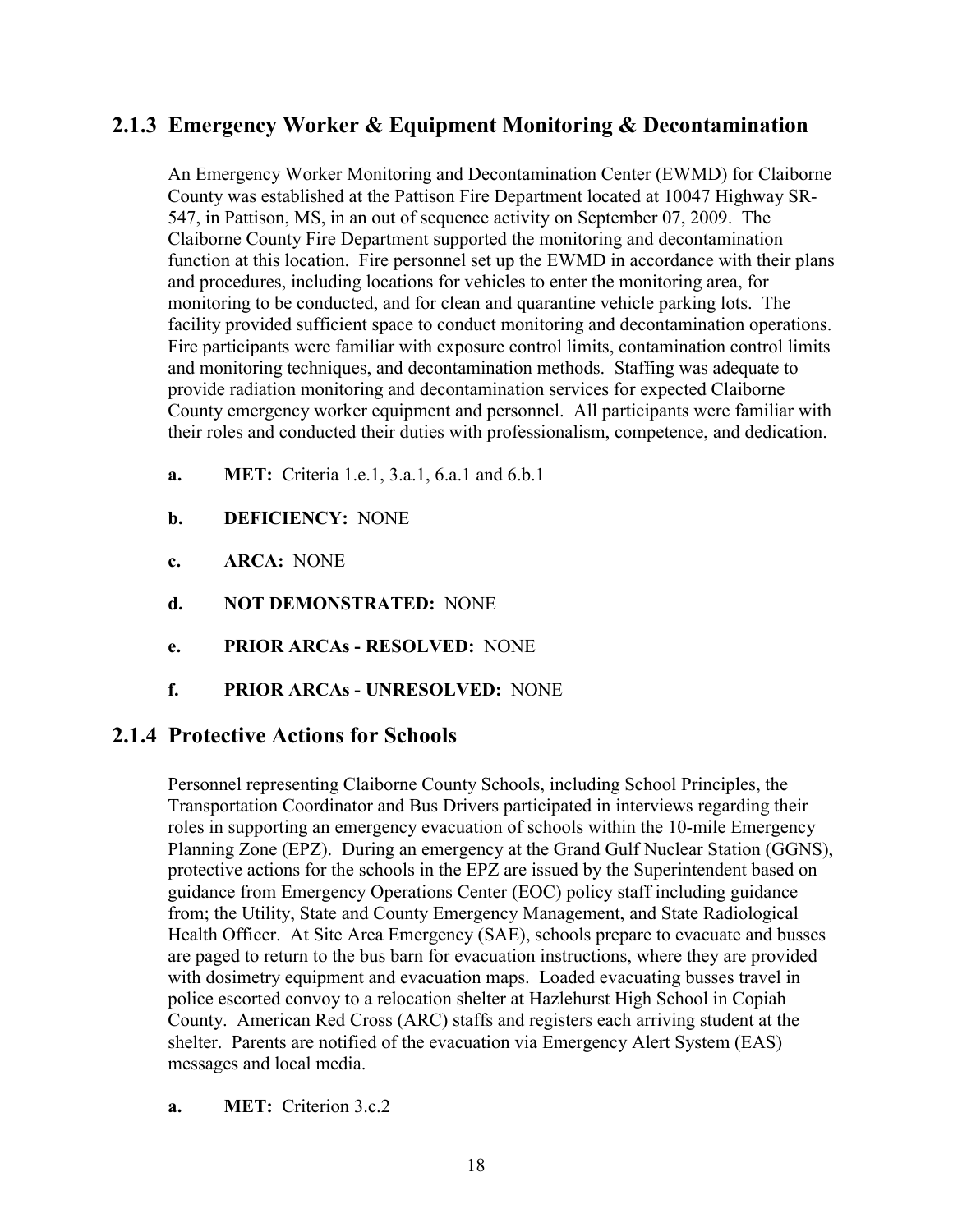## 2.1.3 Emergency Worker & Equipment Monitoring & Decontamination

An Emergency Worker Monitoring and Decontamination Center (EWMD) for Claiborne County was established at the Pattison Fire Department located at 10047 Highway SR-547, in Pattison, MS, in an out of sequence activity on September 07, 2009. The Claiborne County Fire Department supported the monitoring and decontamination function at this location. Fire personnel set up the EWMD in accordance with their plans and procedures, including locations for vehicles to enter the monitoring area, for monitoring to be conducted, and for clean and quarantine vehicle parking lots. The facility provided sufficient space to conduct monitoring and decontamination operations. Fire participants were familiar with exposure control limits, contamination control limits and monitoring techniques, and decontamination methods. Staffing was adequate to provide radiation monitoring and decontamination services for expected Claiborne County emergency worker equipment and personnel. All participants were familiar with their roles and conducted their duties with professionalism, competence, and dedication.

**a.** **MET:** Criteria 1.e.1, 3.a.1, 6.a.1 and 6.b.1

**b.** **DEFICIENCY:** NONE

**c.** **ARCA:** NONE

**d.** **NOT DEMONSTRATED:** NONE

**e.** **PRIOR ARCAs - RESOLVED:** NONE

**f.** **PRIOR ARCAs - UNRESOLVED:** NONE

## 2.1.4 Protective Actions for Schools

Personnel representing Claiborne County Schools, including School Principles, the Transportation Coordinator and Bus Drivers participated in interviews regarding their roles in supporting an emergency evacuation of schools within the 10-mile Emergency Planning Zone (EPZ). During an emergency at the Grand Gulf Nuclear Station (GGNS), protective actions for the schools in the EPZ are issued by the Superintendent based on guidance from Emergency Operations Center (EOC) policy staff including guidance from; the Utility, State and County Emergency Management, and State Radiological Health Officer. At Site Area Emergency (SAE), schools prepare to evacuate and busses are paged to return to the bus barn for evacuation instructions, where they are provided with dosimetry equipment and evacuation maps. Loaded evacuating busses travel in police escorted convoy to a relocation shelter at Hazlehurst High School in Copiah County. American Red Cross (ARC) staffs and registers each arriving student at the shelter. Parents are notified of the evacuation via Emergency Alert System (EAS) messages and local media.

**a.** **MET:** Criterion 3.c.2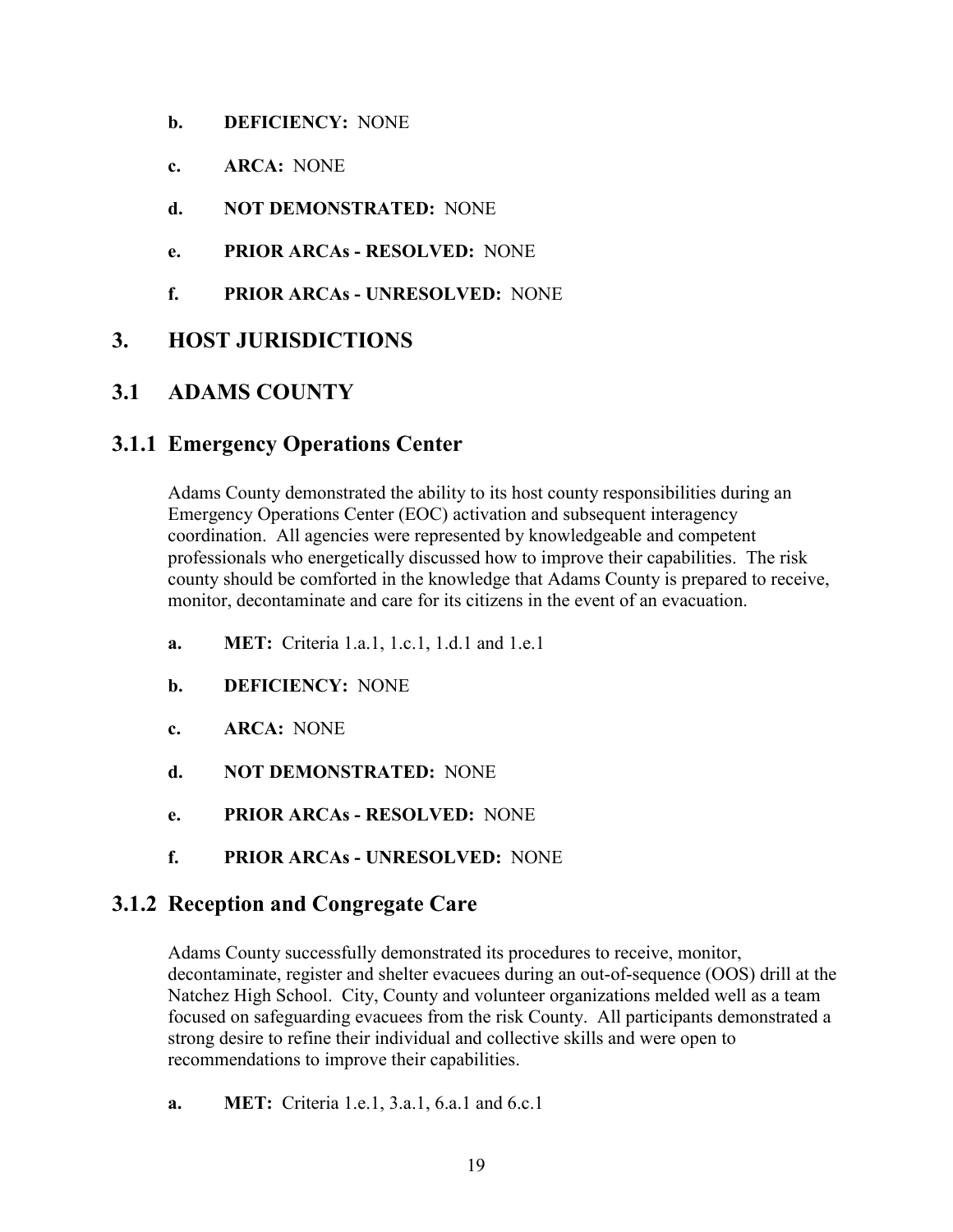- **b. DEFICIENCY:** NONE
- **c. ARCA:** NONE
- **d. NOT DEMONSTRATED:** NONE
- **e. PRIOR ARCAs - RESOLVED:** NONE
- **f. PRIOR ARCAs - UNRESOLVED:** NONE

# 3. HOST JURISDICTIONS

## 3.1 ADAMS COUNTY

### 3.1.1 Emergency Operations Center

Adams County demonstrated the ability to its host county responsibilities during an Emergency Operations Center (EOC) activation and subsequent interagency coordination. All agencies were represented by knowledgeable and competent professionals who energetically discussed how to improve their capabilities. The risk county should be comforted in the knowledge that Adams County is prepared to receive, monitor, decontaminate and care for its citizens in the event of an evacuation.

- **a. MET:** Criteria 1.a.1, 1.c.1, 1.d.1 and 1.e.1
- **b. DEFICIENCY:** NONE
- **c. ARCA:** NONE
- **d. NOT DEMONSTRATED:** NONE
- **e. PRIOR ARCAs - RESOLVED:** NONE
- **f. PRIOR ARCAs - UNRESOLVED:** NONE

### 3.1.2 Reception and Congregate Care

Adams County successfully demonstrated its procedures to receive, monitor, decontaminate, register and shelter evacuees during an out-of-sequence (OOS) drill at the Natchez High School. City, County and volunteer organizations melded well as a team focused on safeguarding evacuees from the risk County. All participants demonstrated a strong desire to refine their individual and collective skills and were open to recommendations to improve their capabilities.

- **a. MET:** Criteria 1.e.1, 3.a.1, 6.a.1 and 6.c.1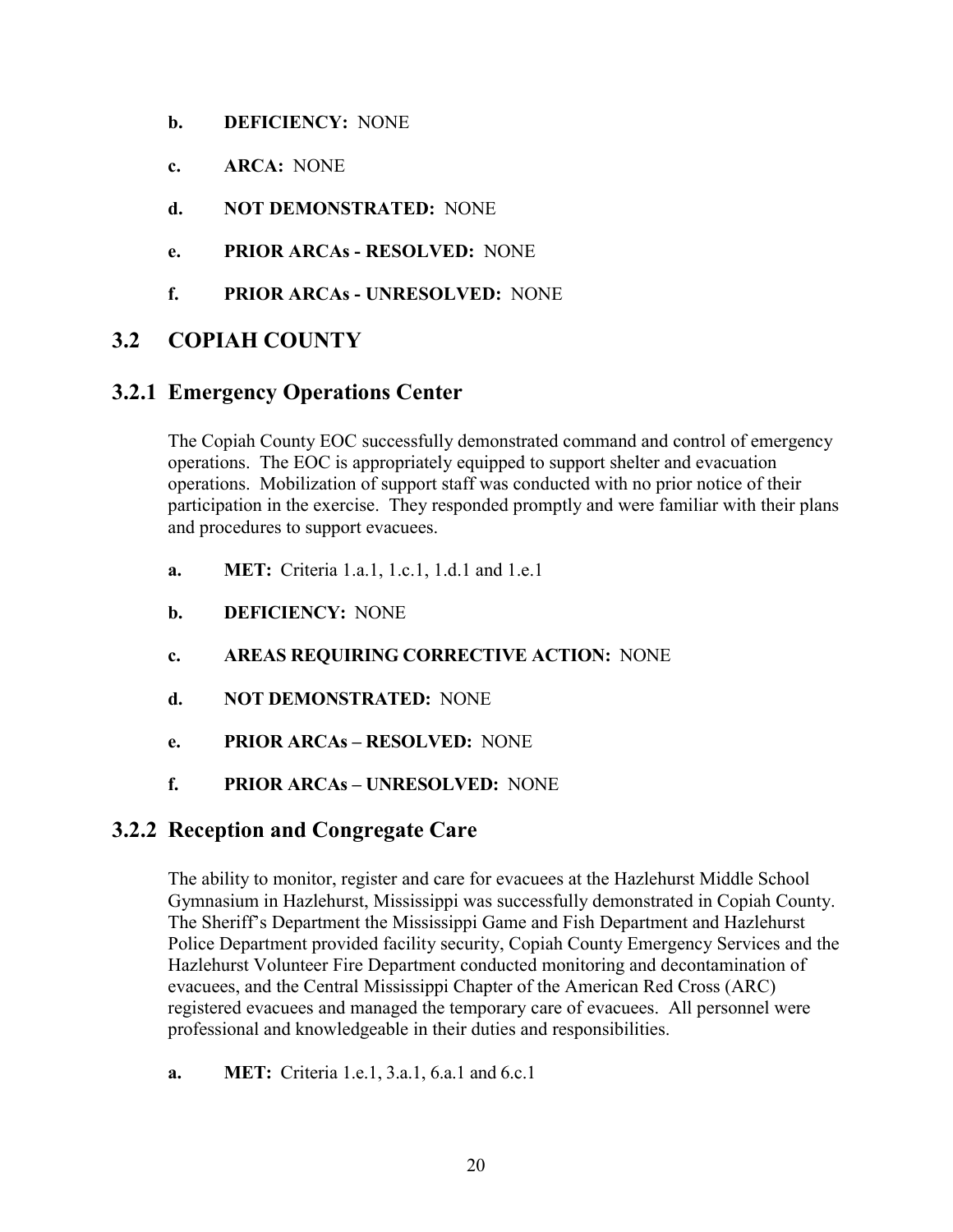**b. DEFICIENCY:** NONE

**c. ARCA:** NONE

**d. NOT DEMONSTRATED:** NONE

**e. PRIOR ARCAs - RESOLVED:** NONE

**f. PRIOR ARCAs - UNRESOLVED:** NONE

## 3.2 COPIAH COUNTY

### 3.2.1 Emergency Operations Center

The Copiah County EOC successfully demonstrated command and control of emergency operations. The EOC is appropriately equipped to support shelter and evacuation operations. Mobilization of support staff was conducted with no prior notice of their participation in the exercise. They responded promptly and were familiar with their plans and procedures to support evacuees.

**a. MET:** Criteria 1.a.1, 1.c.1, 1.d.1 and 1.e.1

**b. DEFICIENCY:** NONE

**c. AREAS REQUIRING CORRECTIVE ACTION:** NONE

**d. NOT DEMONSTRATED:** NONE

**e. PRIOR ARCAs – RESOLVED:** NONE

**f. PRIOR ARCAs – UNRESOLVED:** NONE

### 3.2.2 Reception and Congregate Care

The ability to monitor, register and care for evacuees at the Hazlehurst Middle School Gymnasium in Hazlehurst, Mississippi was successfully demonstrated in Copiah County. The Sheriff's Department the Mississippi Game and Fish Department and Hazlehurst Police Department provided facility security, Copiah County Emergency Services and the Hazlehurst Volunteer Fire Department conducted monitoring and decontamination of evacuees, and the Central Mississippi Chapter of the American Red Cross (ARC) registered evacuees and managed the temporary care of evacuees. All personnel were professional and knowledgeable in their duties and responsibilities.

**a. MET:** Criteria 1.e.1, 3.a.1, 6.a.1 and 6.c.1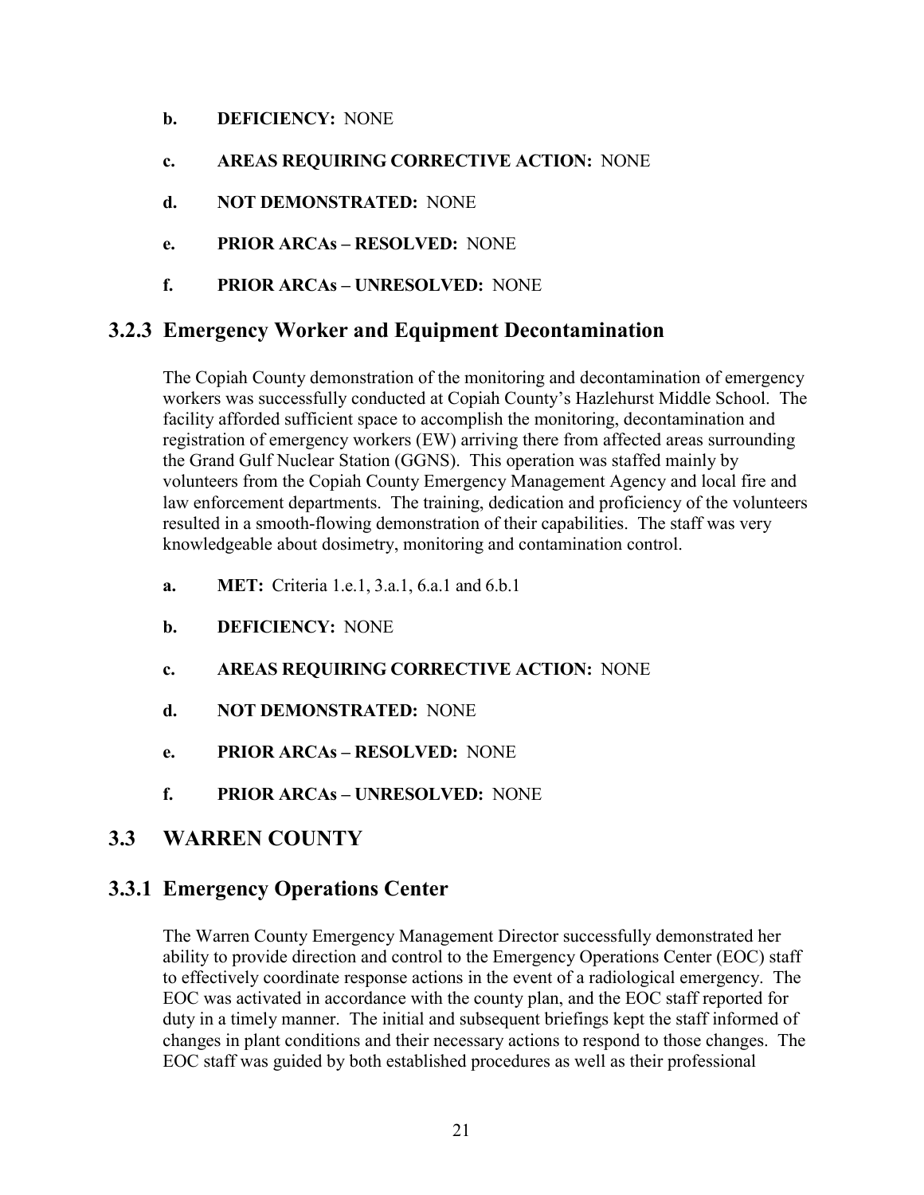- **b. DEFICIENCY:** NONE
- **c. AREAS REQUIRING CORRECTIVE ACTION:** NONE
- **d. NOT DEMONSTRATED:** NONE
- **e. PRIOR ARCAs – RESOLVED:** NONE
- **f. PRIOR ARCAs – UNRESOLVED:** NONE

### 3.2.3 Emergency Worker and Equipment Decontamination

The Copiah County demonstration of the monitoring and decontamination of emergency workers was successfully conducted at Copiah County's Hazlehurst Middle School. The facility afforded sufficient space to accomplish the monitoring, decontamination and registration of emergency workers (EW) arriving there from affected areas surrounding the Grand Gulf Nuclear Station (GGNS). This operation was staffed mainly by volunteers from the Copiah County Emergency Management Agency and local fire and law enforcement departments. The training, dedication and proficiency of the volunteers resulted in a smooth-flowing demonstration of their capabilities. The staff was very knowledgeable about dosimetry, monitoring and contamination control.

- **a. MET:** Criteria 1.e.1, 3.a.1, 6.a.1 and 6.b.1
- **b. DEFICIENCY:** NONE
- **c. AREAS REQUIRING CORRECTIVE ACTION:** NONE
- **d. NOT DEMONSTRATED:** NONE
- **e. PRIOR ARCAs – RESOLVED:** NONE
- **f. PRIOR ARCAs – UNRESOLVED:** NONE

## 3.3 WARREN COUNTY

### 3.3.1 Emergency Operations Center

The Warren County Emergency Management Director successfully demonstrated her ability to provide direction and control to the Emergency Operations Center (EOC) staff to effectively coordinate response actions in the event of a radiological emergency. The EOC was activated in accordance with the county plan, and the EOC staff reported for duty in a timely manner. The initial and subsequent briefings kept the staff informed of changes in plant conditions and their necessary actions to respond to those changes. The EOC staff was guided by both established procedures as well as their professional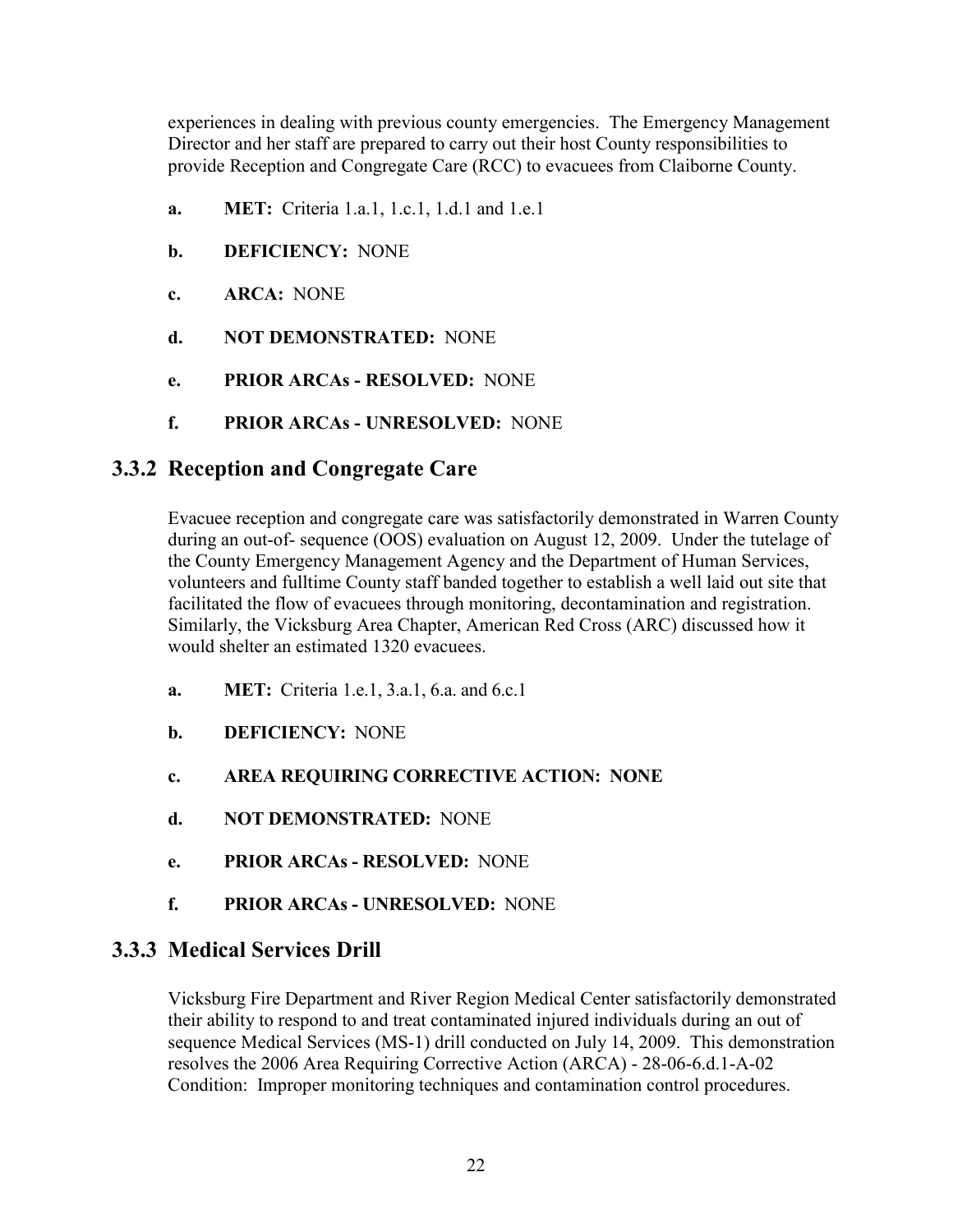experiences in dealing with previous county emergencies. The Emergency Management Director and her staff are prepared to carry out their host County responsibilities to provide Reception and Congregate Care (RCC) to evacuees from Claiborne County.

a. **MET:** Criteria 1.a.1, 1.c.1, 1.d.1 and 1.e.1

b. **DEFICIENCY:** NONE

c. **ARCA:** NONE

d. **NOT DEMONSTRATED:** NONE

e. **PRIOR ARCAs - RESOLVED:** NONE

f. **PRIOR ARCAs - UNRESOLVED:** NONE

### 3.3.2 Reception and Congregate Care

Evacuee reception and congregate care was satisfactorily demonstrated in Warren County during an out-of- sequence (OOS) evaluation on August 12, 2009. Under the tutelage of the County Emergency Management Agency and the Department of Human Services, volunteers and fulltime County staff banded together to establish a well laid out site that facilitated the flow of evacuees through monitoring, decontamination and registration. Similarly, the Vicksburg Area Chapter, American Red Cross (ARC) discussed how it would shelter an estimated 1320 evacuees.

a. **MET:** Criteria 1.e.1, 3.a.1, 6.a. and 6.c.1

b. **DEFICIENCY:** NONE

c. **AREA REQUIRING CORRECTIVE ACTION: NONE**

d. **NOT DEMONSTRATED:** NONE

e. **PRIOR ARCAs - RESOLVED:** NONE

f. **PRIOR ARCAs - UNRESOLVED:** NONE

### 3.3.3 Medical Services Drill

Vicksburg Fire Department and River Region Medical Center satisfactorily demonstrated their ability to respond to and treat contaminated injured individuals during an out of sequence Medical Services (MS-1) drill conducted on July 14, 2009. This demonstration resolves the 2006 Area Requiring Corrective Action (ARCA) - 28-06-6.d.1-A-02 Condition: Improper monitoring techniques and contamination control procedures.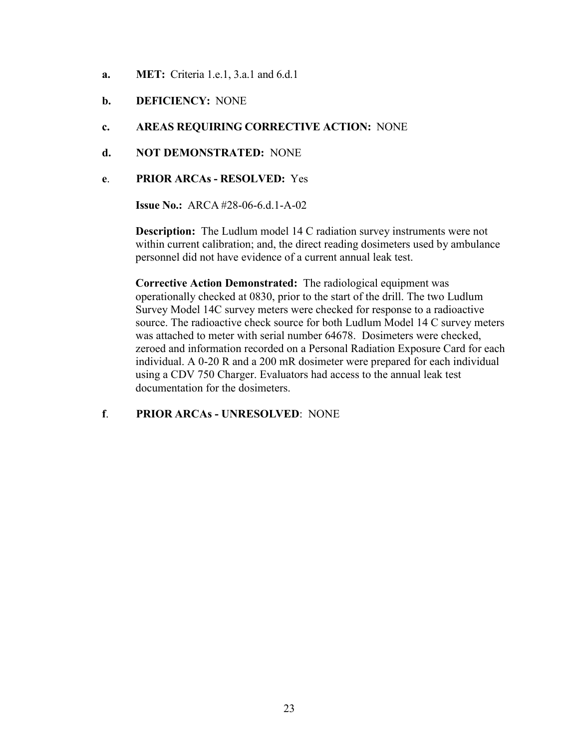**a. MET:** Criteria 1.e.1, 3.a.1 and 6.d.1

**b. DEFICIENCY:** NONE

**c. AREAS REQUIRING CORRECTIVE ACTION:** NONE

**d. NOT DEMONSTRATED:** NONE

**e. PRIOR ARCAs - RESOLVED:** Yes

**Issue No.:** ARCA #28-06-6.d.1-A-02

**Description:** The Ludlum model 14 C radiation survey instruments were not within current calibration; and, the direct reading dosimeters used by ambulance personnel did not have evidence of a current annual leak test.

**Corrective Action Demonstrated:** The radiological equipment was operationally checked at 0830, prior to the start of the drill. The two Ludlum Survey Model 14C survey meters were checked for response to a radioactive source. The radioactive check source for both Ludlum Model 14 C survey meters was attached to meter with serial number 64678. Dosimeters were checked, zeroed and information recorded on a Personal Radiation Exposure Card for each individual. A 0-20 R and a 200 mR dosimeter were prepared for each individual using a CDV 750 Charger. Evaluators had access to the annual leak test documentation for the dosimeters.

**f. PRIOR ARCAs - UNRESOLVED**: NONE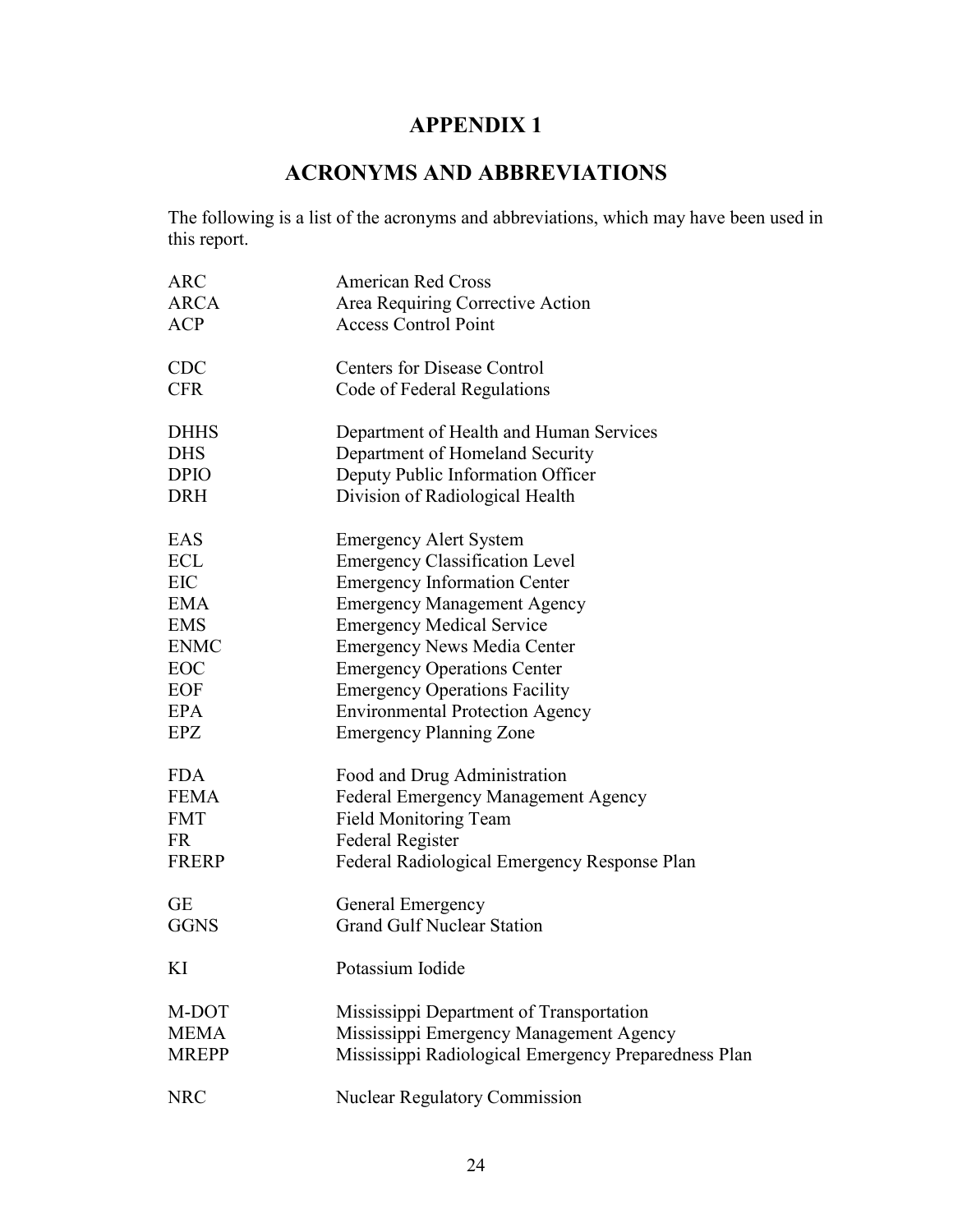# APPENDIX 1

## ACRONYMS AND ABBREVIATIONS

The following is a list of the acronyms and abbreviations, which may have been used in this report.

| | |
|---|---|
| ARC | American Red Cross |
| ARCA | Area Requiring Corrective Action |
| ACP | Access Control Point |
| CDC | Centers for Disease Control |
| CFR | Code of Federal Regulations |
| DHHS | Department of Health and Human Services |
| DHS | Department of Homeland Security |
| DPIO | Deputy Public Information Officer |
| DRH | Division of Radiological Health |
| EAS | Emergency Alert System |
| ECL | Emergency Classification Level |
| EIC | Emergency Information Center |
| EMA | Emergency Management Agency |
| EMS | Emergency Medical Service |
| ENMC | Emergency News Media Center |
| EOC | Emergency Operations Center |
| EOF | Emergency Operations Facility |
| EPA | Environmental Protection Agency |
| EPZ | Emergency Planning Zone |
| FDA | Food and Drug Administration |
| FEMA | Federal Emergency Management Agency |
| FMT | Field Monitoring Team |
| FR | Federal Register |
| FRERP | Federal Radiological Emergency Response Plan |
| GE | General Emergency |
| GGNS | Grand Gulf Nuclear Station |
| KI | Potassium Iodide |
| M-DOT | Mississippi Department of Transportation |
| MEMA | Mississippi Emergency Management Agency |
| MREPP | Mississippi Radiological Emergency Preparedness Plan |
| NRC | Nuclear Regulatory Commission |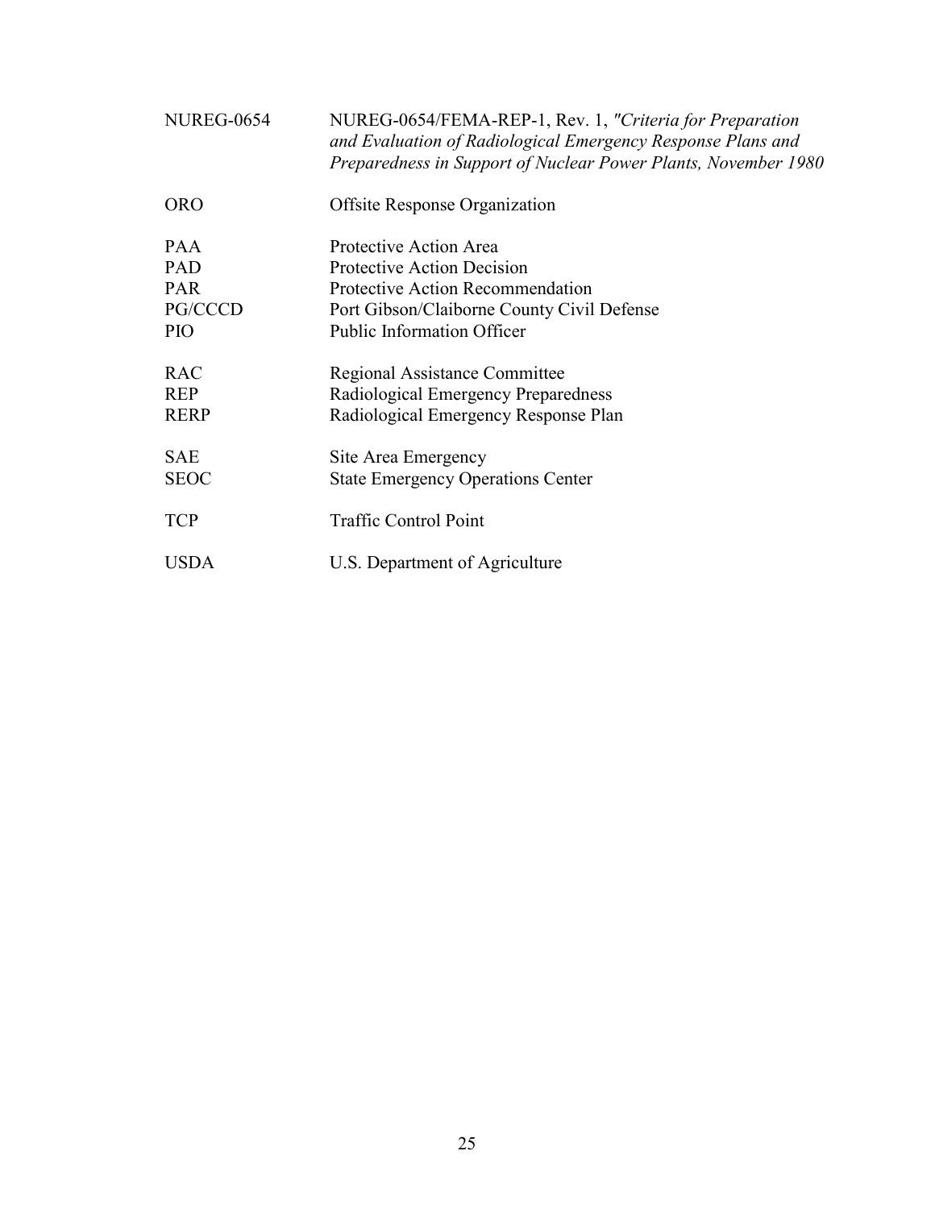| | |
|---|---|
| NUREG-0654 | NUREG-0654/FEMA-REP-1, Rev. 1, *"Criteria for Preparation and Evaluation of Radiological Emergency Response Plans and Preparedness in Support of Nuclear Power Plants, November 1980* |
| ORO | Offsite Response Organization |
| PAA | Protective Action Area |
| PAD | Protective Action Decision |
| PAR | Protective Action Recommendation |
| PG/CCCD | Port Gibson/Claiborne County Civil Defense |
| PIO | Public Information Officer |
| RAC | Regional Assistance Committee |
| REP | Radiological Emergency Preparedness |
| RERP | Radiological Emergency Response Plan |
| SAE | Site Area Emergency |
| SEOC | State Emergency Operations Center |
| TCP | Traffic Control Point |
| USDA | U.S. Department of Agriculture |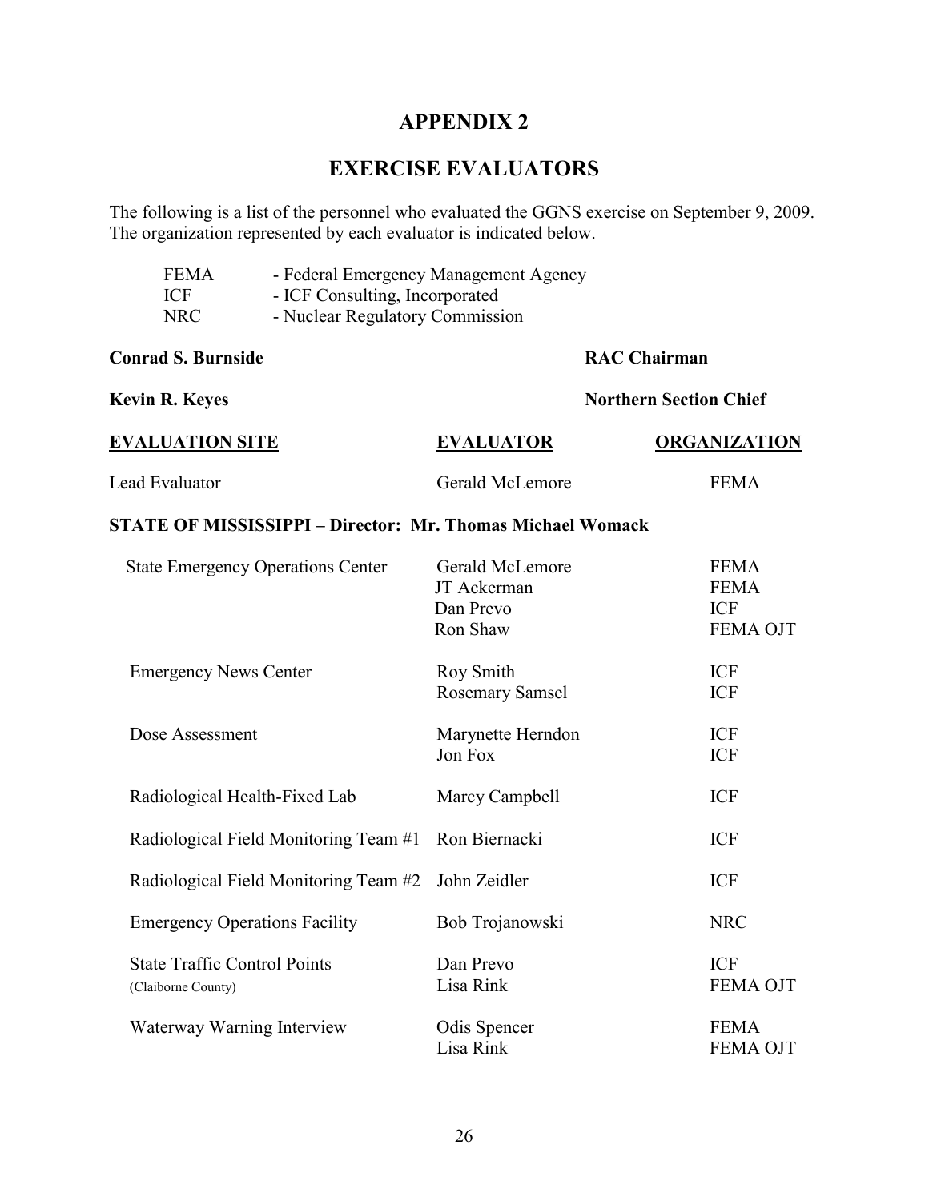# APPENDIX 2

## EXERCISE EVALUATORS

The following is a list of the personnel who evaluated the GGNS exercise on September 9, 2009. The organization represented by each evaluator is indicated below.

FEMA - Federal Emergency Management Agency
ICF - ICF Consulting, Incorporated
NRC - Nuclear Regulatory Commission

**Conrad S. Burnside** **RAC Chairman**

**Kevin R. Keyes** **Northern Section Chief**

| EVALUATION SITE | EVALUATOR | ORGANIZATION |
|---|---|---|
| Lead Evaluator | Gerald McLemore | FEMA |
| **STATE OF MISSISSIPPI – Director: Mr. Thomas Michael Womack** | | |
| State Emergency Operations Center | Gerald McLemore | FEMA |
| | JT Ackerman | FEMA |
| | Dan Prevo | ICF |
| | Ron Shaw | FEMA OJT |
| Emergency News Center | Roy Smith | ICF |
| | Rosemary Samsel | ICF |
| Dose Assessment | Marynette Herndon | ICF |
| | Jon Fox | ICF |
| Radiological Health-Fixed Lab | Marcy Campbell | ICF |
| Radiological Field Monitoring Team #1 | Ron Biernacki | ICF |
| Radiological Field Monitoring Team #2 | John Zeidler | ICF |
| Emergency Operations Facility | Bob Trojanowski | NRC |
| State Traffic Control Points (Claiborne County) | Dan Prevo | ICF |
| | Lisa Rink | FEMA OJT |
| Waterway Warning Interview | Odis Spencer | FEMA |
| | Lisa Rink | FEMA OJT |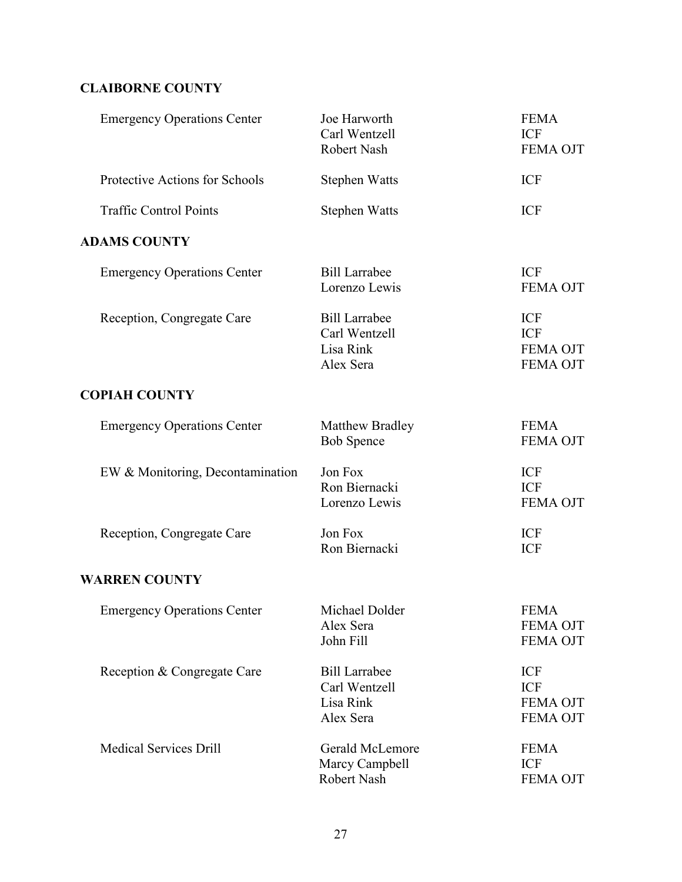**CLAIBORNE COUNTY**

| | | |
|---|---|---|
| Emergency Operations Center | Joe Harworth | FEMA |
| | Carl Wentzell | ICF |
| | Robert Nash | FEMA OJT |
| Protective Actions for Schools | Stephen Watts | ICF |
| Traffic Control Points | Stephen Watts | ICF |

**ADAMS COUNTY**

| | | |
|---|---|---|
| Emergency Operations Center | Bill Larrabee | ICF |
| | Lorenzo Lewis | FEMA OJT |
| Reception, Congregate Care | Bill Larrabee | ICF |
| | Carl Wentzell | ICF |
| | Lisa Rink | FEMA OJT |
| | Alex Sera | FEMA OJT |

**COPIAH COUNTY**

| | | |
|---|---|---|
| Emergency Operations Center | Matthew Bradley | FEMA |
| | Bob Spence | FEMA OJT |
| EW & Monitoring, Decontamination | Jon Fox | ICF |
| | Ron Biernacki | ICF |
| | Lorenzo Lewis | FEMA OJT |
| Reception, Congregate Care | Jon Fox | ICF |
| | Ron Biernacki | ICF |

**WARREN COUNTY**

| | | |
|---|---|---|
| Emergency Operations Center | Michael Dolder | FEMA |
| | Alex Sera | FEMA OJT |
| | John Fill | FEMA OJT |
| Reception & Congregate Care | Bill Larrabee | ICF |
| | Carl Wentzell | ICF |
| | Lisa Rink | FEMA OJT |
| | Alex Sera | FEMA OJT |
| Medical Services Drill | Gerald McLemore | FEMA |
| | Marcy Campbell | ICF |
| | Robert Nash | FEMA OJT |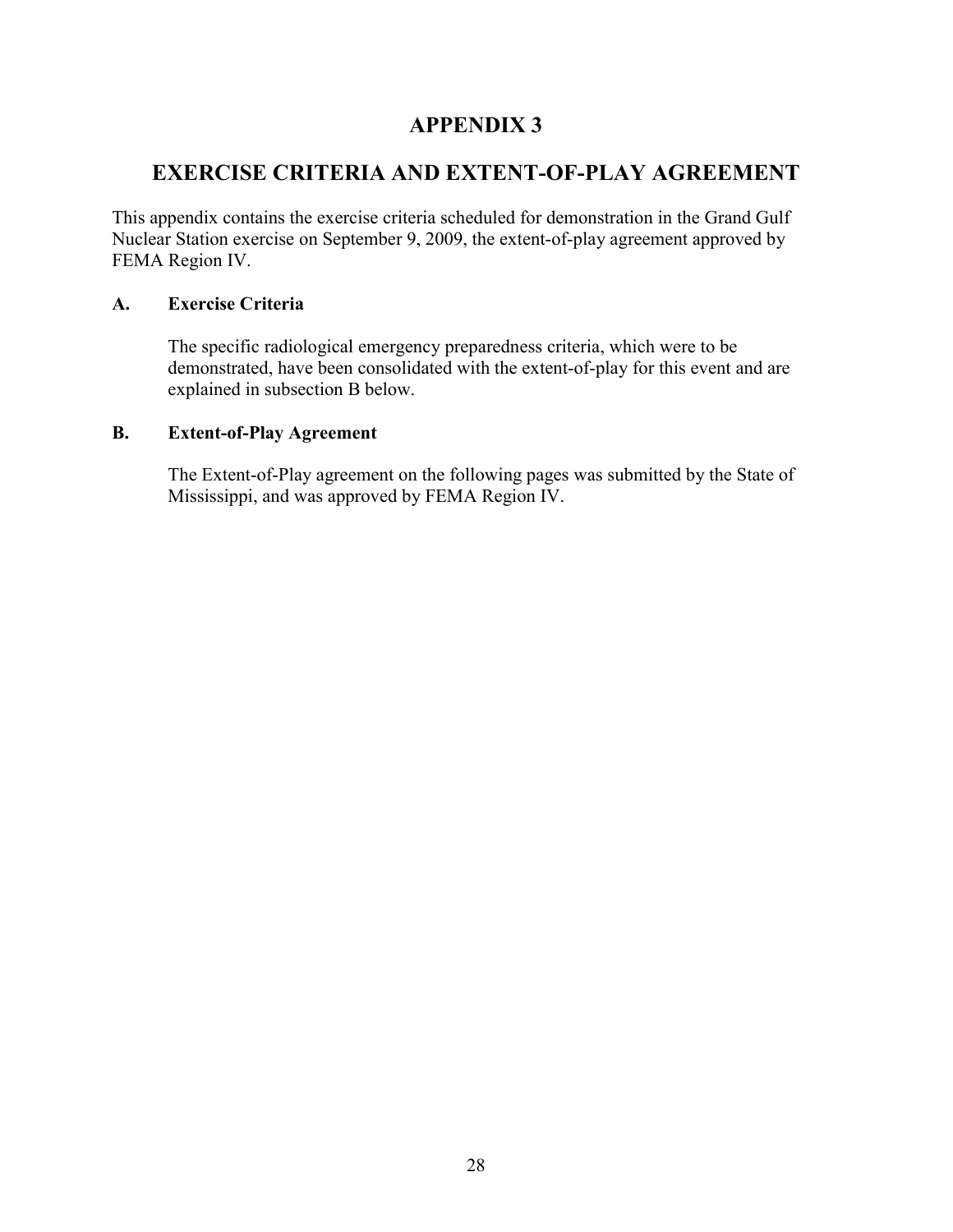# APPENDIX 3

## EXERCISE CRITERIA AND EXTENT-OF-PLAY AGREEMENT

This appendix contains the exercise criteria scheduled for demonstration in the Grand Gulf Nuclear Station exercise on September 9, 2009, the extent-of-play agreement approved by FEMA Region IV.

### A. Exercise Criteria

The specific radiological emergency preparedness criteria, which were to be demonstrated, have been consolidated with the extent-of-play for this event and are explained in subsection B below.

### B. Extent-of-Play Agreement

The Extent-of-Play agreement on the following pages was submitted by the State of Mississippi, and was approved by FEMA Region IV.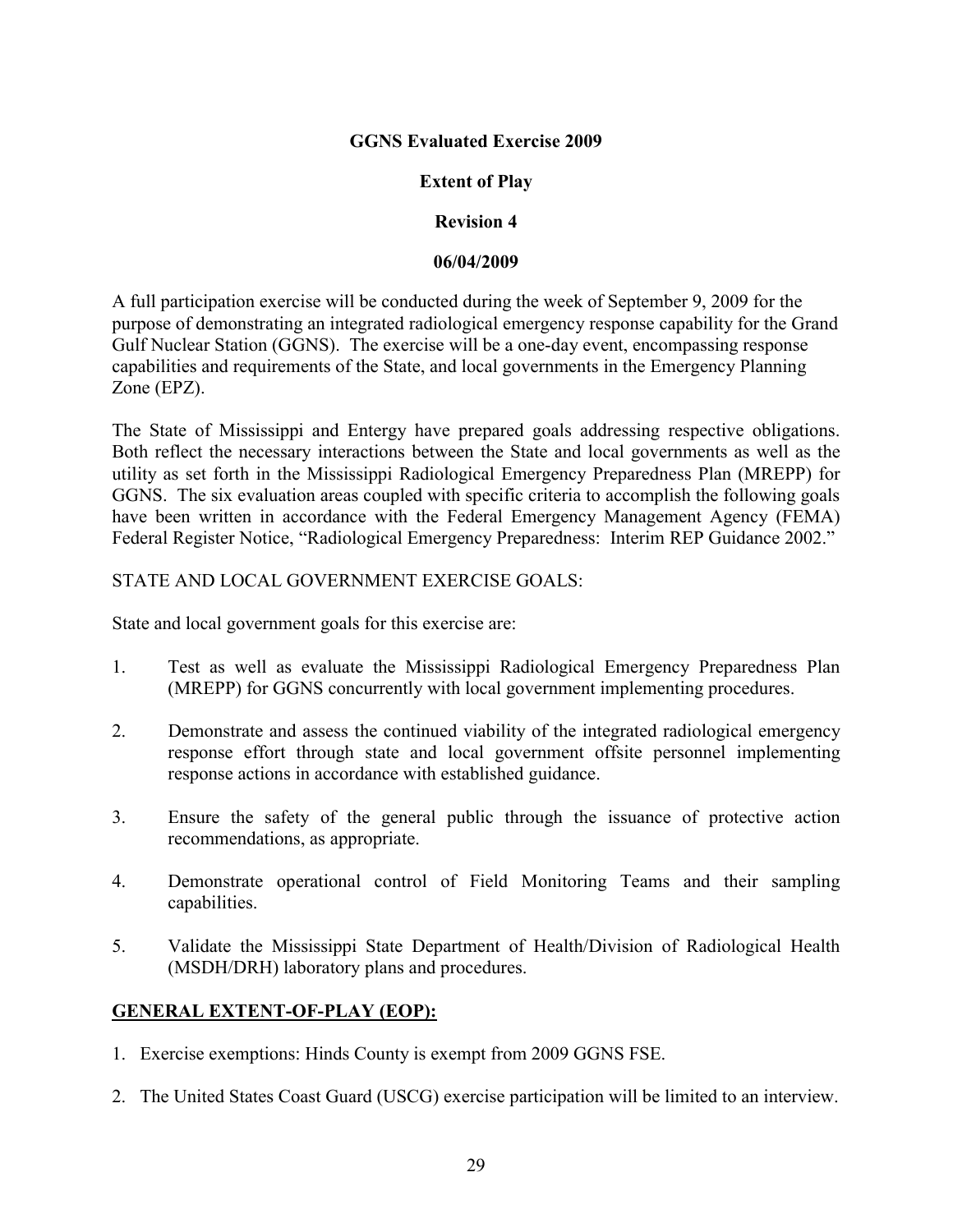**GGNS Evaluated Exercise 2009**

**Extent of Play**

**Revision 4**

**06/04/2009**

A full participation exercise will be conducted during the week of September 9, 2009 for the purpose of demonstrating an integrated radiological emergency response capability for the Grand Gulf Nuclear Station (GGNS). The exercise will be a one-day event, encompassing response capabilities and requirements of the State, and local governments in the Emergency Planning Zone (EPZ).

The State of Mississippi and Entergy have prepared goals addressing respective obligations. Both reflect the necessary interactions between the State and local governments as well as the utility as set forth in the Mississippi Radiological Emergency Preparedness Plan (MREPP) for GGNS. The six evaluation areas coupled with specific criteria to accomplish the following goals have been written in accordance with the Federal Emergency Management Agency (FEMA) Federal Register Notice, "Radiological Emergency Preparedness: Interim REP Guidance 2002."

STATE AND LOCAL GOVERNMENT EXERCISE GOALS:

State and local government goals for this exercise are:

1. Test as well as evaluate the Mississippi Radiological Emergency Preparedness Plan (MREPP) for GGNS concurrently with local government implementing procedures.

2. Demonstrate and assess the continued viability of the integrated radiological emergency response effort through state and local government offsite personnel implementing response actions in accordance with established guidance.

3. Ensure the safety of the general public through the issuance of protective action recommendations, as appropriate.

4. Demonstrate operational control of Field Monitoring Teams and their sampling capabilities.

5. Validate the Mississippi State Department of Health/Division of Radiological Health (MSDH/DRH) laboratory plans and procedures.

**GENERAL EXTENT-OF-PLAY (EOP):**

1. Exercise exemptions: Hinds County is exempt from 2009 GGNS FSE.

2. The United States Coast Guard (USCG) exercise participation will be limited to an interview.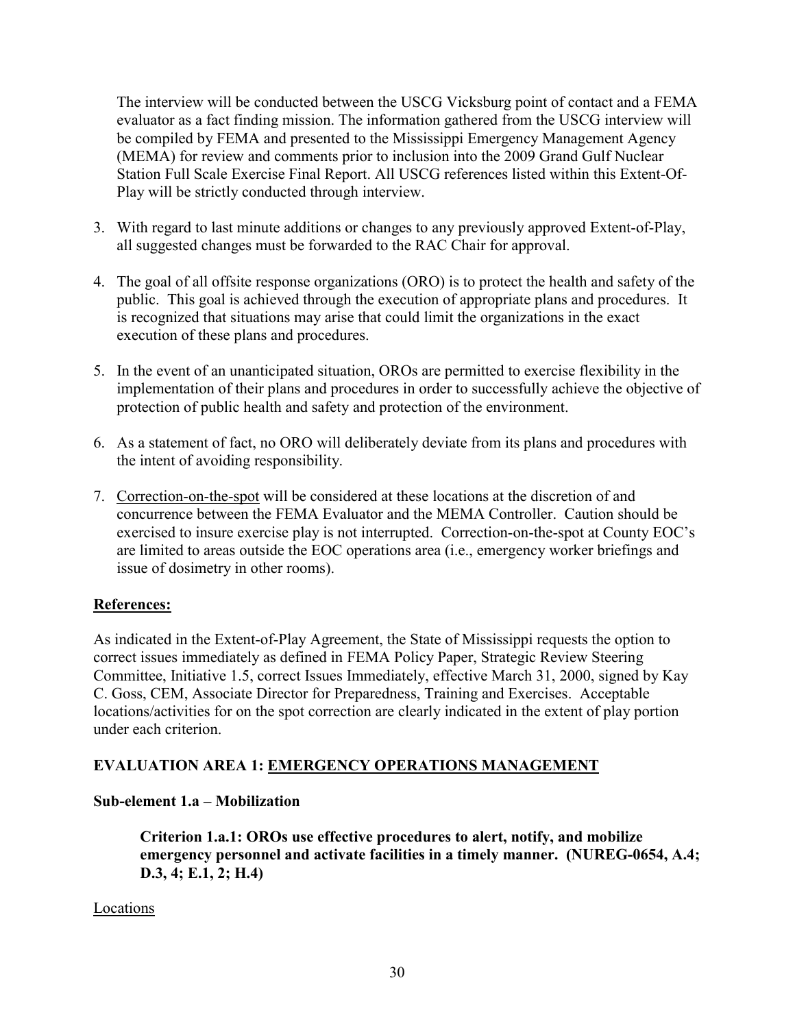The interview will be conducted between the USCG Vicksburg point of contact and a FEMA evaluator as a fact finding mission. The information gathered from the USCG interview will be compiled by FEMA and presented to the Mississippi Emergency Management Agency (MEMA) for review and comments prior to inclusion into the 2009 Grand Gulf Nuclear Station Full Scale Exercise Final Report. All USCG references listed within this Extent-Of-Play will be strictly conducted through interview.

3. With regard to last minute additions or changes to any previously approved Extent-of-Play, all suggested changes must be forwarded to the RAC Chair for approval.

4. The goal of all offsite response organizations (ORO) is to protect the health and safety of the public. This goal is achieved through the execution of appropriate plans and procedures. It is recognized that situations may arise that could limit the organizations in the exact execution of these plans and procedures.

5. In the event of an unanticipated situation, OROs are permitted to exercise flexibility in the implementation of their plans and procedures in order to successfully achieve the objective of protection of public health and safety and protection of the environment.

6. As a statement of fact, no ORO will deliberately deviate from its plans and procedures with the intent of avoiding responsibility.

7. Correction-on-the-spot will be considered at these locations at the discretion of and concurrence between the FEMA Evaluator and the MEMA Controller. Caution should be exercised to insure exercise play is not interrupted. Correction-on-the-spot at County EOC's are limited to areas outside the EOC operations area (i.e., emergency worker briefings and issue of dosimetry in other rooms).

**References:**

As indicated in the Extent-of-Play Agreement, the State of Mississippi requests the option to correct issues immediately as defined in FEMA Policy Paper, Strategic Review Steering Committee, Initiative 1.5, correct Issues Immediately, effective March 31, 2000, signed by Kay C. Goss, CEM, Associate Director for Preparedness, Training and Exercises. Acceptable locations/activities for on the spot correction are clearly indicated in the extent of play portion under each criterion.

## EVALUATION AREA 1: EMERGENCY OPERATIONS MANAGEMENT

### Sub-element 1.a – Mobilization

**Criterion 1.a.1: OROs use effective procedures to alert, notify, and mobilize emergency personnel and activate facilities in a timely manner. (NUREG-0654, A.4; D.3, 4; E.1, 2; H.4)**

Locations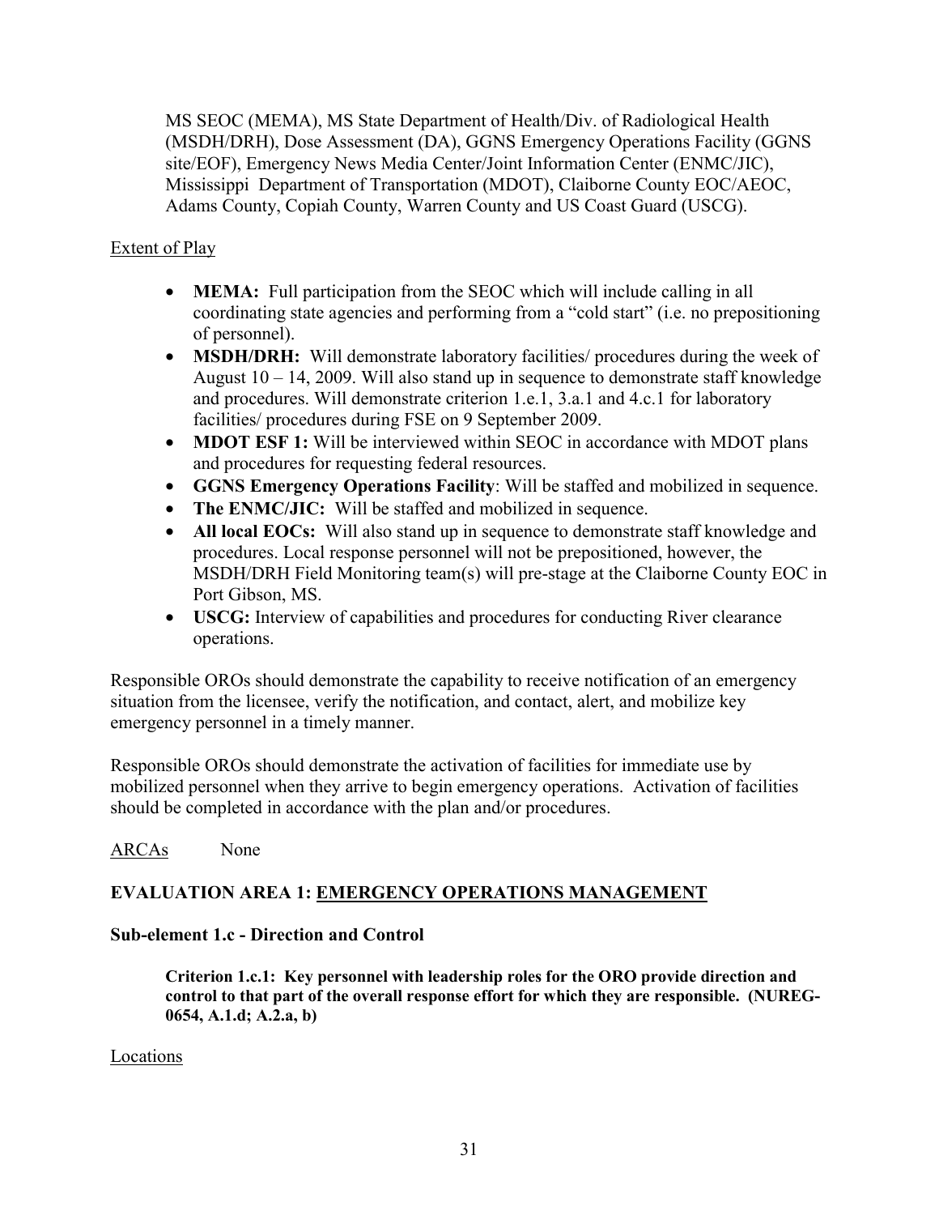MS SEOC (MEMA), MS State Department of Health/Div. of Radiological Health (MSDH/DRH), Dose Assessment (DA), GGNS Emergency Operations Facility (GGNS site/EOF), Emergency News Media Center/Joint Information Center (ENMC/JIC), Mississippi Department of Transportation (MDOT), Claiborne County EOC/AEOC, Adams County, Copiah County, Warren County and US Coast Guard (USCG).

Extent of Play

- **MEMA:** Full participation from the SEOC which will include calling in all coordinating state agencies and performing from a "cold start" (i.e. no prepositioning of personnel).
- **MSDH/DRH:** Will demonstrate laboratory facilities/ procedures during the week of August 10 – 14, 2009. Will also stand up in sequence to demonstrate staff knowledge and procedures. Will demonstrate criterion 1.e.1, 3.a.1 and 4.c.1 for laboratory facilities/ procedures during FSE on 9 September 2009.
- **MDOT ESF 1:** Will be interviewed within SEOC in accordance with MDOT plans and procedures for requesting federal resources.
- **GGNS Emergency Operations Facility**: Will be staffed and mobilized in sequence.
- **The ENMC/JIC:** Will be staffed and mobilized in sequence.
- **All local EOCs:** Will also stand up in sequence to demonstrate staff knowledge and procedures. Local response personnel will not be prepositioned, however, the MSDH/DRH Field Monitoring team(s) will pre-stage at the Claiborne County EOC in Port Gibson, MS.
- **USCG:** Interview of capabilities and procedures for conducting River clearance operations.

Responsible OROs should demonstrate the capability to receive notification of an emergency situation from the licensee, verify the notification, and contact, alert, and mobilize key emergency personnel in a timely manner.

Responsible OROs should demonstrate the activation of facilities for immediate use by mobilized personnel when they arrive to begin emergency operations. Activation of facilities should be completed in accordance with the plan and/or procedures.

ARCAs None

## EVALUATION AREA 1: EMERGENCY OPERATIONS MANAGEMENT

### Sub-element 1.c - Direction and Control

**Criterion 1.c.1: Key personnel with leadership roles for the ORO provide direction and control to that part of the overall response effort for which they are responsible. (NUREG-0654, A.1.d; A.2.a, b)**

Locations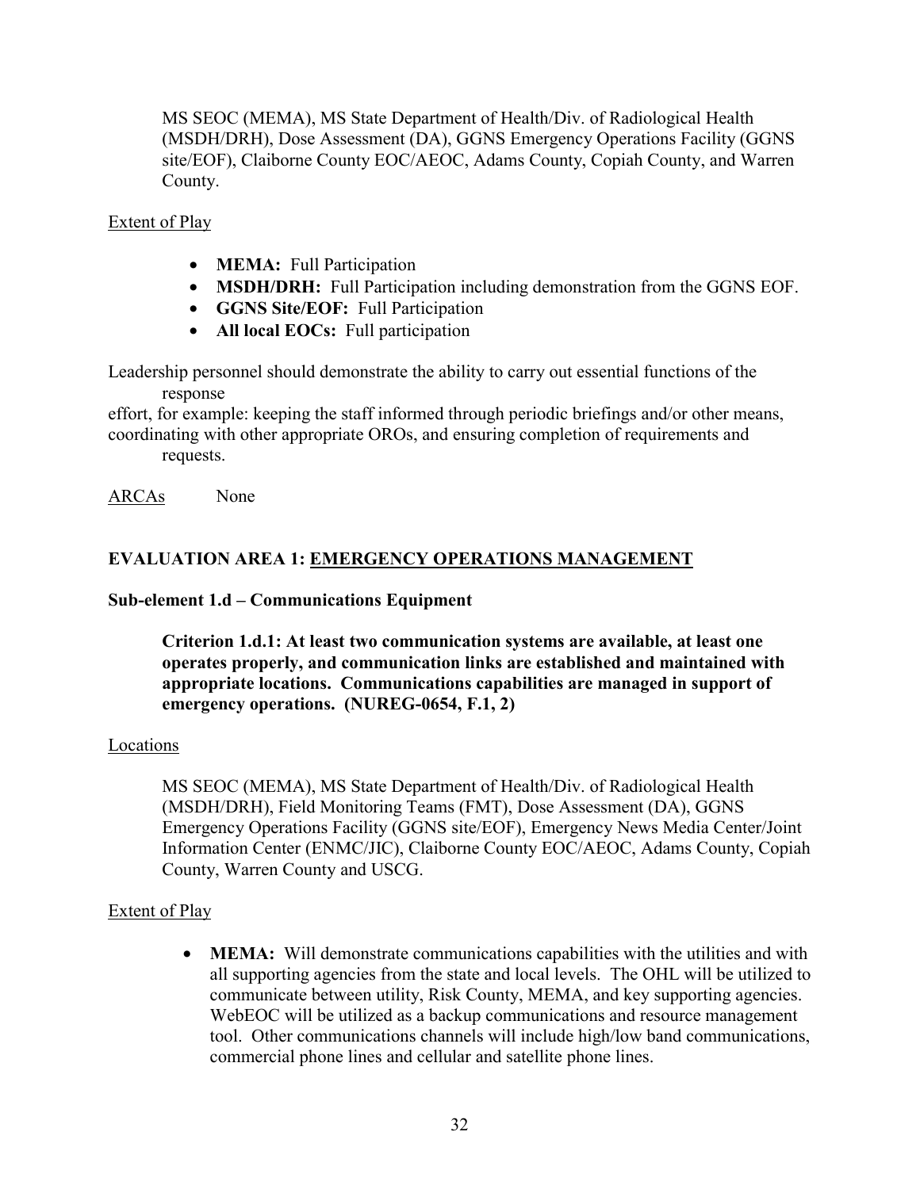MS SEOC (MEMA), MS State Department of Health/Div. of Radiological Health (MSDH/DRH), Dose Assessment (DA), GGNS Emergency Operations Facility (GGNS site/EOF), Claiborne County EOC/AEOC, Adams County, Copiah County, and Warren County.

Extent of Play

- **MEMA:** Full Participation
- **MSDH/DRH:** Full Participation including demonstration from the GGNS EOF.
- **GGNS Site/EOF:** Full Participation
- **All local EOCs:** Full participation

Leadership personnel should demonstrate the ability to carry out essential functions of the response effort, for example: keeping the staff informed through periodic briefings and/or other means, coordinating with other appropriate OROs, and ensuring completion of requirements and requests.

ARCAs None

**EVALUATION AREA 1: EMERGENCY OPERATIONS MANAGEMENT**

**Sub-element 1.d – Communications Equipment**

**Criterion 1.d.1: At least two communication systems are available, at least one operates properly, and communication links are established and maintained with appropriate locations. Communications capabilities are managed in support of emergency operations. (NUREG-0654, F.1, 2)**

Locations

MS SEOC (MEMA), MS State Department of Health/Div. of Radiological Health (MSDH/DRH), Field Monitoring Teams (FMT), Dose Assessment (DA), GGNS Emergency Operations Facility (GGNS site/EOF), Emergency News Media Center/Joint Information Center (ENMC/JIC), Claiborne County EOC/AEOC, Adams County, Copiah County, Warren County and USCG.

Extent of Play

- **MEMA:** Will demonstrate communications capabilities with the utilities and with all supporting agencies from the state and local levels. The OHL will be utilized to communicate between utility, Risk County, MEMA, and key supporting agencies. WebEOC will be utilized as a backup communications and resource management tool. Other communications channels will include high/low band communications, commercial phone lines and cellular and satellite phone lines.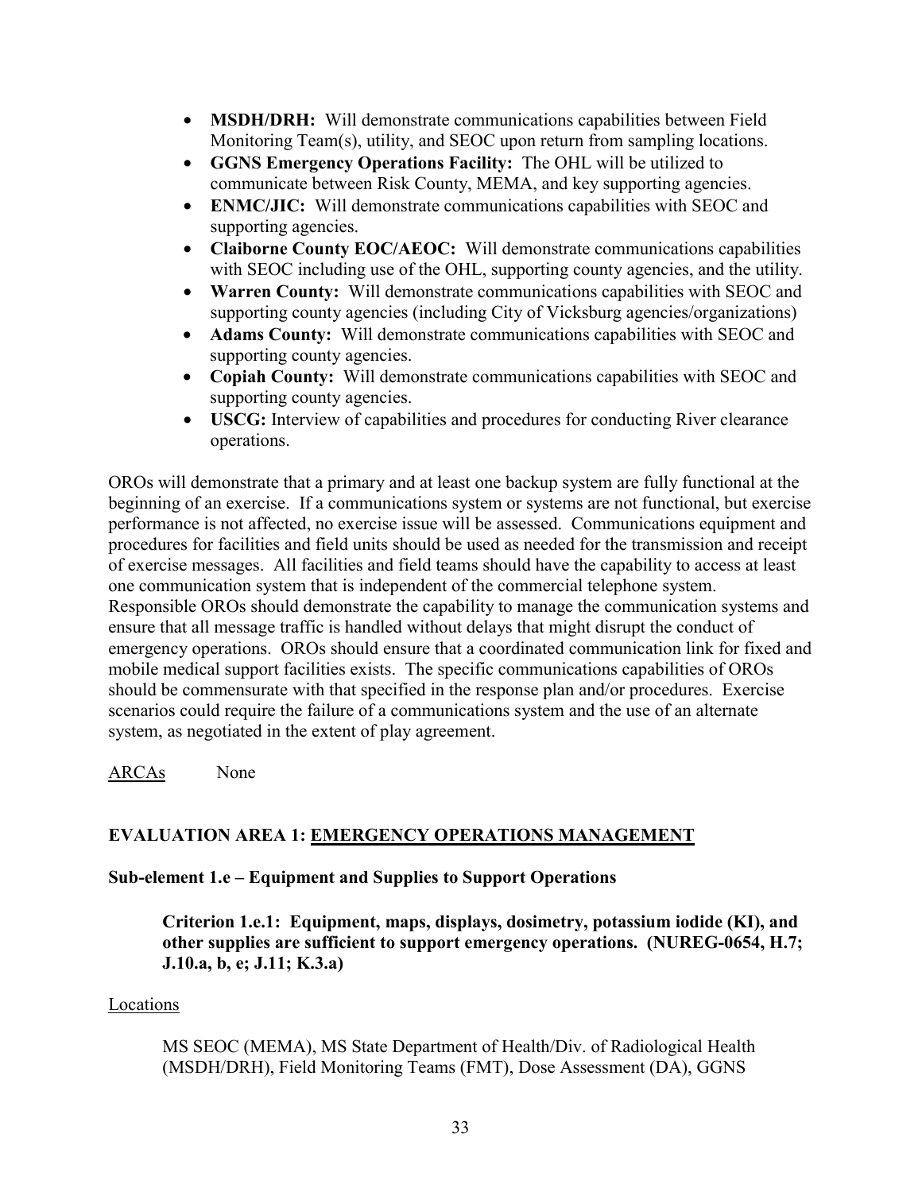- **MSDH/DRH:** Will demonstrate communications capabilities between Field Monitoring Team(s), utility, and SEOC upon return from sampling locations.
- **GGNS Emergency Operations Facility:** The OHL will be utilized to communicate between Risk County, MEMA, and key supporting agencies.
- **ENMC/JIC:** Will demonstrate communications capabilities with SEOC and supporting agencies.
- **Claiborne County EOC/AEOC:** Will demonstrate communications capabilities with SEOC including use of the OHL, supporting county agencies, and the utility.
- **Warren County:** Will demonstrate communications capabilities with SEOC and supporting county agencies (including City of Vicksburg agencies/organizations)
- **Adams County:** Will demonstrate communications capabilities with SEOC and supporting county agencies.
- **Copiah County:** Will demonstrate communications capabilities with SEOC and supporting county agencies.
- **USCG:** Interview of capabilities and procedures for conducting River clearance operations.

OROs will demonstrate that a primary and at least one backup system are fully functional at the beginning of an exercise. If a communications system or systems are not functional, but exercise performance is not affected, no exercise issue will be assessed. Communications equipment and procedures for facilities and field units should be used as needed for the transmission and receipt of exercise messages. All facilities and field teams should have the capability to access at least one communication system that is independent of the commercial telephone system. Responsible OROs should demonstrate the capability to manage the communication systems and ensure that all message traffic is handled without delays that might disrupt the conduct of emergency operations. OROs should ensure that a coordinated communication link for fixed and mobile medical support facilities exists. The specific communications capabilities of OROs should be commensurate with that specified in the response plan and/or procedures. Exercise scenarios could require the failure of a communications system and the use of an alternate system, as negotiated in the extent of play agreement.

ARCAs None

## EVALUATION AREA 1: EMERGENCY OPERATIONS MANAGEMENT

### Sub-element 1.e – Equipment and Supplies to Support Operations

**Criterion 1.e.1: Equipment, maps, displays, dosimetry, potassium iodide (KI), and other supplies are sufficient to support emergency operations. (NUREG-0654, H.7; J.10.a, b, e; J.11; K.3.a)**

Locations

MS SEOC (MEMA), MS State Department of Health/Div. of Radiological Health (MSDH/DRH), Field Monitoring Teams (FMT), Dose Assessment (DA), GGNS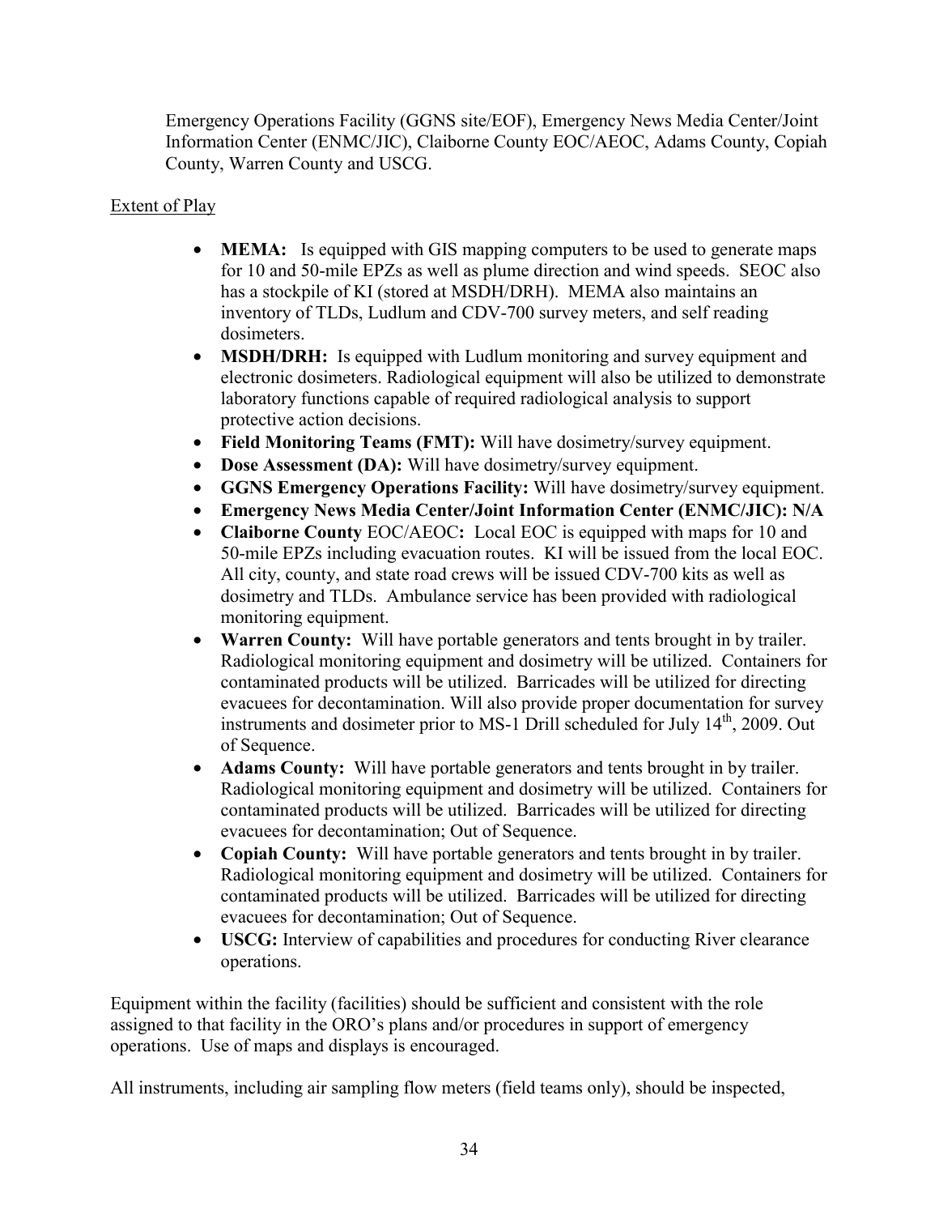Emergency Operations Facility (GGNS site/EOF), Emergency News Media Center/Joint Information Center (ENMC/JIC), Claiborne County EOC/AEOC, Adams County, Copiah County, Warren County and USCG.

Extent of Play

- **MEMA:** Is equipped with GIS mapping computers to be used to generate maps for 10 and 50-mile EPZs as well as plume direction and wind speeds. SEOC also has a stockpile of KI (stored at MSDH/DRH). MEMA also maintains an inventory of TLDs, Ludlum and CDV-700 survey meters, and self reading dosimeters.
- **MSDH/DRH:** Is equipped with Ludlum monitoring and survey equipment and electronic dosimeters. Radiological equipment will also be utilized to demonstrate laboratory functions capable of required radiological analysis to support protective action decisions.
- **Field Monitoring Teams (FMT):** Will have dosimetry/survey equipment.
- **Dose Assessment (DA):** Will have dosimetry/survey equipment.
- **GGNS Emergency Operations Facility:** Will have dosimetry/survey equipment.
- **Emergency News Media Center/Joint Information Center (ENMC/JIC): N/A**
- **Claiborne County** EOC/AEOC**:** Local EOC is equipped with maps for 10 and 50-mile EPZs including evacuation routes. KI will be issued from the local EOC. All city, county, and state road crews will be issued CDV-700 kits as well as dosimetry and TLDs. Ambulance service has been provided with radiological monitoring equipment.
- **Warren County:** Will have portable generators and tents brought in by trailer. Radiological monitoring equipment and dosimetry will be utilized. Containers for contaminated products will be utilized. Barricades will be utilized for directing evacuees for decontamination. Will also provide proper documentation for survey instruments and dosimeter prior to MS-1 Drill scheduled for July 14th, 2009. Out of Sequence.
- **Adams County:** Will have portable generators and tents brought in by trailer. Radiological monitoring equipment and dosimetry will be utilized. Containers for contaminated products will be utilized. Barricades will be utilized for directing evacuees for decontamination; Out of Sequence.
- **Copiah County:** Will have portable generators and tents brought in by trailer. Radiological monitoring equipment and dosimetry will be utilized. Containers for contaminated products will be utilized. Barricades will be utilized for directing evacuees for decontamination; Out of Sequence.
- **USCG:** Interview of capabilities and procedures for conducting River clearance operations.

Equipment within the facility (facilities) should be sufficient and consistent with the role assigned to that facility in the ORO's plans and/or procedures in support of emergency operations. Use of maps and displays is encouraged.

All instruments, including air sampling flow meters (field teams only), should be inspected,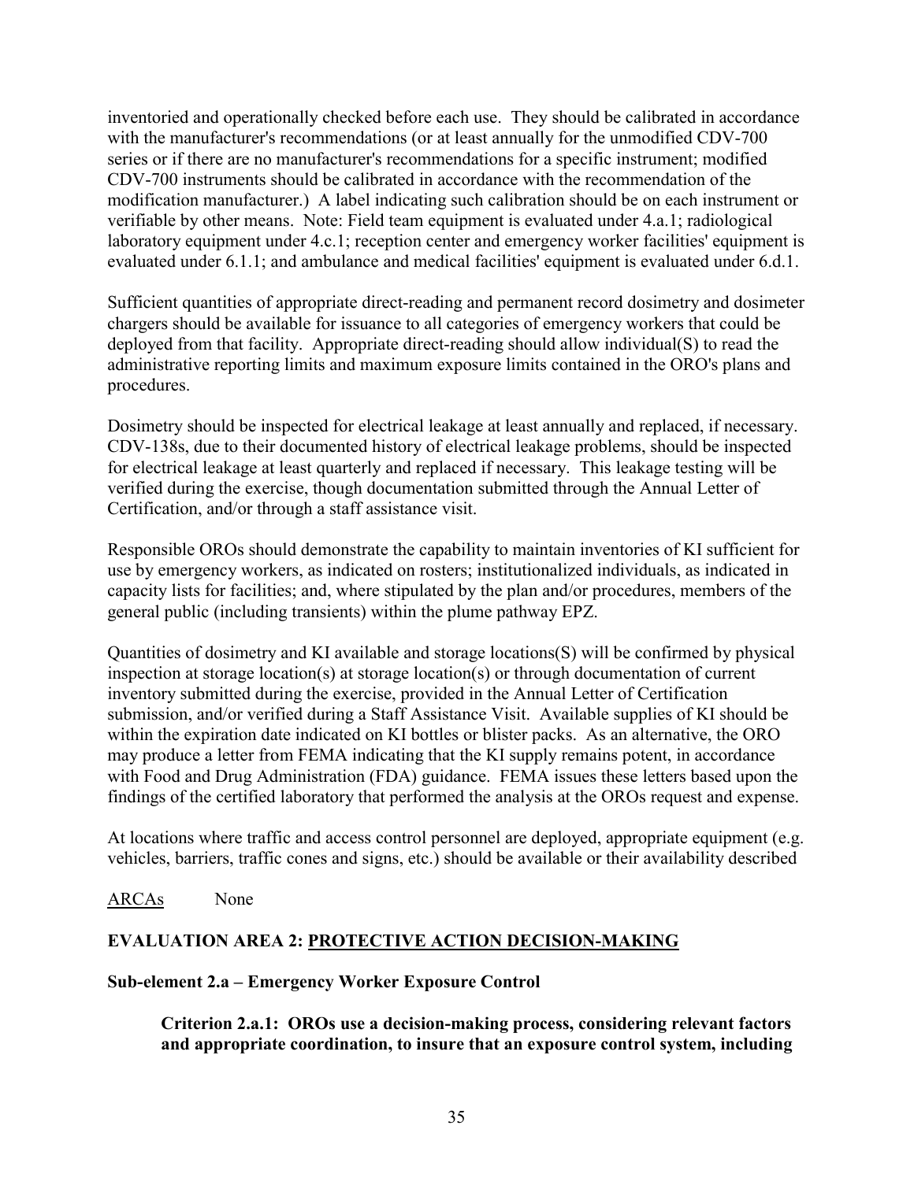inventoried and operationally checked before each use. They should be calibrated in accordance with the manufacturer's recommendations (or at least annually for the unmodified CDV-700 series or if there are no manufacturer's recommendations for a specific instrument; modified CDV-700 instruments should be calibrated in accordance with the recommendation of the modification manufacturer.) A label indicating such calibration should be on each instrument or verifiable by other means. Note: Field team equipment is evaluated under 4.a.1; radiological laboratory equipment under 4.c.1; reception center and emergency worker facilities' equipment is evaluated under 6.1.1; and ambulance and medical facilities' equipment is evaluated under 6.d.1.

Sufficient quantities of appropriate direct-reading and permanent record dosimetry and dosimeter chargers should be available for issuance to all categories of emergency workers that could be deployed from that facility. Appropriate direct-reading should allow individual(S) to read the administrative reporting limits and maximum exposure limits contained in the ORO's plans and procedures.

Dosimetry should be inspected for electrical leakage at least annually and replaced, if necessary. CDV-138s, due to their documented history of electrical leakage problems, should be inspected for electrical leakage at least quarterly and replaced if necessary. This leakage testing will be verified during the exercise, though documentation submitted through the Annual Letter of Certification, and/or through a staff assistance visit.

Responsible OROs should demonstrate the capability to maintain inventories of KI sufficient for use by emergency workers, as indicated on rosters; institutionalized individuals, as indicated in capacity lists for facilities; and, where stipulated by the plan and/or procedures, members of the general public (including transients) within the plume pathway EPZ.

Quantities of dosimetry and KI available and storage locations(S) will be confirmed by physical inspection at storage location(s) at storage location(s) or through documentation of current inventory submitted during the exercise, provided in the Annual Letter of Certification submission, and/or verified during a Staff Assistance Visit. Available supplies of KI should be within the expiration date indicated on KI bottles or blister packs. As an alternative, the ORO may produce a letter from FEMA indicating that the KI supply remains potent, in accordance with Food and Drug Administration (FDA) guidance. FEMA issues these letters based upon the findings of the certified laboratory that performed the analysis at the OROs request and expense.

At locations where traffic and access control personnel are deployed, appropriate equipment (e.g. vehicles, barriers, traffic cones and signs, etc.) should be available or their availability described

<u>ARCAs</u> None

## EVALUATION AREA 2: <u>PROTECTIVE ACTION DECISION-MAKING</u>

### Sub-element 2.a – Emergency Worker Exposure Control

**Criterion 2.a.1: OROs use a decision-making process, considering relevant factors and appropriate coordination, to insure that an exposure control system, including**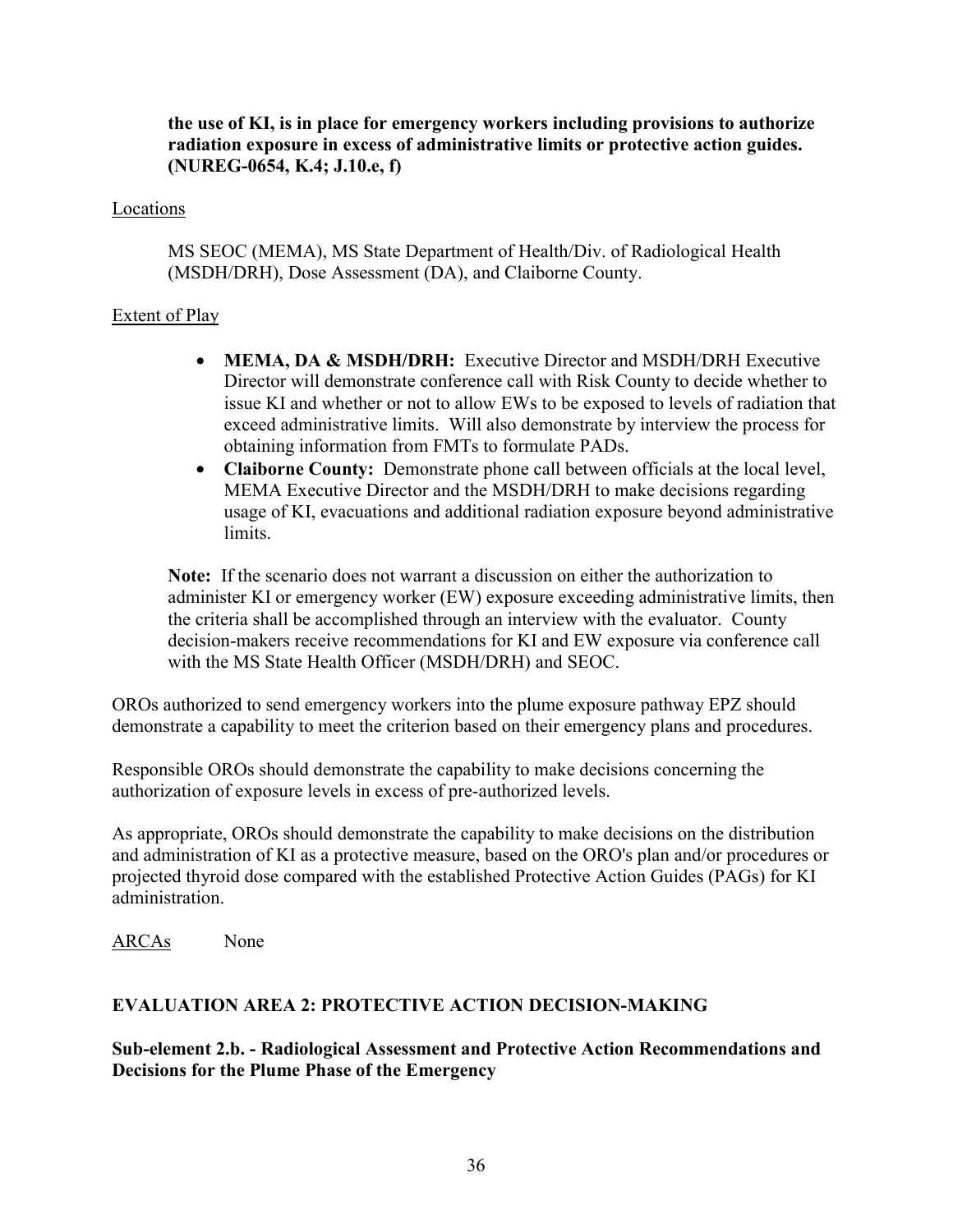**the use of KI, is in place for emergency workers including provisions to authorize radiation exposure in excess of administrative limits or protective action guides. (NUREG-0654, K.4; J.10.e, f)**

Locations

MS SEOC (MEMA), MS State Department of Health/Div. of Radiological Health (MSDH/DRH), Dose Assessment (DA), and Claiborne County.

Extent of Play

- **MEMA, DA & MSDH/DRH:** Executive Director and MSDH/DRH Executive Director will demonstrate conference call with Risk County to decide whether to issue KI and whether or not to allow EWs to be exposed to levels of radiation that exceed administrative limits. Will also demonstrate by interview the process for obtaining information from FMTs to formulate PADs.
- **Claiborne County:** Demonstrate phone call between officials at the local level, MEMA Executive Director and the MSDH/DRH to make decisions regarding usage of KI, evacuations and additional radiation exposure beyond administrative limits.

**Note:** If the scenario does not warrant a discussion on either the authorization to administer KI or emergency worker (EW) exposure exceeding administrative limits, then the criteria shall be accomplished through an interview with the evaluator. County decision-makers receive recommendations for KI and EW exposure via conference call with the MS State Health Officer (MSDH/DRH) and SEOC.

OROs authorized to send emergency workers into the plume exposure pathway EPZ should demonstrate a capability to meet the criterion based on their emergency plans and procedures.

Responsible OROs should demonstrate the capability to make decisions concerning the authorization of exposure levels in excess of pre-authorized levels.

As appropriate, OROs should demonstrate the capability to make decisions on the distribution and administration of KI as a protective measure, based on the ORO's plan and/or procedures or projected thyroid dose compared with the established Protective Action Guides (PAGs) for KI administration.

ARCAs None

## EVALUATION AREA 2: PROTECTIVE ACTION DECISION-MAKING

### Sub-element 2.b. - Radiological Assessment and Protective Action Recommendations and Decisions for the Plume Phase of the Emergency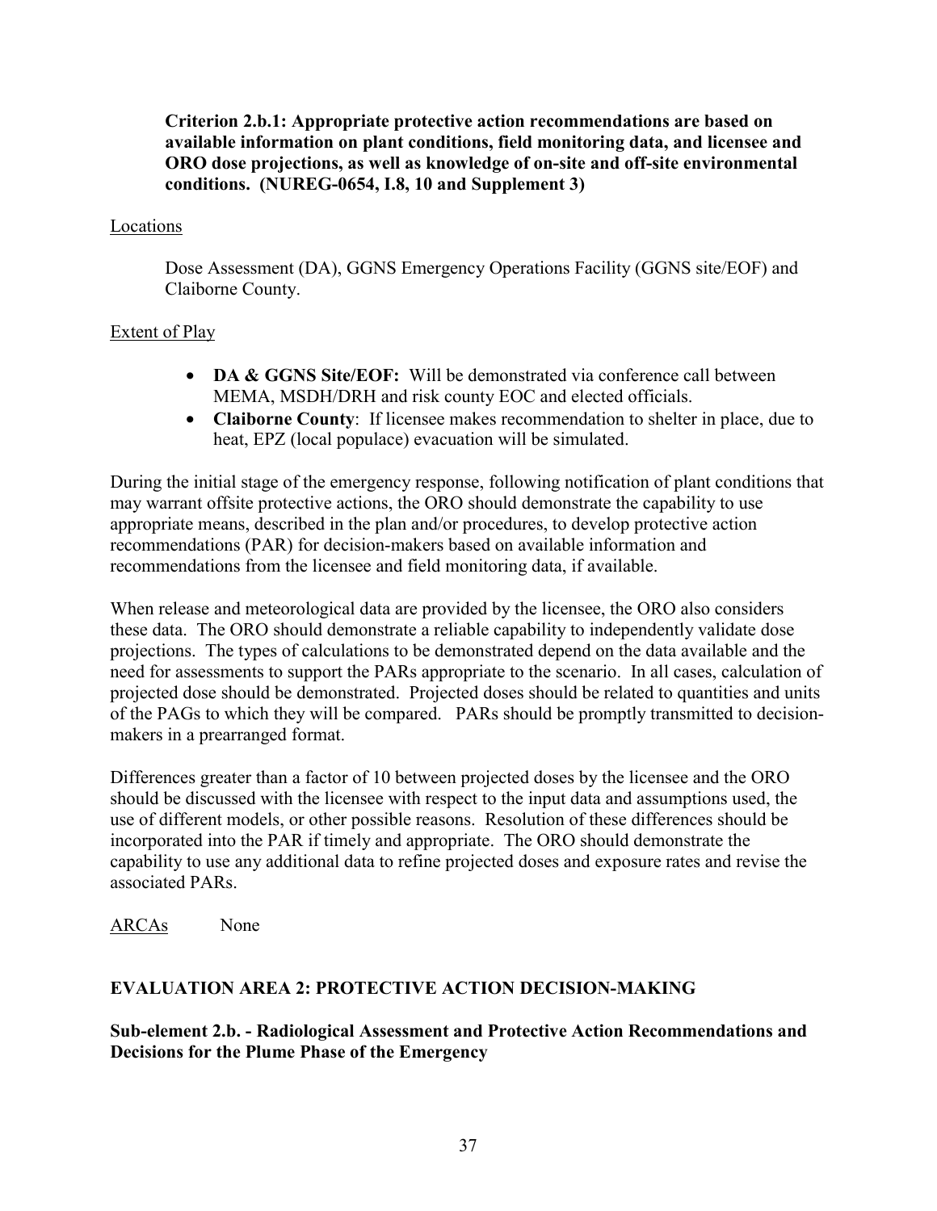**Criterion 2.b.1: Appropriate protective action recommendations are based on available information on plant conditions, field monitoring data, and licensee and ORO dose projections, as well as knowledge of on-site and off-site environmental conditions. (NUREG-0654, I.8, 10 and Supplement 3)**

Locations

Dose Assessment (DA), GGNS Emergency Operations Facility (GGNS site/EOF) and Claiborne County.

Extent of Play

- **DA & GGNS Site/EOF:** Will be demonstrated via conference call between MEMA, MSDH/DRH and risk county EOC and elected officials.
- **Claiborne County**: If licensee makes recommendation to shelter in place, due to heat, EPZ (local populace) evacuation will be simulated.

During the initial stage of the emergency response, following notification of plant conditions that may warrant offsite protective actions, the ORO should demonstrate the capability to use appropriate means, described in the plan and/or procedures, to develop protective action recommendations (PAR) for decision-makers based on available information and recommendations from the licensee and field monitoring data, if available.

When release and meteorological data are provided by the licensee, the ORO also considers these data. The ORO should demonstrate a reliable capability to independently validate dose projections. The types of calculations to be demonstrated depend on the data available and the need for assessments to support the PARs appropriate to the scenario. In all cases, calculation of projected dose should be demonstrated. Projected doses should be related to quantities and units of the PAGs to which they will be compared. PARs should be promptly transmitted to decision-makers in a prearranged format.

Differences greater than a factor of 10 between projected doses by the licensee and the ORO should be discussed with the licensee with respect to the input data and assumptions used, the use of different models, or other possible reasons. Resolution of these differences should be incorporated into the PAR if timely and appropriate. The ORO should demonstrate the capability to use any additional data to refine projected doses and exposure rates and revise the associated PARs.

ARCAs None

**EVALUATION AREA 2: PROTECTIVE ACTION DECISION-MAKING**

**Sub-element 2.b. - Radiological Assessment and Protective Action Recommendations and Decisions for the Plume Phase of the Emergency**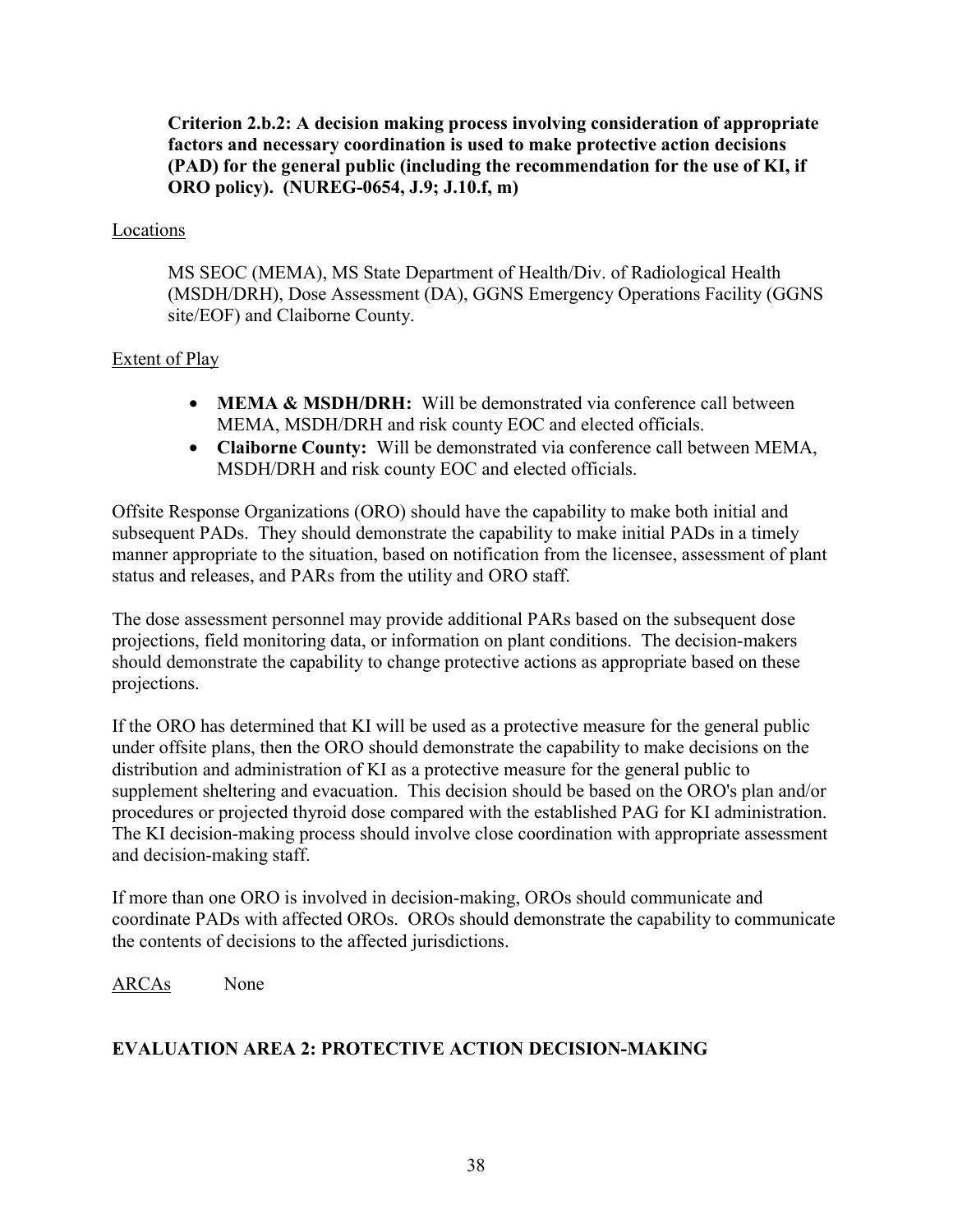**Criterion 2.b.2: A decision making process involving consideration of appropriate factors and necessary coordination is used to make protective action decisions (PAD) for the general public (including the recommendation for the use of KI, if ORO policy). (NUREG-0654, J.9; J.10.f, m)**

Locations

MS SEOC (MEMA), MS State Department of Health/Div. of Radiological Health (MSDH/DRH), Dose Assessment (DA), GGNS Emergency Operations Facility (GGNS site/EOF) and Claiborne County.

Extent of Play

- **MEMA & MSDH/DRH:** Will be demonstrated via conference call between MEMA, MSDH/DRH and risk county EOC and elected officials.
- **Claiborne County:** Will be demonstrated via conference call between MEMA, MSDH/DRH and risk county EOC and elected officials.

Offsite Response Organizations (ORO) should have the capability to make both initial and subsequent PADs. They should demonstrate the capability to make initial PADs in a timely manner appropriate to the situation, based on notification from the licensee, assessment of plant status and releases, and PARs from the utility and ORO staff.

The dose assessment personnel may provide additional PARs based on the subsequent dose projections, field monitoring data, or information on plant conditions. The decision-makers should demonstrate the capability to change protective actions as appropriate based on these projections.

If the ORO has determined that KI will be used as a protective measure for the general public under offsite plans, then the ORO should demonstrate the capability to make decisions on the distribution and administration of KI as a protective measure for the general public to supplement sheltering and evacuation. This decision should be based on the ORO's plan and/or procedures or projected thyroid dose compared with the established PAG for KI administration. The KI decision-making process should involve close coordination with appropriate assessment and decision-making staff.

If more than one ORO is involved in decision-making, OROs should communicate and coordinate PADs with affected OROs. OROs should demonstrate the capability to communicate the contents of decisions to the affected jurisdictions.

ARCAs None

**EVALUATION AREA 2: PROTECTIVE ACTION DECISION-MAKING**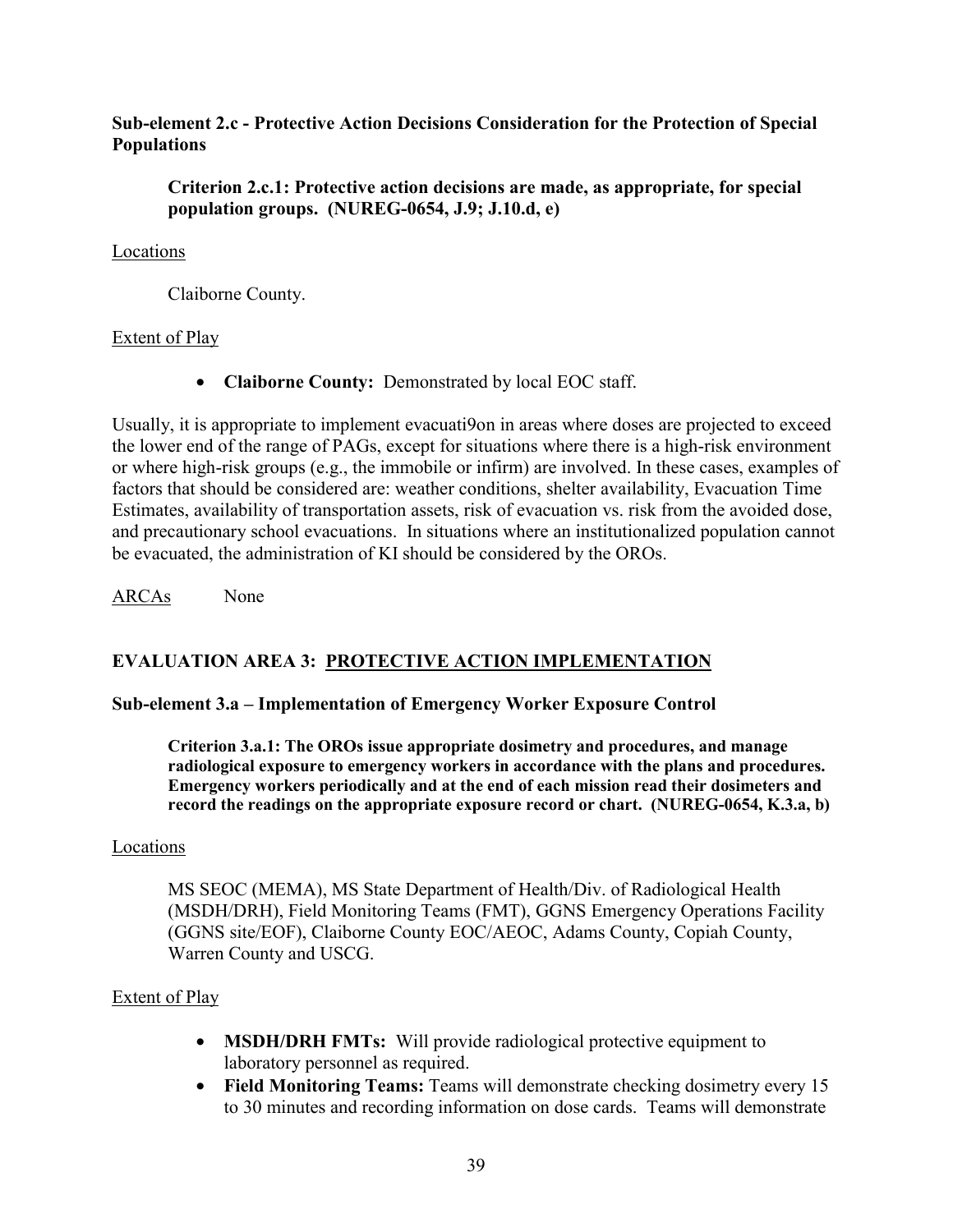**Sub-element 2.c - Protective Action Decisions Consideration for the Protection of Special Populations**

**Criterion 2.c.1: Protective action decisions are made, as appropriate, for special population groups. (NUREG-0654, J.9; J.10.d, e)**

Locations

Claiborne County.

Extent of Play

- **Claiborne County:** Demonstrated by local EOC staff.

Usually, it is appropriate to implement evacuati9on in areas where doses are projected to exceed the lower end of the range of PAGs, except for situations where there is a high-risk environment or where high-risk groups (e.g., the immobile or infirm) are involved. In these cases, examples of factors that should be considered are: weather conditions, shelter availability, Evacuation Time Estimates, availability of transportation assets, risk of evacuation vs. risk from the avoided dose, and precautionary school evacuations. In situations where an institutionalized population cannot be evacuated, the administration of KI should be considered by the OROs.

ARCAs None

## EVALUATION AREA 3: PROTECTIVE ACTION IMPLEMENTATION

**Sub-element 3.a – Implementation of Emergency Worker Exposure Control**

**Criterion 3.a.1: The OROs issue appropriate dosimetry and procedures, and manage radiological exposure to emergency workers in accordance with the plans and procedures. Emergency workers periodically and at the end of each mission read their dosimeters and record the readings on the appropriate exposure record or chart. (NUREG-0654, K.3.a, b)**

Locations

MS SEOC (MEMA), MS State Department of Health/Div. of Radiological Health (MSDH/DRH), Field Monitoring Teams (FMT), GGNS Emergency Operations Facility (GGNS site/EOF), Claiborne County EOC/AEOC, Adams County, Copiah County, Warren County and USCG.

Extent of Play

- **MSDH/DRH FMTs:** Will provide radiological protective equipment to laboratory personnel as required.
- **Field Monitoring Teams:** Teams will demonstrate checking dosimetry every 15 to 30 minutes and recording information on dose cards. Teams will demonstrate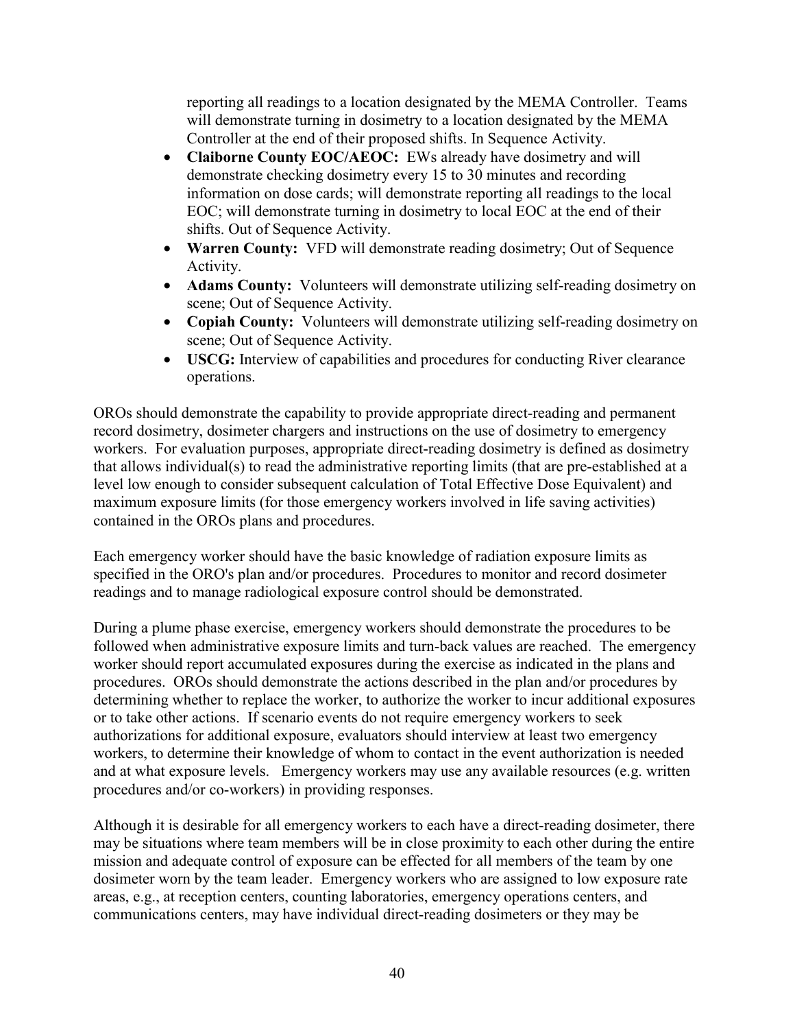reporting all readings to a location designated by the MEMA Controller. Teams will demonstrate turning in dosimetry to a location designated by the MEMA Controller at the end of their proposed shifts. In Sequence Activity.

- **Claiborne County EOC/AEOC:** EWs already have dosimetry and will demonstrate checking dosimetry every 15 to 30 minutes and recording information on dose cards; will demonstrate reporting all readings to the local EOC; will demonstrate turning in dosimetry to local EOC at the end of their shifts. Out of Sequence Activity.
- **Warren County:** VFD will demonstrate reading dosimetry; Out of Sequence Activity.
- **Adams County:** Volunteers will demonstrate utilizing self-reading dosimetry on scene; Out of Sequence Activity.
- **Copiah County:** Volunteers will demonstrate utilizing self-reading dosimetry on scene; Out of Sequence Activity.
- **USCG:** Interview of capabilities and procedures for conducting River clearance operations.

OROs should demonstrate the capability to provide appropriate direct-reading and permanent record dosimetry, dosimeter chargers and instructions on the use of dosimetry to emergency workers. For evaluation purposes, appropriate direct-reading dosimetry is defined as dosimetry that allows individual(s) to read the administrative reporting limits (that are pre-established at a level low enough to consider subsequent calculation of Total Effective Dose Equivalent) and maximum exposure limits (for those emergency workers involved in life saving activities) contained in the OROs plans and procedures.

Each emergency worker should have the basic knowledge of radiation exposure limits as specified in the ORO's plan and/or procedures. Procedures to monitor and record dosimeter readings and to manage radiological exposure control should be demonstrated.

During a plume phase exercise, emergency workers should demonstrate the procedures to be followed when administrative exposure limits and turn-back values are reached. The emergency worker should report accumulated exposures during the exercise as indicated in the plans and procedures. OROs should demonstrate the actions described in the plan and/or procedures by determining whether to replace the worker, to authorize the worker to incur additional exposures or to take other actions. If scenario events do not require emergency workers to seek authorizations for additional exposure, evaluators should interview at least two emergency workers, to determine their knowledge of whom to contact in the event authorization is needed and at what exposure levels. Emergency workers may use any available resources (e.g. written procedures and/or co-workers) in providing responses.

Although it is desirable for all emergency workers to each have a direct-reading dosimeter, there may be situations where team members will be in close proximity to each other during the entire mission and adequate control of exposure can be effected for all members of the team by one dosimeter worn by the team leader. Emergency workers who are assigned to low exposure rate areas, e.g., at reception centers, counting laboratories, emergency operations centers, and communications centers, may have individual direct-reading dosimeters or they may be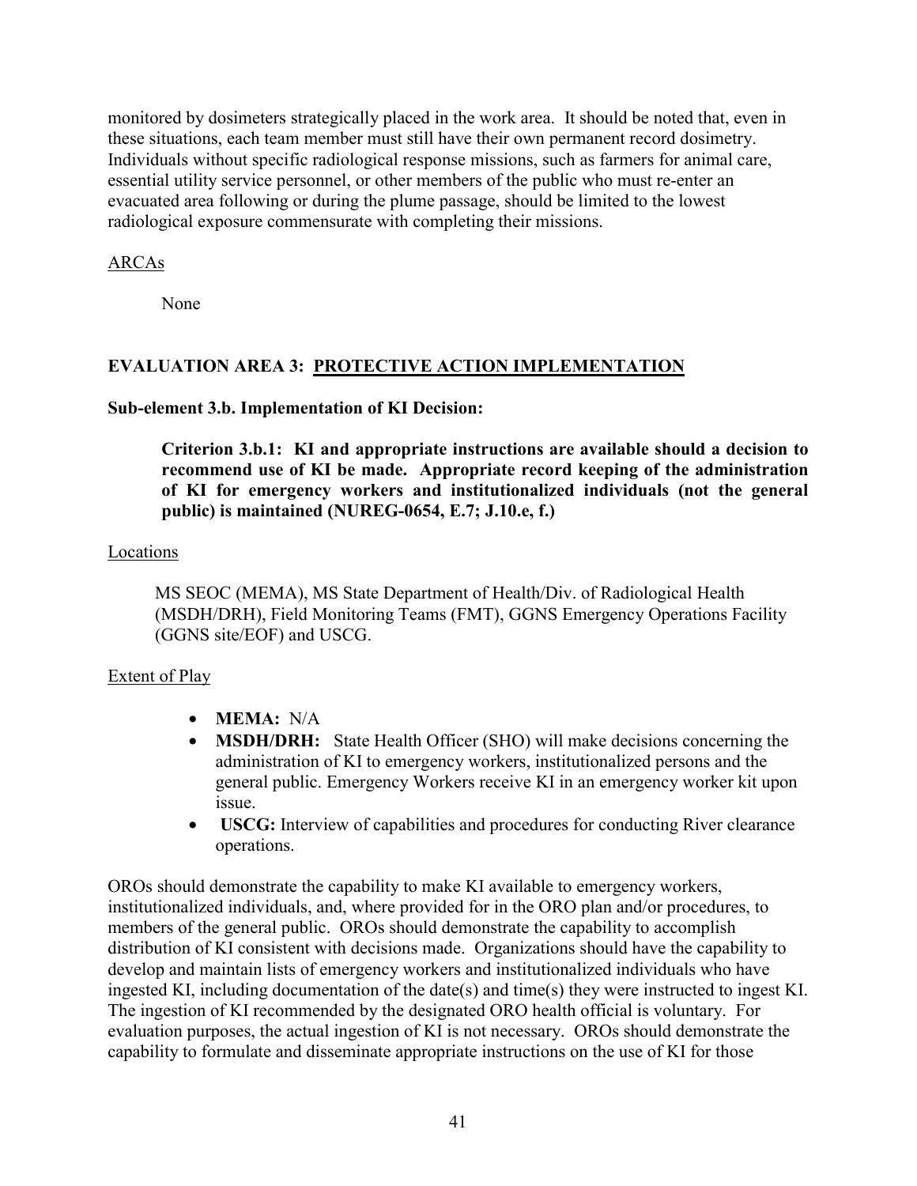monitored by dosimeters strategically placed in the work area. It should be noted that, even in these situations, each team member must still have their own permanent record dosimetry. Individuals without specific radiological response missions, such as farmers for animal care, essential utility service personnel, or other members of the public who must re-enter an evacuated area following or during the plume passage, should be limited to the lowest radiological exposure commensurate with completing their missions.

ARCAs

None

**EVALUATION AREA 3: PROTECTIVE ACTION IMPLEMENTATION**

**Sub-element 3.b. Implementation of KI Decision:**

**Criterion 3.b.1: KI and appropriate instructions are available should a decision to recommend use of KI be made. Appropriate record keeping of the administration of KI for emergency workers and institutionalized individuals (not the general public) is maintained (NUREG-0654, E.7; J.10.e, f.)**

Locations

MS SEOC (MEMA), MS State Department of Health/Div. of Radiological Health (MSDH/DRH), Field Monitoring Teams (FMT), GGNS Emergency Operations Facility (GGNS site/EOF) and USCG.

Extent of Play

- **MEMA:** N/A
- **MSDH/DRH:** State Health Officer (SHO) will make decisions concerning the administration of KI to emergency workers, institutionalized persons and the general public. Emergency Workers receive KI in an emergency worker kit upon issue.
- **USCG:** Interview of capabilities and procedures for conducting River clearance operations.

OROs should demonstrate the capability to make KI available to emergency workers, institutionalized individuals, and, where provided for in the ORO plan and/or procedures, to members of the general public. OROs should demonstrate the capability to accomplish distribution of KI consistent with decisions made. Organizations should have the capability to develop and maintain lists of emergency workers and institutionalized individuals who have ingested KI, including documentation of the date(s) and time(s) they were instructed to ingest KI. The ingestion of KI recommended by the designated ORO health official is voluntary. For evaluation purposes, the actual ingestion of KI is not necessary. OROs should demonstrate the capability to formulate and disseminate appropriate instructions on the use of KI for those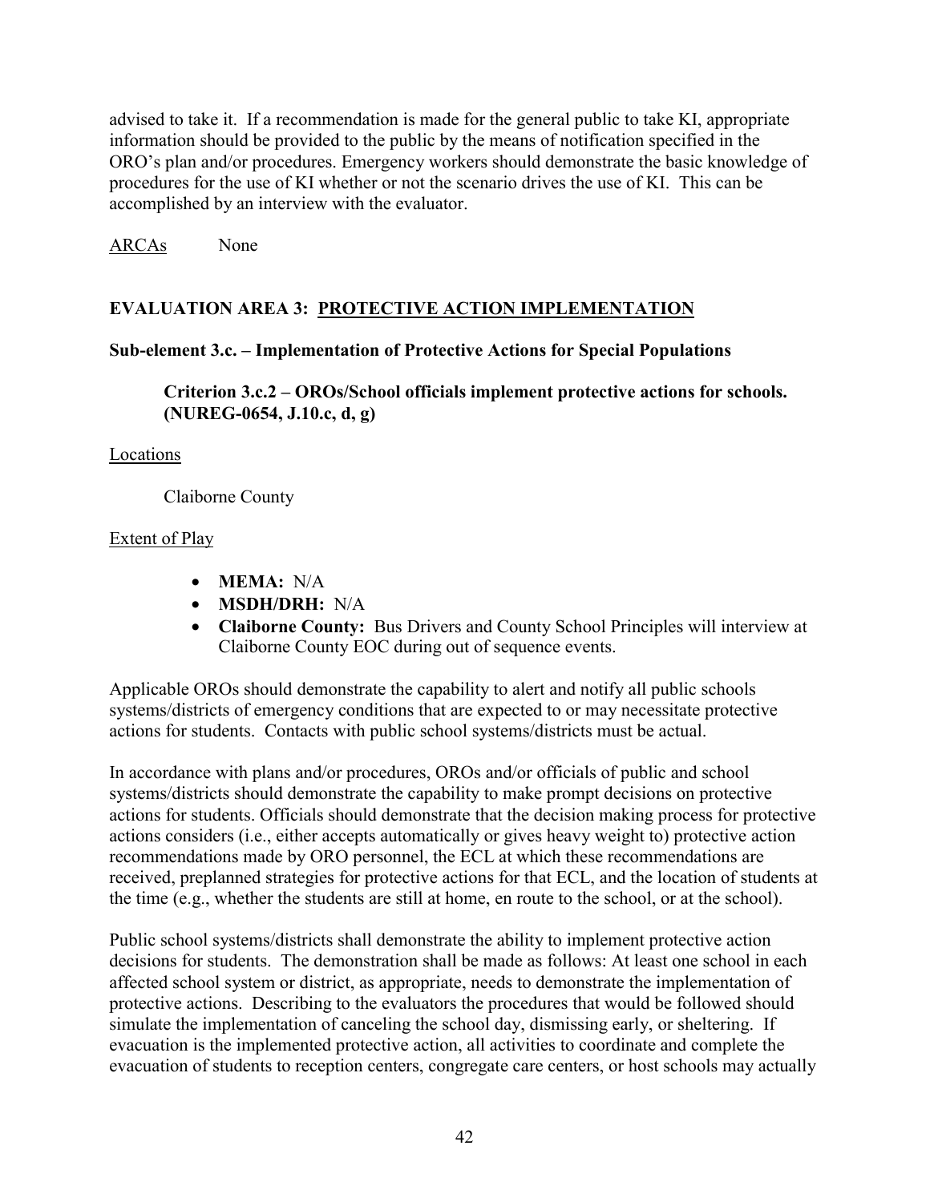advised to take it. If a recommendation is made for the general public to take KI, appropriate information should be provided to the public by the means of notification specified in the ORO's plan and/or procedures. Emergency workers should demonstrate the basic knowledge of procedures for the use of KI whether or not the scenario drives the use of KI. This can be accomplished by an interview with the evaluator.

ARCAs None

## EVALUATION AREA 3: PROTECTIVE ACTION IMPLEMENTATION

### Sub-element 3.c. – Implementation of Protective Actions for Special Populations

**Criterion 3.c.2 – OROs/School officials implement protective actions for schools. (NUREG-0654, J.10.c, d, g)**

Locations

Claiborne County

Extent of Play

- **MEMA:** N/A
- **MSDH/DRH:** N/A
- **Claiborne County:** Bus Drivers and County School Principles will interview at Claiborne County EOC during out of sequence events.

Applicable OROs should demonstrate the capability to alert and notify all public schools systems/districts of emergency conditions that are expected to or may necessitate protective actions for students. Contacts with public school systems/districts must be actual.

In accordance with plans and/or procedures, OROs and/or officials of public and school systems/districts should demonstrate the capability to make prompt decisions on protective actions for students. Officials should demonstrate that the decision making process for protective actions considers (i.e., either accepts automatically or gives heavy weight to) protective action recommendations made by ORO personnel, the ECL at which these recommendations are received, preplanned strategies for protective actions for that ECL, and the location of students at the time (e.g., whether the students are still at home, en route to the school, or at the school).

Public school systems/districts shall demonstrate the ability to implement protective action decisions for students. The demonstration shall be made as follows: At least one school in each affected school system or district, as appropriate, needs to demonstrate the implementation of protective actions. Describing to the evaluators the procedures that would be followed should simulate the implementation of canceling the school day, dismissing early, or sheltering. If evacuation is the implemented protective action, all activities to coordinate and complete the evacuation of students to reception centers, congregate care centers, or host schools may actually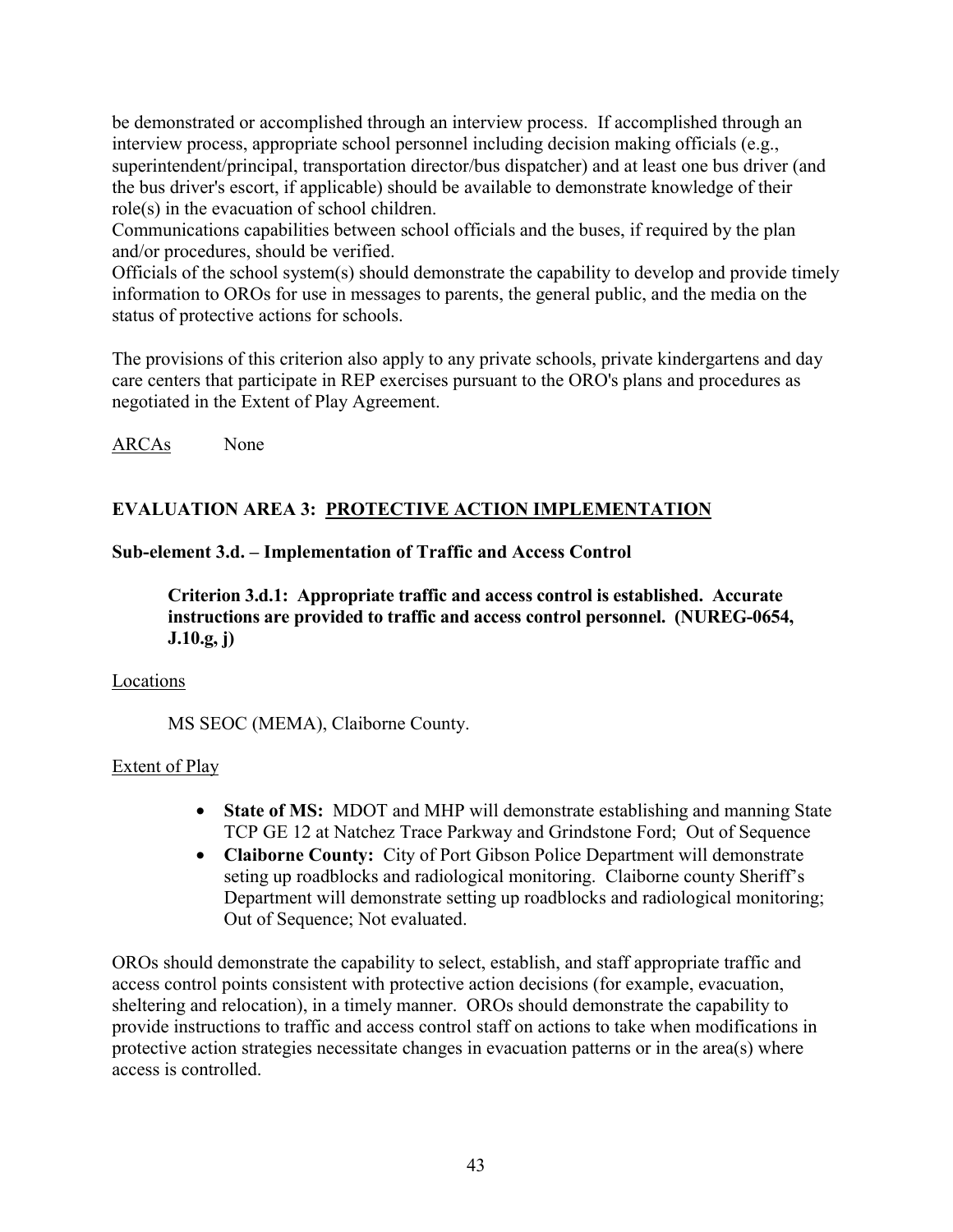be demonstrated or accomplished through an interview process. If accomplished through an interview process, appropriate school personnel including decision making officials (e.g., superintendent/principal, transportation director/bus dispatcher) and at least one bus driver (and the bus driver's escort, if applicable) should be available to demonstrate knowledge of their role(s) in the evacuation of school children.

Communications capabilities between school officials and the buses, if required by the plan and/or procedures, should be verified.

Officials of the school system(s) should demonstrate the capability to develop and provide timely information to OROs for use in messages to parents, the general public, and the media on the status of protective actions for schools.

The provisions of this criterion also apply to any private schools, private kindergartens and day care centers that participate in REP exercises pursuant to the ORO's plans and procedures as negotiated in the Extent of Play Agreement.

<u>ARCAs</u> None

**EVALUATION AREA 3: <u>PROTECTIVE ACTION IMPLEMENTATION</u>**

**Sub-element 3.d. – Implementation of Traffic and Access Control**

**Criterion 3.d.1: Appropriate traffic and access control is established. Accurate instructions are provided to traffic and access control personnel. (NUREG-0654, J.10.g, j)**

<u>Locations</u>

MS SEOC (MEMA), Claiborne County.

<u>Extent of Play</u>

- **State of MS:** MDOT and MHP will demonstrate establishing and manning State TCP GE 12 at Natchez Trace Parkway and Grindstone Ford; Out of Sequence
- **Claiborne County:** City of Port Gibson Police Department will demonstrate seting up roadblocks and radiological monitoring. Claiborne county Sheriff's Department will demonstrate setting up roadblocks and radiological monitoring; Out of Sequence; Not evaluated.

OROs should demonstrate the capability to select, establish, and staff appropriate traffic and access control points consistent with protective action decisions (for example, evacuation, sheltering and relocation), in a timely manner. OROs should demonstrate the capability to provide instructions to traffic and access control staff on actions to take when modifications in protective action strategies necessitate changes in evacuation patterns or in the area(s) where access is controlled.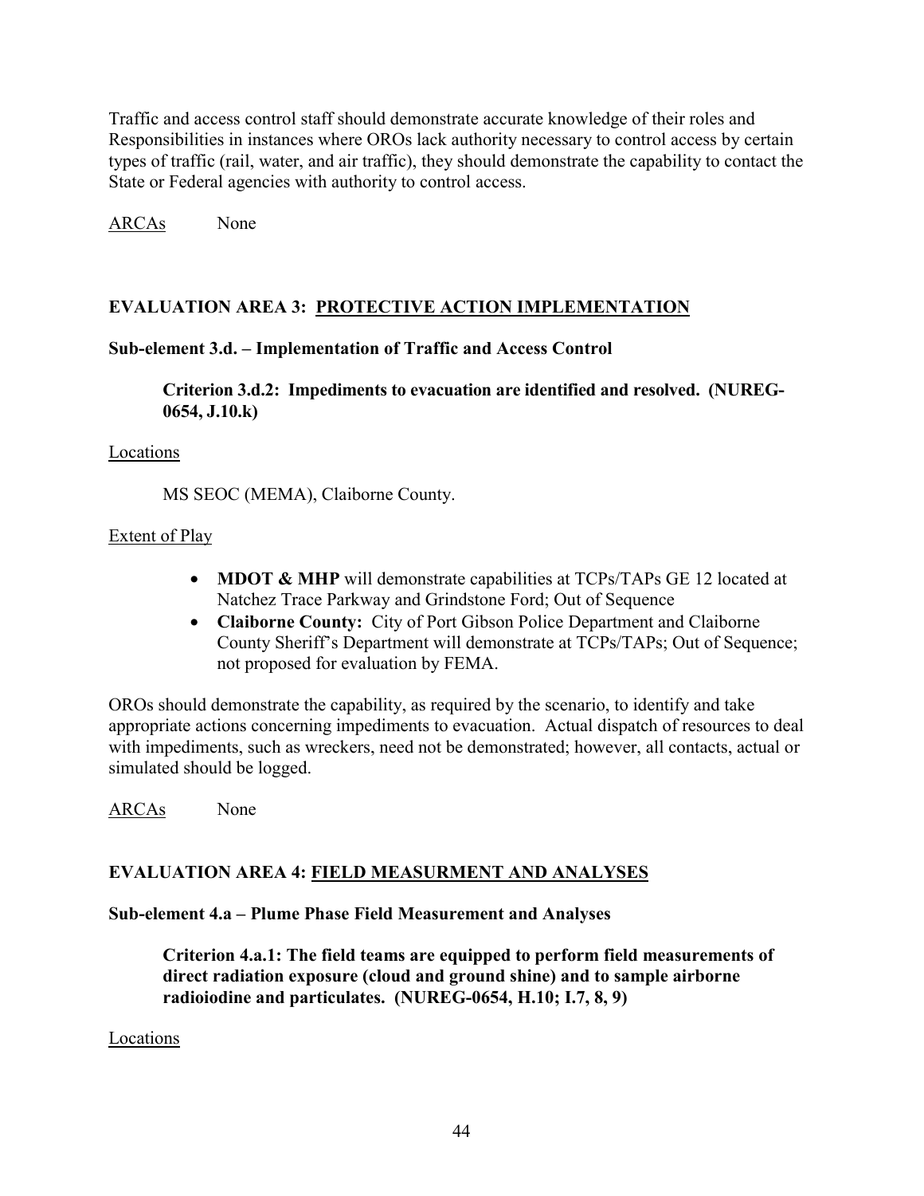Traffic and access control staff should demonstrate accurate knowledge of their roles and Responsibilities in instances where OROs lack authority necessary to control access by certain types of traffic (rail, water, and air traffic), they should demonstrate the capability to contact the State or Federal agencies with authority to control access.

ARCAs None

## EVALUATION AREA 3: PROTECTIVE ACTION IMPLEMENTATION

### Sub-element 3.d. – Implementation of Traffic and Access Control

**Criterion 3.d.2: Impediments to evacuation are identified and resolved. (NUREG-0654, J.10.k)**

Locations

MS SEOC (MEMA), Claiborne County.

Extent of Play

- **MDOT & MHP** will demonstrate capabilities at TCPs/TAPs GE 12 located at Natchez Trace Parkway and Grindstone Ford; Out of Sequence
- **Claiborne County:** City of Port Gibson Police Department and Claiborne County Sheriff's Department will demonstrate at TCPs/TAPs; Out of Sequence; not proposed for evaluation by FEMA.

OROs should demonstrate the capability, as required by the scenario, to identify and take appropriate actions concerning impediments to evacuation. Actual dispatch of resources to deal with impediments, such as wreckers, need not be demonstrated; however, all contacts, actual or simulated should be logged.

ARCAs None

## EVALUATION AREA 4: FIELD MEASURMENT AND ANALYSES

### Sub-element 4.a – Plume Phase Field Measurement and Analyses

**Criterion 4.a.1: The field teams are equipped to perform field measurements of direct radiation exposure (cloud and ground shine) and to sample airborne radioiodine and particulates. (NUREG-0654, H.10; I.7, 8, 9)**

Locations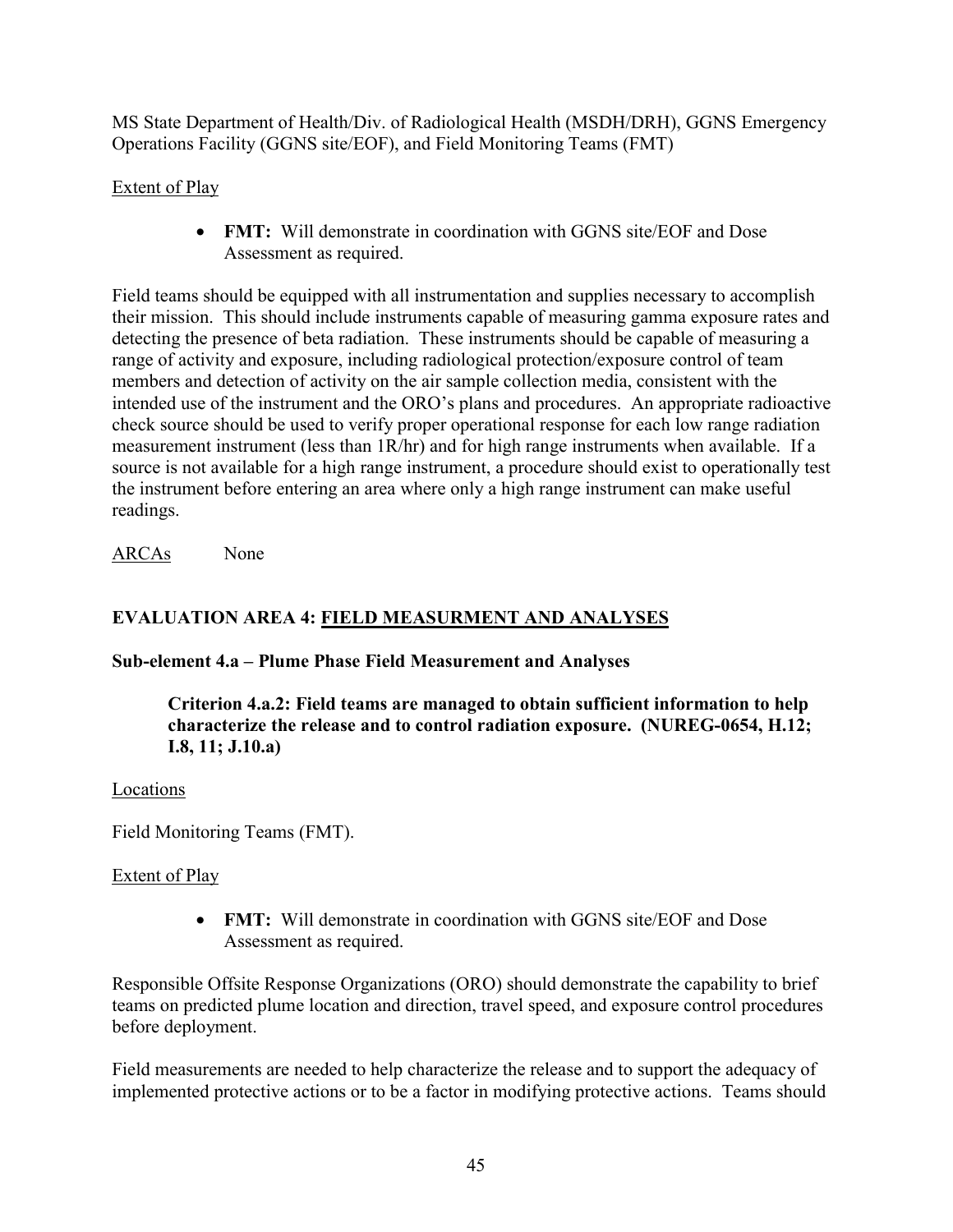MS State Department of Health/Div. of Radiological Health (MSDH/DRH), GGNS Emergency Operations Facility (GGNS site/EOF), and Field Monitoring Teams (FMT)

Extent of Play

- **FMT:** Will demonstrate in coordination with GGNS site/EOF and Dose Assessment as required.

Field teams should be equipped with all instrumentation and supplies necessary to accomplish their mission. This should include instruments capable of measuring gamma exposure rates and detecting the presence of beta radiation. These instruments should be capable of measuring a range of activity and exposure, including radiological protection/exposure control of team members and detection of activity on the air sample collection media, consistent with the intended use of the instrument and the ORO's plans and procedures. An appropriate radioactive check source should be used to verify proper operational response for each low range radiation measurement instrument (less than 1R/hr) and for high range instruments when available. If a source is not available for a high range instrument, a procedure should exist to operationally test the instrument before entering an area where only a high range instrument can make useful readings.

ARCAs None

## EVALUATION AREA 4: FIELD MEASURMENT AND ANALYSES

### Sub-element 4.a – Plume Phase Field Measurement and Analyses

**Criterion 4.a.2: Field teams are managed to obtain sufficient information to help characterize the release and to control radiation exposure. (NUREG-0654, H.12; I.8, 11; J.10.a)**

Locations

Field Monitoring Teams (FMT).

Extent of Play

- **FMT:** Will demonstrate in coordination with GGNS site/EOF and Dose Assessment as required.

Responsible Offsite Response Organizations (ORO) should demonstrate the capability to brief teams on predicted plume location and direction, travel speed, and exposure control procedures before deployment.

Field measurements are needed to help characterize the release and to support the adequacy of implemented protective actions or to be a factor in modifying protective actions. Teams should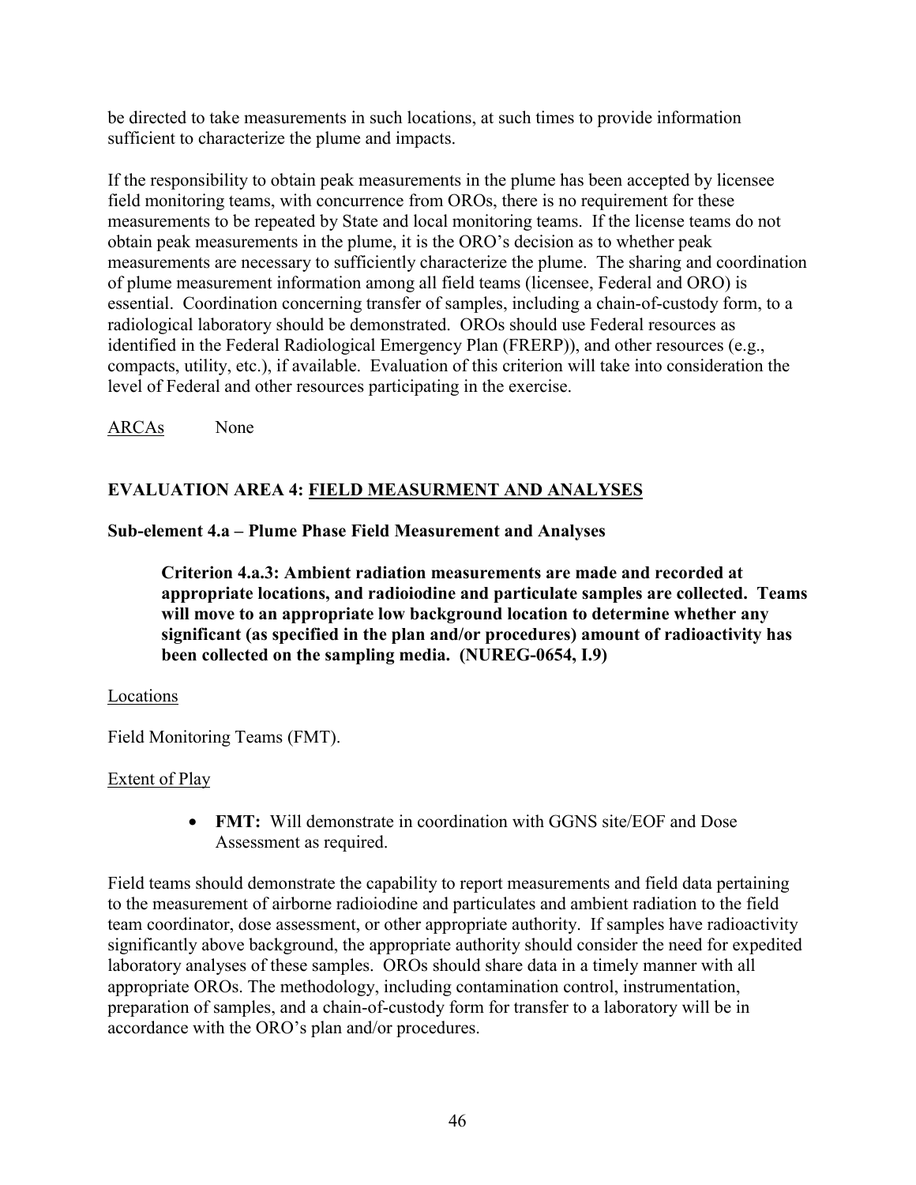be directed to take measurements in such locations, at such times to provide information sufficient to characterize the plume and impacts.

If the responsibility to obtain peak measurements in the plume has been accepted by licensee field monitoring teams, with concurrence from OROs, there is no requirement for these measurements to be repeated by State and local monitoring teams. If the license teams do not obtain peak measurements in the plume, it is the ORO's decision as to whether peak measurements are necessary to sufficiently characterize the plume. The sharing and coordination of plume measurement information among all field teams (licensee, Federal and ORO) is essential. Coordination concerning transfer of samples, including a chain-of-custody form, to a radiological laboratory should be demonstrated. OROs should use Federal resources as identified in the Federal Radiological Emergency Plan (FRERP)), and other resources (e.g., compacts, utility, etc.), if available. Evaluation of this criterion will take into consideration the level of Federal and other resources participating in the exercise.

ARCAs None

## EVALUATION AREA 4: FIELD MEASURMENT AND ANALYSES

### Sub-element 4.a – Plume Phase Field Measurement and Analyses

> **Criterion 4.a.3: Ambient radiation measurements are made and recorded at appropriate locations, and radioiodine and particulate samples are collected. Teams will move to an appropriate low background location to determine whether any significant (as specified in the plan and/or procedures) amount of radioactivity has been collected on the sampling media. (NUREG-0654, I.9)**

Locations

Field Monitoring Teams (FMT).

Extent of Play

- **FMT:** Will demonstrate in coordination with GGNS site/EOF and Dose Assessment as required.

Field teams should demonstrate the capability to report measurements and field data pertaining to the measurement of airborne radioiodine and particulates and ambient radiation to the field team coordinator, dose assessment, or other appropriate authority. If samples have radioactivity significantly above background, the appropriate authority should consider the need for expedited laboratory analyses of these samples. OROs should share data in a timely manner with all appropriate OROs. The methodology, including contamination control, instrumentation, preparation of samples, and a chain-of-custody form for transfer to a laboratory will be in accordance with the ORO's plan and/or procedures.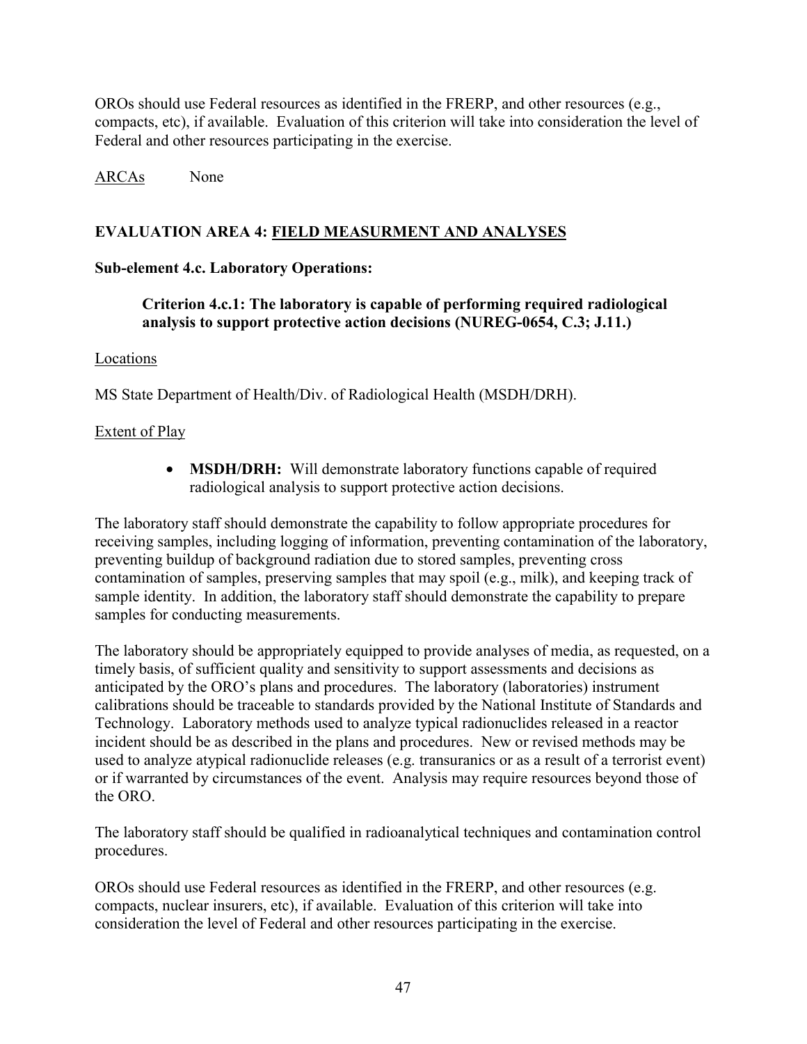OROs should use Federal resources as identified in the FRERP, and other resources (e.g., compacts, etc), if available. Evaluation of this criterion will take into consideration the level of Federal and other resources participating in the exercise.

ARCAs None

## EVALUATION AREA 4: FIELD MEASURMENT AND ANALYSES

### Sub-element 4.c. Laboratory Operations:

**Criterion 4.c.1: The laboratory is capable of performing required radiological analysis to support protective action decisions (NUREG-0654, C.3; J.11.)**

Locations

MS State Department of Health/Div. of Radiological Health (MSDH/DRH).

Extent of Play

- **MSDH/DRH:** Will demonstrate laboratory functions capable of required radiological analysis to support protective action decisions.

The laboratory staff should demonstrate the capability to follow appropriate procedures for receiving samples, including logging of information, preventing contamination of the laboratory, preventing buildup of background radiation due to stored samples, preventing cross contamination of samples, preserving samples that may spoil (e.g., milk), and keeping track of sample identity. In addition, the laboratory staff should demonstrate the capability to prepare samples for conducting measurements.

The laboratory should be appropriately equipped to provide analyses of media, as requested, on a timely basis, of sufficient quality and sensitivity to support assessments and decisions as anticipated by the ORO's plans and procedures. The laboratory (laboratories) instrument calibrations should be traceable to standards provided by the National Institute of Standards and Technology. Laboratory methods used to analyze typical radionuclides released in a reactor incident should be as described in the plans and procedures. New or revised methods may be used to analyze atypical radionuclide releases (e.g. transuranics or as a result of a terrorist event) or if warranted by circumstances of the event. Analysis may require resources beyond those of the ORO.

The laboratory staff should be qualified in radioanalytical techniques and contamination control procedures.

OROs should use Federal resources as identified in the FRERP, and other resources (e.g. compacts, nuclear insurers, etc), if available. Evaluation of this criterion will take into consideration the level of Federal and other resources participating in the exercise.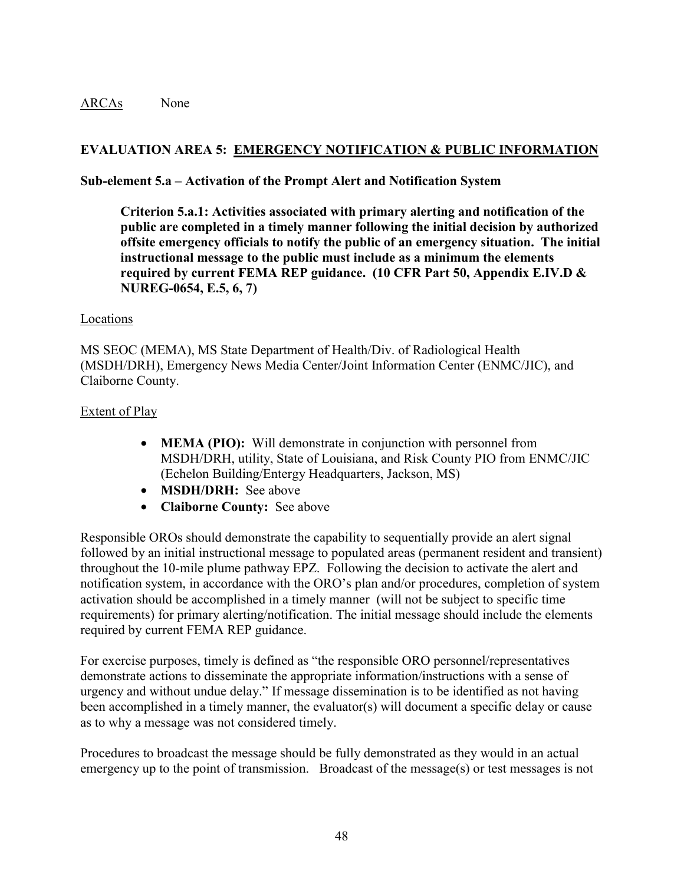<u>ARCAs</u> None

## EVALUATION AREA 5: <u>EMERGENCY NOTIFICATION & PUBLIC INFORMATION</u>

### Sub-element 5.a – Activation of the Prompt Alert and Notification System

**Criterion 5.a.1: Activities associated with primary alerting and notification of the public are completed in a timely manner following the initial decision by authorized offsite emergency officials to notify the public of an emergency situation. The initial instructional message to the public must include as a minimum the elements required by current FEMA REP guidance. (10 CFR Part 50, Appendix E.IV.D & NUREG-0654, E.5, 6, 7)**

<u>Locations</u>

MS SEOC (MEMA), MS State Department of Health/Div. of Radiological Health (MSDH/DRH), Emergency News Media Center/Joint Information Center (ENMC/JIC), and Claiborne County.

<u>Extent of Play</u>

- **MEMA (PIO):** Will demonstrate in conjunction with personnel from MSDH/DRH, utility, State of Louisiana, and Risk County PIO from ENMC/JIC (Echelon Building/Entergy Headquarters, Jackson, MS)
- **MSDH/DRH:** See above
- **Claiborne County:** See above

Responsible OROs should demonstrate the capability to sequentially provide an alert signal followed by an initial instructional message to populated areas (permanent resident and transient) throughout the 10-mile plume pathway EPZ. Following the decision to activate the alert and notification system, in accordance with the ORO's plan and/or procedures, completion of system activation should be accomplished in a timely manner (will not be subject to specific time requirements) for primary alerting/notification. The initial message should include the elements required by current FEMA REP guidance.

For exercise purposes, timely is defined as "the responsible ORO personnel/representatives demonstrate actions to disseminate the appropriate information/instructions with a sense of urgency and without undue delay." If message dissemination is to be identified as not having been accomplished in a timely manner, the evaluator(s) will document a specific delay or cause as to why a message was not considered timely.

Procedures to broadcast the message should be fully demonstrated as they would in an actual emergency up to the point of transmission. Broadcast of the message(s) or test messages is not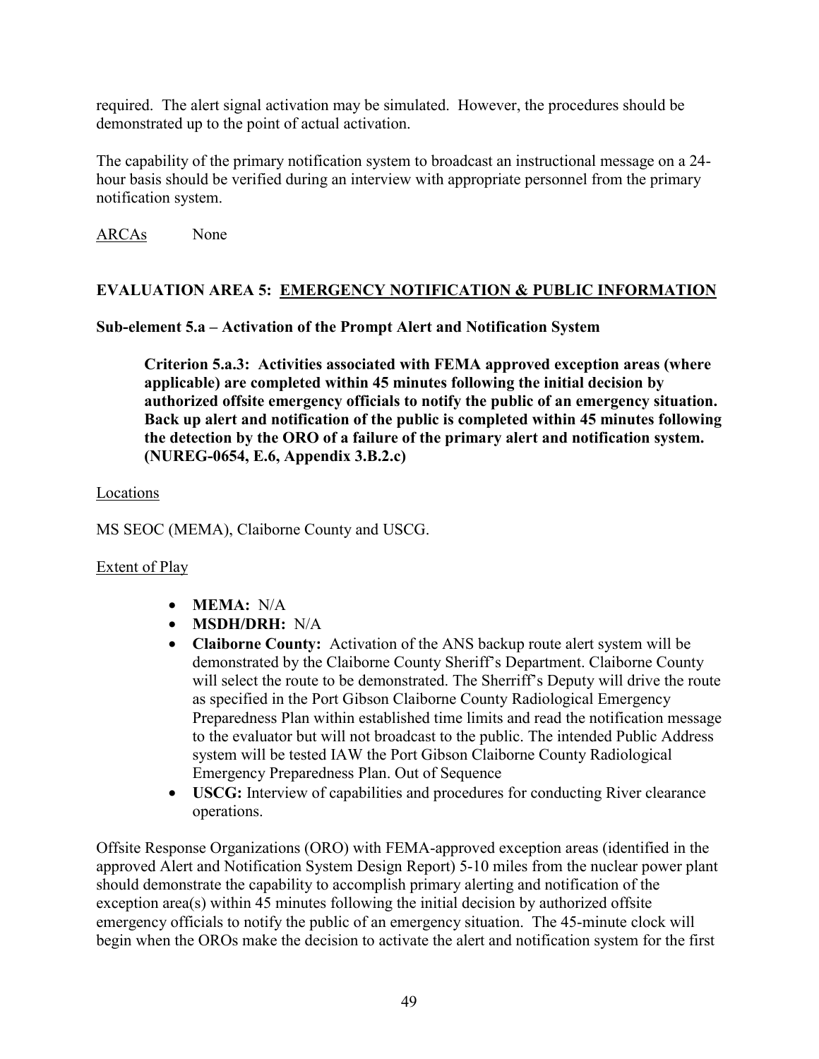required. The alert signal activation may be simulated. However, the procedures should be demonstrated up to the point of actual activation.

The capability of the primary notification system to broadcast an instructional message on a 24-hour basis should be verified during an interview with appropriate personnel from the primary notification system.

ARCAs None

## EVALUATION AREA 5: EMERGENCY NOTIFICATION & PUBLIC INFORMATION

### Sub-element 5.a – Activation of the Prompt Alert and Notification System

**Criterion 5.a.3: Activities associated with FEMA approved exception areas (where applicable) are completed within 45 minutes following the initial decision by authorized offsite emergency officials to notify the public of an emergency situation. Back up alert and notification of the public is completed within 45 minutes following the detection by the ORO of a failure of the primary alert and notification system. (NUREG-0654, E.6, Appendix 3.B.2.c)**

Locations

MS SEOC (MEMA), Claiborne County and USCG.

Extent of Play

- **MEMA:** N/A
- **MSDH/DRH:** N/A
- **Claiborne County:** Activation of the ANS backup route alert system will be demonstrated by the Claiborne County Sheriff's Department. Claiborne County will select the route to be demonstrated. The Sherriff's Deputy will drive the route as specified in the Port Gibson Claiborne County Radiological Emergency Preparedness Plan within established time limits and read the notification message to the evaluator but will not broadcast to the public. The intended Public Address system will be tested IAW the Port Gibson Claiborne County Radiological Emergency Preparedness Plan. Out of Sequence
- **USCG:** Interview of capabilities and procedures for conducting River clearance operations.

Offsite Response Organizations (ORO) with FEMA-approved exception areas (identified in the approved Alert and Notification System Design Report) 5-10 miles from the nuclear power plant should demonstrate the capability to accomplish primary alerting and notification of the exception area(s) within 45 minutes following the initial decision by authorized offsite emergency officials to notify the public of an emergency situation. The 45-minute clock will begin when the OROs make the decision to activate the alert and notification system for the first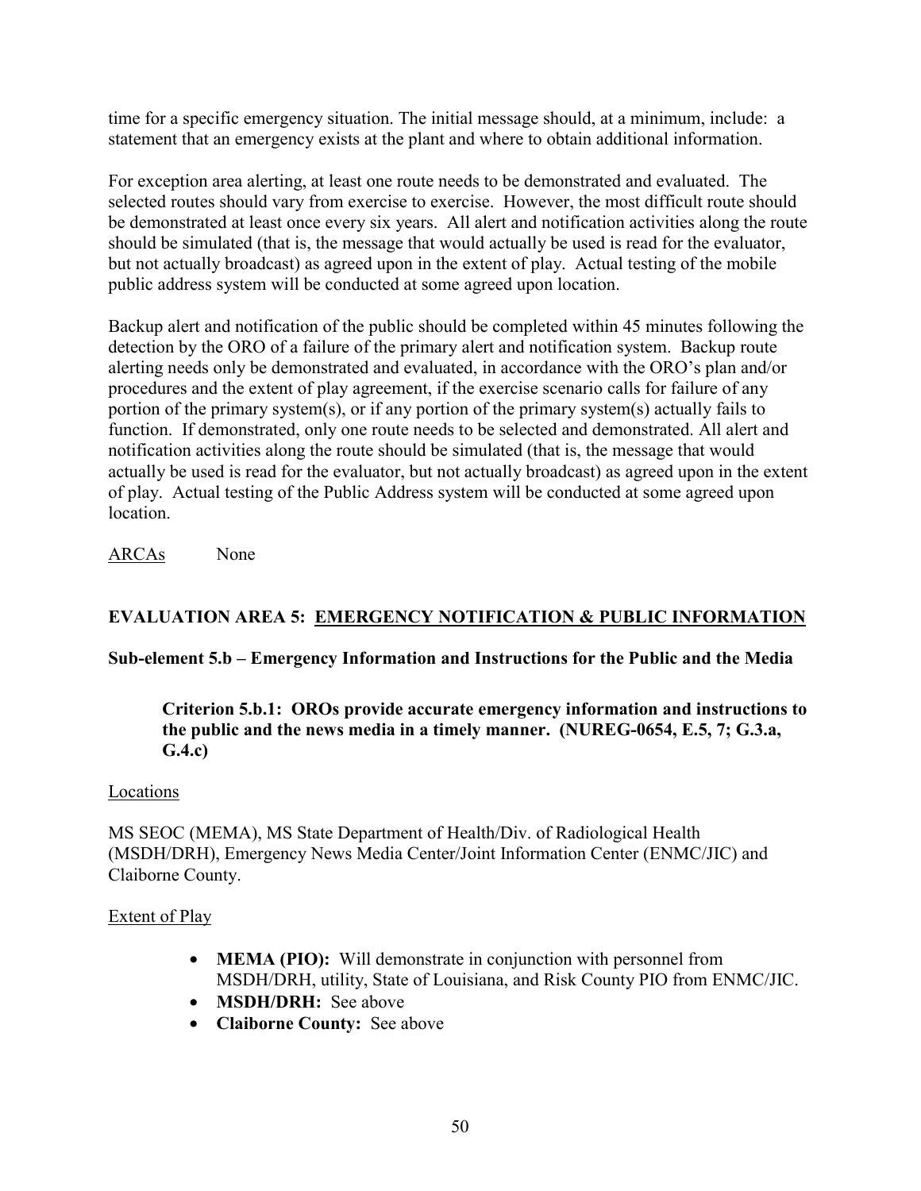time for a specific emergency situation. The initial message should, at a minimum, include: a statement that an emergency exists at the plant and where to obtain additional information.

For exception area alerting, at least one route needs to be demonstrated and evaluated. The selected routes should vary from exercise to exercise. However, the most difficult route should be demonstrated at least once every six years. All alert and notification activities along the route should be simulated (that is, the message that would actually be used is read for the evaluator, but not actually broadcast) as agreed upon in the extent of play. Actual testing of the mobile public address system will be conducted at some agreed upon location.

Backup alert and notification of the public should be completed within 45 minutes following the detection by the ORO of a failure of the primary alert and notification system. Backup route alerting needs only be demonstrated and evaluated, in accordance with the ORO's plan and/or procedures and the extent of play agreement, if the exercise scenario calls for failure of any portion of the primary system(s), or if any portion of the primary system(s) actually fails to function. If demonstrated, only one route needs to be selected and demonstrated. All alert and notification activities along the route should be simulated (that is, the message that would actually be used is read for the evaluator, but not actually broadcast) as agreed upon in the extent of play. Actual testing of the Public Address system will be conducted at some agreed upon location.

ARCAs None

## EVALUATION AREA 5: EMERGENCY NOTIFICATION & PUBLIC INFORMATION

### Sub-element 5.b – Emergency Information and Instructions for the Public and the Media

**Criterion 5.b.1: OROs provide accurate emergency information and instructions to the public and the news media in a timely manner. (NUREG-0654, E.5, 7; G.3.a, G.4.c)**

Locations

MS SEOC (MEMA), MS State Department of Health/Div. of Radiological Health (MSDH/DRH), Emergency News Media Center/Joint Information Center (ENMC/JIC) and Claiborne County.

Extent of Play

- **MEMA (PIO):** Will demonstrate in conjunction with personnel from MSDH/DRH, utility, State of Louisiana, and Risk County PIO from ENMC/JIC.
- **MSDH/DRH:** See above
- **Claiborne County:** See above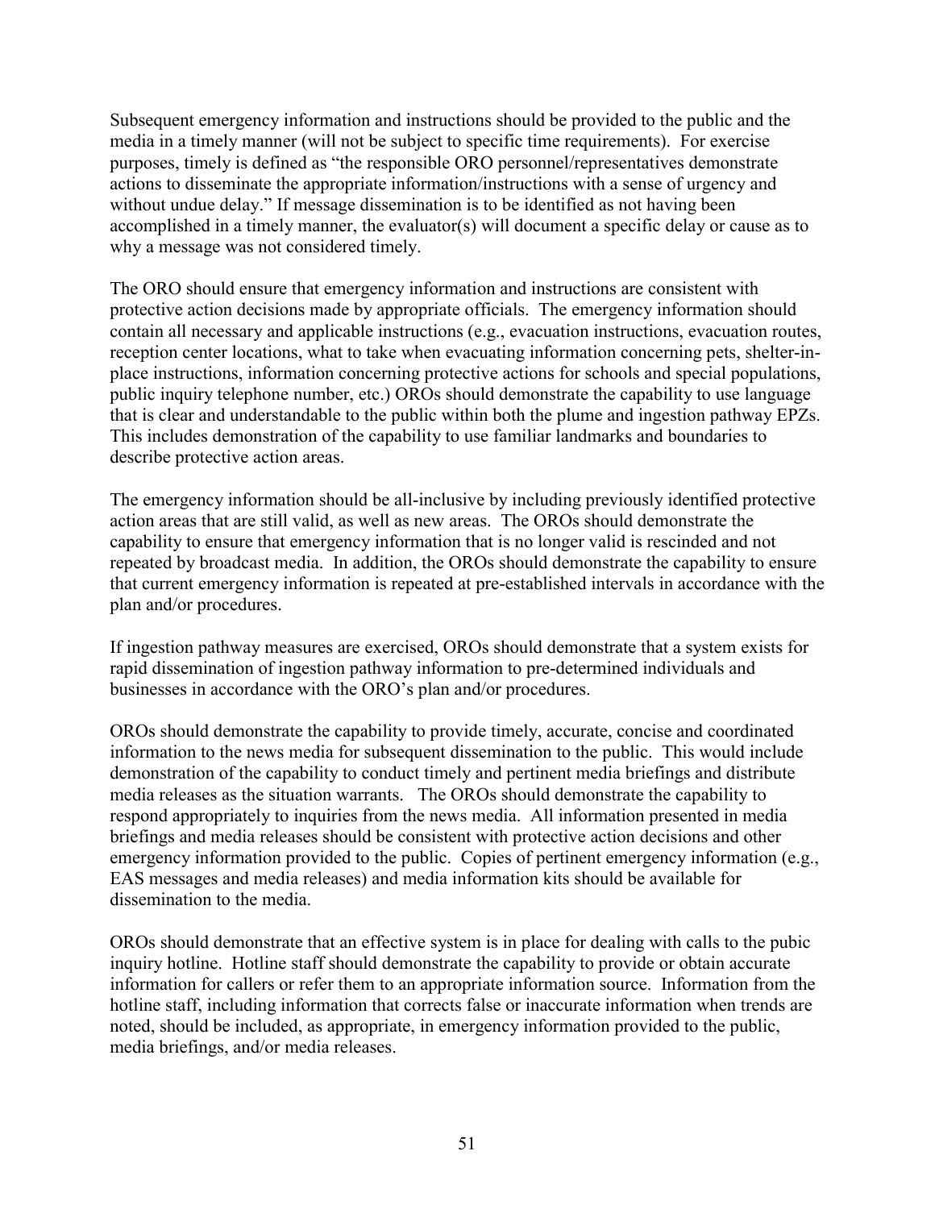Subsequent emergency information and instructions should be provided to the public and the media in a timely manner (will not be subject to specific time requirements). For exercise purposes, timely is defined as "the responsible ORO personnel/representatives demonstrate actions to disseminate the appropriate information/instructions with a sense of urgency and without undue delay." If message dissemination is to be identified as not having been accomplished in a timely manner, the evaluator(s) will document a specific delay or cause as to why a message was not considered timely.

The ORO should ensure that emergency information and instructions are consistent with protective action decisions made by appropriate officials. The emergency information should contain all necessary and applicable instructions (e.g., evacuation instructions, evacuation routes, reception center locations, what to take when evacuating information concerning pets, shelter-in-place instructions, information concerning protective actions for schools and special populations, public inquiry telephone number, etc.) OROs should demonstrate the capability to use language that is clear and understandable to the public within both the plume and ingestion pathway EPZs. This includes demonstration of the capability to use familiar landmarks and boundaries to describe protective action areas.

The emergency information should be all-inclusive by including previously identified protective action areas that are still valid, as well as new areas. The OROs should demonstrate the capability to ensure that emergency information that is no longer valid is rescinded and not repeated by broadcast media. In addition, the OROs should demonstrate the capability to ensure that current emergency information is repeated at pre-established intervals in accordance with the plan and/or procedures.

If ingestion pathway measures are exercised, OROs should demonstrate that a system exists for rapid dissemination of ingestion pathway information to pre-determined individuals and businesses in accordance with the ORO's plan and/or procedures.

OROs should demonstrate the capability to provide timely, accurate, concise and coordinated information to the news media for subsequent dissemination to the public. This would include demonstration of the capability to conduct timely and pertinent media briefings and distribute media releases as the situation warrants. The OROs should demonstrate the capability to respond appropriately to inquiries from the news media. All information presented in media briefings and media releases should be consistent with protective action decisions and other emergency information provided to the public. Copies of pertinent emergency information (e.g., EAS messages and media releases) and media information kits should be available for dissemination to the media.

OROs should demonstrate that an effective system is in place for dealing with calls to the pubic inquiry hotline. Hotline staff should demonstrate the capability to provide or obtain accurate information for callers or refer them to an appropriate information source. Information from the hotline staff, including information that corrects false or inaccurate information when trends are noted, should be included, as appropriate, in emergency information provided to the public, media briefings, and/or media releases.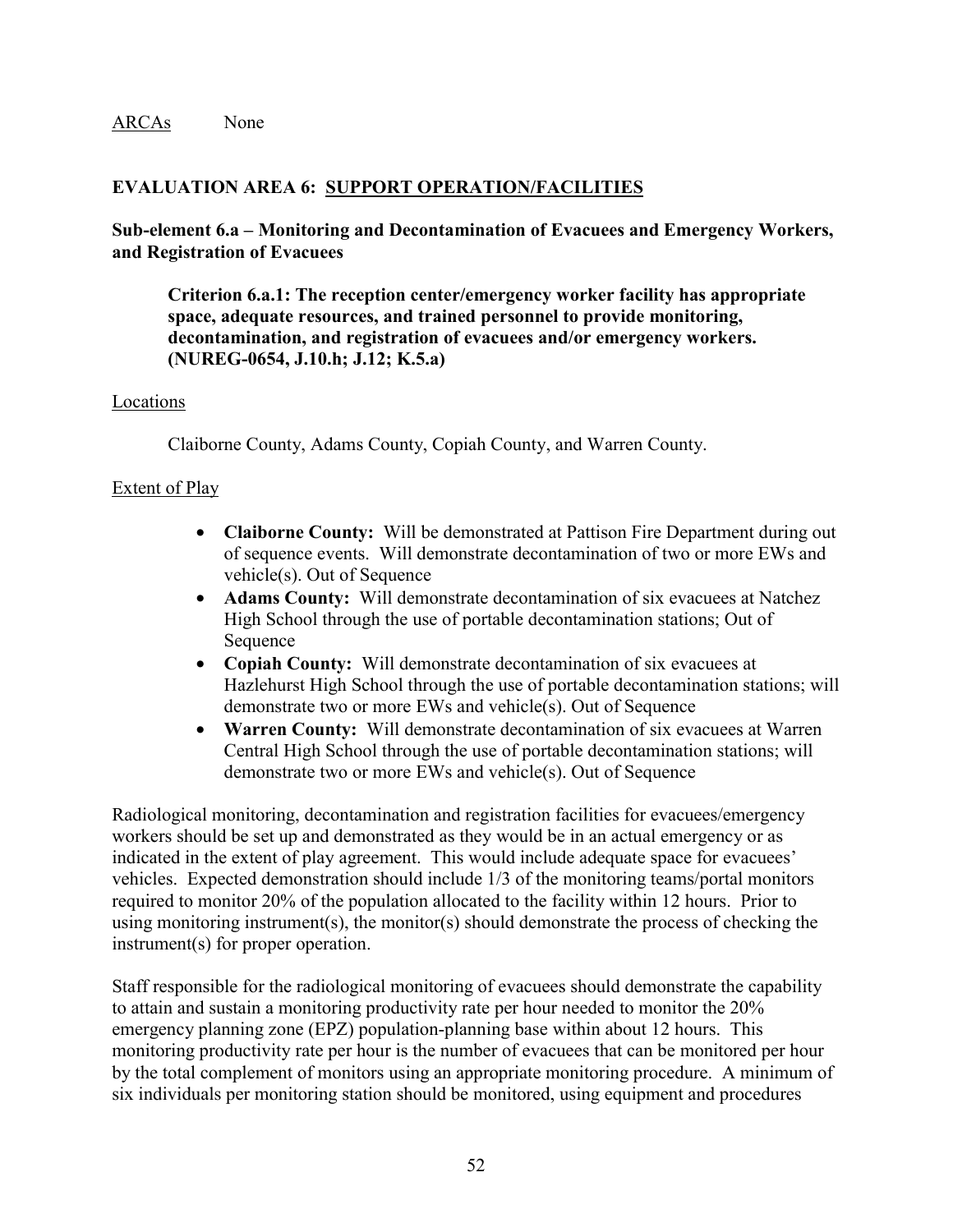ARCAs None

### EVALUATION AREA 6: SUPPORT OPERATION/FACILITIES

**Sub-element 6.a – Monitoring and Decontamination of Evacuees and Emergency Workers, and Registration of Evacuees**

**Criterion 6.a.1: The reception center/emergency worker facility has appropriate space, adequate resources, and trained personnel to provide monitoring, decontamination, and registration of evacuees and/or emergency workers. (NUREG-0654, J.10.h; J.12; K.5.a)**

Locations

Claiborne County, Adams County, Copiah County, and Warren County.

Extent of Play

- **Claiborne County:** Will be demonstrated at Pattison Fire Department during out of sequence events. Will demonstrate decontamination of two or more EWs and vehicle(s). Out of Sequence
- **Adams County:** Will demonstrate decontamination of six evacuees at Natchez High School through the use of portable decontamination stations; Out of Sequence
- **Copiah County:** Will demonstrate decontamination of six evacuees at Hazlehurst High School through the use of portable decontamination stations; will demonstrate two or more EWs and vehicle(s). Out of Sequence
- **Warren County:** Will demonstrate decontamination of six evacuees at Warren Central High School through the use of portable decontamination stations; will demonstrate two or more EWs and vehicle(s). Out of Sequence

Radiological monitoring, decontamination and registration facilities for evacuees/emergency workers should be set up and demonstrated as they would be in an actual emergency or as indicated in the extent of play agreement. This would include adequate space for evacuees' vehicles. Expected demonstration should include 1/3 of the monitoring teams/portal monitors required to monitor 20% of the population allocated to the facility within 12 hours. Prior to using monitoring instrument(s), the monitor(s) should demonstrate the process of checking the instrument(s) for proper operation.

Staff responsible for the radiological monitoring of evacuees should demonstrate the capability to attain and sustain a monitoring productivity rate per hour needed to monitor the 20% emergency planning zone (EPZ) population-planning base within about 12 hours. This monitoring productivity rate per hour is the number of evacuees that can be monitored per hour by the total complement of monitors using an appropriate monitoring procedure. A minimum of six individuals per monitoring station should be monitored, using equipment and procedures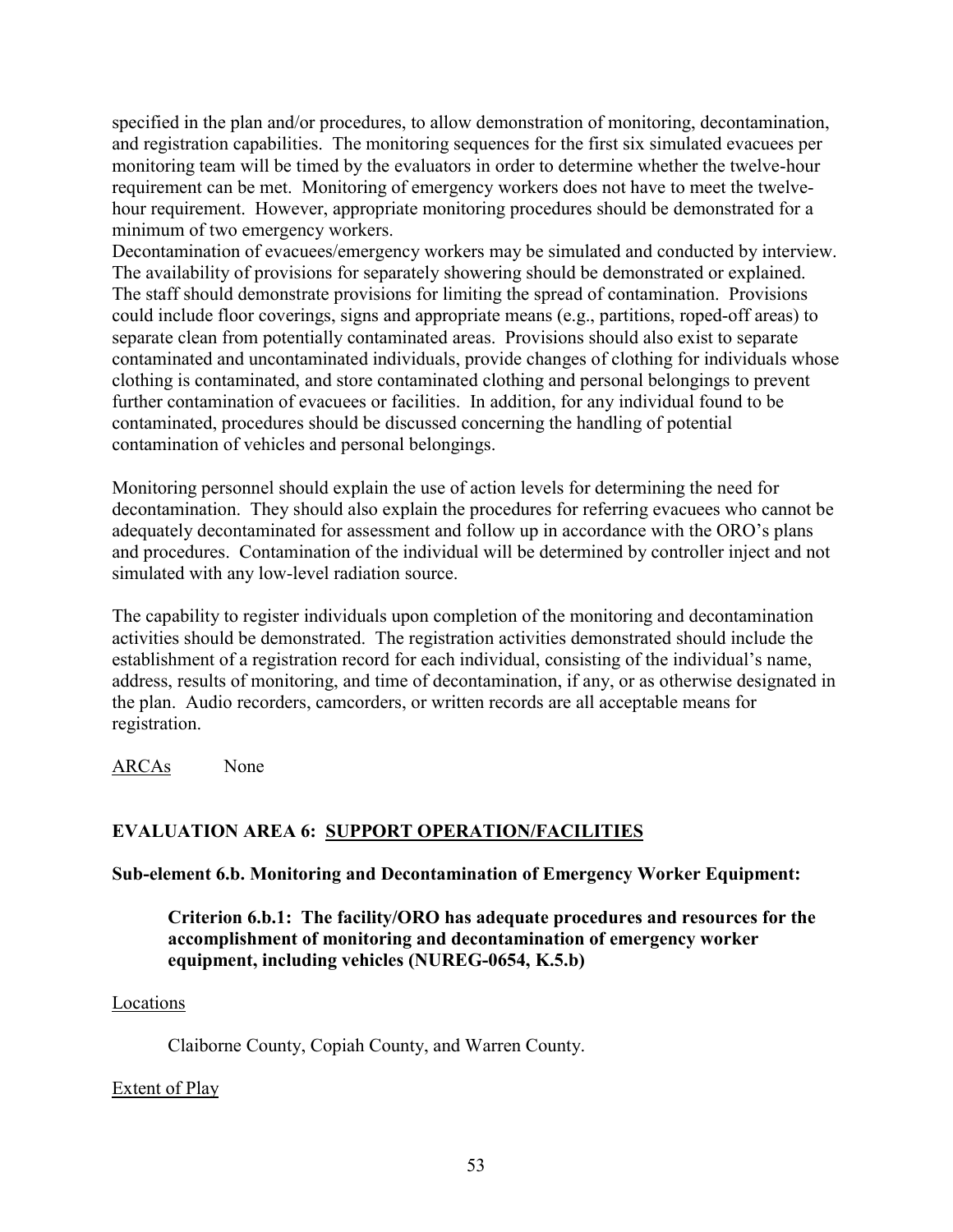specified in the plan and/or procedures, to allow demonstration of monitoring, decontamination, and registration capabilities. The monitoring sequences for the first six simulated evacuees per monitoring team will be timed by the evaluators in order to determine whether the twelve-hour requirement can be met. Monitoring of emergency workers does not have to meet the twelve-hour requirement. However, appropriate monitoring procedures should be demonstrated for a minimum of two emergency workers.

Decontamination of evacuees/emergency workers may be simulated and conducted by interview. The availability of provisions for separately showering should be demonstrated or explained. The staff should demonstrate provisions for limiting the spread of contamination. Provisions could include floor coverings, signs and appropriate means (e.g., partitions, roped-off areas) to separate clean from potentially contaminated areas. Provisions should also exist to separate contaminated and uncontaminated individuals, provide changes of clothing for individuals whose clothing is contaminated, and store contaminated clothing and personal belongings to prevent further contamination of evacuees or facilities. In addition, for any individual found to be contaminated, procedures should be discussed concerning the handling of potential contamination of vehicles and personal belongings.

Monitoring personnel should explain the use of action levels for determining the need for decontamination. They should also explain the procedures for referring evacuees who cannot be adequately decontaminated for assessment and follow up in accordance with the ORO's plans and procedures. Contamination of the individual will be determined by controller inject and not simulated with any low-level radiation source.

The capability to register individuals upon completion of the monitoring and decontamination activities should be demonstrated. The registration activities demonstrated should include the establishment of a registration record for each individual, consisting of the individual's name, address, results of monitoring, and time of decontamination, if any, or as otherwise designated in the plan. Audio recorders, camcorders, or written records are all acceptable means for registration.

ARCAs None

## EVALUATION AREA 6: SUPPORT OPERATION/FACILITIES

### Sub-element 6.b. Monitoring and Decontamination of Emergency Worker Equipment:

**Criterion 6.b.1: The facility/ORO has adequate procedures and resources for the accomplishment of monitoring and decontamination of emergency worker equipment, including vehicles (NUREG-0654, K.5.b)**

Locations

Claiborne County, Copiah County, and Warren County.

Extent of Play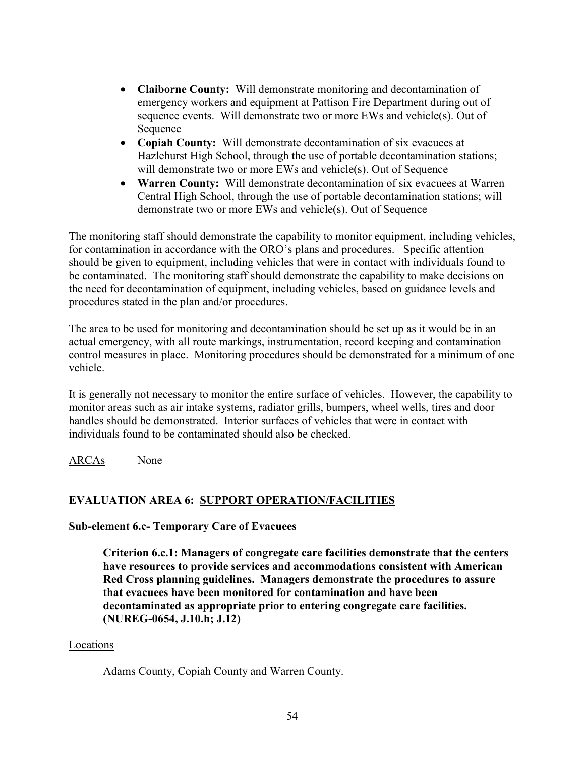- **Claiborne County:** Will demonstrate monitoring and decontamination of emergency workers and equipment at Pattison Fire Department during out of sequence events. Will demonstrate two or more EWs and vehicle(s). Out of Sequence
- **Copiah County:** Will demonstrate decontamination of six evacuees at Hazlehurst High School, through the use of portable decontamination stations; will demonstrate two or more EWs and vehicle(s). Out of Sequence
- **Warren County:** Will demonstrate decontamination of six evacuees at Warren Central High School, through the use of portable decontamination stations; will demonstrate two or more EWs and vehicle(s). Out of Sequence

The monitoring staff should demonstrate the capability to monitor equipment, including vehicles, for contamination in accordance with the ORO's plans and procedures. Specific attention should be given to equipment, including vehicles that were in contact with individuals found to be contaminated. The monitoring staff should demonstrate the capability to make decisions on the need for decontamination of equipment, including vehicles, based on guidance levels and procedures stated in the plan and/or procedures.

The area to be used for monitoring and decontamination should be set up as it would be in an actual emergency, with all route markings, instrumentation, record keeping and contamination control measures in place. Monitoring procedures should be demonstrated for a minimum of one vehicle.

It is generally not necessary to monitor the entire surface of vehicles. However, the capability to monitor areas such as air intake systems, radiator grills, bumpers, wheel wells, tires and door handles should be demonstrated. Interior surfaces of vehicles that were in contact with individuals found to be contaminated should also be checked.

ARCAs None

## EVALUATION AREA 6: SUPPORT OPERATION/FACILITIES

### Sub-element 6.c- Temporary Care of Evacuees

**Criterion 6.c.1: Managers of congregate care facilities demonstrate that the centers have resources to provide services and accommodations consistent with American Red Cross planning guidelines. Managers demonstrate the procedures to assure that evacuees have been monitored for contamination and have been decontaminated as appropriate prior to entering congregate care facilities. (NUREG-0654, J.10.h; J.12)**

Locations

Adams County, Copiah County and Warren County.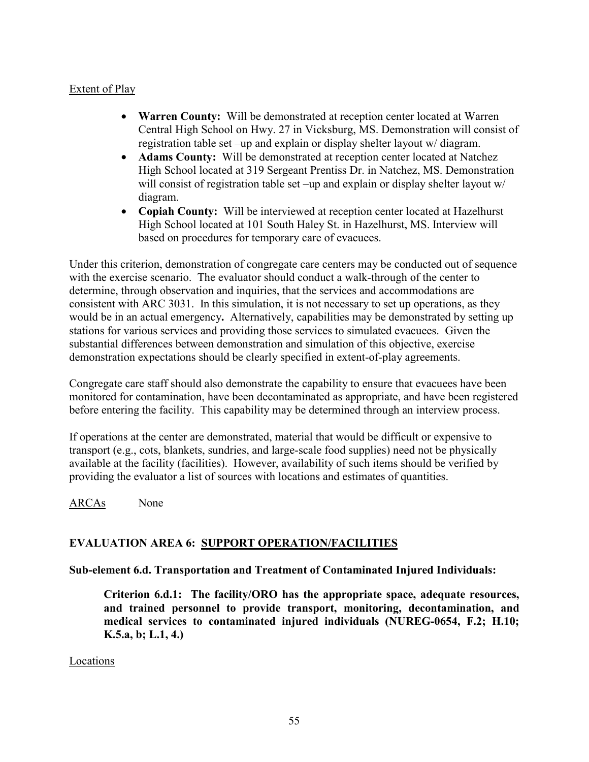Extent of Play

- **Warren County:** Will be demonstrated at reception center located at Warren Central High School on Hwy. 27 in Vicksburg, MS. Demonstration will consist of registration table set –up and explain or display shelter layout w/ diagram.
- **Adams County:** Will be demonstrated at reception center located at Natchez High School located at 319 Sergeant Prentiss Dr. in Natchez, MS. Demonstration will consist of registration table set –up and explain or display shelter layout w/ diagram.
- **Copiah County:** Will be interviewed at reception center located at Hazelhurst High School located at 101 South Haley St. in Hazelhurst, MS. Interview will based on procedures for temporary care of evacuees.

Under this criterion, demonstration of congregate care centers may be conducted out of sequence with the exercise scenario. The evaluator should conduct a walk-through of the center to determine, through observation and inquiries, that the services and accommodations are consistent with ARC 3031. In this simulation, it is not necessary to set up operations, as they would be in an actual emergency**.** Alternatively, capabilities may be demonstrated by setting up stations for various services and providing those services to simulated evacuees. Given the substantial differences between demonstration and simulation of this objective, exercise demonstration expectations should be clearly specified in extent-of-play agreements.

Congregate care staff should also demonstrate the capability to ensure that evacuees have been monitored for contamination, have been decontaminated as appropriate, and have been registered before entering the facility. This capability may be determined through an interview process.

If operations at the center are demonstrated, material that would be difficult or expensive to transport (e.g., cots, blankets, sundries, and large-scale food supplies) need not be physically available at the facility (facilities). However, availability of such items should be verified by providing the evaluator a list of sources with locations and estimates of quantities.

ARCAs None

## EVALUATION AREA 6: SUPPORT OPERATION/FACILITIES

### Sub-element 6.d. Transportation and Treatment of Contaminated Injured Individuals:

**Criterion 6.d.1: The facility/ORO has the appropriate space, adequate resources, and trained personnel to provide transport, monitoring, decontamination, and medical services to contaminated injured individuals (NUREG-0654, F.2; H.10; K.5.a, b; L.1, 4.)**

Locations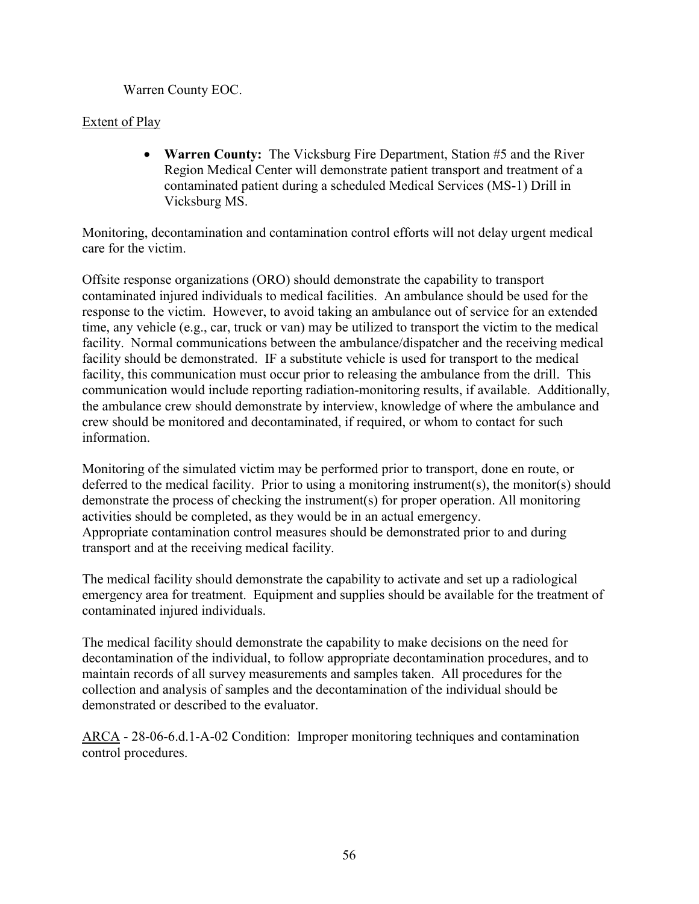Warren County EOC.

Extent of Play

- **Warren County:** The Vicksburg Fire Department, Station #5 and the River Region Medical Center will demonstrate patient transport and treatment of a contaminated patient during a scheduled Medical Services (MS-1) Drill in Vicksburg MS.

Monitoring, decontamination and contamination control efforts will not delay urgent medical care for the victim.

Offsite response organizations (ORO) should demonstrate the capability to transport contaminated injured individuals to medical facilities. An ambulance should be used for the response to the victim. However, to avoid taking an ambulance out of service for an extended time, any vehicle (e.g., car, truck or van) may be utilized to transport the victim to the medical facility. Normal communications between the ambulance/dispatcher and the receiving medical facility should be demonstrated. IF a substitute vehicle is used for transport to the medical facility, this communication must occur prior to releasing the ambulance from the drill. This communication would include reporting radiation-monitoring results, if available. Additionally, the ambulance crew should demonstrate by interview, knowledge of where the ambulance and crew should be monitored and decontaminated, if required, or whom to contact for such information.

Monitoring of the simulated victim may be performed prior to transport, done en route, or deferred to the medical facility. Prior to using a monitoring instrument(s), the monitor(s) should demonstrate the process of checking the instrument(s) for proper operation. All monitoring activities should be completed, as they would be in an actual emergency.
Appropriate contamination control measures should be demonstrated prior to and during transport and at the receiving medical facility.

The medical facility should demonstrate the capability to activate and set up a radiological emergency area for treatment. Equipment and supplies should be available for the treatment of contaminated injured individuals.

The medical facility should demonstrate the capability to make decisions on the need for decontamination of the individual, to follow appropriate decontamination procedures, and to maintain records of all survey measurements and samples taken. All procedures for the collection and analysis of samples and the decontamination of the individual should be demonstrated or described to the evaluator.

ARCA - 28-06-6.d.1-A-02 Condition: Improper monitoring techniques and contamination control procedures.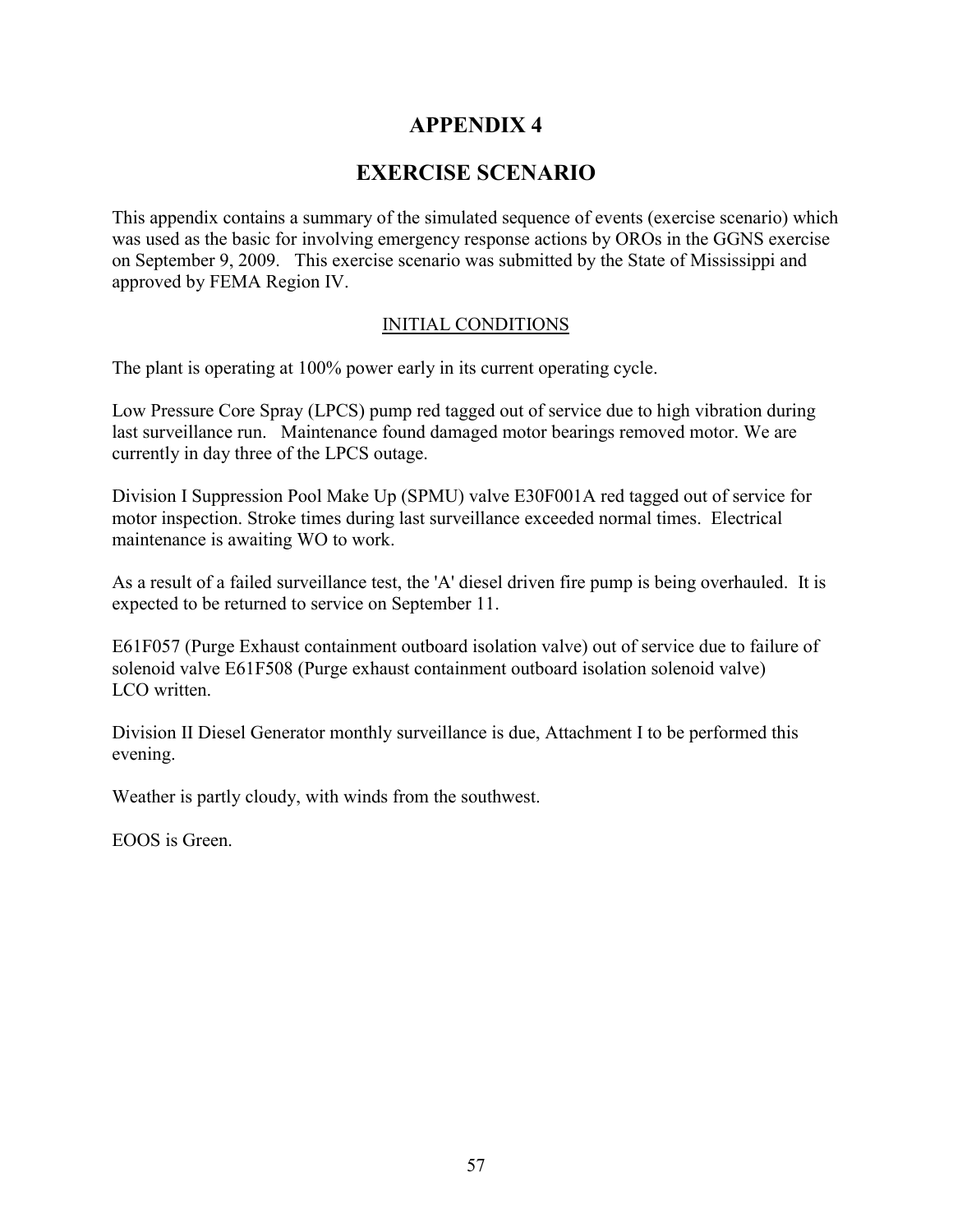# APPENDIX 4

# EXERCISE SCENARIO

This appendix contains a summary of the simulated sequence of events (exercise scenario) which was used as the basic for involving emergency response actions by OROs in the GGNS exercise on September 9, 2009. This exercise scenario was submitted by the State of Mississippi and approved by FEMA Region IV.

## INITIAL CONDITIONS

The plant is operating at 100% power early in its current operating cycle.

Low Pressure Core Spray (LPCS) pump red tagged out of service due to high vibration during last surveillance run. Maintenance found damaged motor bearings removed motor. We are currently in day three of the LPCS outage.

Division I Suppression Pool Make Up (SPMU) valve E30F001A red tagged out of service for motor inspection. Stroke times during last surveillance exceeded normal times. Electrical maintenance is awaiting WO to work.

As a result of a failed surveillance test, the 'A' diesel driven fire pump is being overhauled. It is expected to be returned to service on September 11.

E61F057 (Purge Exhaust containment outboard isolation valve) out of service due to failure of solenoid valve E61F508 (Purge exhaust containment outboard isolation solenoid valve) LCO written.

Division II Diesel Generator monthly surveillance is due, Attachment I to be performed this evening.

Weather is partly cloudy, with winds from the southwest.

EOOS is Green.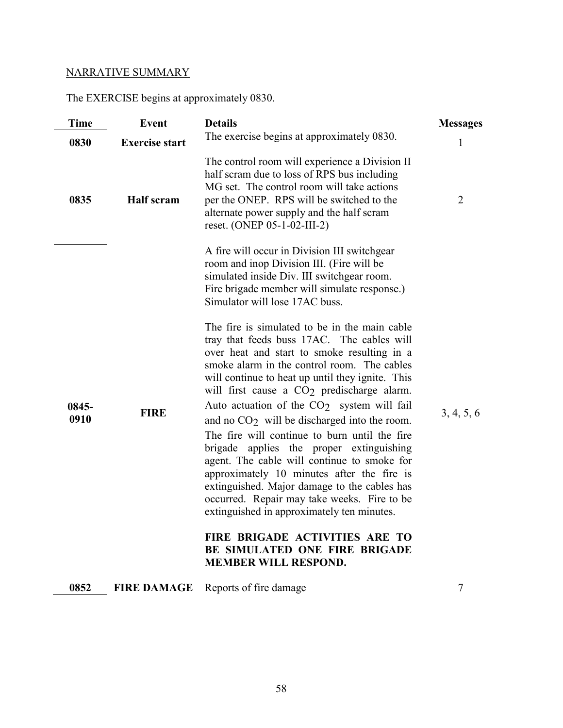NARRATIVE SUMMARY

The EXERCISE begins at approximately 0830.

| Time | Event | Details | Messages |
|---|---|---|---|
| **0830** | **Exercise start** | The exercise begins at approximately 0830. | 1 |
| **0835** | **Half scram** | The control room will experience a Division II half scram due to loss of RPS bus including MG set. The control room will take actions per the ONEP. RPS will be switched to the alternate power supply and the half scram reset. (ONEP 05-1-02-III-2) | 2 |
| **0845-0910** | **FIRE** | A fire will occur in Division III switchgear room and inop Division III. (Fire will be simulated inside Div. III switchgear room. Fire brigade member will simulate response.) Simulator will lose 17AC buss.<br><br>The fire is simulated to be in the main cable tray that feeds buss 17AC. The cables will over heat and start to smoke resulting in a smoke alarm in the control room. The cables will continue to heat up until they ignite. This will first cause a $CO_2$ predischarge alarm. Auto actuation of the $CO_2$ system will fail and no $CO_2$ will be discharged into the room. The fire will continue to burn until the fire brigade applies the proper extinguishing agent. The cable will continue to smoke for approximately 10 minutes after the fire is extinguished. Major damage to the cables has occurred. Repair may take weeks. Fire to be extinguished in approximately ten minutes.<br><br>**FIRE BRIGADE ACTIVITIES ARE TO BE SIMULATED ONE FIRE BRIGADE MEMBER WILL RESPOND.** | 3, 4, 5, 6 |
| **0852** | **FIRE DAMAGE** | Reports of fire damage | 7 |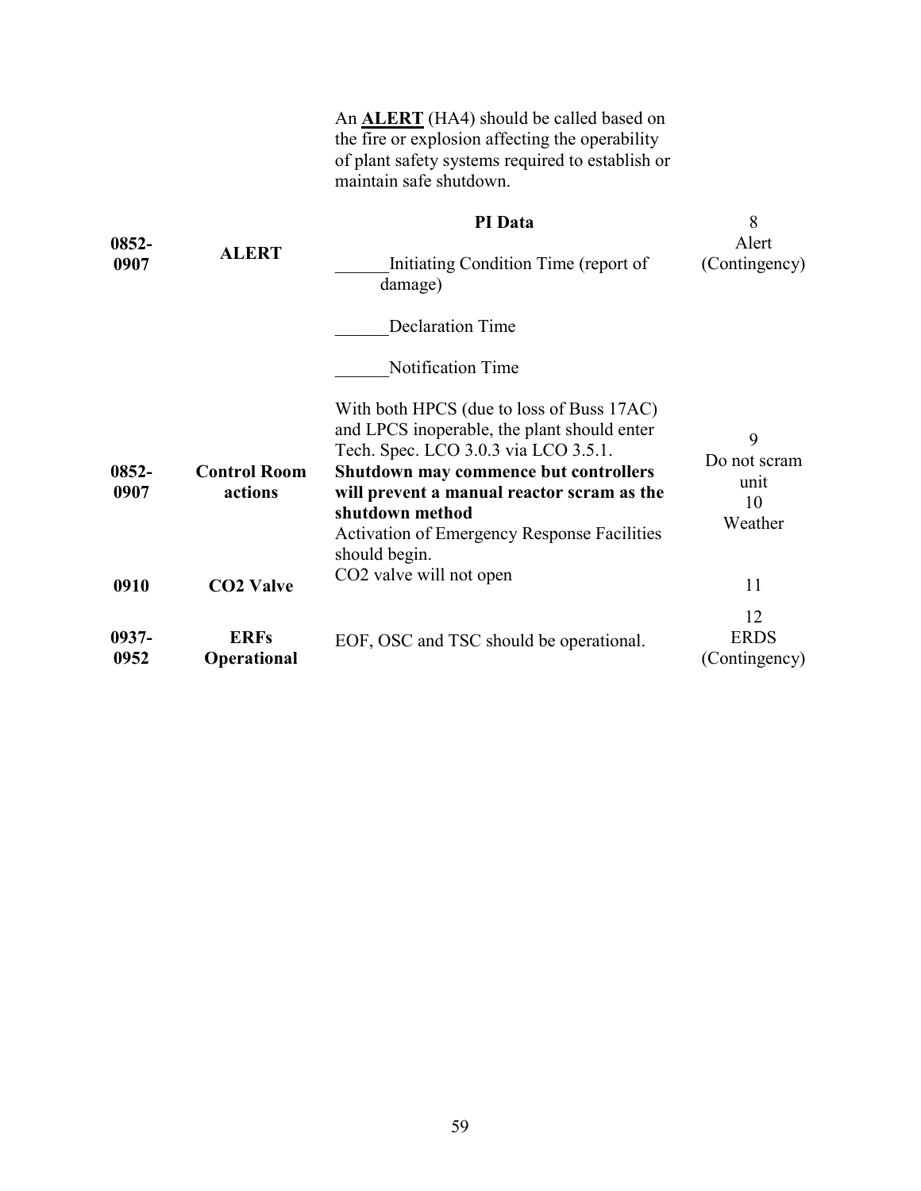|  |  | An **ALERT** (HA4) should be called based on the fire or explosion affecting the operability of plant safety systems required to establish or maintain safe shutdown. |  |
|---|---|---|---|
| **0852-0907** | **ALERT** | **PI Data**<br><br>______Initiating Condition Time (report of damage)<br><br>______Declaration Time<br><br>______Notification Time | 8<br>Alert<br>(Contingency) |
| **0852-0907** | **Control Room actions** | With both HPCS (due to loss of Buss 17AC) and LPCS inoperable, the plant should enter Tech. Spec. LCO 3.0.3 via LCO 3.5.1. **Shutdown may commence but controllers will prevent a manual reactor scram as the shutdown method**<br>Activation of Emergency Response Facilities should begin. | 9<br>Do not scram unit<br>10<br>Weather |
| **0910** | **CO2 Valve** | CO2 valve will not open | 11 |
| **0937-0952** | **ERFs Operational** | EOF, OSC and TSC should be operational. | 12<br>ERDS<br>(Contingency) |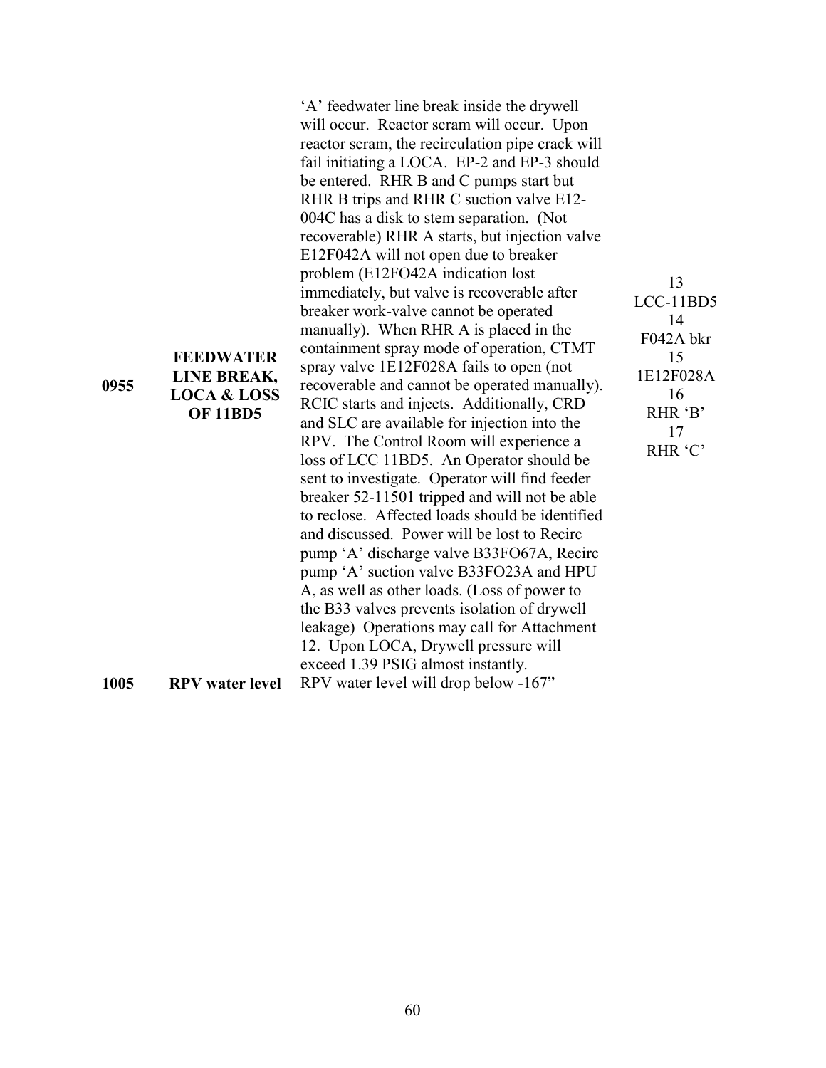| | | | |
|---|---|---|---|
| 0955 | **FEEDWATER LINE BREAK, LOCA & LOSS OF 11BD5** | 'A' feedwater line break inside the drywell will occur. Reactor scram will occur. Upon reactor scram, the recirculation pipe crack will fail initiating a LOCA. EP-2 and EP-3 should be entered. RHR B and C pumps start but RHR B trips and RHR C suction valve E12-004C has a disk to stem separation. (Not recoverable) RHR A starts, but injection valve E12F042A will not open due to breaker problem (E12FO42A indication lost immediately, but valve is recoverable after breaker work-valve cannot be operated manually). When RHR A is placed in the containment spray mode of operation, CTMT spray valve 1E12F028A fails to open (not recoverable and cannot be operated manually). RCIC starts and injects. Additionally, CRD and SLC are available for injection into the RPV. The Control Room will experience a loss of LCC 11BD5. An Operator should be sent to investigate. Operator will find feeder breaker 52-11501 tripped and will not be able to reclose. Affected loads should be identified and discussed. Power will be lost to Recirc pump 'A' discharge valve B33FO67A, Recirc pump 'A' suction valve B33FO23A and HPU A, as well as other loads. (Loss of power to the B33 valves prevents isolation of drywell leakage) Operations may call for Attachment 12. Upon LOCA, Drywell pressure will exceed 1.39 PSIG almost instantly. | 13<br>LCC-11BD5<br>14<br>F042A bkr<br>15<br>1E12F028A<br>16<br>RHR 'B'<br>17<br>RHR 'C' |
| 1005 | **RPV water level** | RPV water level will drop below -167" | |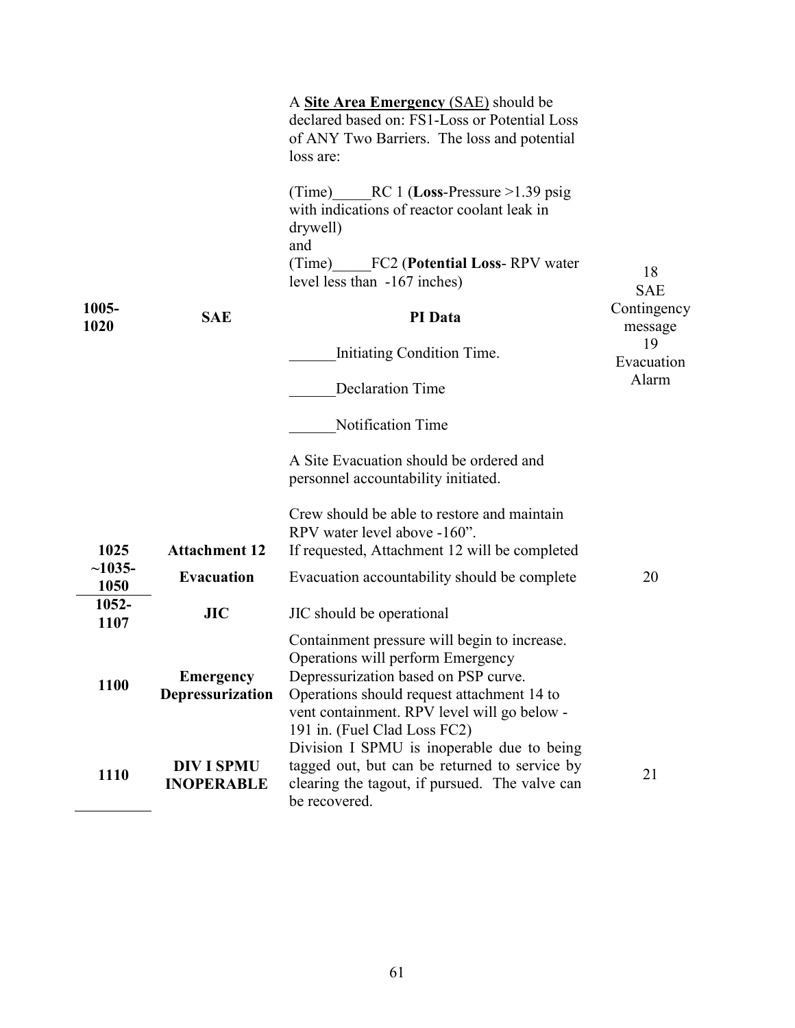| | | | |
|---|---|---|---|
| 1005-1020 | **SAE** | A **Site Area Emergency** (SAE) should be declared based on: FS1-Loss or Potential Loss of ANY Two Barriers. The loss and potential loss are:<br><br>(Time)_____RC 1 (**Loss**-Pressure >1.39 psig with indications of reactor coolant leak in drywell)<br>and<br>(Time)_____FC2 (**Potential Loss**- RPV water level less than -167 inches)<br><br>**PI Data**<br><br>______Initiating Condition Time.<br><br>______Declaration Time<br><br>______Notification Time<br><br>A Site Evacuation should be ordered and personnel accountability initiated. | 18 SAE Contingency message<br>19 Evacuation Alarm |
| 1025 | **Attachment 12** | Crew should be able to restore and maintain RPV water level above -160".<br>If requested, Attachment 12 will be completed | |
| ~1035-1050 | **Evacuation** | Evacuation accountability should be complete | 20 |
| 1052-1107 | **JIC** | JIC should be operational | |
| 1100 | **Emergency Depressurization** | Containment pressure will begin to increase. Operations will perform Emergency Depressurization based on PSP curve. Operations should request attachment 14 to vent containment. RPV level will go below -191 in. (Fuel Clad Loss FC2) | |
| 1110 | **DIV I SPMU INOPERABLE** | Division I SPMU is inoperable due to being tagged out, but can be returned to service by clearing the tagout, if pursued. The valve can be recovered. | 21 |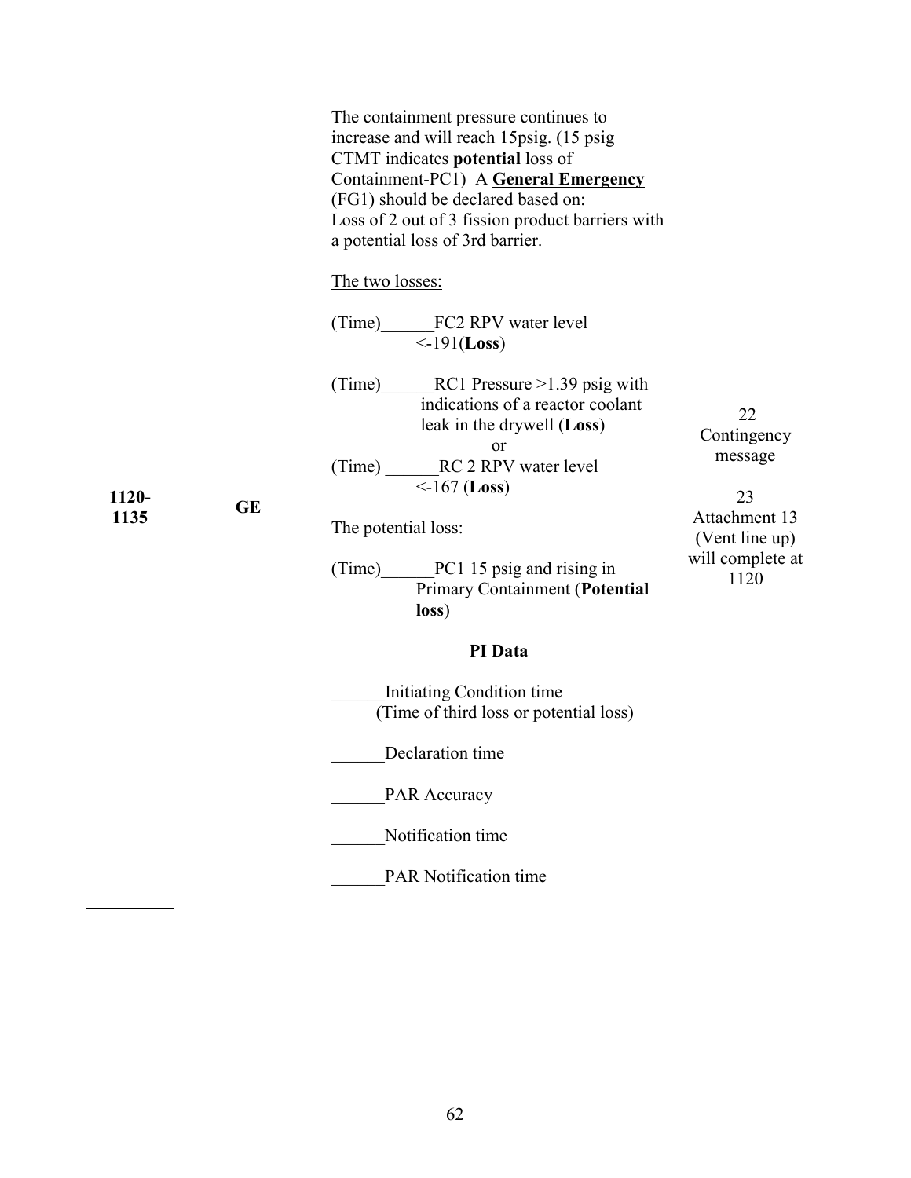| Time | Class | Event / Expected Action | Message |
|---|---|---|---|
| 1120-1135 | GE | The containment pressure continues to increase and will reach 15psig. (15 psig CTMT indicates **potential** loss of Containment-PC1) A **<u>General Emergency</u>** (FG1) should be declared based on:<br>Loss of 2 out of 3 fission product barriers with a potential loss of 3rd barrier.<br><br><u>The two losses:</u><br><br>(Time)______FC2 RPV water level <-191(**Loss**)<br><br>(Time)______RC1 Pressure >1.39 psig with indications of a reactor coolant leak in the drywell (**Loss**)<br>or<br>(Time) ______RC 2 RPV water level <-167 (**Loss**)<br><br><u>The potential loss:</u><br><br>(Time)______PC1 15 psig and rising in Primary Containment (**Potential loss**)<br><br>**PI Data**<br><br>______Initiating Condition time (Time of third loss or potential loss)<br><br>______Declaration time<br><br>______PAR Accuracy<br><br>______Notification time<br><br>______PAR Notification time | 22 Contingency message<br><br>23 Attachment 13 (Vent line up) will complete at 1120 |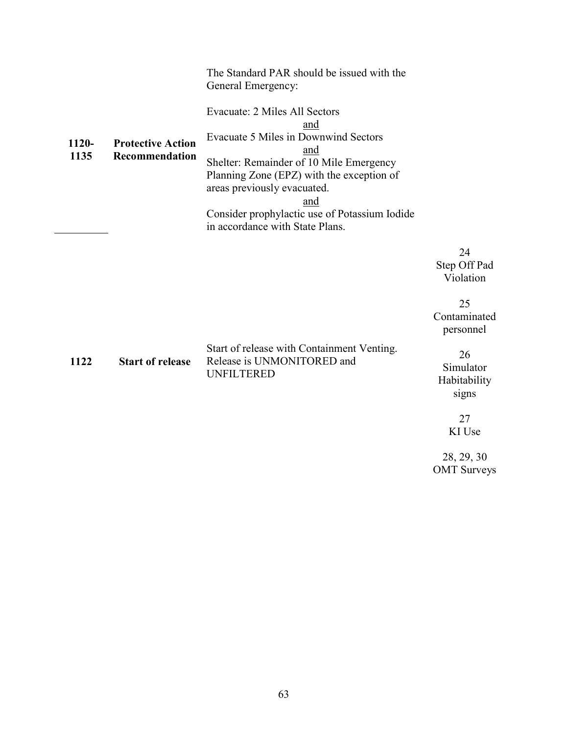| | | | |
|---|---|---|---|
| **1120-1135** | **Protective Action Recommendation** | The Standard PAR should be issued with the General Emergency:<br><br>Evacuate: 2 Miles All Sectors<br>and<br>Evacuate 5 Miles in Downwind Sectors<br>and<br>Shelter: Remainder of 10 Mile Emergency Planning Zone (EPZ) with the exception of areas previously evacuated.<br>and<br>Consider prophylactic use of Potassium Iodide in accordance with State Plans. | |
| **1122** | **Start of release** | Start of release with Containment Venting. Release is UNMONITORED and UNFILTERED | 24<br>Step Off Pad Violation<br><br>25<br>Contaminated personnel<br><br>26<br>Simulator Habitability signs<br><br>27<br>KI Use<br><br>28, 29, 30<br>OMT Surveys |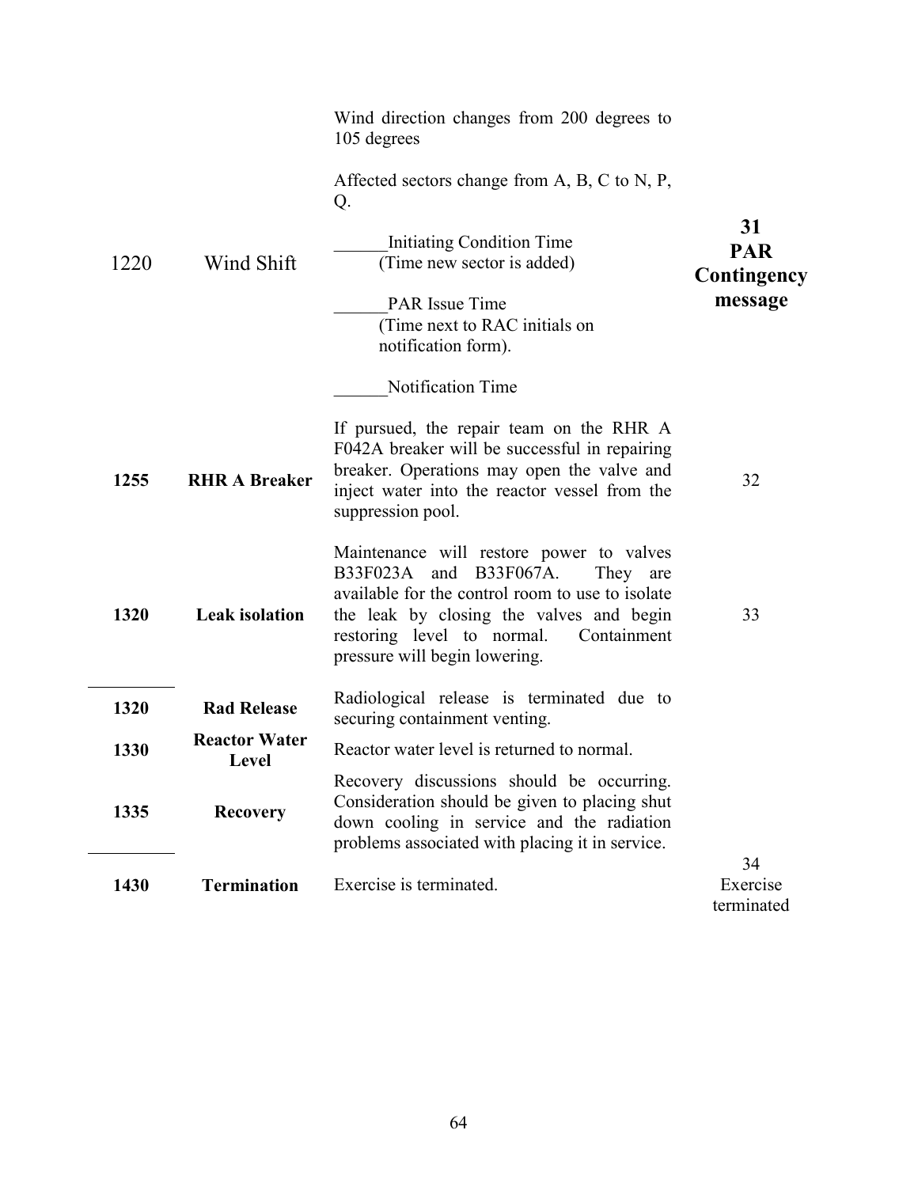| | | | |
|---|---|---|---|
| 1220 | Wind Shift | Wind direction changes from 200 degrees to 105 degrees<br><br>Affected sectors change from A, B, C to N, P, Q.<br><br>______Initiating Condition Time (Time new sector is added)<br><br>______PAR Issue Time (Time next to RAC initials on notification form).<br><br>______Notification Time | **31 PAR Contingency message** |
| **1255** | **RHR A Breaker** | If pursued, the repair team on the RHR A F042A breaker will be successful in repairing breaker. Operations may open the valve and inject water into the reactor vessel from the suppression pool. | 32 |
| **1320** | **Leak isolation** | Maintenance will restore power to valves B33F023A and B33F067A. They are available for the control room to use to isolate the leak by closing the valves and begin restoring level to normal. Containment pressure will begin lowering. | 33 |
| **1320** | **Rad Release** | Radiological release is terminated due to securing containment venting. | |
| **1330** | **Reactor Water Level** | Reactor water level is returned to normal. | |
| **1335** | **Recovery** | Recovery discussions should be occurring. Consideration should be given to placing shut down cooling in service and the radiation problems associated with placing it in service. | |
| **1430** | **Termination** | Exercise is terminated. | 34 Exercise terminated |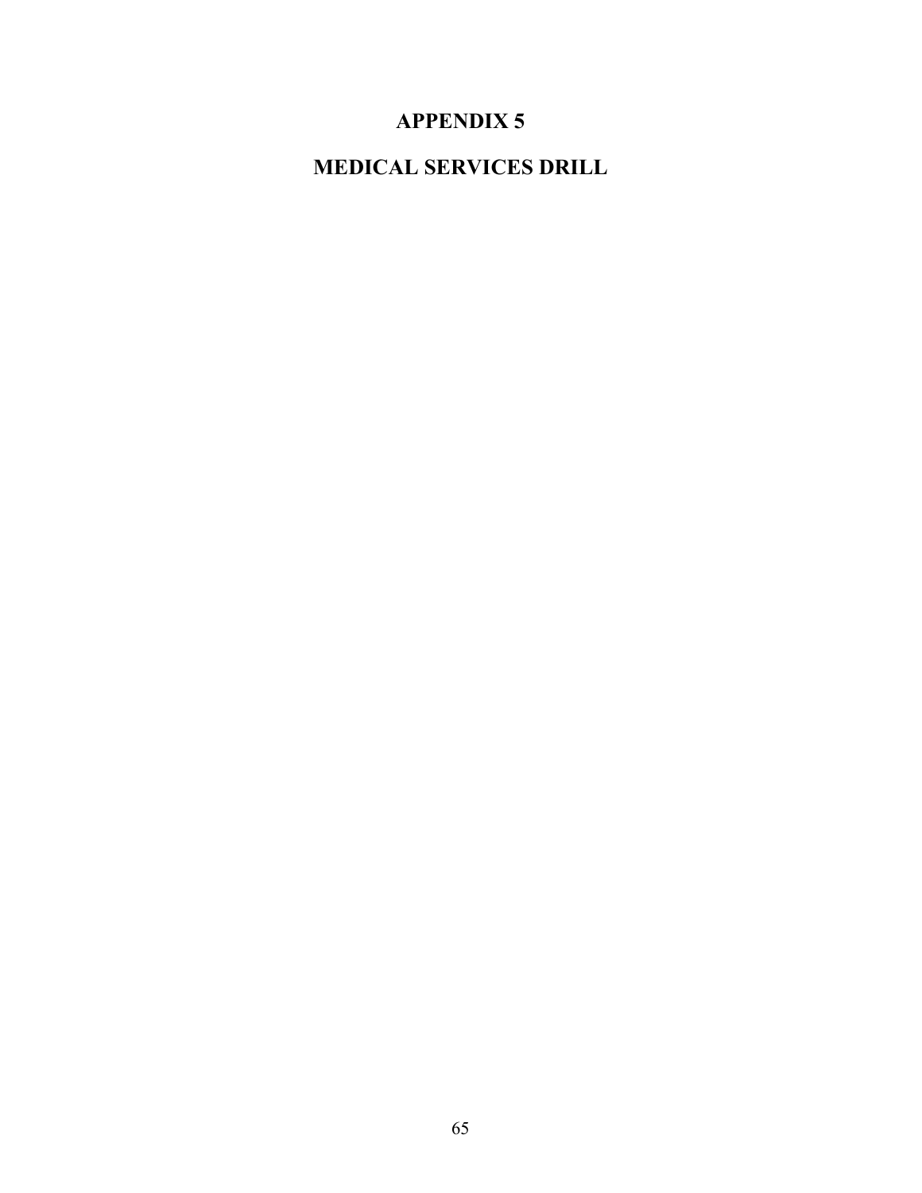# APPENDIX 5

# MEDICAL SERVICES DRILL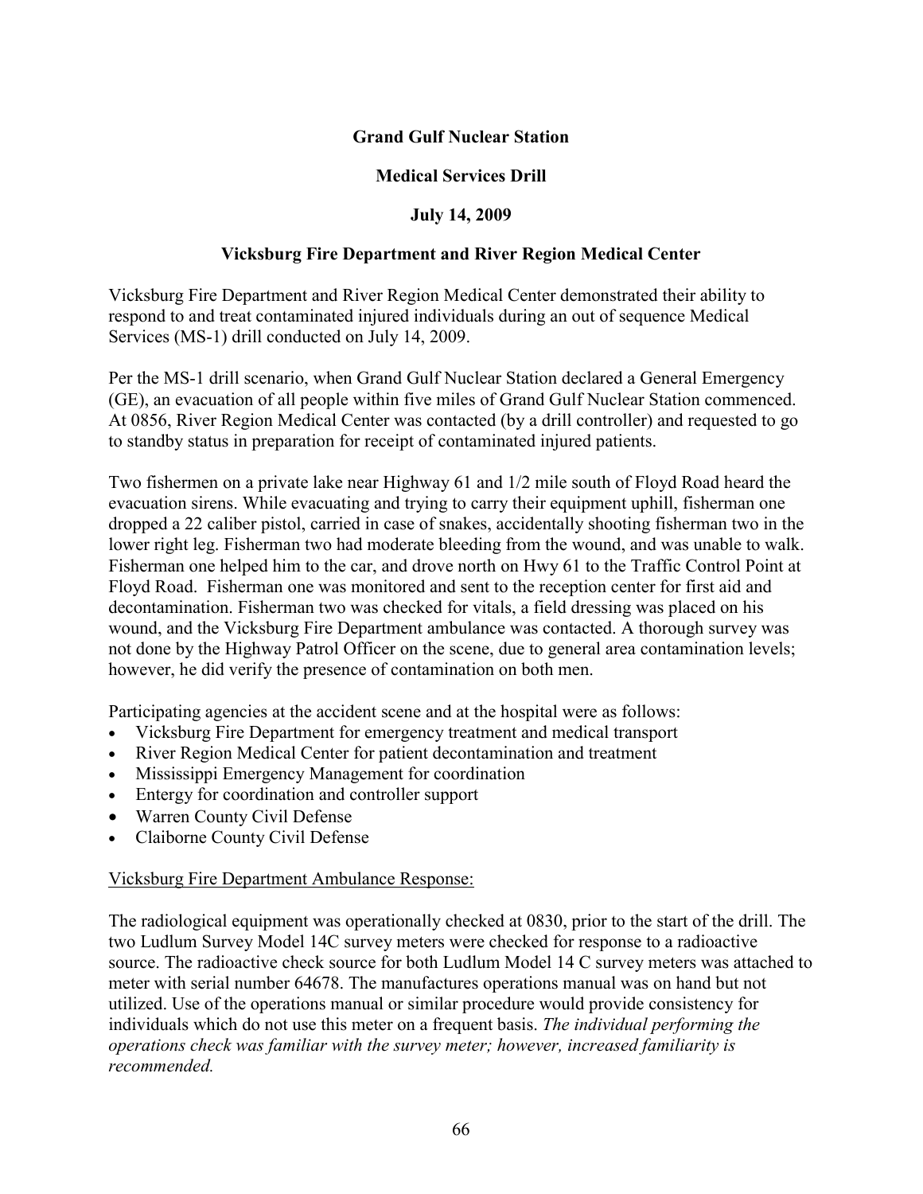**Grand Gulf Nuclear Station**

**Medical Services Drill**

**July 14, 2009**

**Vicksburg Fire Department and River Region Medical Center**

Vicksburg Fire Department and River Region Medical Center demonstrated their ability to respond to and treat contaminated injured individuals during an out of sequence Medical Services (MS-1) drill conducted on July 14, 2009.

Per the MS-1 drill scenario, when Grand Gulf Nuclear Station declared a General Emergency (GE), an evacuation of all people within five miles of Grand Gulf Nuclear Station commenced. At 0856, River Region Medical Center was contacted (by a drill controller) and requested to go to standby status in preparation for receipt of contaminated injured patients.

Two fishermen on a private lake near Highway 61 and 1/2 mile south of Floyd Road heard the evacuation sirens. While evacuating and trying to carry their equipment uphill, fisherman one dropped a 22 caliber pistol, carried in case of snakes, accidentally shooting fisherman two in the lower right leg. Fisherman two had moderate bleeding from the wound, and was unable to walk. Fisherman one helped him to the car, and drove north on Hwy 61 to the Traffic Control Point at Floyd Road. Fisherman one was monitored and sent to the reception center for first aid and decontamination. Fisherman two was checked for vitals, a field dressing was placed on his wound, and the Vicksburg Fire Department ambulance was contacted. A thorough survey was not done by the Highway Patrol Officer on the scene, due to general area contamination levels; however, he did verify the presence of contamination on both men.

Participating agencies at the accident scene and at the hospital were as follows:

- Vicksburg Fire Department for emergency treatment and medical transport
- River Region Medical Center for patient decontamination and treatment
- Mississippi Emergency Management for coordination
- Entergy for coordination and controller support
- Warren County Civil Defense
- Claiborne County Civil Defense

Vicksburg Fire Department Ambulance Response:

The radiological equipment was operationally checked at 0830, prior to the start of the drill. The two Ludlum Survey Model 14C survey meters were checked for response to a radioactive source. The radioactive check source for both Ludlum Model 14 C survey meters was attached to meter with serial number 64678. The manufactures operations manual was on hand but not utilized. Use of the operations manual or similar procedure would provide consistency for individuals which do not use this meter on a frequent basis. *The individual performing the operations check was familiar with the survey meter; however, increased familiarity is recommended.*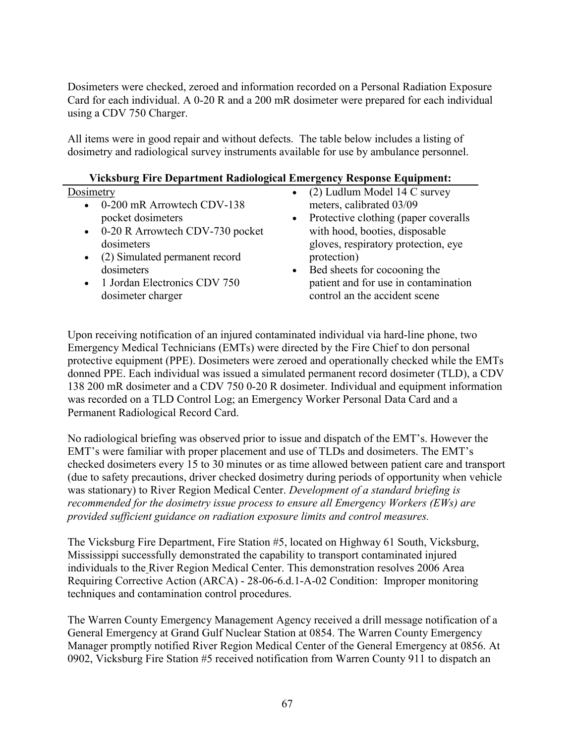Dosimeters were checked, zeroed and information recorded on a Personal Radiation Exposure Card for each individual. A 0-20 R and a 200 mR dosimeter were prepared for each individual using a CDV 750 Charger.

All items were in good repair and without defects. The table below includes a listing of dosimetry and radiological survey instruments available for use by ambulance personnel.

**Vicksburg Fire Department Radiological Emergency Response Equipment:**

Dosimetry

- 0-200 mR Arrowtech CDV-138 pocket dosimeters
- 0-20 R Arrowtech CDV-730 pocket dosimeters
- (2) Simulated permanent record dosimeters
- 1 Jordan Electronics CDV 750 dosimeter charger
- (2) Ludlum Model 14 C survey meters, calibrated 03/09
- Protective clothing (paper coveralls with hood, booties, disposable gloves, respiratory protection, eye protection)
- Bed sheets for cocooning the patient and for use in contamination control an the accident scene

Upon receiving notification of an injured contaminated individual via hard-line phone, two Emergency Medical Technicians (EMTs) were directed by the Fire Chief to don personal protective equipment (PPE). Dosimeters were zeroed and operationally checked while the EMTs donned PPE. Each individual was issued a simulated permanent record dosimeter (TLD), a CDV 138 200 mR dosimeter and a CDV 750 0-20 R dosimeter. Individual and equipment information was recorded on a TLD Control Log; an Emergency Worker Personal Data Card and a Permanent Radiological Record Card.

No radiological briefing was observed prior to issue and dispatch of the EMT's. However the EMT's were familiar with proper placement and use of TLDs and dosimeters. The EMT's checked dosimeters every 15 to 30 minutes or as time allowed between patient care and transport (due to safety precautions, driver checked dosimetry during periods of opportunity when vehicle was stationary) to River Region Medical Center. *Development of a standard briefing is recommended for the dosimetry issue process to ensure all Emergency Workers (EWs) are provided sufficient guidance on radiation exposure limits and control measures.*

The Vicksburg Fire Department, Fire Station #5, located on Highway 61 South, Vicksburg, Mississippi successfully demonstrated the capability to transport contaminated injured individuals to the River Region Medical Center. This demonstration resolves 2006 Area Requiring Corrective Action (ARCA) - 28-06-6.d.1-A-02 Condition: Improper monitoring techniques and contamination control procedures.

The Warren County Emergency Management Agency received a drill message notification of a General Emergency at Grand Gulf Nuclear Station at 0854. The Warren County Emergency Manager promptly notified River Region Medical Center of the General Emergency at 0856. At 0902, Vicksburg Fire Station #5 received notification from Warren County 911 to dispatch an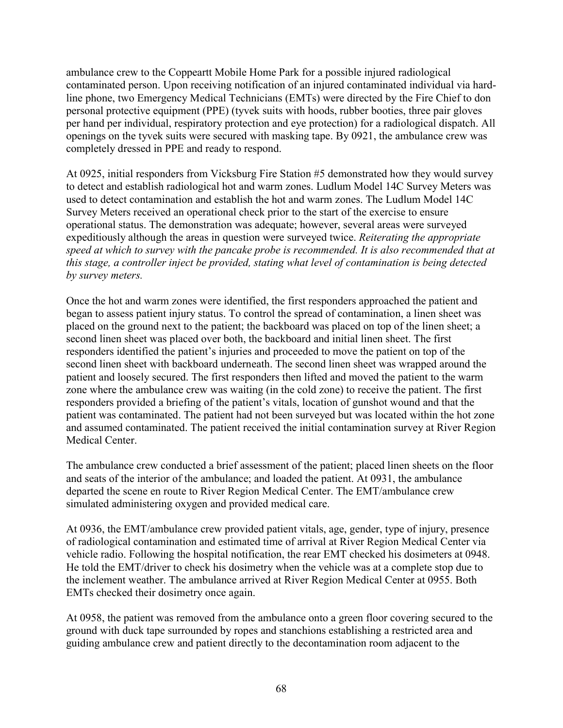ambulance crew to the Coppeartt Mobile Home Park for a possible injured radiological contaminated person. Upon receiving notification of an injured contaminated individual via hard-line phone, two Emergency Medical Technicians (EMTs) were directed by the Fire Chief to don personal protective equipment (PPE) (tyvek suits with hoods, rubber booties, three pair gloves per hand per individual, respiratory protection and eye protection) for a radiological dispatch. All openings on the tyvek suits were secured with masking tape. By 0921, the ambulance crew was completely dressed in PPE and ready to respond.

At 0925, initial responders from Vicksburg Fire Station #5 demonstrated how they would survey to detect and establish radiological hot and warm zones. Ludlum Model 14C Survey Meters was used to detect contamination and establish the hot and warm zones. The Ludlum Model 14C Survey Meters received an operational check prior to the start of the exercise to ensure operational status. The demonstration was adequate; however, several areas were surveyed expeditiously although the areas in question were surveyed twice. *Reiterating the appropriate speed at which to survey with the pancake probe is recommended. It is also recommended that at this stage, a controller inject be provided, stating what level of contamination is being detected by survey meters.*

Once the hot and warm zones were identified, the first responders approached the patient and began to assess patient injury status. To control the spread of contamination, a linen sheet was placed on the ground next to the patient; the backboard was placed on top of the linen sheet; a second linen sheet was placed over both, the backboard and initial linen sheet. The first responders identified the patient's injuries and proceeded to move the patient on top of the second linen sheet with backboard underneath. The second linen sheet was wrapped around the patient and loosely secured. The first responders then lifted and moved the patient to the warm zone where the ambulance crew was waiting (in the cold zone) to receive the patient. The first responders provided a briefing of the patient's vitals, location of gunshot wound and that the patient was contaminated. The patient had not been surveyed but was located within the hot zone and assumed contaminated. The patient received the initial contamination survey at River Region Medical Center.

The ambulance crew conducted a brief assessment of the patient; placed linen sheets on the floor and seats of the interior of the ambulance; and loaded the patient. At 0931, the ambulance departed the scene en route to River Region Medical Center. The EMT/ambulance crew simulated administering oxygen and provided medical care.

At 0936, the EMT/ambulance crew provided patient vitals, age, gender, type of injury, presence of radiological contamination and estimated time of arrival at River Region Medical Center via vehicle radio. Following the hospital notification, the rear EMT checked his dosimeters at 0948. He told the EMT/driver to check his dosimetry when the vehicle was at a complete stop due to the inclement weather. The ambulance arrived at River Region Medical Center at 0955. Both EMTs checked their dosimetry once again.

At 0958, the patient was removed from the ambulance onto a green floor covering secured to the ground with duck tape surrounded by ropes and stanchions establishing a restricted area and guiding ambulance crew and patient directly to the decontamination room adjacent to the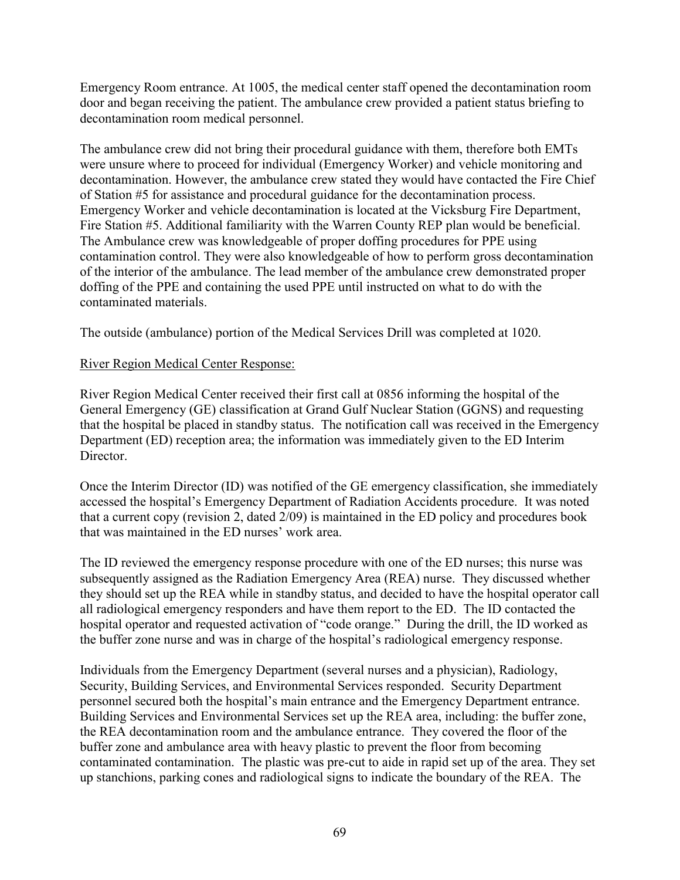Emergency Room entrance. At 1005, the medical center staff opened the decontamination room door and began receiving the patient. The ambulance crew provided a patient status briefing to decontamination room medical personnel.

The ambulance crew did not bring their procedural guidance with them, therefore both EMTs were unsure where to proceed for individual (Emergency Worker) and vehicle monitoring and decontamination. However, the ambulance crew stated they would have contacted the Fire Chief of Station #5 for assistance and procedural guidance for the decontamination process. Emergency Worker and vehicle decontamination is located at the Vicksburg Fire Department, Fire Station #5. Additional familiarity with the Warren County REP plan would be beneficial. The Ambulance crew was knowledgeable of proper doffing procedures for PPE using contamination control. They were also knowledgeable of how to perform gross decontamination of the interior of the ambulance. The lead member of the ambulance crew demonstrated proper doffing of the PPE and containing the used PPE until instructed on what to do with the contaminated materials.

The outside (ambulance) portion of the Medical Services Drill was completed at 1020.

River Region Medical Center Response:

River Region Medical Center received their first call at 0856 informing the hospital of the General Emergency (GE) classification at Grand Gulf Nuclear Station (GGNS) and requesting that the hospital be placed in standby status. The notification call was received in the Emergency Department (ED) reception area; the information was immediately given to the ED Interim Director.

Once the Interim Director (ID) was notified of the GE emergency classification, she immediately accessed the hospital's Emergency Department of Radiation Accidents procedure. It was noted that a current copy (revision 2, dated 2/09) is maintained in the ED policy and procedures book that was maintained in the ED nurses' work area.

The ID reviewed the emergency response procedure with one of the ED nurses; this nurse was subsequently assigned as the Radiation Emergency Area (REA) nurse. They discussed whether they should set up the REA while in standby status, and decided to have the hospital operator call all radiological emergency responders and have them report to the ED. The ID contacted the hospital operator and requested activation of "code orange." During the drill, the ID worked as the buffer zone nurse and was in charge of the hospital's radiological emergency response.

Individuals from the Emergency Department (several nurses and a physician), Radiology, Security, Building Services, and Environmental Services responded. Security Department personnel secured both the hospital's main entrance and the Emergency Department entrance. Building Services and Environmental Services set up the REA area, including: the buffer zone, the REA decontamination room and the ambulance entrance. They covered the floor of the buffer zone and ambulance area with heavy plastic to prevent the floor from becoming contaminated contamination. The plastic was pre-cut to aide in rapid set up of the area. They set up stanchions, parking cones and radiological signs to indicate the boundary of the REA. The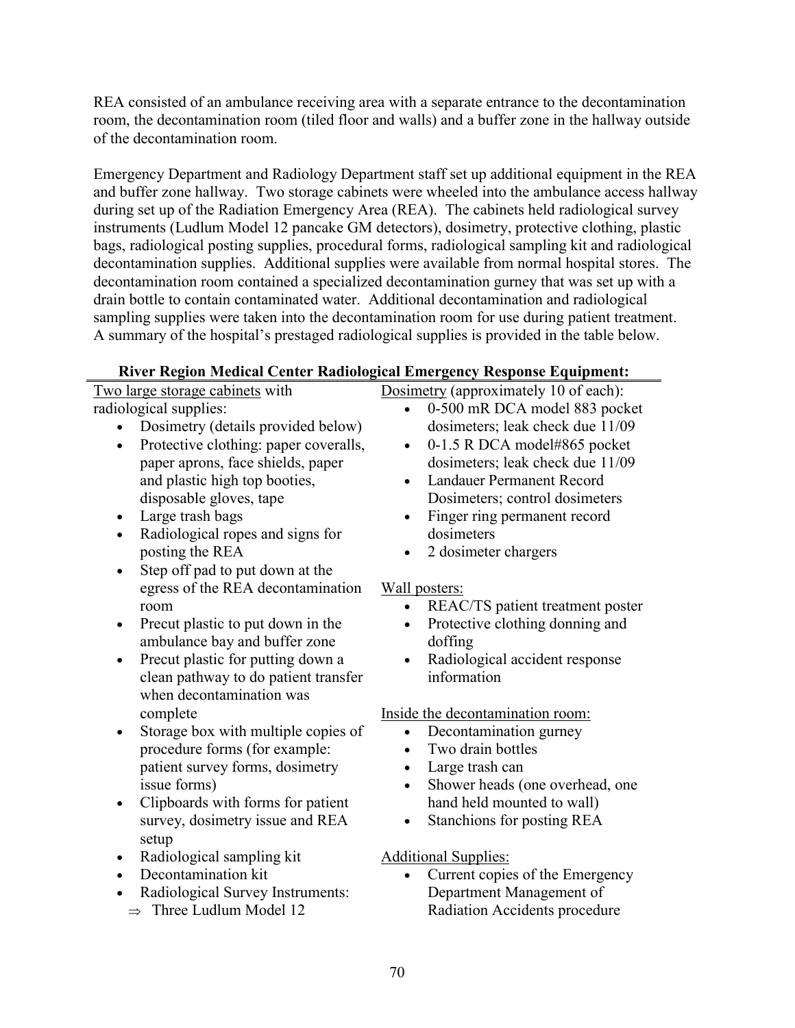REA consisted of an ambulance receiving area with a separate entrance to the decontamination room, the decontamination room (tiled floor and walls) and a buffer zone in the hallway outside of the decontamination room.

Emergency Department and Radiology Department staff set up additional equipment in the REA and buffer zone hallway. Two storage cabinets were wheeled into the ambulance access hallway during set up of the Radiation Emergency Area (REA). The cabinets held radiological survey instruments (Ludlum Model 12 pancake GM detectors), dosimetry, protective clothing, plastic bags, radiological posting supplies, procedural forms, radiological sampling kit and radiological decontamination supplies. Additional supplies were available from normal hospital stores. The decontamination room contained a specialized decontamination gurney that was set up with a drain bottle to contain contaminated water. Additional decontamination and radiological sampling supplies were taken into the decontamination room for use during patient treatment. A summary of the hospital's prestaged radiological supplies is provided in the table below.

**River Region Medical Center Radiological Emergency Response Equipment:**

Two large storage cabinets with radiological supplies:

- Dosimetry (details provided below)
- Protective clothing: paper coveralls, paper aprons, face shields, paper and plastic high top booties, disposable gloves, tape
- Large trash bags
- Radiological ropes and signs for posting the REA
- Step off pad to put down at the egress of the REA decontamination room
- Precut plastic to put down in the ambulance bay and buffer zone
- Precut plastic for putting down a clean pathway to do patient transfer when decontamination was complete
- Storage box with multiple copies of procedure forms (for example: patient survey forms, dosimetry issue forms)
- Clipboards with forms for patient survey, dosimetry issue and REA setup
- Radiological sampling kit
- Decontamination kit
- Radiological Survey Instruments:
  - ⇒ Three Ludlum Model 12

Dosimetry (approximately 10 of each):

- 0-500 mR DCA model 883 pocket dosimeters; leak check due 11/09
- 0-1.5 R DCA model#865 pocket dosimeters; leak check due 11/09
- Landauer Permanent Record Dosimeters; control dosimeters
- Finger ring permanent record dosimeters
- 2 dosimeter chargers

Wall posters:

- REAC/TS patient treatment poster
- Protective clothing donning and doffing
- Radiological accident response information

Inside the decontamination room:

- Decontamination gurney
- Two drain bottles
- Large trash can
- Shower heads (one overhead, one hand held mounted to wall)
- Stanchions for posting REA

Additional Supplies:

- Current copies of the Emergency Department Management of Radiation Accidents procedure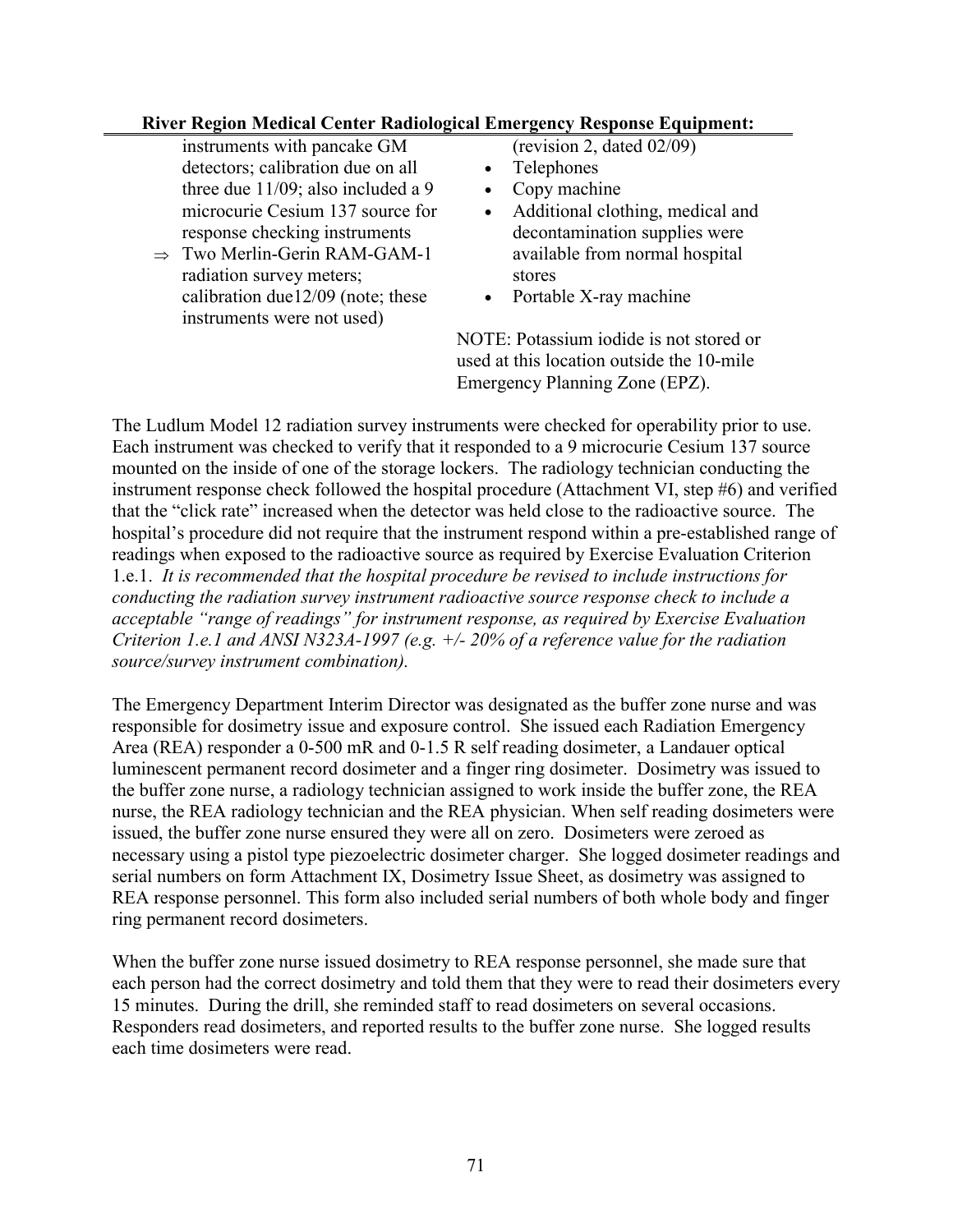**River Region Medical Center Radiological Emergency Response Equipment:**

instruments with pancake GM detectors; calibration due on all three due 11/09; also included a 9 microcurie Cesium 137 source for response checking instruments

⇒ Two Merlin-Gerin RAM-GAM-1 radiation survey meters; calibration due12/09 (note; these instruments were not used)

(revision 2, dated 02/09)

- Telephones
- Copy machine
- Additional clothing, medical and decontamination supplies were available from normal hospital stores
- Portable X-ray machine

NOTE: Potassium iodide is not stored or used at this location outside the 10-mile Emergency Planning Zone (EPZ).

The Ludlum Model 12 radiation survey instruments were checked for operability prior to use. Each instrument was checked to verify that it responded to a 9 microcurie Cesium 137 source mounted on the inside of one of the storage lockers. The radiology technician conducting the instrument response check followed the hospital procedure (Attachment VI, step #6) and verified that the "click rate" increased when the detector was held close to the radioactive source. The hospital's procedure did not require that the instrument respond within a pre-established range of readings when exposed to the radioactive source as required by Exercise Evaluation Criterion 1.e.1. *It is recommended that the hospital procedure be revised to include instructions for conducting the radiation survey instrument radioactive source response check to include a acceptable "range of readings" for instrument response, as required by Exercise Evaluation Criterion 1.e.1 and ANSI N323A-1997 (e.g. +/- 20% of a reference value for the radiation source/survey instrument combination).*

The Emergency Department Interim Director was designated as the buffer zone nurse and was responsible for dosimetry issue and exposure control. She issued each Radiation Emergency Area (REA) responder a 0-500 mR and 0-1.5 R self reading dosimeter, a Landauer optical luminescent permanent record dosimeter and a finger ring dosimeter. Dosimetry was issued to the buffer zone nurse, a radiology technician assigned to work inside the buffer zone, the REA nurse, the REA radiology technician and the REA physician. When self reading dosimeters were issued, the buffer zone nurse ensured they were all on zero. Dosimeters were zeroed as necessary using a pistol type piezoelectric dosimeter charger. She logged dosimeter readings and serial numbers on form Attachment IX, Dosimetry Issue Sheet, as dosimetry was assigned to REA response personnel. This form also included serial numbers of both whole body and finger ring permanent record dosimeters.

When the buffer zone nurse issued dosimetry to REA response personnel, she made sure that each person had the correct dosimetry and told them that they were to read their dosimeters every 15 minutes. During the drill, she reminded staff to read dosimeters on several occasions. Responders read dosimeters, and reported results to the buffer zone nurse. She logged results each time dosimeters were read.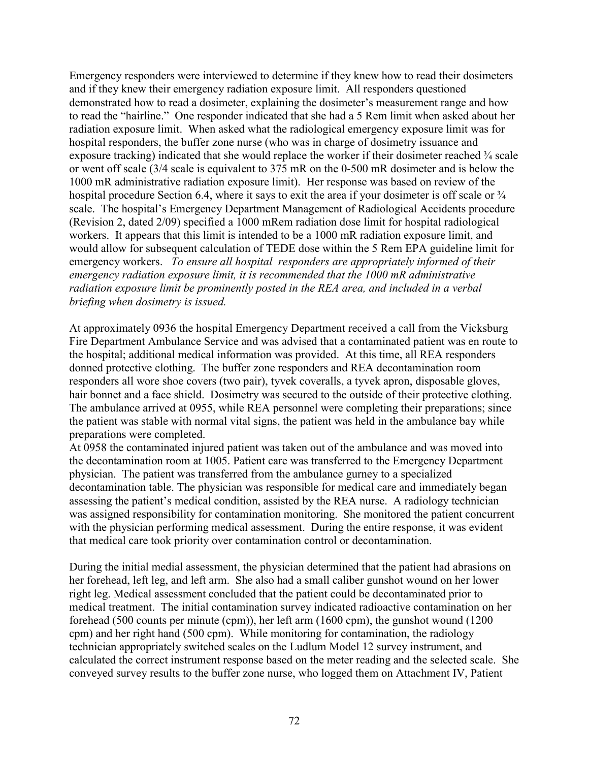Emergency responders were interviewed to determine if they knew how to read their dosimeters and if they knew their emergency radiation exposure limit. All responders questioned demonstrated how to read a dosimeter, explaining the dosimeter's measurement range and how to read the "hairline." One responder indicated that she had a 5 Rem limit when asked about her radiation exposure limit. When asked what the radiological emergency exposure limit was for hospital responders, the buffer zone nurse (who was in charge of dosimetry issuance and exposure tracking) indicated that she would replace the worker if their dosimeter reached ¾ scale or went off scale (3/4 scale is equivalent to 375 mR on the 0-500 mR dosimeter and is below the 1000 mR administrative radiation exposure limit). Her response was based on review of the hospital procedure Section 6.4, where it says to exit the area if your dosimeter is off scale or ¾ scale. The hospital's Emergency Department Management of Radiological Accidents procedure (Revision 2, dated 2/09) specified a 1000 mRem radiation dose limit for hospital radiological workers. It appears that this limit is intended to be a 1000 mR radiation exposure limit, and would allow for subsequent calculation of TEDE dose within the 5 Rem EPA guideline limit for emergency workers. *To ensure all hospital responders are appropriately informed of their emergency radiation exposure limit, it is recommended that the 1000 mR administrative radiation exposure limit be prominently posted in the REA area, and included in a verbal briefing when dosimetry is issued.*

At approximately 0936 the hospital Emergency Department received a call from the Vicksburg Fire Department Ambulance Service and was advised that a contaminated patient was en route to the hospital; additional medical information was provided. At this time, all REA responders donned protective clothing. The buffer zone responders and REA decontamination room responders all wore shoe covers (two pair), tyvek coveralls, a tyvek apron, disposable gloves, hair bonnet and a face shield. Dosimetry was secured to the outside of their protective clothing. The ambulance arrived at 0955, while REA personnel were completing their preparations; since the patient was stable with normal vital signs, the patient was held in the ambulance bay while preparations were completed.

At 0958 the contaminated injured patient was taken out of the ambulance and was moved into the decontamination room at 1005. Patient care was transferred to the Emergency Department physician. The patient was transferred from the ambulance gurney to a specialized decontamination table. The physician was responsible for medical care and immediately began assessing the patient's medical condition, assisted by the REA nurse. A radiology technician was assigned responsibility for contamination monitoring. She monitored the patient concurrent with the physician performing medical assessment. During the entire response, it was evident that medical care took priority over contamination control or decontamination.

During the initial medial assessment, the physician determined that the patient had abrasions on her forehead, left leg, and left arm. She also had a small caliber gunshot wound on her lower right leg. Medical assessment concluded that the patient could be decontaminated prior to medical treatment. The initial contamination survey indicated radioactive contamination on her forehead (500 counts per minute (cpm)), her left arm (1600 cpm), the gunshot wound (1200 cpm) and her right hand (500 cpm). While monitoring for contamination, the radiology technician appropriately switched scales on the Ludlum Model 12 survey instrument, and calculated the correct instrument response based on the meter reading and the selected scale. She conveyed survey results to the buffer zone nurse, who logged them on Attachment IV, Patient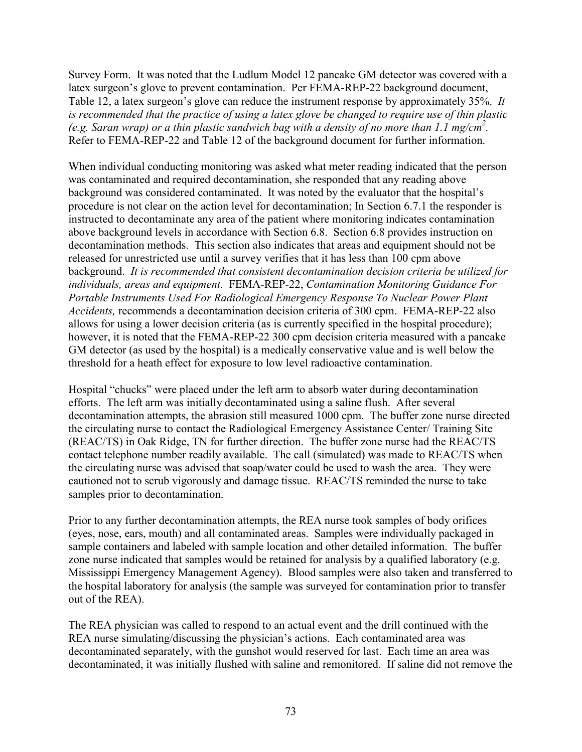Survey Form. It was noted that the Ludlum Model 12 pancake GM detector was covered with a latex surgeon's glove to prevent contamination. Per FEMA-REP-22 background document, Table 12, a latex surgeon's glove can reduce the instrument response by approximately 35%. *It is recommended that the practice of using a latex glove be changed to require use of thin plastic (e.g. Saran wrap) or a thin plastic sandwich bag with a density of no more than 1.1 mg/cm$^2$.* Refer to FEMA-REP-22 and Table 12 of the background document for further information.

When individual conducting monitoring was asked what meter reading indicated that the person was contaminated and required decontamination, she responded that any reading above background was considered contaminated. It was noted by the evaluator that the hospital's procedure is not clear on the action level for decontamination; In Section 6.7.1 the responder is instructed to decontaminate any area of the patient where monitoring indicates contamination above background levels in accordance with Section 6.8. Section 6.8 provides instruction on decontamination methods. This section also indicates that areas and equipment should not be released for unrestricted use until a survey verifies that it has less than 100 cpm above background. *It is recommended that consistent decontamination decision criteria be utilized for individuals, areas and equipment.* FEMA-REP-22, *Contamination Monitoring Guidance For Portable Instruments Used For Radiological Emergency Response To Nuclear Power Plant Accidents,* recommends a decontamination decision criteria of 300 cpm. FEMA-REP-22 also allows for using a lower decision criteria (as is currently specified in the hospital procedure); however, it is noted that the FEMA-REP-22 300 cpm decision criteria measured with a pancake GM detector (as used by the hospital) is a medically conservative value and is well below the threshold for a heath effect for exposure to low level radioactive contamination.

Hospital "chucks" were placed under the left arm to absorb water during decontamination efforts. The left arm was initially decontaminated using a saline flush. After several decontamination attempts, the abrasion still measured 1000 cpm. The buffer zone nurse directed the circulating nurse to contact the Radiological Emergency Assistance Center/ Training Site (REAC/TS) in Oak Ridge, TN for further direction. The buffer zone nurse had the REAC/TS contact telephone number readily available. The call (simulated) was made to REAC/TS when the circulating nurse was advised that soap/water could be used to wash the area. They were cautioned not to scrub vigorously and damage tissue. REAC/TS reminded the nurse to take samples prior to decontamination.

Prior to any further decontamination attempts, the REA nurse took samples of body orifices (eyes, nose, ears, mouth) and all contaminated areas. Samples were individually packaged in sample containers and labeled with sample location and other detailed information. The buffer zone nurse indicated that samples would be retained for analysis by a qualified laboratory (e.g. Mississippi Emergency Management Agency). Blood samples were also taken and transferred to the hospital laboratory for analysis (the sample was surveyed for contamination prior to transfer out of the REA).

The REA physician was called to respond to an actual event and the drill continued with the REA nurse simulating/discussing the physician's actions. Each contaminated area was decontaminated separately, with the gunshot would reserved for last. Each time an area was decontaminated, it was initially flushed with saline and remonitored. If saline did not remove the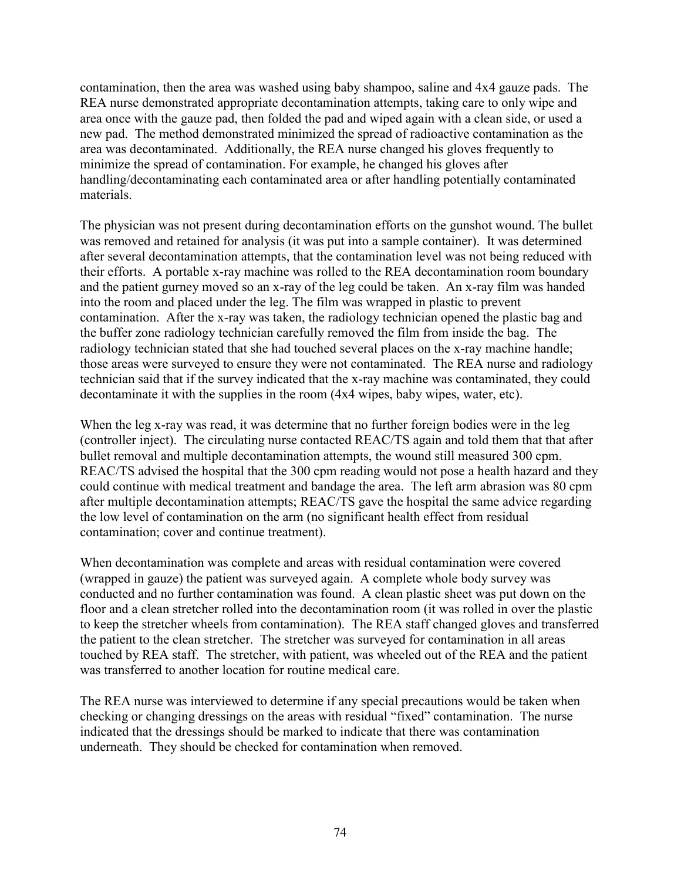contamination, then the area was washed using baby shampoo, saline and 4x4 gauze pads. The REA nurse demonstrated appropriate decontamination attempts, taking care to only wipe and area once with the gauze pad, then folded the pad and wiped again with a clean side, or used a new pad. The method demonstrated minimized the spread of radioactive contamination as the area was decontaminated. Additionally, the REA nurse changed his gloves frequently to minimize the spread of contamination. For example, he changed his gloves after handling/decontaminating each contaminated area or after handling potentially contaminated materials.

The physician was not present during decontamination efforts on the gunshot wound. The bullet was removed and retained for analysis (it was put into a sample container). It was determined after several decontamination attempts, that the contamination level was not being reduced with their efforts. A portable x-ray machine was rolled to the REA decontamination room boundary and the patient gurney moved so an x-ray of the leg could be taken. An x-ray film was handed into the room and placed under the leg. The film was wrapped in plastic to prevent contamination. After the x-ray was taken, the radiology technician opened the plastic bag and the buffer zone radiology technician carefully removed the film from inside the bag. The radiology technician stated that she had touched several places on the x-ray machine handle; those areas were surveyed to ensure they were not contaminated. The REA nurse and radiology technician said that if the survey indicated that the x-ray machine was contaminated, they could decontaminate it with the supplies in the room (4x4 wipes, baby wipes, water, etc).

When the leg x-ray was read, it was determine that no further foreign bodies were in the leg (controller inject). The circulating nurse contacted REAC/TS again and told them that that after bullet removal and multiple decontamination attempts, the wound still measured 300 cpm. REAC/TS advised the hospital that the 300 cpm reading would not pose a health hazard and they could continue with medical treatment and bandage the area. The left arm abrasion was 80 cpm after multiple decontamination attempts; REAC/TS gave the hospital the same advice regarding the low level of contamination on the arm (no significant health effect from residual contamination; cover and continue treatment).

When decontamination was complete and areas with residual contamination were covered (wrapped in gauze) the patient was surveyed again. A complete whole body survey was conducted and no further contamination was found. A clean plastic sheet was put down on the floor and a clean stretcher rolled into the decontamination room (it was rolled in over the plastic to keep the stretcher wheels from contamination). The REA staff changed gloves and transferred the patient to the clean stretcher. The stretcher was surveyed for contamination in all areas touched by REA staff. The stretcher, with patient, was wheeled out of the REA and the patient was transferred to another location for routine medical care.

The REA nurse was interviewed to determine if any special precautions would be taken when checking or changing dressings on the areas with residual "fixed" contamination. The nurse indicated that the dressings should be marked to indicate that there was contamination underneath. They should be checked for contamination when removed.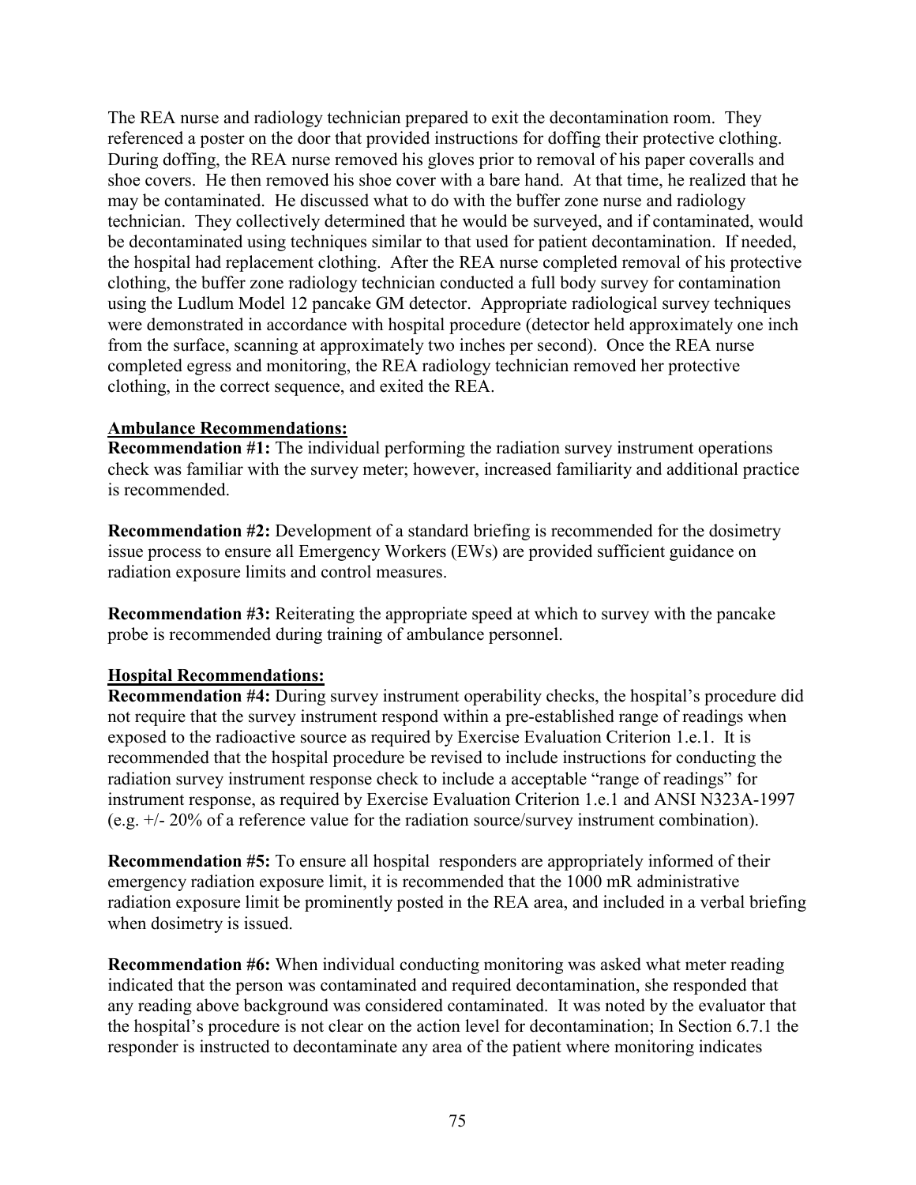The REA nurse and radiology technician prepared to exit the decontamination room. They referenced a poster on the door that provided instructions for doffing their protective clothing. During doffing, the REA nurse removed his gloves prior to removal of his paper coveralls and shoe covers. He then removed his shoe cover with a bare hand. At that time, he realized that he may be contaminated. He discussed what to do with the buffer zone nurse and radiology technician. They collectively determined that he would be surveyed, and if contaminated, would be decontaminated using techniques similar to that used for patient decontamination. If needed, the hospital had replacement clothing. After the REA nurse completed removal of his protective clothing, the buffer zone radiology technician conducted a full body survey for contamination using the Ludlum Model 12 pancake GM detector. Appropriate radiological survey techniques were demonstrated in accordance with hospital procedure (detector held approximately one inch from the surface, scanning at approximately two inches per second). Once the REA nurse completed egress and monitoring, the REA radiology technician removed her protective clothing, in the correct sequence, and exited the REA.

**Ambulance Recommendations:**

**Recommendation #1:** The individual performing the radiation survey instrument operations check was familiar with the survey meter; however, increased familiarity and additional practice is recommended.

**Recommendation #2:** Development of a standard briefing is recommended for the dosimetry issue process to ensure all Emergency Workers (EWs) are provided sufficient guidance on radiation exposure limits and control measures.

**Recommendation #3:** Reiterating the appropriate speed at which to survey with the pancake probe is recommended during training of ambulance personnel.

**Hospital Recommendations:**

**Recommendation #4:** During survey instrument operability checks, the hospital's procedure did not require that the survey instrument respond within a pre-established range of readings when exposed to the radioactive source as required by Exercise Evaluation Criterion 1.e.1. It is recommended that the hospital procedure be revised to include instructions for conducting the radiation survey instrument response check to include a acceptable "range of readings" for instrument response, as required by Exercise Evaluation Criterion 1.e.1 and ANSI N323A-1997 (e.g. +/- 20% of a reference value for the radiation source/survey instrument combination).

**Recommendation #5:** To ensure all hospital responders are appropriately informed of their emergency radiation exposure limit, it is recommended that the 1000 mR administrative radiation exposure limit be prominently posted in the REA area, and included in a verbal briefing when dosimetry is issued.

**Recommendation #6:** When individual conducting monitoring was asked what meter reading indicated that the person was contaminated and required decontamination, she responded that any reading above background was considered contaminated. It was noted by the evaluator that the hospital's procedure is not clear on the action level for decontamination; In Section 6.7.1 the responder is instructed to decontaminate any area of the patient where monitoring indicates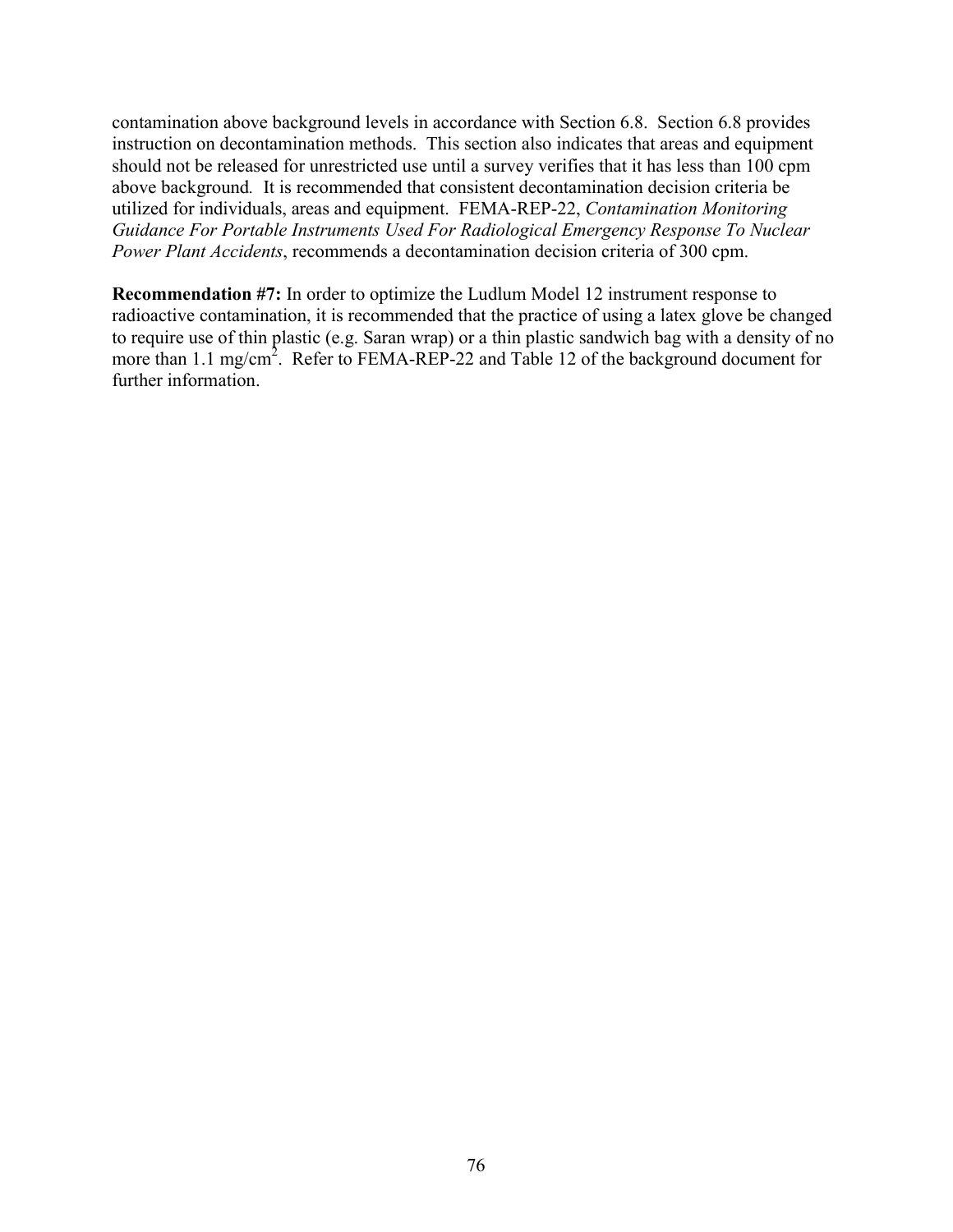contamination above background levels in accordance with Section 6.8. Section 6.8 provides instruction on decontamination methods. This section also indicates that areas and equipment should not be released for unrestricted use until a survey verifies that it has less than 100 cpm above background. It is recommended that consistent decontamination decision criteria be utilized for individuals, areas and equipment. FEMA-REP-22, *Contamination Monitoring Guidance For Portable Instruments Used For Radiological Emergency Response To Nuclear Power Plant Accidents*, recommends a decontamination decision criteria of 300 cpm.

**Recommendation #7:** In order to optimize the Ludlum Model 12 instrument response to radioactive contamination, it is recommended that the practice of using a latex glove be changed to require use of thin plastic (e.g. Saran wrap) or a thin plastic sandwich bag with a density of no more than 1.1 $mg/cm^2$. Refer to FEMA-REP-22 and Table 12 of the background document for further information.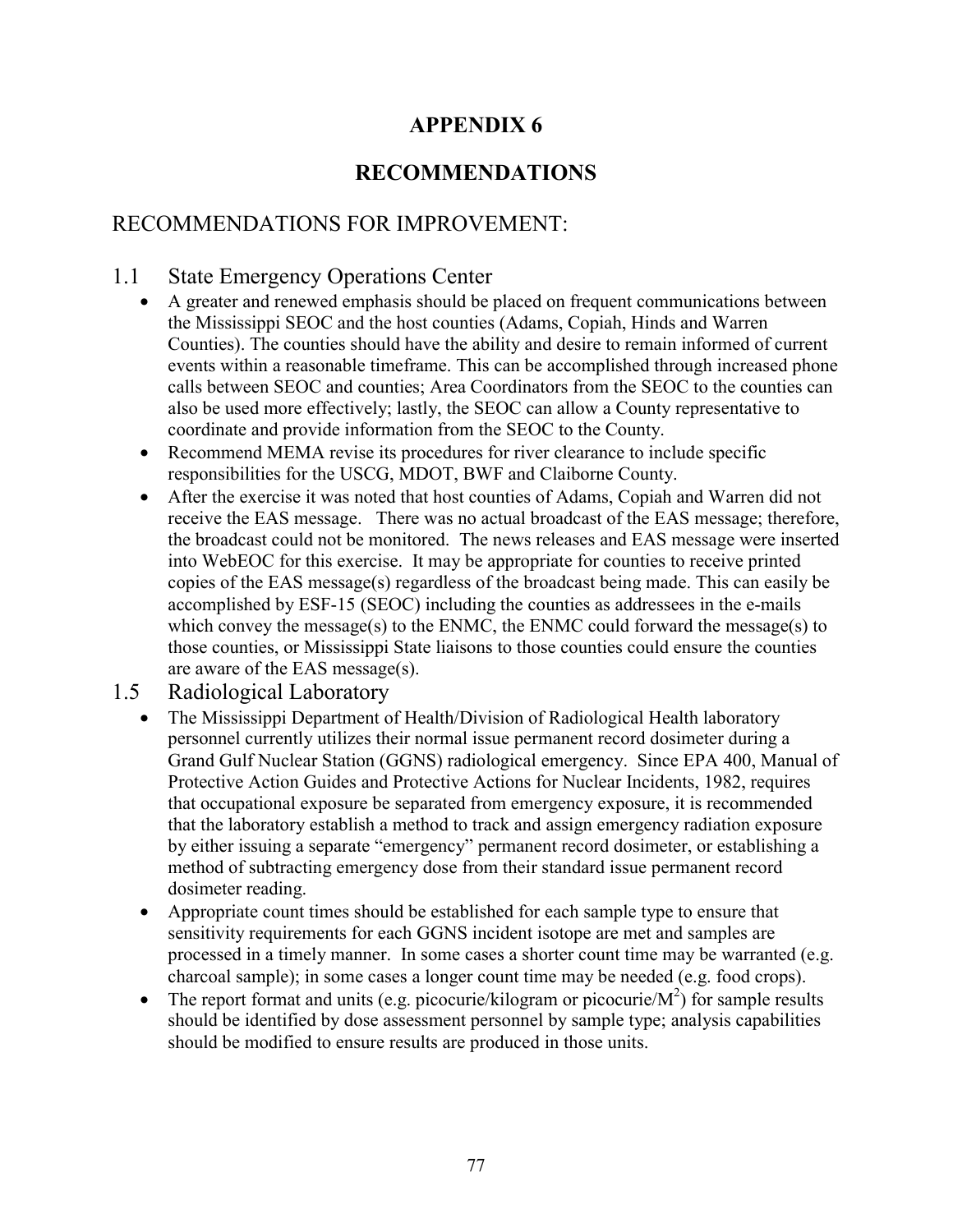# APPENDIX 6

# RECOMMENDATIONS

## RECOMMENDATIONS FOR IMPROVEMENT:

### 1.1 State Emergency Operations Center

- A greater and renewed emphasis should be placed on frequent communications between the Mississippi SEOC and the host counties (Adams, Copiah, Hinds and Warren Counties). The counties should have the ability and desire to remain informed of current events within a reasonable timeframe. This can be accomplished through increased phone calls between SEOC and counties; Area Coordinators from the SEOC to the counties can also be used more effectively; lastly, the SEOC can allow a County representative to coordinate and provide information from the SEOC to the County.
- Recommend MEMA revise its procedures for river clearance to include specific responsibilities for the USCG, MDOT, BWF and Claiborne County.
- After the exercise it was noted that host counties of Adams, Copiah and Warren did not receive the EAS message. There was no actual broadcast of the EAS message; therefore, the broadcast could not be monitored. The news releases and EAS message were inserted into WebEOC for this exercise. It may be appropriate for counties to receive printed copies of the EAS message(s) regardless of the broadcast being made. This can easily be accomplished by ESF-15 (SEOC) including the counties as addressees in the e-mails which convey the message(s) to the ENMC, the ENMC could forward the message(s) to those counties, or Mississippi State liaisons to those counties could ensure the counties are aware of the EAS message(s).

### 1.5 Radiological Laboratory

- The Mississippi Department of Health/Division of Radiological Health laboratory personnel currently utilizes their normal issue permanent record dosimeter during a Grand Gulf Nuclear Station (GGNS) radiological emergency. Since EPA 400, Manual of Protective Action Guides and Protective Actions for Nuclear Incidents, 1982, requires that occupational exposure be separated from emergency exposure, it is recommended that the laboratory establish a method to track and assign emergency radiation exposure by either issuing a separate "emergency" permanent record dosimeter, or establishing a method of subtracting emergency dose from their standard issue permanent record dosimeter reading.
- Appropriate count times should be established for each sample type to ensure that sensitivity requirements for each GGNS incident isotope are met and samples are processed in a timely manner. In some cases a shorter count time may be warranted (e.g. charcoal sample); in some cases a longer count time may be needed (e.g. food crops).
- The report format and units (e.g. picocurie/kilogram or picocurie/$M^2$) for sample results should be identified by dose assessment personnel by sample type; analysis capabilities should be modified to ensure results are produced in those units.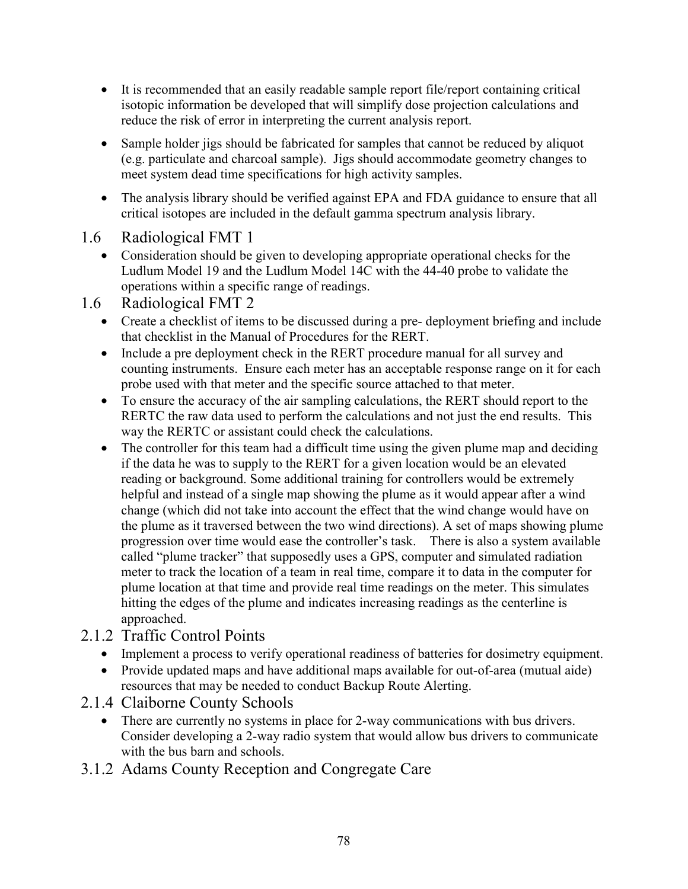- It is recommended that an easily readable sample report file/report containing critical isotopic information be developed that will simplify dose projection calculations and reduce the risk of error in interpreting the current analysis report.
- Sample holder jigs should be fabricated for samples that cannot be reduced by aliquot (e.g. particulate and charcoal sample). Jigs should accommodate geometry changes to meet system dead time specifications for high activity samples.
- The analysis library should be verified against EPA and FDA guidance to ensure that all critical isotopes are included in the default gamma spectrum analysis library.

## 1.6 Radiological FMT 1

- Consideration should be given to developing appropriate operational checks for the Ludlum Model 19 and the Ludlum Model 14C with the 44-40 probe to validate the operations within a specific range of readings.

## 1.6 Radiological FMT 2

- Create a checklist of items to be discussed during a pre- deployment briefing and include that checklist in the Manual of Procedures for the RERT.
- Include a pre deployment check in the RERT procedure manual for all survey and counting instruments. Ensure each meter has an acceptable response range on it for each probe used with that meter and the specific source attached to that meter.
- To ensure the accuracy of the air sampling calculations, the RERT should report to the RERTC the raw data used to perform the calculations and not just the end results. This way the RERTC or assistant could check the calculations.
- The controller for this team had a difficult time using the given plume map and deciding if the data he was to supply to the RERT for a given location would be an elevated reading or background. Some additional training for controllers would be extremely helpful and instead of a single map showing the plume as it would appear after a wind change (which did not take into account the effect that the wind change would have on the plume as it traversed between the two wind directions). A set of maps showing plume progression over time would ease the controller's task. There is also a system available called "plume tracker" that supposedly uses a GPS, computer and simulated radiation meter to track the location of a team in real time, compare it to data in the computer for plume location at that time and provide real time readings on the meter. This simulates hitting the edges of the plume and indicates increasing readings as the centerline is approached.

## 2.1.2 Traffic Control Points

- Implement a process to verify operational readiness of batteries for dosimetry equipment.
- Provide updated maps and have additional maps available for out-of-area (mutual aide) resources that may be needed to conduct Backup Route Alerting.

## 2.1.4 Claiborne County Schools

- There are currently no systems in place for 2-way communications with bus drivers. Consider developing a 2-way radio system that would allow bus drivers to communicate with the bus barn and schools.

## 3.1.2 Adams County Reception and Congregate Care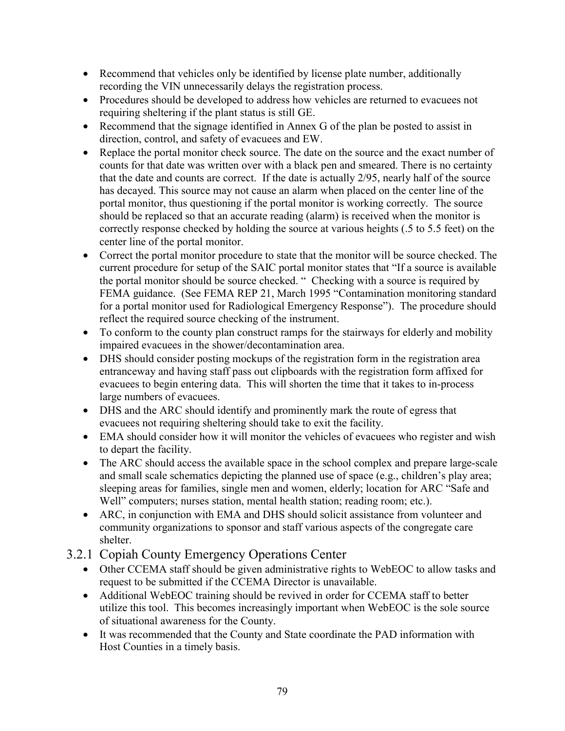- Recommend that vehicles only be identified by license plate number, additionally recording the VIN unnecessarily delays the registration process.
- Procedures should be developed to address how vehicles are returned to evacuees not requiring sheltering if the plant status is still GE.
- Recommend that the signage identified in Annex G of the plan be posted to assist in direction, control, and safety of evacuees and EW.
- Replace the portal monitor check source. The date on the source and the exact number of counts for that date was written over with a black pen and smeared. There is no certainty that the date and counts are correct. If the date is actually 2/95, nearly half of the source has decayed. This source may not cause an alarm when placed on the center line of the portal monitor, thus questioning if the portal monitor is working correctly. The source should be replaced so that an accurate reading (alarm) is received when the monitor is correctly response checked by holding the source at various heights (.5 to 5.5 feet) on the center line of the portal monitor.
- Correct the portal monitor procedure to state that the monitor will be source checked. The current procedure for setup of the SAIC portal monitor states that "If a source is available the portal monitor should be source checked. " Checking with a source is required by FEMA guidance. (See FEMA REP 21, March 1995 "Contamination monitoring standard for a portal monitor used for Radiological Emergency Response"). The procedure should reflect the required source checking of the instrument.
- To conform to the county plan construct ramps for the stairways for elderly and mobility impaired evacuees in the shower/decontamination area.
- DHS should consider posting mockups of the registration form in the registration area entranceway and having staff pass out clipboards with the registration form affixed for evacuees to begin entering data. This will shorten the time that it takes to in-process large numbers of evacuees.
- DHS and the ARC should identify and prominently mark the route of egress that evacuees not requiring sheltering should take to exit the facility.
- EMA should consider how it will monitor the vehicles of evacuees who register and wish to depart the facility.
- The ARC should access the available space in the school complex and prepare large-scale and small scale schematics depicting the planned use of space (e.g., children's play area; sleeping areas for families, single men and women, elderly; location for ARC "Safe and Well" computers; nurses station, mental health station; reading room; etc.).
- ARC, in conjunction with EMA and DHS should solicit assistance from volunteer and community organizations to sponsor and staff various aspects of the congregate care shelter.

### 3.2.1 Copiah County Emergency Operations Center

- Other CCEMA staff should be given administrative rights to WebEOC to allow tasks and request to be submitted if the CCEMA Director is unavailable.
- Additional WebEOC training should be revived in order for CCEMA staff to better utilize this tool. This becomes increasingly important when WebEOC is the sole source of situational awareness for the County.
- It was recommended that the County and State coordinate the PAD information with Host Counties in a timely basis.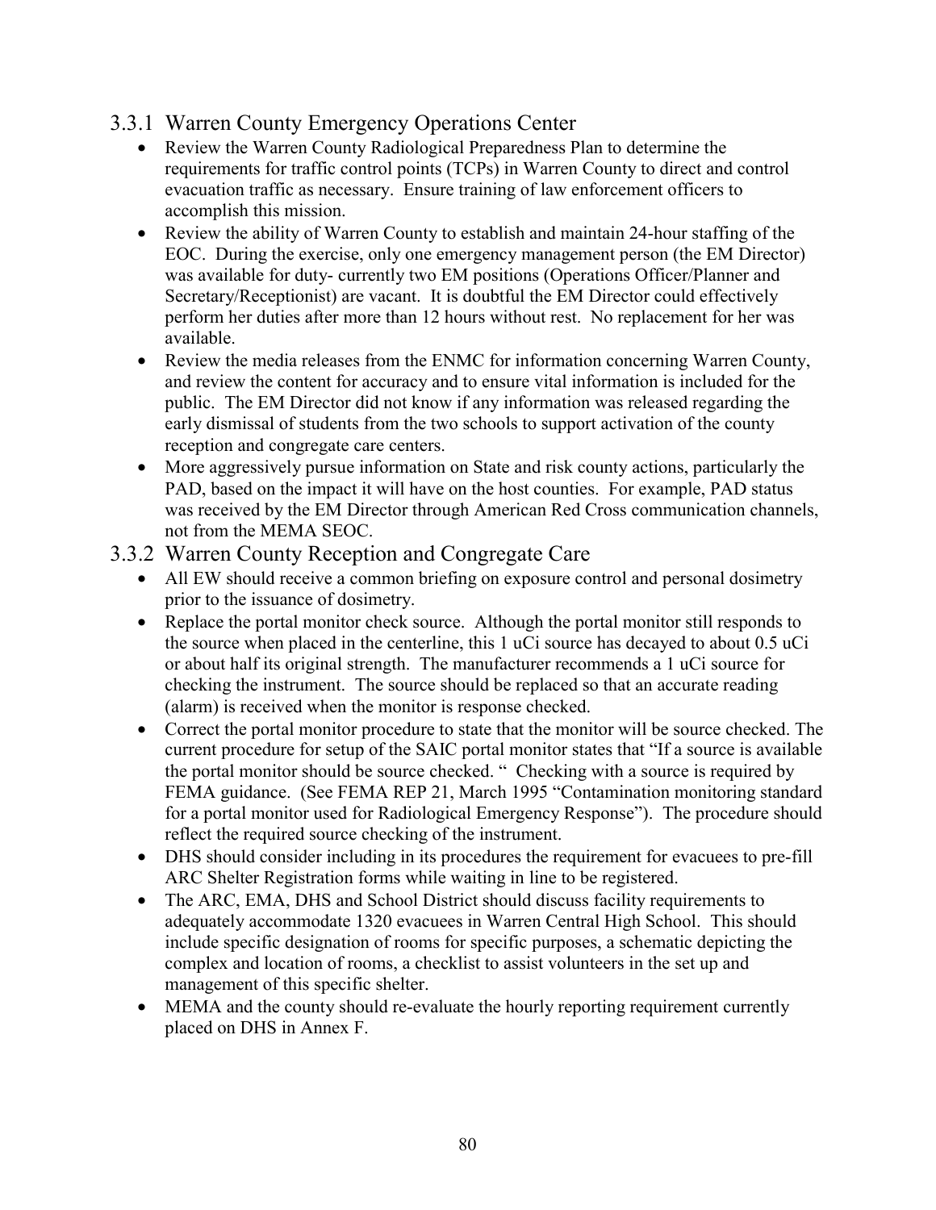### 3.3.1 Warren County Emergency Operations Center

- Review the Warren County Radiological Preparedness Plan to determine the requirements for traffic control points (TCPs) in Warren County to direct and control evacuation traffic as necessary. Ensure training of law enforcement officers to accomplish this mission.
- Review the ability of Warren County to establish and maintain 24-hour staffing of the EOC. During the exercise, only one emergency management person (the EM Director) was available for duty- currently two EM positions (Operations Officer/Planner and Secretary/Receptionist) are vacant. It is doubtful the EM Director could effectively perform her duties after more than 12 hours without rest. No replacement for her was available.
- Review the media releases from the ENMC for information concerning Warren County, and review the content for accuracy and to ensure vital information is included for the public. The EM Director did not know if any information was released regarding the early dismissal of students from the two schools to support activation of the county reception and congregate care centers.
- More aggressively pursue information on State and risk county actions, particularly the PAD, based on the impact it will have on the host counties. For example, PAD status was received by the EM Director through American Red Cross communication channels, not from the MEMA SEOC.

### 3.3.2 Warren County Reception and Congregate Care

- All EW should receive a common briefing on exposure control and personal dosimetry prior to the issuance of dosimetry.
- Replace the portal monitor check source. Although the portal monitor still responds to the source when placed in the centerline, this 1 uCi source has decayed to about 0.5 uCi or about half its original strength. The manufacturer recommends a 1 uCi source for checking the instrument. The source should be replaced so that an accurate reading (alarm) is received when the monitor is response checked.
- Correct the portal monitor procedure to state that the monitor will be source checked. The current procedure for setup of the SAIC portal monitor states that "If a source is available the portal monitor should be source checked. " Checking with a source is required by FEMA guidance. (See FEMA REP 21, March 1995 "Contamination monitoring standard for a portal monitor used for Radiological Emergency Response"). The procedure should reflect the required source checking of the instrument.
- DHS should consider including in its procedures the requirement for evacuees to pre-fill ARC Shelter Registration forms while waiting in line to be registered.
- The ARC, EMA, DHS and School District should discuss facility requirements to adequately accommodate 1320 evacuees in Warren Central High School. This should include specific designation of rooms for specific purposes, a schematic depicting the complex and location of rooms, a checklist to assist volunteers in the set up and management of this specific shelter.
- MEMA and the county should re-evaluate the hourly reporting requirement currently placed on DHS in Annex F.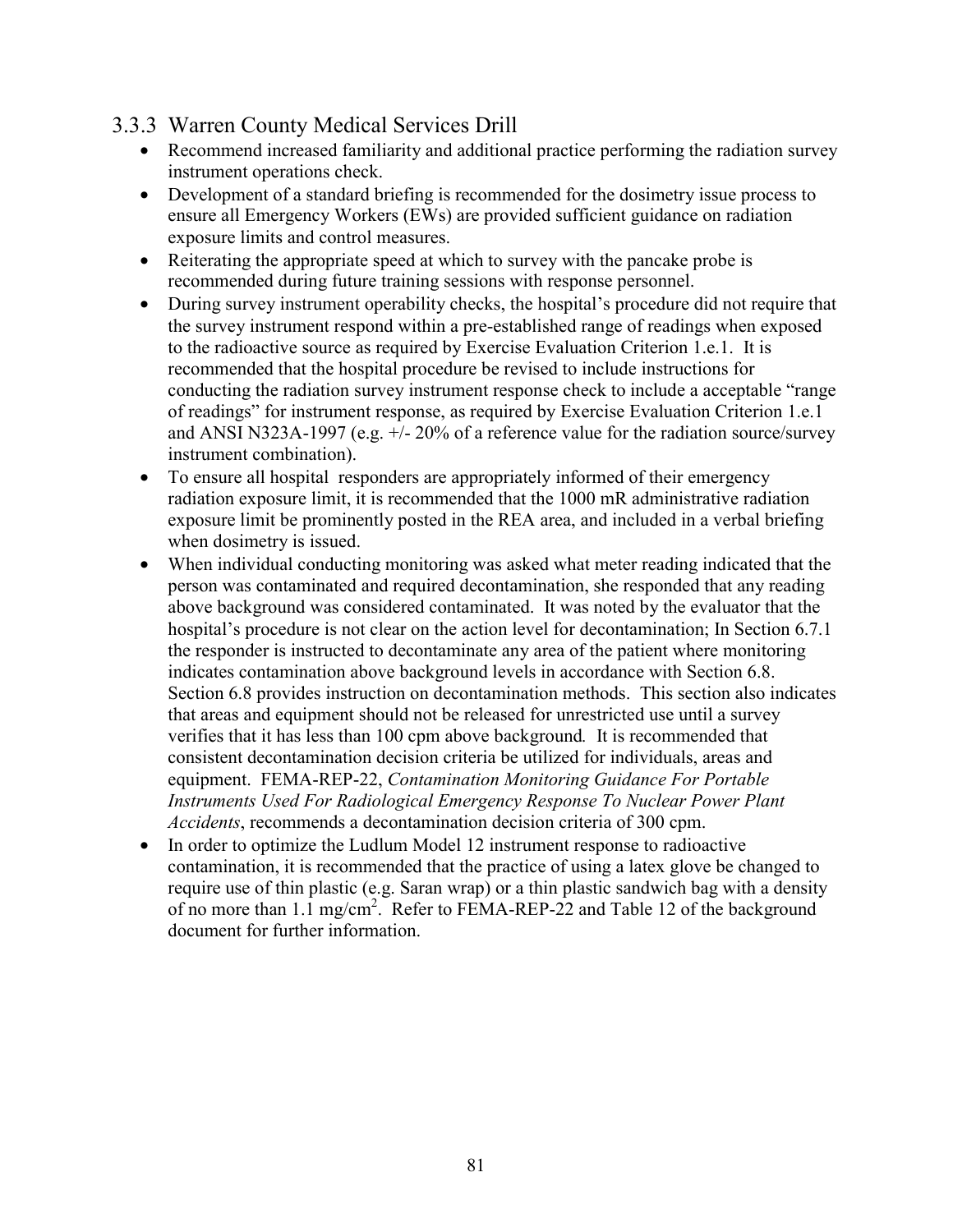### 3.3.3 Warren County Medical Services Drill

- Recommend increased familiarity and additional practice performing the radiation survey instrument operations check.
- Development of a standard briefing is recommended for the dosimetry issue process to ensure all Emergency Workers (EWs) are provided sufficient guidance on radiation exposure limits and control measures.
- Reiterating the appropriate speed at which to survey with the pancake probe is recommended during future training sessions with response personnel.
- During survey instrument operability checks, the hospital's procedure did not require that the survey instrument respond within a pre-established range of readings when exposed to the radioactive source as required by Exercise Evaluation Criterion 1.e.1. It is recommended that the hospital procedure be revised to include instructions for conducting the radiation survey instrument response check to include a acceptable "range of readings" for instrument response, as required by Exercise Evaluation Criterion 1.e.1 and ANSI N323A-1997 (e.g. +/- 20% of a reference value for the radiation source/survey instrument combination).
- To ensure all hospital responders are appropriately informed of their emergency radiation exposure limit, it is recommended that the 1000 mR administrative radiation exposure limit be prominently posted in the REA area, and included in a verbal briefing when dosimetry is issued.
- When individual conducting monitoring was asked what meter reading indicated that the person was contaminated and required decontamination, she responded that any reading above background was considered contaminated. It was noted by the evaluator that the hospital's procedure is not clear on the action level for decontamination; In Section 6.7.1 the responder is instructed to decontaminate any area of the patient where monitoring indicates contamination above background levels in accordance with Section 6.8. Section 6.8 provides instruction on decontamination methods. This section also indicates that areas and equipment should not be released for unrestricted use until a survey verifies that it has less than 100 cpm above background. It is recommended that consistent decontamination decision criteria be utilized for individuals, areas and equipment. FEMA-REP-22, *Contamination Monitoring Guidance For Portable Instruments Used For Radiological Emergency Response To Nuclear Power Plant Accidents*, recommends a decontamination decision criteria of 300 cpm.
- In order to optimize the Ludlum Model 12 instrument response to radioactive contamination, it is recommended that the practice of using a latex glove be changed to require use of thin plastic (e.g. Saran wrap) or a thin plastic sandwich bag with a density of no more than 1.1 $mg/cm^2$. Refer to FEMA-REP-22 and Table 12 of the background document for further information.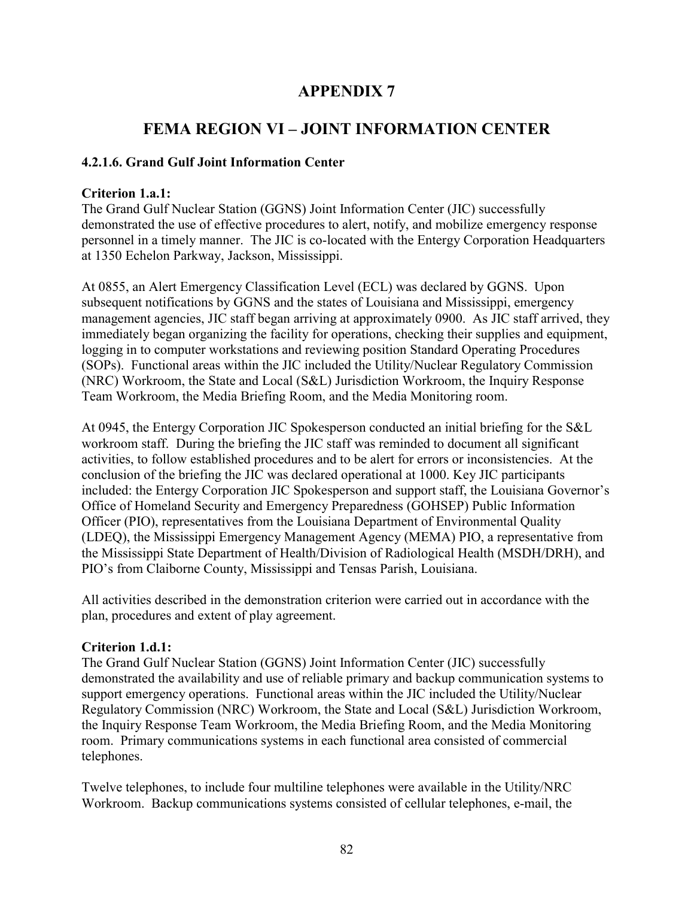# APPENDIX 7

# FEMA REGION VI – JOINT INFORMATION CENTER

### 4.2.1.6. Grand Gulf Joint Information Center

**Criterion 1.a.1:**
The Grand Gulf Nuclear Station (GGNS) Joint Information Center (JIC) successfully demonstrated the use of effective procedures to alert, notify, and mobilize emergency response personnel in a timely manner. The JIC is co-located with the Entergy Corporation Headquarters at 1350 Echelon Parkway, Jackson, Mississippi.

At 0855, an Alert Emergency Classification Level (ECL) was declared by GGNS. Upon subsequent notifications by GGNS and the states of Louisiana and Mississippi, emergency management agencies, JIC staff began arriving at approximately 0900. As JIC staff arrived, they immediately began organizing the facility for operations, checking their supplies and equipment, logging in to computer workstations and reviewing position Standard Operating Procedures (SOPs). Functional areas within the JIC included the Utility/Nuclear Regulatory Commission (NRC) Workroom, the State and Local (S&L) Jurisdiction Workroom, the Inquiry Response Team Workroom, the Media Briefing Room, and the Media Monitoring room.

At 0945, the Entergy Corporation JIC Spokesperson conducted an initial briefing for the S&L workroom staff. During the briefing the JIC staff was reminded to document all significant activities, to follow established procedures and to be alert for errors or inconsistencies. At the conclusion of the briefing the JIC was declared operational at 1000. Key JIC participants included: the Entergy Corporation JIC Spokesperson and support staff, the Louisiana Governor's Office of Homeland Security and Emergency Preparedness (GOHSEP) Public Information Officer (PIO), representatives from the Louisiana Department of Environmental Quality (LDEQ), the Mississippi Emergency Management Agency (MEMA) PIO, a representative from the Mississippi State Department of Health/Division of Radiological Health (MSDH/DRH), and PIO's from Claiborne County, Mississippi and Tensas Parish, Louisiana.

All activities described in the demonstration criterion were carried out in accordance with the plan, procedures and extent of play agreement.

**Criterion 1.d.1:**
The Grand Gulf Nuclear Station (GGNS) Joint Information Center (JIC) successfully demonstrated the availability and use of reliable primary and backup communication systems to support emergency operations. Functional areas within the JIC included the Utility/Nuclear Regulatory Commission (NRC) Workroom, the State and Local (S&L) Jurisdiction Workroom, the Inquiry Response Team Workroom, the Media Briefing Room, and the Media Monitoring room. Primary communications systems in each functional area consisted of commercial telephones.

Twelve telephones, to include four multiline telephones were available in the Utility/NRC Workroom. Backup communications systems consisted of cellular telephones, e-mail, the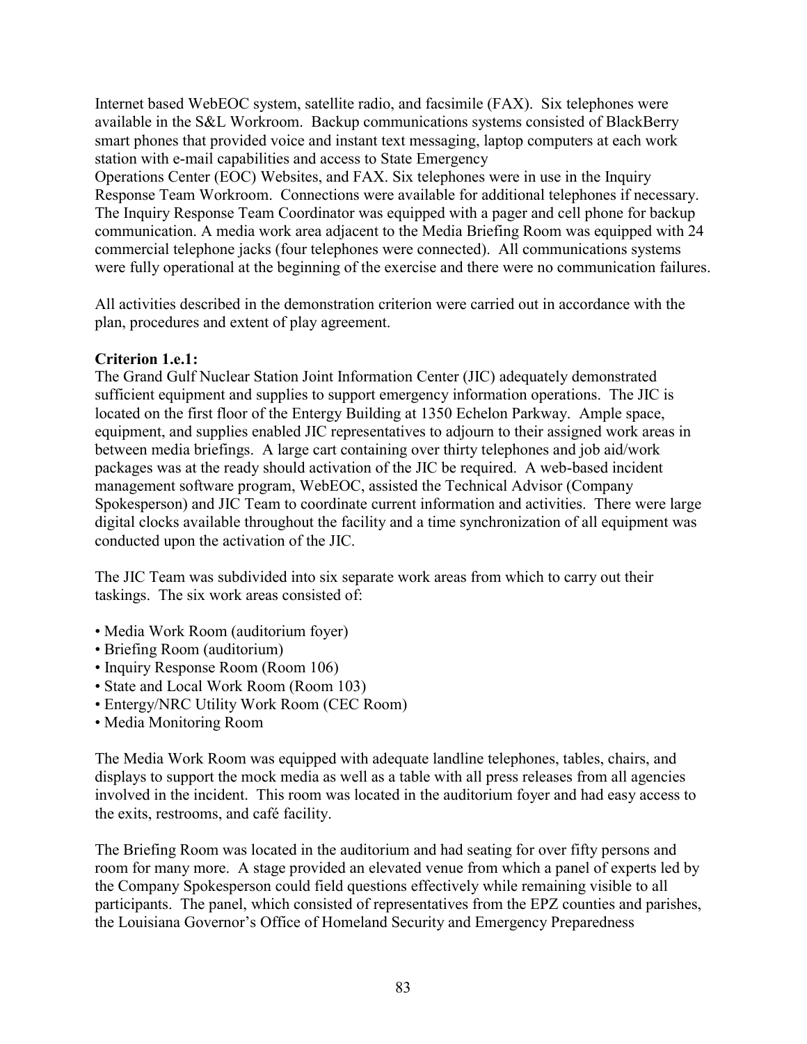Internet based WebEOC system, satellite radio, and facsimile (FAX). Six telephones were available in the S&L Workroom. Backup communications systems consisted of BlackBerry smart phones that provided voice and instant text messaging, laptop computers at each work station with e-mail capabilities and access to State Emergency Operations Center (EOC) Websites, and FAX. Six telephones were in use in the Inquiry Response Team Workroom. Connections were available for additional telephones if necessary. The Inquiry Response Team Coordinator was equipped with a pager and cell phone for backup communication. A media work area adjacent to the Media Briefing Room was equipped with 24 commercial telephone jacks (four telephones were connected). All communications systems were fully operational at the beginning of the exercise and there were no communication failures.

All activities described in the demonstration criterion were carried out in accordance with the plan, procedures and extent of play agreement.

**Criterion 1.e.1:**
The Grand Gulf Nuclear Station Joint Information Center (JIC) adequately demonstrated sufficient equipment and supplies to support emergency information operations. The JIC is located on the first floor of the Entergy Building at 1350 Echelon Parkway. Ample space, equipment, and supplies enabled JIC representatives to adjourn to their assigned work areas in between media briefings. A large cart containing over thirty telephones and job aid/work packages was at the ready should activation of the JIC be required. A web-based incident management software program, WebEOC, assisted the Technical Advisor (Company Spokesperson) and JIC Team to coordinate current information and activities. There were large digital clocks available throughout the facility and a time synchronization of all equipment was conducted upon the activation of the JIC.

The JIC Team was subdivided into six separate work areas from which to carry out their taskings. The six work areas consisted of:

- Media Work Room (auditorium foyer)
- Briefing Room (auditorium)
- Inquiry Response Room (Room 106)
- State and Local Work Room (Room 103)
- Entergy/NRC Utility Work Room (CEC Room)
- Media Monitoring Room

The Media Work Room was equipped with adequate landline telephones, tables, chairs, and displays to support the mock media as well as a table with all press releases from all agencies involved in the incident. This room was located in the auditorium foyer and had easy access to the exits, restrooms, and café facility.

The Briefing Room was located in the auditorium and had seating for over fifty persons and room for many more. A stage provided an elevated venue from which a panel of experts led by the Company Spokesperson could field questions effectively while remaining visible to all participants. The panel, which consisted of representatives from the EPZ counties and parishes, the Louisiana Governor's Office of Homeland Security and Emergency Preparedness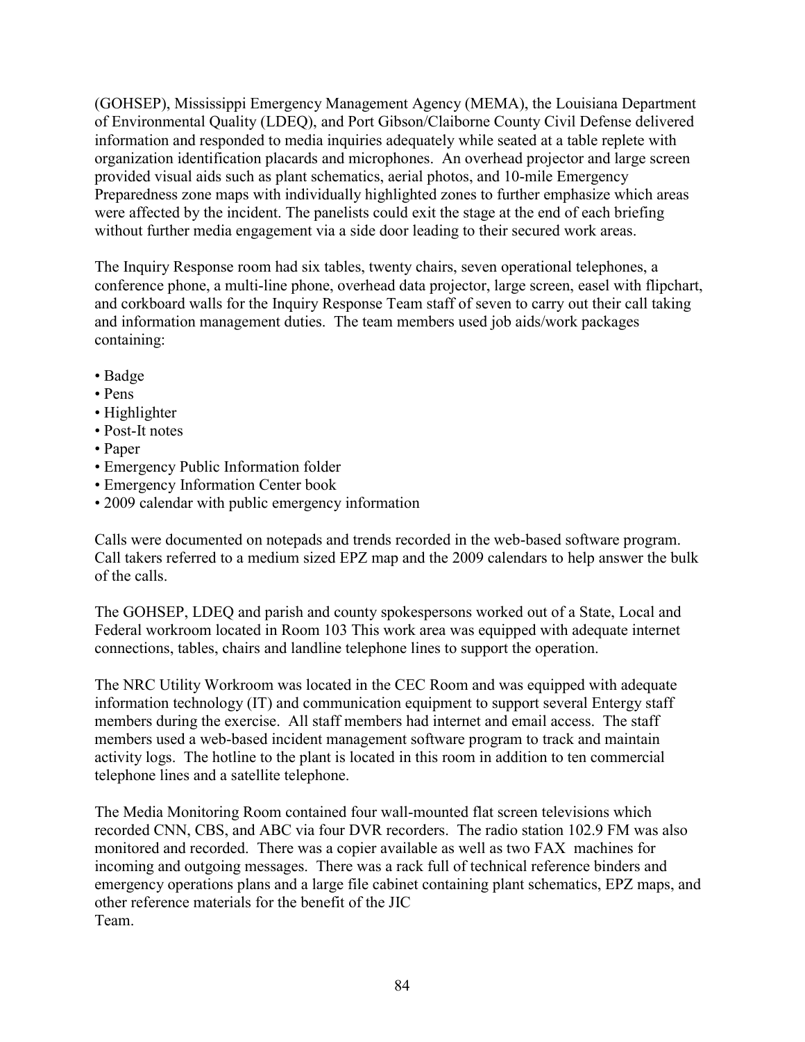(GOHSEP), Mississippi Emergency Management Agency (MEMA), the Louisiana Department of Environmental Quality (LDEQ), and Port Gibson/Claiborne County Civil Defense delivered information and responded to media inquiries adequately while seated at a table replete with organization identification placards and microphones. An overhead projector and large screen provided visual aids such as plant schematics, aerial photos, and 10-mile Emergency Preparedness zone maps with individually highlighted zones to further emphasize which areas were affected by the incident. The panelists could exit the stage at the end of each briefing without further media engagement via a side door leading to their secured work areas.

The Inquiry Response room had six tables, twenty chairs, seven operational telephones, a conference phone, a multi-line phone, overhead data projector, large screen, easel with flipchart, and corkboard walls for the Inquiry Response Team staff of seven to carry out their call taking and information management duties. The team members used job aids/work packages containing:

- Badge
- Pens
- Highlighter
- Post-It notes
- Paper
- Emergency Public Information folder
- Emergency Information Center book
- 2009 calendar with public emergency information

Calls were documented on notepads and trends recorded in the web-based software program. Call takers referred to a medium sized EPZ map and the 2009 calendars to help answer the bulk of the calls.

The GOHSEP, LDEQ and parish and county spokespersons worked out of a State, Local and Federal workroom located in Room 103 This work area was equipped with adequate internet connections, tables, chairs and landline telephone lines to support the operation.

The NRC Utility Workroom was located in the CEC Room and was equipped with adequate information technology (IT) and communication equipment to support several Entergy staff members during the exercise. All staff members had internet and email access. The staff members used a web-based incident management software program to track and maintain activity logs. The hotline to the plant is located in this room in addition to ten commercial telephone lines and a satellite telephone.

The Media Monitoring Room contained four wall-mounted flat screen televisions which recorded CNN, CBS, and ABC via four DVR recorders. The radio station 102.9 FM was also monitored and recorded. There was a copier available as well as two FAX machines for incoming and outgoing messages. There was a rack full of technical reference binders and emergency operations plans and a large file cabinet containing plant schematics, EPZ maps, and other reference materials for the benefit of the JIC Team.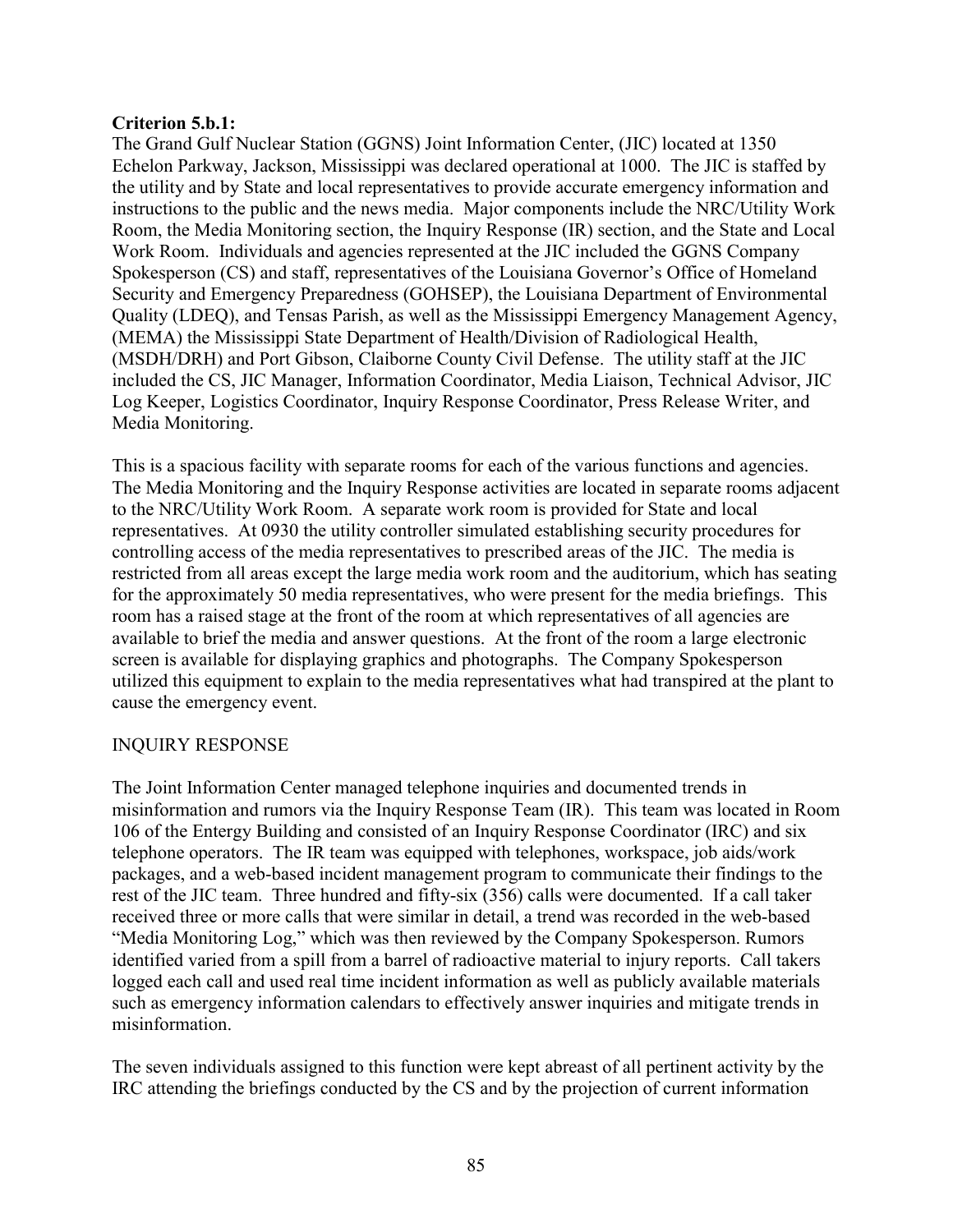**Criterion 5.b.1:**

The Grand Gulf Nuclear Station (GGNS) Joint Information Center, (JIC) located at 1350 Echelon Parkway, Jackson, Mississippi was declared operational at 1000. The JIC is staffed by the utility and by State and local representatives to provide accurate emergency information and instructions to the public and the news media. Major components include the NRC/Utility Work Room, the Media Monitoring section, the Inquiry Response (IR) section, and the State and Local Work Room. Individuals and agencies represented at the JIC included the GGNS Company Spokesperson (CS) and staff, representatives of the Louisiana Governor's Office of Homeland Security and Emergency Preparedness (GOHSEP), the Louisiana Department of Environmental Quality (LDEQ), and Tensas Parish, as well as the Mississippi Emergency Management Agency, (MEMA) the Mississippi State Department of Health/Division of Radiological Health, (MSDH/DRH) and Port Gibson, Claiborne County Civil Defense. The utility staff at the JIC included the CS, JIC Manager, Information Coordinator, Media Liaison, Technical Advisor, JIC Log Keeper, Logistics Coordinator, Inquiry Response Coordinator, Press Release Writer, and Media Monitoring.

This is a spacious facility with separate rooms for each of the various functions and agencies. The Media Monitoring and the Inquiry Response activities are located in separate rooms adjacent to the NRC/Utility Work Room. A separate work room is provided for State and local representatives. At 0930 the utility controller simulated establishing security procedures for controlling access of the media representatives to prescribed areas of the JIC. The media is restricted from all areas except the large media work room and the auditorium, which has seating for the approximately 50 media representatives, who were present for the media briefings. This room has a raised stage at the front of the room at which representatives of all agencies are available to brief the media and answer questions. At the front of the room a large electronic screen is available for displaying graphics and photographs. The Company Spokesperson utilized this equipment to explain to the media representatives what had transpired at the plant to cause the emergency event.

INQUIRY RESPONSE

The Joint Information Center managed telephone inquiries and documented trends in misinformation and rumors via the Inquiry Response Team (IR). This team was located in Room 106 of the Entergy Building and consisted of an Inquiry Response Coordinator (IRC) and six telephone operators. The IR team was equipped with telephones, workspace, job aids/work packages, and a web-based incident management program to communicate their findings to the rest of the JIC team. Three hundred and fifty-six (356) calls were documented. If a call taker received three or more calls that were similar in detail, a trend was recorded in the web-based "Media Monitoring Log," which was then reviewed by the Company Spokesperson. Rumors identified varied from a spill from a barrel of radioactive material to injury reports. Call takers logged each call and used real time incident information as well as publicly available materials such as emergency information calendars to effectively answer inquiries and mitigate trends in misinformation.

The seven individuals assigned to this function were kept abreast of all pertinent activity by the IRC attending the briefings conducted by the CS and by the projection of current information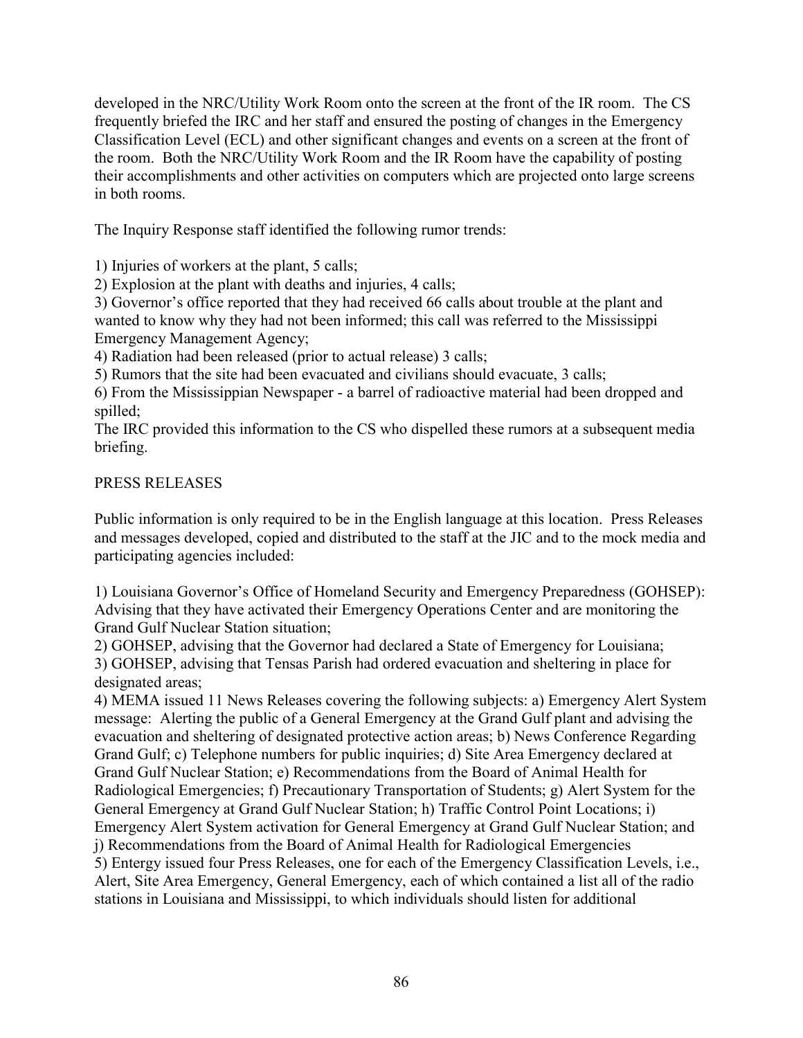developed in the NRC/Utility Work Room onto the screen at the front of the IR room. The CS frequently briefed the IRC and her staff and ensured the posting of changes in the Emergency Classification Level (ECL) and other significant changes and events on a screen at the front of the room. Both the NRC/Utility Work Room and the IR Room have the capability of posting their accomplishments and other activities on computers which are projected onto large screens in both rooms.

The Inquiry Response staff identified the following rumor trends:

1) Injuries of workers at the plant, 5 calls;
2) Explosion at the plant with deaths and injuries, 4 calls;
3) Governor's office reported that they had received 66 calls about trouble at the plant and wanted to know why they had not been informed; this call was referred to the Mississippi Emergency Management Agency;
4) Radiation had been released (prior to actual release) 3 calls;
5) Rumors that the site had been evacuated and civilians should evacuate, 3 calls;
6) From the Mississippian Newspaper - a barrel of radioactive material had been dropped and spilled;
The IRC provided this information to the CS who dispelled these rumors at a subsequent media briefing.

PRESS RELEASES

Public information is only required to be in the English language at this location. Press Releases and messages developed, copied and distributed to the staff at the JIC and to the mock media and participating agencies included:

1) Louisiana Governor's Office of Homeland Security and Emergency Preparedness (GOHSEP): Advising that they have activated their Emergency Operations Center and are monitoring the Grand Gulf Nuclear Station situation;
2) GOHSEP, advising that the Governor had declared a State of Emergency for Louisiana;
3) GOHSEP, advising that Tensas Parish had ordered evacuation and sheltering in place for designated areas;
4) MEMA issued 11 News Releases covering the following subjects: a) Emergency Alert System message: Alerting the public of a General Emergency at the Grand Gulf plant and advising the evacuation and sheltering of designated protective action areas; b) News Conference Regarding Grand Gulf; c) Telephone numbers for public inquiries; d) Site Area Emergency declared at Grand Gulf Nuclear Station; e) Recommendations from the Board of Animal Health for Radiological Emergencies; f) Precautionary Transportation of Students; g) Alert System for the General Emergency at Grand Gulf Nuclear Station; h) Traffic Control Point Locations; i) Emergency Alert System activation for General Emergency at Grand Gulf Nuclear Station; and j) Recommendations from the Board of Animal Health for Radiological Emergencies
5) Entergy issued four Press Releases, one for each of the Emergency Classification Levels, i.e., Alert, Site Area Emergency, General Emergency, each of which contained a list all of the radio stations in Louisiana and Mississippi, to which individuals should listen for additional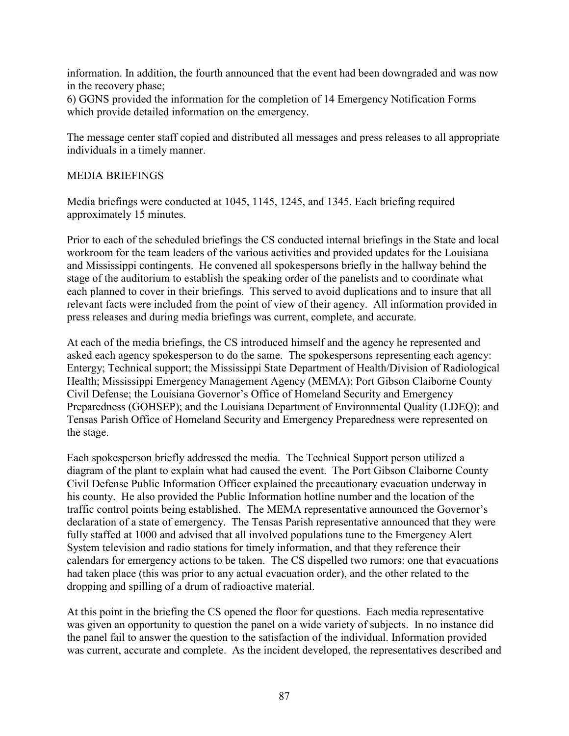information. In addition, the fourth announced that the event had been downgraded and was now in the recovery phase;

6) GGNS provided the information for the completion of 14 Emergency Notification Forms which provide detailed information on the emergency.

The message center staff copied and distributed all messages and press releases to all appropriate individuals in a timely manner.

MEDIA BRIEFINGS

Media briefings were conducted at 1045, 1145, 1245, and 1345. Each briefing required approximately 15 minutes.

Prior to each of the scheduled briefings the CS conducted internal briefings in the State and local workroom for the team leaders of the various activities and provided updates for the Louisiana and Mississippi contingents. He convened all spokespersons briefly in the hallway behind the stage of the auditorium to establish the speaking order of the panelists and to coordinate what each planned to cover in their briefings. This served to avoid duplications and to insure that all relevant facts were included from the point of view of their agency. All information provided in press releases and during media briefings was current, complete, and accurate.

At each of the media briefings, the CS introduced himself and the agency he represented and asked each agency spokesperson to do the same. The spokespersons representing each agency: Entergy; Technical support; the Mississippi State Department of Health/Division of Radiological Health; Mississippi Emergency Management Agency (MEMA); Port Gibson Claiborne County Civil Defense; the Louisiana Governor's Office of Homeland Security and Emergency Preparedness (GOHSEP); and the Louisiana Department of Environmental Quality (LDEQ); and Tensas Parish Office of Homeland Security and Emergency Preparedness were represented on the stage.

Each spokesperson briefly addressed the media. The Technical Support person utilized a diagram of the plant to explain what had caused the event. The Port Gibson Claiborne County Civil Defense Public Information Officer explained the precautionary evacuation underway in his county. He also provided the Public Information hotline number and the location of the traffic control points being established. The MEMA representative announced the Governor's declaration of a state of emergency. The Tensas Parish representative announced that they were fully staffed at 1000 and advised that all involved populations tune to the Emergency Alert System television and radio stations for timely information, and that they reference their calendars for emergency actions to be taken. The CS dispelled two rumors: one that evacuations had taken place (this was prior to any actual evacuation order), and the other related to the dropping and spilling of a drum of radioactive material.

At this point in the briefing the CS opened the floor for questions. Each media representative was given an opportunity to question the panel on a wide variety of subjects. In no instance did the panel fail to answer the question to the satisfaction of the individual. Information provided was current, accurate and complete. As the incident developed, the representatives described and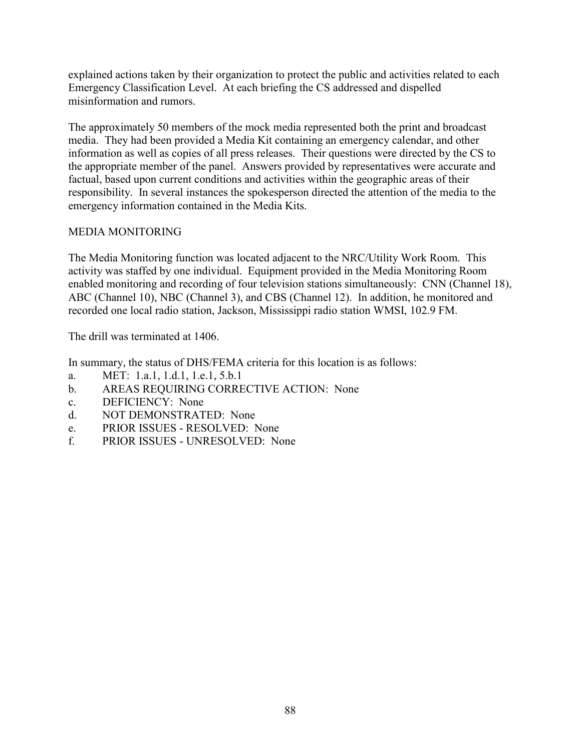explained actions taken by their organization to protect the public and activities related to each Emergency Classification Level. At each briefing the CS addressed and dispelled misinformation and rumors.

The approximately 50 members of the mock media represented both the print and broadcast media. They had been provided a Media Kit containing an emergency calendar, and other information as well as copies of all press releases. Their questions were directed by the CS to the appropriate member of the panel. Answers provided by representatives were accurate and factual, based upon current conditions and activities within the geographic areas of their responsibility. In several instances the spokesperson directed the attention of the media to the emergency information contained in the Media Kits.

MEDIA MONITORING

The Media Monitoring function was located adjacent to the NRC/Utility Work Room. This activity was staffed by one individual. Equipment provided in the Media Monitoring Room enabled monitoring and recording of four television stations simultaneously: CNN (Channel 18), ABC (Channel 10), NBC (Channel 3), and CBS (Channel 12). In addition, he monitored and recorded one local radio station, Jackson, Mississippi radio station WMSI, 102.9 FM.

The drill was terminated at 1406.

In summary, the status of DHS/FEMA criteria for this location is as follows:

a. MET: 1.a.1, 1.d.1, 1.e.1, 5.b.1
b. AREAS REQUIRING CORRECTIVE ACTION: None
c. DEFICIENCY: None
d. NOT DEMONSTRATED: None
e. PRIOR ISSUES - RESOLVED: None
f. PRIOR ISSUES - UNRESOLVED: None